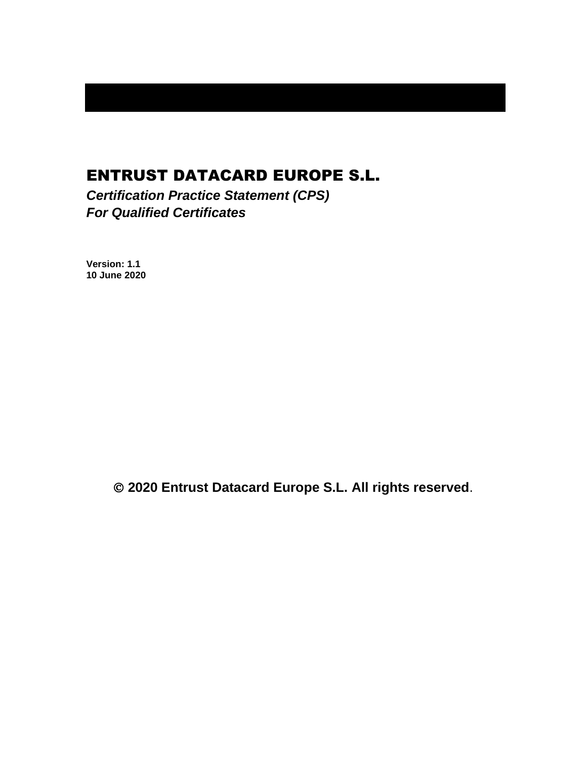# ENTRUST DATACARD EUROPE S.L.

***Certification Practice Statement (CPS)***
***For Qualified Certificates***

**Version: 1.1**
**10 June 2020**

**© 2020 Entrust Datacard Europe S.L. All rights reserved**.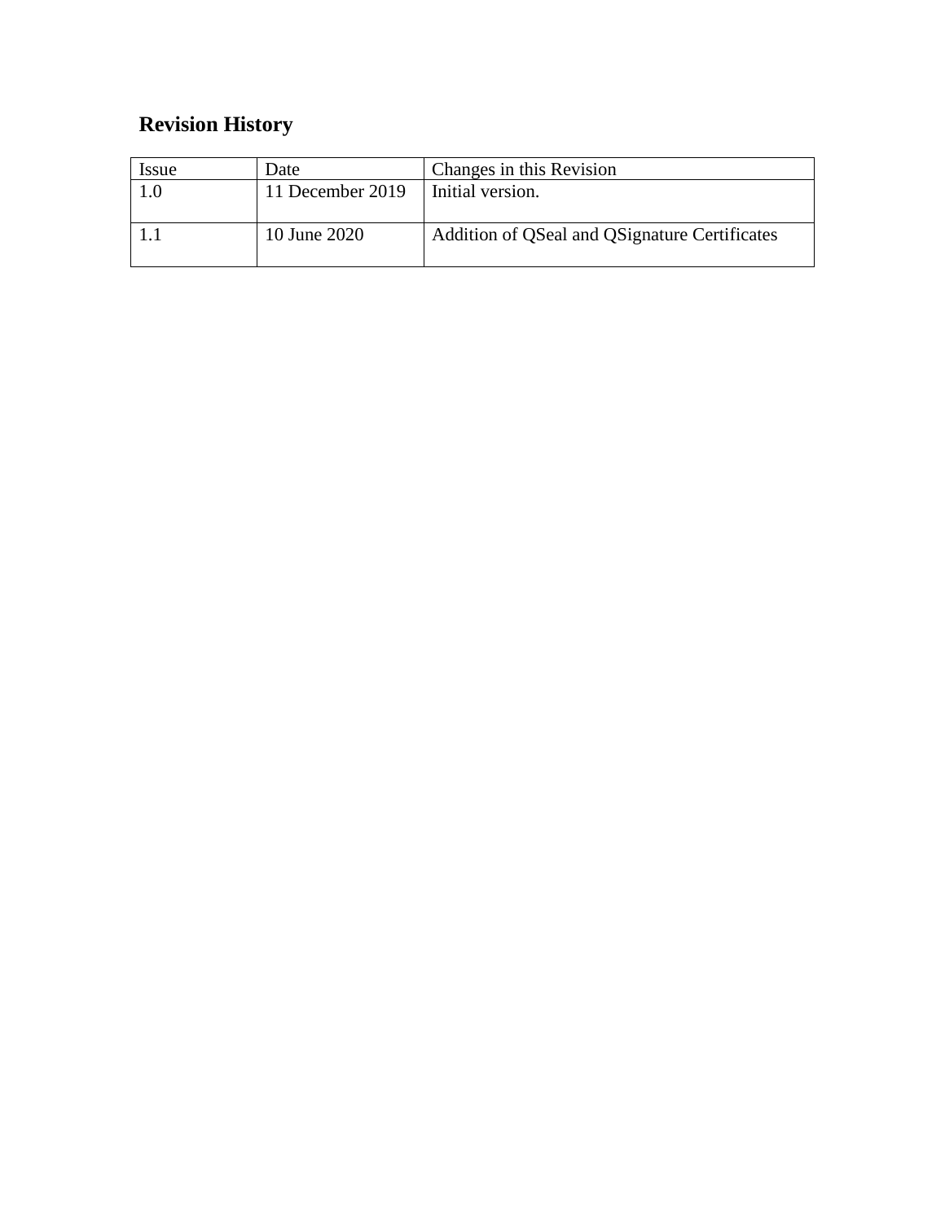## Revision History

| Issue | Date | Changes in this Revision |
| --- | --- | --- |
| 1.0 | 11 December 2019 | Initial version. |
| 1.1 | 10 June 2020 | Addition of QSeal and QSignature Certificates |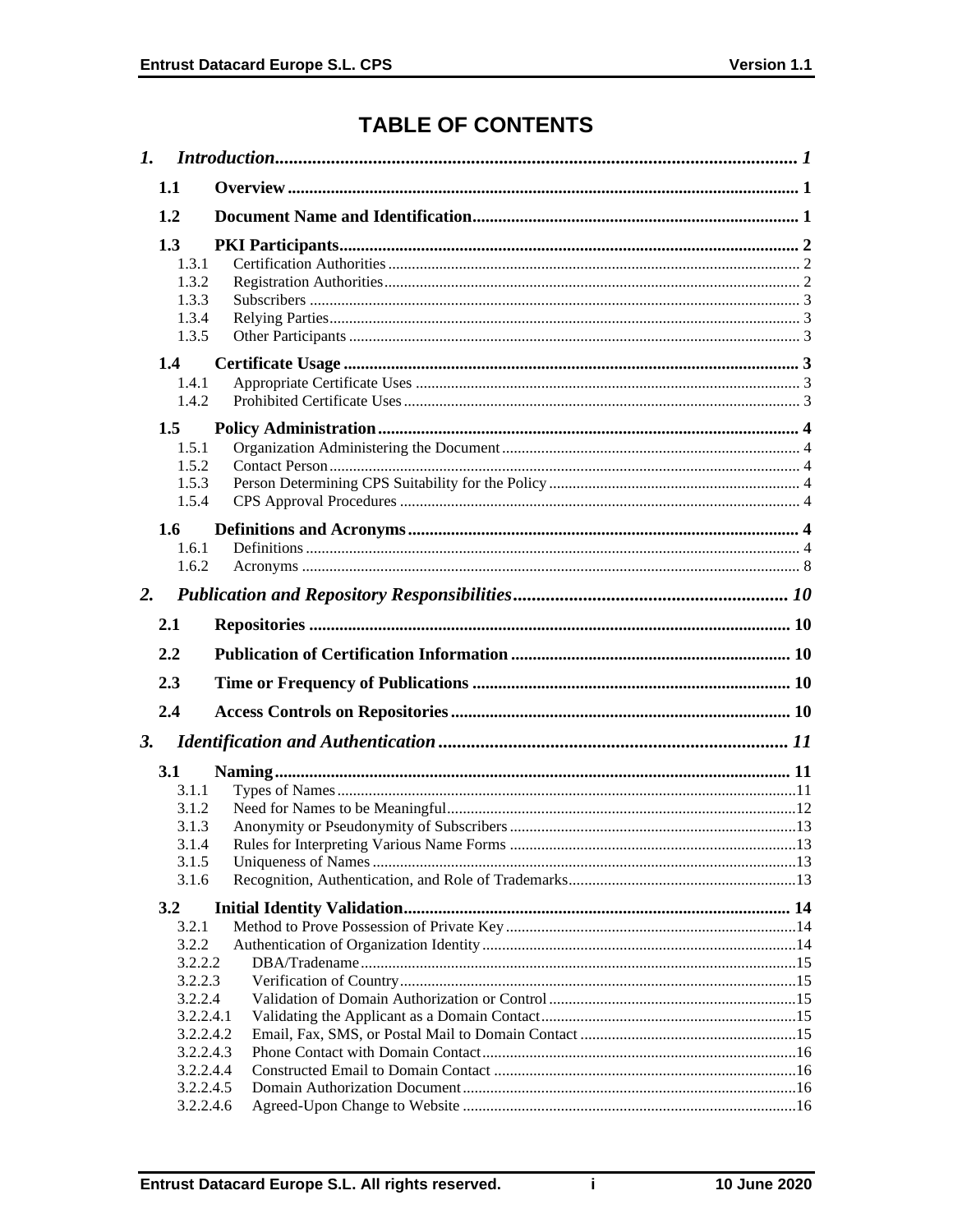# TABLE OF CONTENTS

*1. Introduction* ..... *1*

**1.1 Overview** ..... **1**

**1.2 Document Name and Identification** ..... **1**

**1.3 PKI Participants** ..... **2**

- 1.3.1 Certification Authorities ..... 2
- 1.3.2 Registration Authorities ..... 2
- 1.3.3 Subscribers ..... 3
- 1.3.4 Relying Parties ..... 3
- 1.3.5 Other Participants ..... 3

**1.4 Certificate Usage** ..... **3**

- 1.4.1 Appropriate Certificate Uses ..... 3
- 1.4.2 Prohibited Certificate Uses ..... 3

**1.5 Policy Administration** ..... **4**

- 1.5.1 Organization Administering the Document ..... 4
- 1.5.2 Contact Person ..... 4
- 1.5.3 Person Determining CPS Suitability for the Policy ..... 4
- 1.5.4 CPS Approval Procedures ..... 4

**1.6 Definitions and Acronyms** ..... **4**

- 1.6.1 Definitions ..... 4
- 1.6.2 Acronyms ..... 8

*2. Publication and Repository Responsibilities* ..... *10*

**2.1 Repositories** ..... **10**

**2.2 Publication of Certification Information** ..... **10**

**2.3 Time or Frequency of Publications** ..... **10**

**2.4 Access Controls on Repositories** ..... **10**

*3. Identification and Authentication* ..... *11*

**3.1 Naming** ..... **11**

- 3.1.1 Types of Names ..... 11
- 3.1.2 Need for Names to be Meaningful ..... 12
- 3.1.3 Anonymity or Pseudonymity of Subscribers ..... 13
- 3.1.4 Rules for Interpreting Various Name Forms ..... 13
- 3.1.5 Uniqueness of Names ..... 13
- 3.1.6 Recognition, Authentication, and Role of Trademarks ..... 13

**3.2 Initial Identity Validation** ..... **14**

- 3.2.1 Method to Prove Possession of Private Key ..... 14
- 3.2.2 Authentication of Organization Identity ..... 14
- 3.2.2.2 DBA/Tradename ..... 15
- 3.2.2.3 Verification of Country ..... 15
- 3.2.2.4 Validation of Domain Authorization or Control ..... 15
- 3.2.2.4.1 Validating the Applicant as a Domain Contact ..... 15
- 3.2.2.4.2 Email, Fax, SMS, or Postal Mail to Domain Contact ..... 15
- 3.2.2.4.3 Phone Contact with Domain Contact ..... 16
- 3.2.2.4.4 Constructed Email to Domain Contact ..... 16
- 3.2.2.4.5 Domain Authorization Document ..... 16
- 3.2.2.4.6 Agreed-Upon Change to Website ..... 16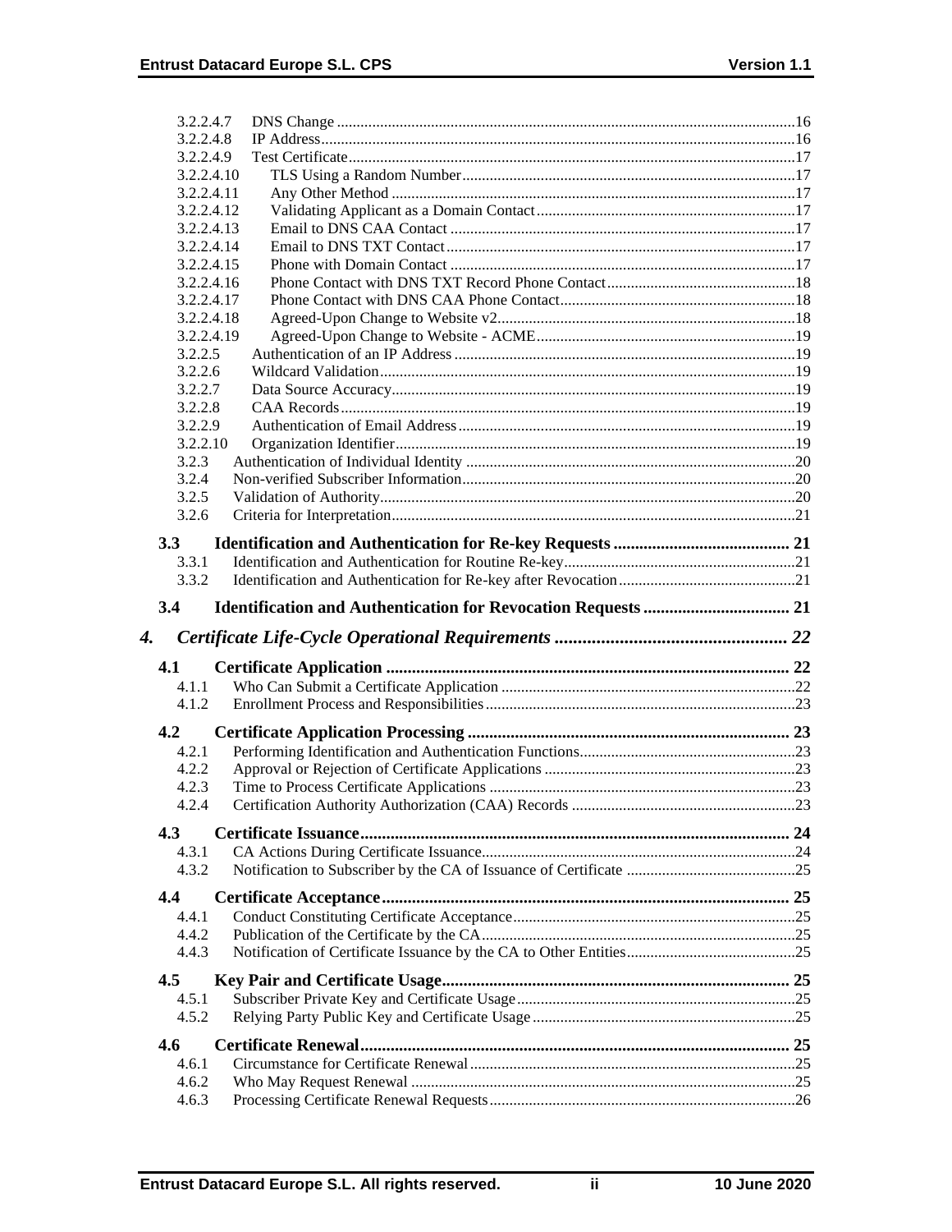3.2.2.4.7 DNS Change ....................................................................................................................16
3.2.2.4.8 IP Address.........................................................................................................................16
3.2.2.4.9 Test Certificate..................................................................................................................17
3.2.2.4.10 TLS Using a Random Number....................................................................................17
3.2.2.4.11 Any Other Method ......................................................................................................17
3.2.2.4.12 Validating Applicant as a Domain Contact..................................................................17
3.2.2.4.13 Email to DNS CAA Contact .......................................................................................17
3.2.2.4.14 Email to DNS TXT Contact........................................................................................17
3.2.2.4.15 Phone with Domain Contact .......................................................................................17
3.2.2.4.16 Phone Contact with DNS TXT Record Phone Contact................................................18
3.2.2.4.17 Phone Contact with DNS CAA Phone Contact............................................................18
3.2.2.4.18 Agreed-Upon Change to Website v2...........................................................................18
3.2.2.4.19 Agreed-Upon Change to Website - ACME..................................................................19
3.2.2.5 Authentication of an IP Address.......................................................................................19
3.2.2.6 Wildcard Validation..........................................................................................................19
3.2.2.7 Data Source Accuracy.......................................................................................................19
3.2.2.8 CAA Records....................................................................................................................19
3.2.2.9 Authentication of Email Address......................................................................................19
3.2.2.10 Organization Identifier......................................................................................................19
3.2.3 Authentication of Individual Identity ...................................................................................20
3.2.4 Non-verified Subscriber Information....................................................................................20
3.2.5 Validation of Authority.........................................................................................................20
3.2.6 Criteria for Interpretation......................................................................................................21

**3.3 Identification and Authentication for Re-key Requests ......................................... 21**
3.3.1 Identification and Authentication for Routine Re-key..........................................................21
3.3.2 Identification and Authentication for Re-key after Revocation............................................21

**3.4 Identification and Authentication for Revocation Requests ................................. 21**

***4. Certificate Life-Cycle Operational Requirements .................................................. 22***

**4.1 Certificate Application ............................................................................................ 22**
4.1.1 Who Can Submit a Certificate Application ..........................................................................22
4.1.2 Enrollment Process and Responsibilities..............................................................................23

**4.2 Certificate Application Processing .......................................................................... 23**
4.2.1 Performing Identification and Authentication Functions......................................................23
4.2.2 Approval or Rejection of Certificate Applications ...............................................................23
4.2.3 Time to Process Certificate Applications .............................................................................23
4.2.4 Certification Authority Authorization (CAA) Records ........................................................23

**4.3 Certificate Issuance.................................................................................................... 24**
4.3.1 CA Actions During Certificate Issuance...............................................................................24
4.3.2 Notification to Subscriber by the CA of Issuance of Certificate ..........................................25

**4.4 Certificate Acceptance.............................................................................................. 25**
4.4.1 Conduct Constituting Certificate Acceptance.......................................................................25
4.4.2 Publication of the Certificate by the CA...............................................................................25
4.4.3 Notification of Certificate Issuance by the CA to Other Entities..........................................25

**4.5 Key Pair and Certificate Usage................................................................................. 25**
4.5.1 Subscriber Private Key and Certificate Usage......................................................................25
4.5.2 Relying Party Public Key and Certificate Usage..................................................................25

**4.6 Certificate Renewal................................................................................................... 25**
4.6.1 Circumstance for Certificate Renewal..................................................................................25
4.6.2 Who May Request Renewal ................................................................................................25
4.6.3 Processing Certificate Renewal Requests.............................................................................26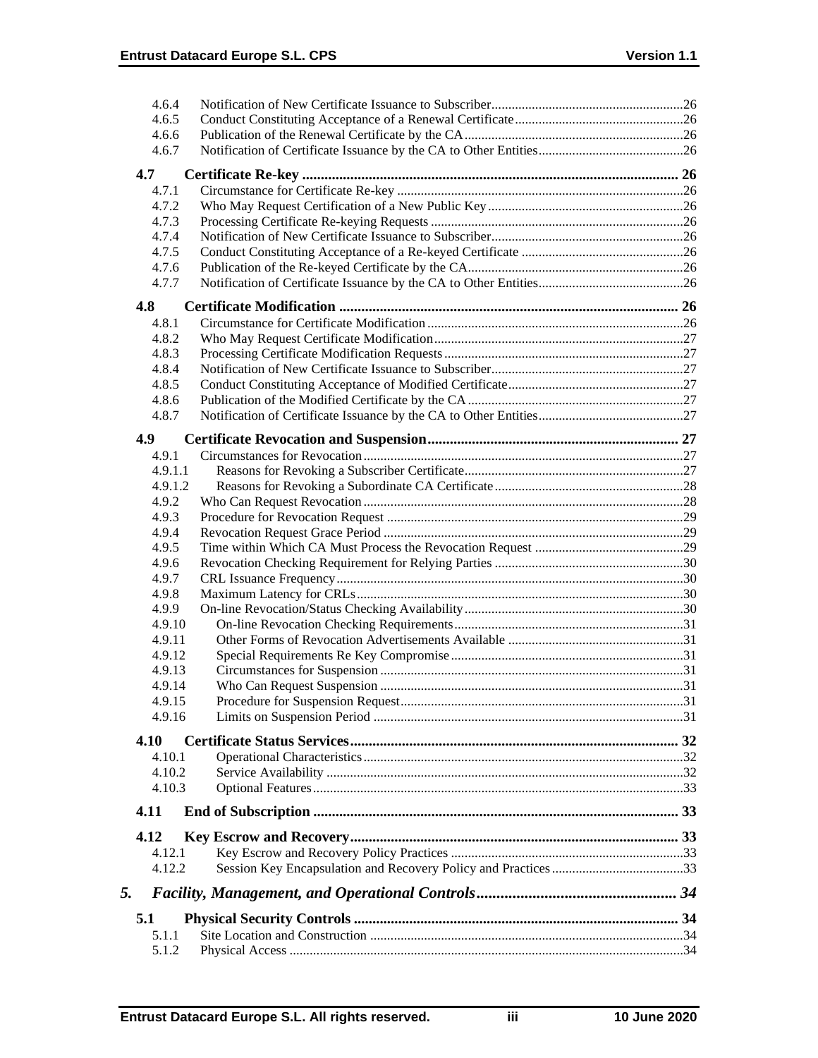4.6.4 Notification of New Certificate Issuance to Subscriber ....................................................... 26
4.6.5 Conduct Constituting Acceptance of a Renewal Certificate ..................................................... 26
4.6.6 Publication of the Renewal Certificate by the CA ................................................................. 26
4.6.7 Notification of Certificate Issuance by the CA to Other Entities ........................................... 26

**4.7 Certificate Re-key ....................................................................................................... 26**

4.7.1 Circumstance for Certificate Re-key ...................................................................................... 26
4.7.2 Who May Request Certification of a New Public Key .......................................................... 26
4.7.3 Processing Certificate Re-keying Requests ........................................................................... 26
4.7.4 Notification of New Certificate Issuance to Subscriber ......................................................... 26
4.7.5 Conduct Constituting Acceptance of a Re-keyed Certificate ................................................. 26
4.7.6 Publication of the Re-keyed Certificate by the CA ................................................................ 26
4.7.7 Notification of Certificate Issuance by the CA to Other Entities ........................................... 26

**4.8 Certificate Modification ............................................................................................ 26**

4.8.1 Circumstance for Certificate Modification ............................................................................ 26
4.8.2 Who May Request Certificate Modification .......................................................................... 27
4.8.3 Processing Certificate Modification Requests ....................................................................... 27
4.8.4 Notification of New Certificate Issuance to Subscriber ......................................................... 27
4.8.5 Conduct Constituting Acceptance of Modified Certificate ..................................................... 27
4.8.6 Publication of the Modified Certificate by the CA ................................................................ 27
4.8.7 Notification of Certificate Issuance by the CA to Other Entities ........................................... 27

**4.9 Certificate Revocation and Suspension ..................................................................... 27**

4.9.1 Circumstances for Revocation ............................................................................................... 27
4.9.1.1 Reasons for Revoking a Subscriber Certificate ................................................................. 27
4.9.1.2 Reasons for Revoking a Subordinate CA Certificate ........................................................ 28
4.9.2 Who Can Request Revocation ............................................................................................... 28
4.9.3 Procedure for Revocation Request ........................................................................................ 29
4.9.4 Revocation Request Grace Period ......................................................................................... 29
4.9.5 Time within Which CA Must Process the Revocation Request ............................................. 29
4.9.6 Revocation Checking Requirement for Relying Parties ......................................................... 30
4.9.7 CRL Issuance Frequency ....................................................................................................... 30
4.9.8 Maximum Latency for CRLs ................................................................................................. 30
4.9.9 On-line Revocation/Status Checking Availability .................................................................. 30
4.9.10 On-line Revocation Checking Requirements .................................................................... 31
4.9.11 Other Forms of Revocation Advertisements Available ..................................................... 31
4.9.12 Special Requirements Re Key Compromise ..................................................................... 31
4.9.13 Circumstances for Suspension .......................................................................................... 31
4.9.14 Who Can Request Suspension .......................................................................................... 31
4.9.15 Procedure for Suspension Request .................................................................................... 31
4.9.16 Limits on Suspension Period ............................................................................................ 31

**4.10 Certificate Status Services ......................................................................................... 32**

4.10.1 Operational Characteristics ............................................................................................... 32
4.10.2 Service Availability .......................................................................................................... 32
4.10.3 Optional Features ............................................................................................................. 33

**4.11 End of Subscription ................................................................................................... 33**

**4.12 Key Escrow and Recovery ......................................................................................... 33**

4.12.1 Key Escrow and Recovery Policy Practices ..................................................................... 33
4.12.2 Session Key Encapsulation and Recovery Policy and Practices ....................................... 33

***5. Facility, Management, and Operational Controls .................................................. 34***

**5.1 Physical Security Controls ........................................................................................ 34**

5.1.1 Site Location and Construction ............................................................................................. 34
5.1.2 Physical Access .................................................................................................................... 34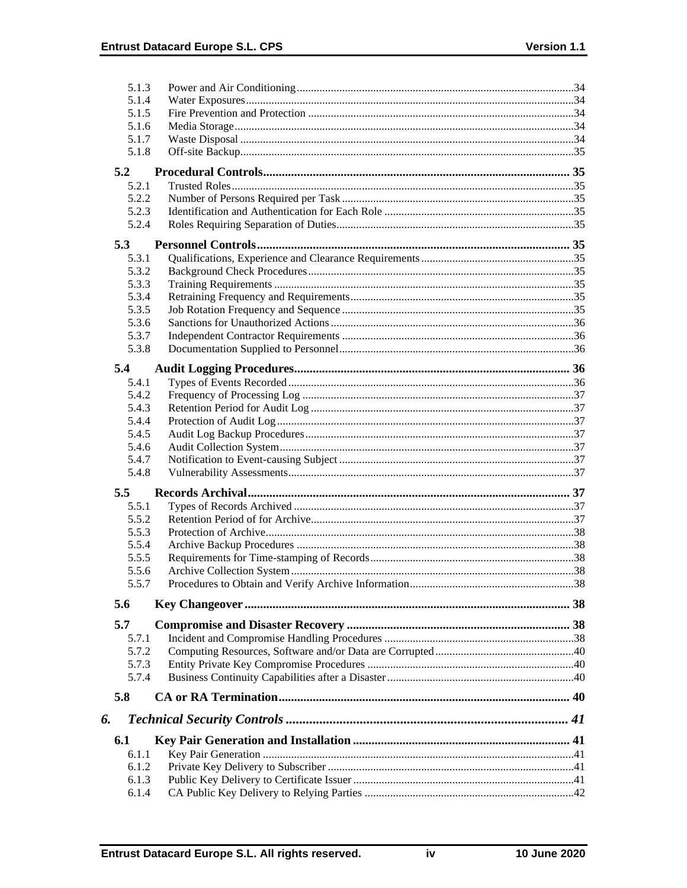5.1.3 Power and Air Conditioning ..... 34
5.1.4 Water Exposures ..... 34
5.1.5 Fire Prevention and Protection ..... 34
5.1.6 Media Storage ..... 34
5.1.7 Waste Disposal ..... 34
5.1.8 Off-site Backup ..... 35

**5.2 Procedural Controls ..... 35**

5.2.1 Trusted Roles ..... 35
5.2.2 Number of Persons Required per Task ..... 35
5.2.3 Identification and Authentication for Each Role ..... 35
5.2.4 Roles Requiring Separation of Duties ..... 35

**5.3 Personnel Controls ..... 35**

5.3.1 Qualifications, Experience and Clearance Requirements ..... 35
5.3.2 Background Check Procedures ..... 35
5.3.3 Training Requirements ..... 35
5.3.4 Retraining Frequency and Requirements ..... 35
5.3.5 Job Rotation Frequency and Sequence ..... 35
5.3.6 Sanctions for Unauthorized Actions ..... 36
5.3.7 Independent Contractor Requirements ..... 36
5.3.8 Documentation Supplied to Personnel ..... 36

**5.4 Audit Logging Procedures ..... 36**

5.4.1 Types of Events Recorded ..... 36
5.4.2 Frequency of Processing Log ..... 37
5.4.3 Retention Period for Audit Log ..... 37
5.4.4 Protection of Audit Log ..... 37
5.4.5 Audit Log Backup Procedures ..... 37
5.4.6 Audit Collection System ..... 37
5.4.7 Notification to Event-causing Subject ..... 37
5.4.8 Vulnerability Assessments ..... 37

**5.5 Records Archival ..... 37**

5.5.1 Types of Records Archived ..... 37
5.5.2 Retention Period of for Archive ..... 37
5.5.3 Protection of Archive ..... 38
5.5.4 Archive Backup Procedures ..... 38
5.5.5 Requirements for Time-stamping of Records ..... 38
5.5.6 Archive Collection System ..... 38
5.5.7 Procedures to Obtain and Verify Archive Information ..... 38

**5.6 Key Changeover ..... 38**

**5.7 Compromise and Disaster Recovery ..... 38**

5.7.1 Incident and Compromise Handling Procedures ..... 38
5.7.2 Computing Resources, Software and/or Data are Corrupted ..... 40
5.7.3 Entity Private Key Compromise Procedures ..... 40
5.7.4 Business Continuity Capabilities after a Disaster ..... 40

**5.8 CA or RA Termination ..... 40**

***6. Technical Security Controls ..... 41***

**6.1 Key Pair Generation and Installation ..... 41**

6.1.1 Key Pair Generation ..... 41
6.1.2 Private Key Delivery to Subscriber ..... 41
6.1.3 Public Key Delivery to Certificate Issuer ..... 41
6.1.4 CA Public Key Delivery to Relying Parties ..... 42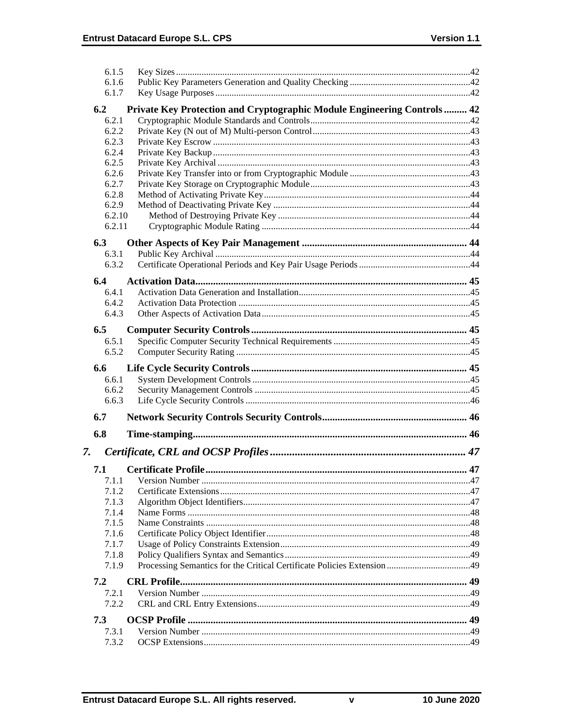6.1.5 Key Sizes.....42
6.1.6 Public Key Parameters Generation and Quality Checking.....42
6.1.7 Key Usage Purposes.....42

**6.2 Private Key Protection and Cryptographic Module Engineering Controls.....42**

6.2.1 Cryptographic Module Standards and Controls.....42
6.2.2 Private Key (N out of M) Multi-person Control.....43
6.2.3 Private Key Escrow.....43
6.2.4 Private Key Backup.....43
6.2.5 Private Key Archival.....43
6.2.6 Private Key Transfer into or from Cryptographic Module.....43
6.2.7 Private Key Storage on Cryptographic Module.....43
6.2.8 Method of Activating Private Key.....44
6.2.9 Method of Deactivating Private Key.....44
6.2.10 Method of Destroying Private Key.....44
6.2.11 Cryptographic Module Rating.....44

**6.3 Other Aspects of Key Pair Management.....44**

6.3.1 Public Key Archival.....44
6.3.2 Certificate Operational Periods and Key Pair Usage Periods.....44

**6.4 Activation Data.....45**

6.4.1 Activation Data Generation and Installation.....45
6.4.2 Activation Data Protection.....45
6.4.3 Other Aspects of Activation Data.....45

**6.5 Computer Security Controls.....45**

6.5.1 Specific Computer Security Technical Requirements.....45
6.5.2 Computer Security Rating.....45

**6.6 Life Cycle Security Controls.....45**

6.6.1 System Development Controls.....45
6.6.2 Security Management Controls.....45
6.6.3 Life Cycle Security Controls.....46

**6.7 Network Security Controls Security Controls.....46**

**6.8 Time-stamping.....46**

***7. Certificate, CRL and OCSP Profiles.....47***

**7.1 Certificate Profile.....47**

7.1.1 Version Number.....47
7.1.2 Certificate Extensions.....47
7.1.3 Algorithm Object Identifiers.....47
7.1.4 Name Forms.....48
7.1.5 Name Constraints.....48
7.1.6 Certificate Policy Object Identifier.....48
7.1.7 Usage of Policy Constraints Extension.....49
7.1.8 Policy Qualifiers Syntax and Semantics.....49
7.1.9 Processing Semantics for the Critical Certificate Policies Extension.....49

**7.2 CRL Profile.....49**

7.2.1 Version Number.....49
7.2.2 CRL and CRL Entry Extensions.....49

**7.3 OCSP Profile.....49**

7.3.1 Version Number.....49
7.3.2 OCSP Extensions.....49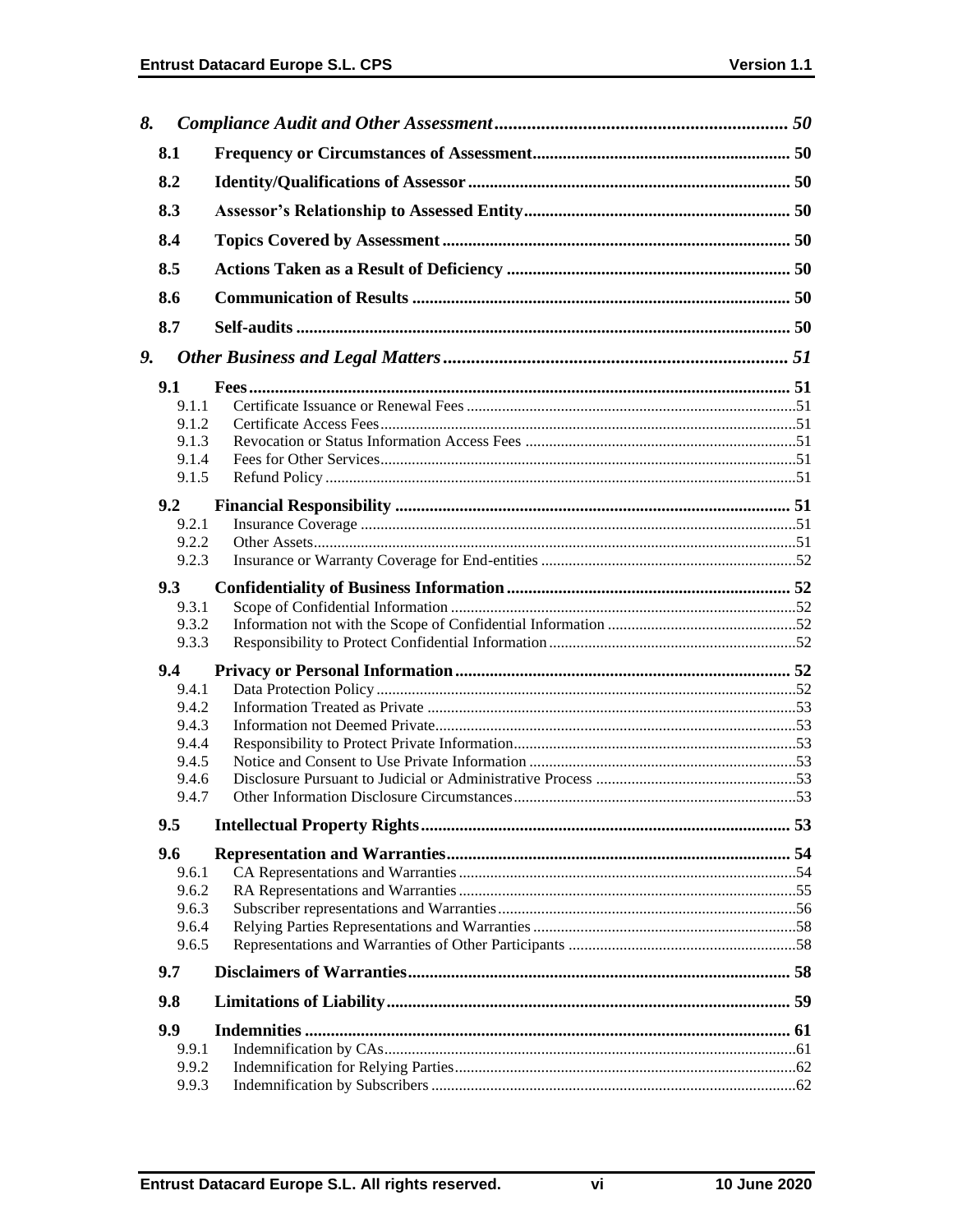*8. Compliance Audit and Other Assessment* ..... 50

**8.1 Frequency or Circumstances of Assessment** ..... 50

**8.2 Identity/Qualifications of Assessor** ..... 50

**8.3 Assessor's Relationship to Assessed Entity** ..... 50

**8.4 Topics Covered by Assessment** ..... 50

**8.5 Actions Taken as a Result of Deficiency** ..... 50

**8.6 Communication of Results** ..... 50

**8.7 Self-audits** ..... 50

*9. Other Business and Legal Matters* ..... 51

**9.1 Fees** ..... 51
- 9.1.1 Certificate Issuance or Renewal Fees ..... 51
- 9.1.2 Certificate Access Fees ..... 51
- 9.1.3 Revocation or Status Information Access Fees ..... 51
- 9.1.4 Fees for Other Services ..... 51
- 9.1.5 Refund Policy ..... 51

**9.2 Financial Responsibility** ..... 51
- 9.2.1 Insurance Coverage ..... 51
- 9.2.2 Other Assets ..... 51
- 9.2.3 Insurance or Warranty Coverage for End-entities ..... 52

**9.3 Confidentiality of Business Information** ..... 52
- 9.3.1 Scope of Confidential Information ..... 52
- 9.3.2 Information not with the Scope of Confidential Information ..... 52
- 9.3.3 Responsibility to Protect Confidential Information ..... 52

**9.4 Privacy or Personal Information** ..... 52
- 9.4.1 Data Protection Policy ..... 52
- 9.4.2 Information Treated as Private ..... 53
- 9.4.3 Information not Deemed Private ..... 53
- 9.4.4 Responsibility to Protect Private Information ..... 53
- 9.4.5 Notice and Consent to Use Private Information ..... 53
- 9.4.6 Disclosure Pursuant to Judicial or Administrative Process ..... 53
- 9.4.7 Other Information Disclosure Circumstances ..... 53

**9.5 Intellectual Property Rights** ..... 53

**9.6 Representation and Warranties** ..... 54
- 9.6.1 CA Representations and Warranties ..... 54
- 9.6.2 RA Representations and Warranties ..... 55
- 9.6.3 Subscriber representations and Warranties ..... 56
- 9.6.4 Relying Parties Representations and Warranties ..... 58
- 9.6.5 Representations and Warranties of Other Participants ..... 58

**9.7 Disclaimers of Warranties** ..... 58

**9.8 Limitations of Liability** ..... 59

**9.9 Indemnities** ..... 61
- 9.9.1 Indemnification by CAs ..... 61
- 9.9.2 Indemnification for Relying Parties ..... 62
- 9.9.3 Indemnification by Subscribers ..... 62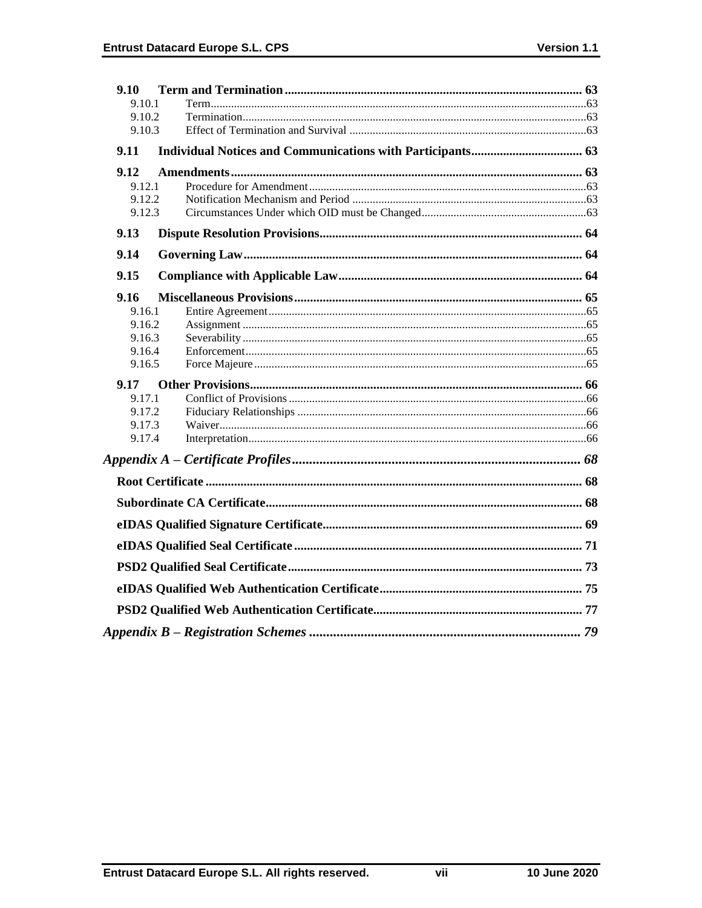**9.10 Term and Termination** ..... 63

9.10.1 Term ..... 63

9.10.2 Termination ..... 63

9.10.3 Effect of Termination and Survival ..... 63

**9.11 Individual Notices and Communications with Participants** ..... 63

**9.12 Amendments** ..... 63

9.12.1 Procedure for Amendment ..... 63

9.12.2 Notification Mechanism and Period ..... 63

9.12.3 Circumstances Under which OID must be Changed ..... 63

**9.13 Dispute Resolution Provisions** ..... 64

**9.14 Governing Law** ..... 64

**9.15 Compliance with Applicable Law** ..... 64

**9.16 Miscellaneous Provisions** ..... 65

9.16.1 Entire Agreement ..... 65

9.16.2 Assignment ..... 65

9.16.3 Severability ..... 65

9.16.4 Enforcement ..... 65

9.16.5 Force Majeure ..... 65

**9.17 Other Provisions** ..... 66

9.17.1 Conflict of Provisions ..... 66

9.17.2 Fiduciary Relationships ..... 66

9.17.3 Waiver ..... 66

9.17.4 Interpretation ..... 66

***Appendix A – Certificate Profiles*** ..... 68

**Root Certificate** ..... 68

**Subordinate CA Certificate** ..... 68

**eIDAS Qualified Signature Certificate** ..... 69

**eIDAS Qualified Seal Certificate** ..... 71

**PSD2 Qualified Seal Certificate** ..... 73

**eIDAS Qualified Web Authentication Certificate** ..... 75

**PSD2 Qualified Web Authentication Certificate** ..... 77

***Appendix B – Registration Schemes*** ..... 79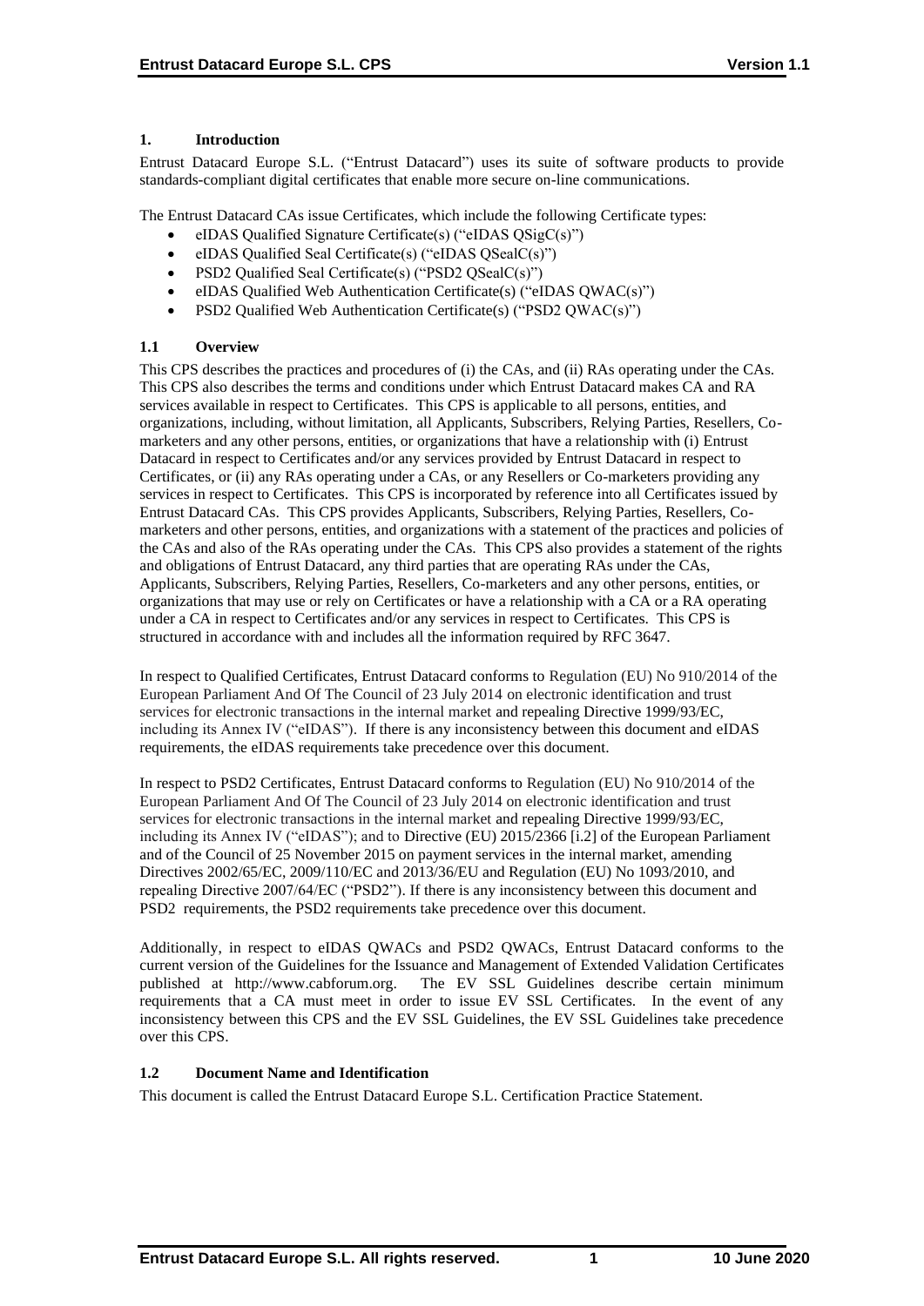## 1. Introduction

Entrust Datacard Europe S.L. ("Entrust Datacard") uses its suite of software products to provide standards-compliant digital certificates that enable more secure on-line communications.

The Entrust Datacard CAs issue Certificates, which include the following Certificate types:

- eIDAS Qualified Signature Certificate(s) ("eIDAS QSigC(s)")
- eIDAS Qualified Seal Certificate(s) ("eIDAS QSealC(s)")
- PSD2 Qualified Seal Certificate(s) ("PSD2 QSealC(s)")
- eIDAS Qualified Web Authentication Certificate(s) ("eIDAS QWAC(s)")
- PSD2 Qualified Web Authentication Certificate(s) ("PSD2 QWAC(s)")

### 1.1 Overview

This CPS describes the practices and procedures of (i) the CAs, and (ii) RAs operating under the CAs. This CPS also describes the terms and conditions under which Entrust Datacard makes CA and RA services available in respect to Certificates. This CPS is applicable to all persons, entities, and organizations, including, without limitation, all Applicants, Subscribers, Relying Parties, Resellers, Co-marketers and any other persons, entities, or organizations that have a relationship with (i) Entrust Datacard in respect to Certificates and/or any services provided by Entrust Datacard in respect to Certificates, or (ii) any RAs operating under a CAs, or any Resellers or Co-marketers providing any services in respect to Certificates. This CPS is incorporated by reference into all Certificates issued by Entrust Datacard CAs. This CPS provides Applicants, Subscribers, Relying Parties, Resellers, Co-marketers and other persons, entities, and organizations with a statement of the practices and policies of the CAs and also of the RAs operating under the CAs. This CPS also provides a statement of the rights and obligations of Entrust Datacard, any third parties that are operating RAs under the CAs, Applicants, Subscribers, Relying Parties, Resellers, Co-marketers and any other persons, entities, or organizations that may use or rely on Certificates or have a relationship with a CA or a RA operating under a CA in respect to Certificates and/or any services in respect to Certificates. This CPS is structured in accordance with and includes all the information required by RFC 3647.

In respect to Qualified Certificates, Entrust Datacard conforms to Regulation (EU) No 910/2014 of the European Parliament And Of The Council of 23 July 2014 on electronic identification and trust services for electronic transactions in the internal market and repealing Directive 1999/93/EC, including its Annex IV ("eIDAS"). If there is any inconsistency between this document and eIDAS requirements, the eIDAS requirements take precedence over this document.

In respect to PSD2 Certificates, Entrust Datacard conforms to Regulation (EU) No 910/2014 of the European Parliament And Of The Council of 23 July 2014 on electronic identification and trust services for electronic transactions in the internal market and repealing Directive 1999/93/EC, including its Annex IV ("eIDAS"); and to Directive (EU) 2015/2366 [i.2] of the European Parliament and of the Council of 25 November 2015 on payment services in the internal market, amending Directives 2002/65/EC, 2009/110/EC and 2013/36/EU and Regulation (EU) No 1093/2010, and repealing Directive 2007/64/EC ("PSD2"). If there is any inconsistency between this document and PSD2 requirements, the PSD2 requirements take precedence over this document.

Additionally, in respect to eIDAS QWACs and PSD2 QWACs, Entrust Datacard conforms to the current version of the Guidelines for the Issuance and Management of Extended Validation Certificates published at http://www.cabforum.org. The EV SSL Guidelines describe certain minimum requirements that a CA must meet in order to issue EV SSL Certificates. In the event of any inconsistency between this CPS and the EV SSL Guidelines, the EV SSL Guidelines take precedence over this CPS.

### 1.2 Document Name and Identification

This document is called the Entrust Datacard Europe S.L. Certification Practice Statement.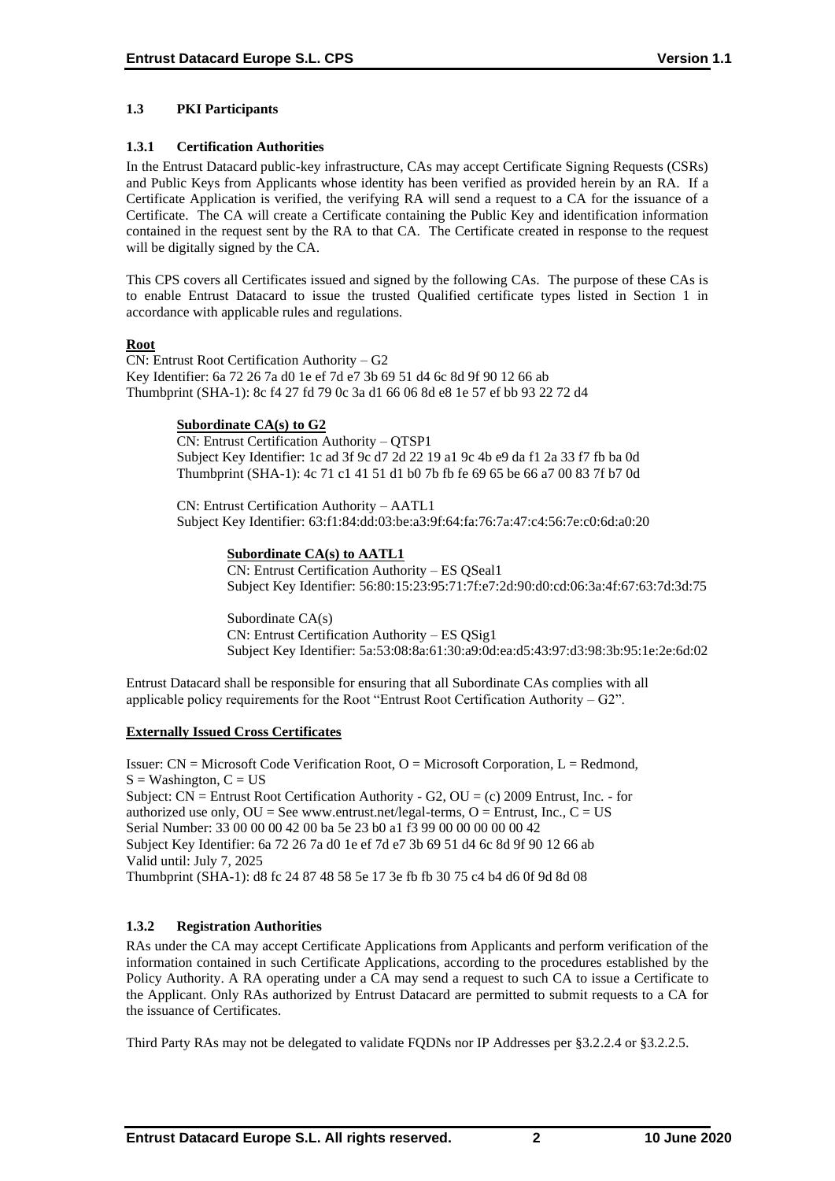### 1.3 PKI Participants

#### 1.3.1 Certification Authorities

In the Entrust Datacard public-key infrastructure, CAs may accept Certificate Signing Requests (CSRs) and Public Keys from Applicants whose identity has been verified as provided herein by an RA. If a Certificate Application is verified, the verifying RA will send a request to a CA for the issuance of a Certificate. The CA will create a Certificate containing the Public Key and identification information contained in the request sent by the RA to that CA. The Certificate created in response to the request will be digitally signed by the CA.

This CPS covers all Certificates issued and signed by the following CAs. The purpose of these CAs is to enable Entrust Datacard to issue the trusted Qualified certificate types listed in Section 1 in accordance with applicable rules and regulations.

**Root**

CN: Entrust Root Certification Authority – G2
Key Identifier: 6a 72 26 7a d0 1e ef 7d e7 3b 69 51 d4 6c 8d 9f 90 12 66 ab
Thumbprint (SHA-1): 8c f4 27 fd 79 0c 3a d1 66 06 8d e8 1e 57 ef bb 93 22 72 d4

**Subordinate CA(s) to G2**

CN: Entrust Certification Authority – QTSP1
Subject Key Identifier: 1c ad 3f 9c d7 2d 22 19 a1 9c 4b e9 da f1 2a 33 f7 fb ba 0d
Thumbprint (SHA-1): 4c 71 c1 41 51 d1 b0 7b fb fe 69 65 be 66 a7 00 83 7f b7 0d

CN: Entrust Certification Authority – AATL1
Subject Key Identifier: 63:f1:84:dd:03:be:a3:9f:64:fa:76:7a:47:c4:56:7e:c0:6d:a0:20

**Subordinate CA(s) to AATL1**

CN: Entrust Certification Authority – ES QSeal1
Subject Key Identifier: 56:80:15:23:95:71:7f:e7:2d:90:d0:cd:06:3a:4f:67:63:7d:3d:75

Subordinate CA(s)
CN: Entrust Certification Authority – ES QSig1
Subject Key Identifier: 5a:53:08:8a:61:30:a9:0d:ea:d5:43:97:d3:98:3b:95:1e:2e:6d:02

Entrust Datacard shall be responsible for ensuring that all Subordinate CAs complies with all applicable policy requirements for the Root "Entrust Root Certification Authority – G2".

**Externally Issued Cross Certificates**

Issuer: CN = Microsoft Code Verification Root, O = Microsoft Corporation, L = Redmond, S = Washington, C = US
Subject: CN = Entrust Root Certification Authority - G2, OU = (c) 2009 Entrust, Inc. - for authorized use only, OU = See www.entrust.net/legal-terms, O = Entrust, Inc., C = US
Serial Number: 33 00 00 00 42 00 ba 5e 23 b0 a1 f3 99 00 00 00 00 00 42
Subject Key Identifier: 6a 72 26 7a d0 1e ef 7d e7 3b 69 51 d4 6c 8d 9f 90 12 66 ab
Valid until: July 7, 2025
Thumbprint (SHA-1): d8 fc 24 87 48 58 5e 17 3e fb fb 30 75 c4 b4 d6 0f 9d 8d 08

#### 1.3.2 Registration Authorities

RAs under the CA may accept Certificate Applications from Applicants and perform verification of the information contained in such Certificate Applications, according to the procedures established by the Policy Authority. A RA operating under a CA may send a request to such CA to issue a Certificate to the Applicant. Only RAs authorized by Entrust Datacard are permitted to submit requests to a CA for the issuance of Certificates.

Third Party RAs may not be delegated to validate FQDNs nor IP Addresses per §3.2.2.4 or §3.2.2.5.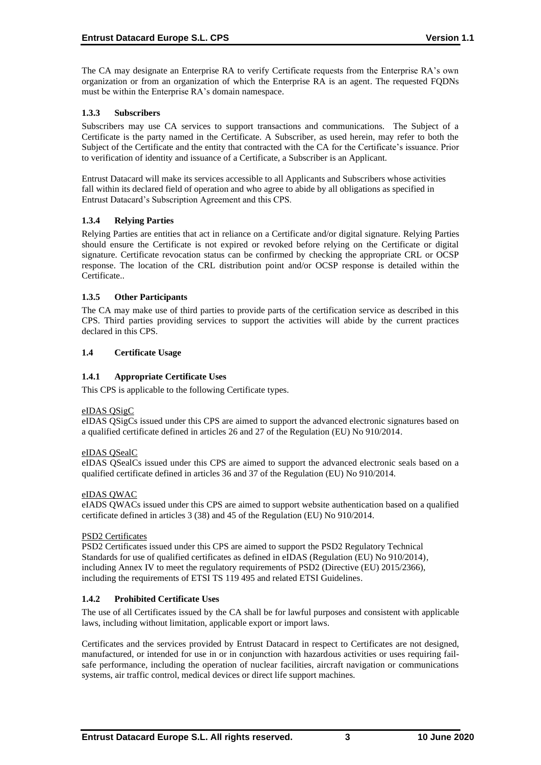The CA may designate an Enterprise RA to verify Certificate requests from the Enterprise RA's own organization or from an organization of which the Enterprise RA is an agent. The requested FQDNs must be within the Enterprise RA's domain namespace.

### 1.3.3 Subscribers

Subscribers may use CA services to support transactions and communications. The Subject of a Certificate is the party named in the Certificate. A Subscriber, as used herein, may refer to both the Subject of the Certificate and the entity that contracted with the CA for the Certificate's issuance. Prior to verification of identity and issuance of a Certificate, a Subscriber is an Applicant.

Entrust Datacard will make its services accessible to all Applicants and Subscribers whose activities fall within its declared field of operation and who agree to abide by all obligations as specified in Entrust Datacard's Subscription Agreement and this CPS.

### 1.3.4 Relying Parties

Relying Parties are entities that act in reliance on a Certificate and/or digital signature. Relying Parties should ensure the Certificate is not expired or revoked before relying on the Certificate or digital signature. Certificate revocation status can be confirmed by checking the appropriate CRL or OCSP response. The location of the CRL distribution point and/or OCSP response is detailed within the Certificate..

### 1.3.5 Other Participants

The CA may make use of third parties to provide parts of the certification service as described in this CPS. Third parties providing services to support the activities will abide by the current practices declared in this CPS.

## 1.4 Certificate Usage

### 1.4.1 Appropriate Certificate Uses

This CPS is applicable to the following Certificate types.

eIDAS QSigC

eIDAS QSigCs issued under this CPS are aimed to support the advanced electronic signatures based on a qualified certificate defined in articles 26 and 27 of the Regulation (EU) No 910/2014.

eIDAS QSealC

eIDAS QSealCs issued under this CPS are aimed to support the advanced electronic seals based on a qualified certificate defined in articles 36 and 37 of the Regulation (EU) No 910/2014.

eIDAS QWAC

eIADS QWACs issued under this CPS are aimed to support website authentication based on a qualified certificate defined in articles 3 (38) and 45 of the Regulation (EU) No 910/2014.

PSD2 Certificates

PSD2 Certificates issued under this CPS are aimed to support the PSD2 Regulatory Technical Standards for use of qualified certificates as defined in eIDAS (Regulation (EU) No 910/2014), including Annex IV to meet the regulatory requirements of PSD2 (Directive (EU) 2015/2366), including the requirements of ETSI TS 119 495 and related ETSI Guidelines.

### 1.4.2 Prohibited Certificate Uses

The use of all Certificates issued by the CA shall be for lawful purposes and consistent with applicable laws, including without limitation, applicable export or import laws.

Certificates and the services provided by Entrust Datacard in respect to Certificates are not designed, manufactured, or intended for use in or in conjunction with hazardous activities or uses requiring fail-safe performance, including the operation of nuclear facilities, aircraft navigation or communications systems, air traffic control, medical devices or direct life support machines.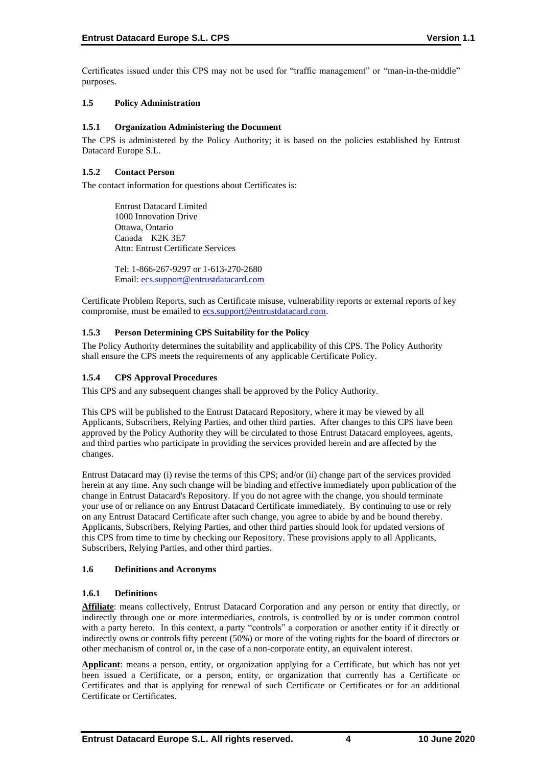Certificates issued under this CPS may not be used for "traffic management" or "man-in-the-middle" purposes.

### 1.5 Policy Administration

#### 1.5.1 Organization Administering the Document

The CPS is administered by the Policy Authority; it is based on the policies established by Entrust Datacard Europe S.L.

#### 1.5.2 Contact Person

The contact information for questions about Certificates is:

Entrust Datacard Limited
1000 Innovation Drive
Ottawa, Ontario
Canada K2K 3E7
Attn: Entrust Certificate Services

Tel: 1-866-267-9297 or 1-613-270-2680
Email: ecs.support@entrustdatacard.com

Certificate Problem Reports, such as Certificate misuse, vulnerability reports or external reports of key compromise, must be emailed to ecs.support@entrustdatacard.com.

#### 1.5.3 Person Determining CPS Suitability for the Policy

The Policy Authority determines the suitability and applicability of this CPS. The Policy Authority shall ensure the CPS meets the requirements of any applicable Certificate Policy.

#### 1.5.4 CPS Approval Procedures

This CPS and any subsequent changes shall be approved by the Policy Authority.

This CPS will be published to the Entrust Datacard Repository, where it may be viewed by all Applicants, Subscribers, Relying Parties, and other third parties. After changes to this CPS have been approved by the Policy Authority they will be circulated to those Entrust Datacard employees, agents, and third parties who participate in providing the services provided herein and are affected by the changes.

Entrust Datacard may (i) revise the terms of this CPS; and/or (ii) change part of the services provided herein at any time. Any such change will be binding and effective immediately upon publication of the change in Entrust Datacard's Repository. If you do not agree with the change, you should terminate your use of or reliance on any Entrust Datacard Certificate immediately. By continuing to use or rely on any Entrust Datacard Certificate after such change, you agree to abide by and be bound thereby. Applicants, Subscribers, Relying Parties, and other third parties should look for updated versions of this CPS from time to time by checking our Repository. These provisions apply to all Applicants, Subscribers, Relying Parties, and other third parties.

### 1.6 Definitions and Acronyms

#### 1.6.1 Definitions

**Affiliate**: means collectively, Entrust Datacard Corporation and any person or entity that directly, or indirectly through one or more intermediaries, controls, is controlled by or is under common control with a party hereto. In this context, a party "controls" a corporation or another entity if it directly or indirectly owns or controls fifty percent (50%) or more of the voting rights for the board of directors or other mechanism of control or, in the case of a non-corporate entity, an equivalent interest.

**Applicant**: means a person, entity, or organization applying for a Certificate, but which has not yet been issued a Certificate, or a person, entity, or organization that currently has a Certificate or Certificates and that is applying for renewal of such Certificate or Certificates or for an additional Certificate or Certificates.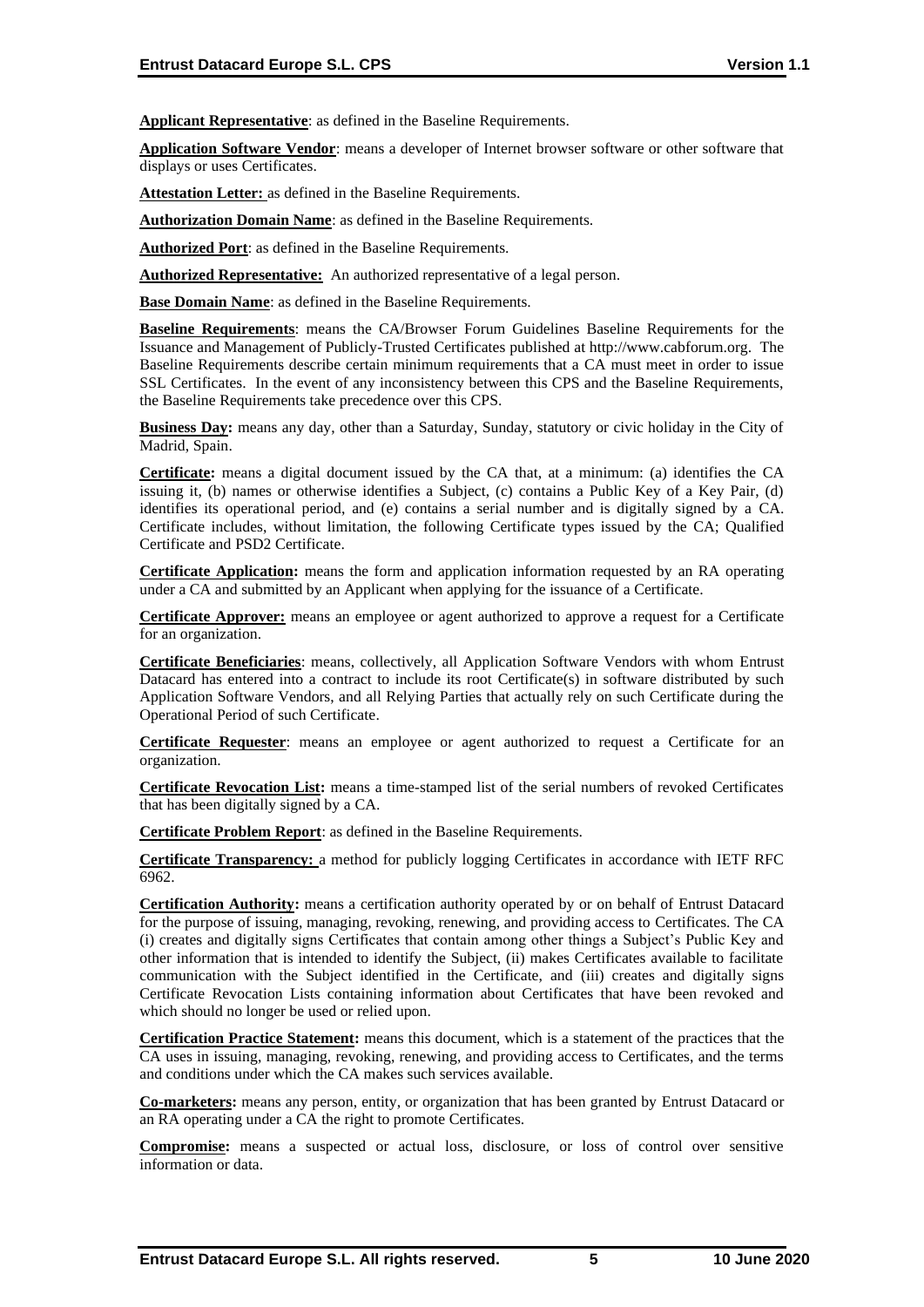**Applicant Representative**: as defined in the Baseline Requirements.

**Application Software Vendor**: means a developer of Internet browser software or other software that displays or uses Certificates.

**Attestation Letter:** as defined in the Baseline Requirements.

**Authorization Domain Name**: as defined in the Baseline Requirements.

**Authorized Port**: as defined in the Baseline Requirements.

**Authorized Representative:** An authorized representative of a legal person.

**Base Domain Name**: as defined in the Baseline Requirements.

**Baseline Requirements**: means the CA/Browser Forum Guidelines Baseline Requirements for the Issuance and Management of Publicly-Trusted Certificates published at http://www.cabforum.org. The Baseline Requirements describe certain minimum requirements that a CA must meet in order to issue SSL Certificates. In the event of any inconsistency between this CPS and the Baseline Requirements, the Baseline Requirements take precedence over this CPS.

**Business Day:** means any day, other than a Saturday, Sunday, statutory or civic holiday in the City of Madrid, Spain.

**Certificate:** means a digital document issued by the CA that, at a minimum: (a) identifies the CA issuing it, (b) names or otherwise identifies a Subject, (c) contains a Public Key of a Key Pair, (d) identifies its operational period, and (e) contains a serial number and is digitally signed by a CA. Certificate includes, without limitation, the following Certificate types issued by the CA; Qualified Certificate and PSD2 Certificate.

**Certificate Application:** means the form and application information requested by an RA operating under a CA and submitted by an Applicant when applying for the issuance of a Certificate.

**Certificate Approver:** means an employee or agent authorized to approve a request for a Certificate for an organization.

**Certificate Beneficiaries**: means, collectively, all Application Software Vendors with whom Entrust Datacard has entered into a contract to include its root Certificate(s) in software distributed by such Application Software Vendors, and all Relying Parties that actually rely on such Certificate during the Operational Period of such Certificate.

**Certificate Requester**: means an employee or agent authorized to request a Certificate for an organization.

**Certificate Revocation List:** means a time-stamped list of the serial numbers of revoked Certificates that has been digitally signed by a CA.

**Certificate Problem Report**: as defined in the Baseline Requirements.

**Certificate Transparency:** a method for publicly logging Certificates in accordance with IETF RFC 6962.

**Certification Authority:** means a certification authority operated by or on behalf of Entrust Datacard for the purpose of issuing, managing, revoking, renewing, and providing access to Certificates. The CA (i) creates and digitally signs Certificates that contain among other things a Subject's Public Key and other information that is intended to identify the Subject, (ii) makes Certificates available to facilitate communication with the Subject identified in the Certificate, and (iii) creates and digitally signs Certificate Revocation Lists containing information about Certificates that have been revoked and which should no longer be used or relied upon.

**Certification Practice Statement:** means this document, which is a statement of the practices that the CA uses in issuing, managing, revoking, renewing, and providing access to Certificates, and the terms and conditions under which the CA makes such services available.

**Co-marketers:** means any person, entity, or organization that has been granted by Entrust Datacard or an RA operating under a CA the right to promote Certificates.

**Compromise:** means a suspected or actual loss, disclosure, or loss of control over sensitive information or data.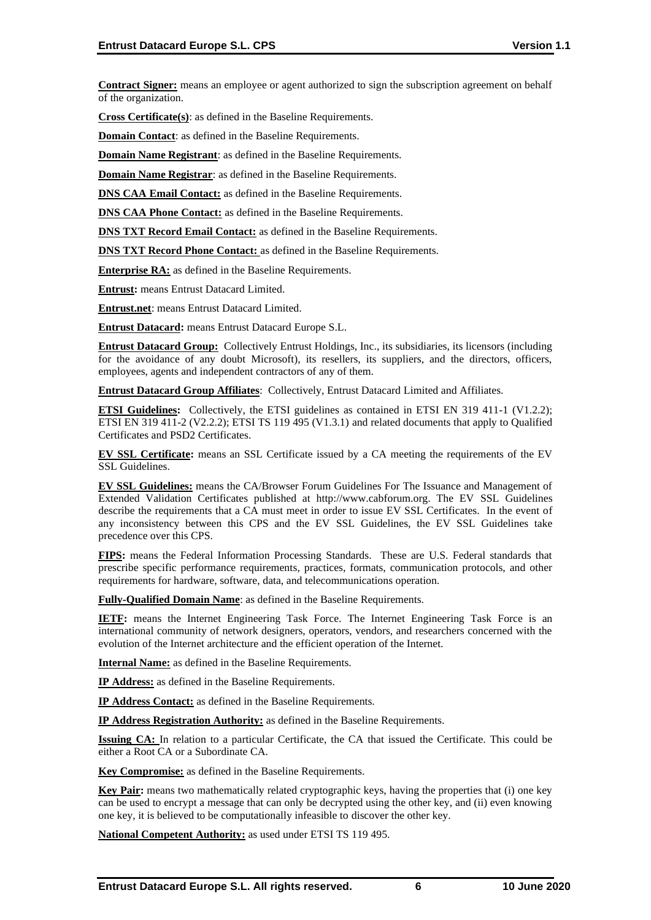**Contract Signer:** means an employee or agent authorized to sign the subscription agreement on behalf of the organization.

**Cross Certificate(s)**: as defined in the Baseline Requirements.

**Domain Contact**: as defined in the Baseline Requirements.

**Domain Name Registrant**: as defined in the Baseline Requirements.

**Domain Name Registrar**: as defined in the Baseline Requirements.

**DNS CAA Email Contact:** as defined in the Baseline Requirements.

**DNS CAA Phone Contact:** as defined in the Baseline Requirements.

**DNS TXT Record Email Contact:** as defined in the Baseline Requirements.

**DNS TXT Record Phone Contact:** as defined in the Baseline Requirements.

**Enterprise RA:** as defined in the Baseline Requirements.

**Entrust:** means Entrust Datacard Limited.

**Entrust.net**: means Entrust Datacard Limited.

**Entrust Datacard:** means Entrust Datacard Europe S.L.

**Entrust Datacard Group:** Collectively Entrust Holdings, Inc., its subsidiaries, its licensors (including for the avoidance of any doubt Microsoft), its resellers, its suppliers, and the directors, officers, employees, agents and independent contractors of any of them.

**Entrust Datacard Group Affiliates**: Collectively, Entrust Datacard Limited and Affiliates.

**ETSI Guidelines:** Collectively, the ETSI guidelines as contained in ETSI EN 319 411-1 (V1.2.2); ETSI EN 319 411-2 (V2.2.2); ETSI TS 119 495 (V1.3.1) and related documents that apply to Qualified Certificates and PSD2 Certificates.

**EV SSL Certificate:** means an SSL Certificate issued by a CA meeting the requirements of the EV SSL Guidelines.

**EV SSL Guidelines:** means the CA/Browser Forum Guidelines For The Issuance and Management of Extended Validation Certificates published at http://www.cabforum.org. The EV SSL Guidelines describe the requirements that a CA must meet in order to issue EV SSL Certificates. In the event of any inconsistency between this CPS and the EV SSL Guidelines, the EV SSL Guidelines take precedence over this CPS.

**FIPS:** means the Federal Information Processing Standards. These are U.S. Federal standards that prescribe specific performance requirements, practices, formats, communication protocols, and other requirements for hardware, software, data, and telecommunications operation.

**Fully-Qualified Domain Name**: as defined in the Baseline Requirements.

**IETF:** means the Internet Engineering Task Force. The Internet Engineering Task Force is an international community of network designers, operators, vendors, and researchers concerned with the evolution of the Internet architecture and the efficient operation of the Internet.

**Internal Name:** as defined in the Baseline Requirements.

**IP Address:** as defined in the Baseline Requirements.

**IP Address Contact:** as defined in the Baseline Requirements.

**IP Address Registration Authority:** as defined in the Baseline Requirements.

**Issuing CA:** In relation to a particular Certificate, the CA that issued the Certificate. This could be either a Root CA or a Subordinate CA.

**Key Compromise:** as defined in the Baseline Requirements.

**Key Pair:** means two mathematically related cryptographic keys, having the properties that (i) one key can be used to encrypt a message that can only be decrypted using the other key, and (ii) even knowing one key, it is believed to be computationally infeasible to discover the other key.

**National Competent Authority:** as used under ETSI TS 119 495.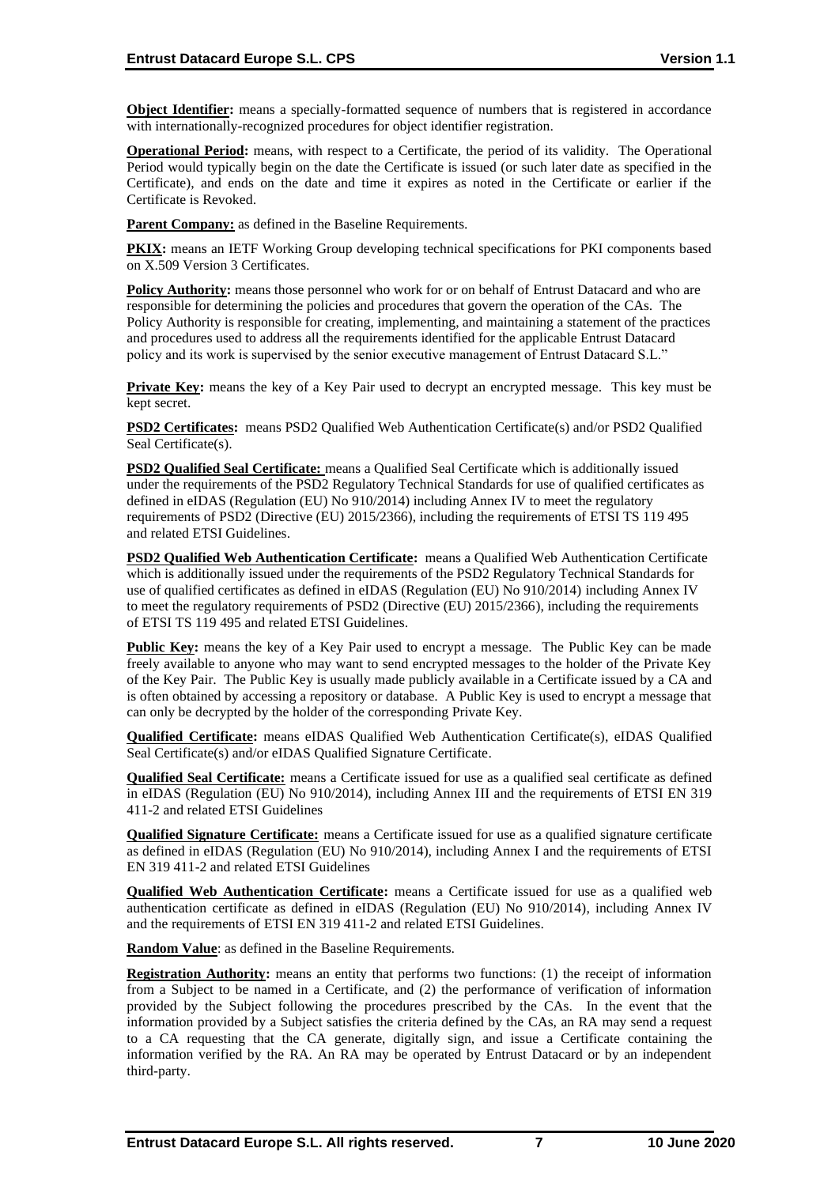**Object Identifier:** means a specially-formatted sequence of numbers that is registered in accordance with internationally-recognized procedures for object identifier registration.

**Operational Period:** means, with respect to a Certificate, the period of its validity. The Operational Period would typically begin on the date the Certificate is issued (or such later date as specified in the Certificate), and ends on the date and time it expires as noted in the Certificate or earlier if the Certificate is Revoked.

**Parent Company:** as defined in the Baseline Requirements.

**PKIX:** means an IETF Working Group developing technical specifications for PKI components based on X.509 Version 3 Certificates.

**Policy Authority:** means those personnel who work for or on behalf of Entrust Datacard and who are responsible for determining the policies and procedures that govern the operation of the CAs. The Policy Authority is responsible for creating, implementing, and maintaining a statement of the practices and procedures used to address all the requirements identified for the applicable Entrust Datacard policy and its work is supervised by the senior executive management of Entrust Datacard S.L."

**Private Key:** means the key of a Key Pair used to decrypt an encrypted message. This key must be kept secret.

**PSD2 Certificates:** means PSD2 Qualified Web Authentication Certificate(s) and/or PSD2 Qualified Seal Certificate(s).

**PSD2 Qualified Seal Certificate:** means a Qualified Seal Certificate which is additionally issued under the requirements of the PSD2 Regulatory Technical Standards for use of qualified certificates as defined in eIDAS (Regulation (EU) No 910/2014) including Annex IV to meet the regulatory requirements of PSD2 (Directive (EU) 2015/2366), including the requirements of ETSI TS 119 495 and related ETSI Guidelines.

**PSD2 Qualified Web Authentication Certificate:** means a Qualified Web Authentication Certificate which is additionally issued under the requirements of the PSD2 Regulatory Technical Standards for use of qualified certificates as defined in eIDAS (Regulation (EU) No 910/2014) including Annex IV to meet the regulatory requirements of PSD2 (Directive (EU) 2015/2366), including the requirements of ETSI TS 119 495 and related ETSI Guidelines.

**Public Key:** means the key of a Key Pair used to encrypt a message. The Public Key can be made freely available to anyone who may want to send encrypted messages to the holder of the Private Key of the Key Pair. The Public Key is usually made publicly available in a Certificate issued by a CA and is often obtained by accessing a repository or database. A Public Key is used to encrypt a message that can only be decrypted by the holder of the corresponding Private Key.

**Qualified Certificate:** means eIDAS Qualified Web Authentication Certificate(s), eIDAS Qualified Seal Certificate(s) and/or eIDAS Qualified Signature Certificate.

**Qualified Seal Certificate:** means a Certificate issued for use as a qualified seal certificate as defined in eIDAS (Regulation (EU) No 910/2014), including Annex III and the requirements of ETSI EN 319 411-2 and related ETSI Guidelines

**Qualified Signature Certificate:** means a Certificate issued for use as a qualified signature certificate as defined in eIDAS (Regulation (EU) No 910/2014), including Annex I and the requirements of ETSI EN 319 411-2 and related ETSI Guidelines

**Qualified Web Authentication Certificate:** means a Certificate issued for use as a qualified web authentication certificate as defined in eIDAS (Regulation (EU) No 910/2014), including Annex IV and the requirements of ETSI EN 319 411-2 and related ETSI Guidelines.

**Random Value**: as defined in the Baseline Requirements.

**Registration Authority:** means an entity that performs two functions: (1) the receipt of information from a Subject to be named in a Certificate, and (2) the performance of verification of information provided by the Subject following the procedures prescribed by the CAs. In the event that the information provided by a Subject satisfies the criteria defined by the CAs, an RA may send a request to a CA requesting that the CA generate, digitally sign, and issue a Certificate containing the information verified by the RA. An RA may be operated by Entrust Datacard or by an independent third-party.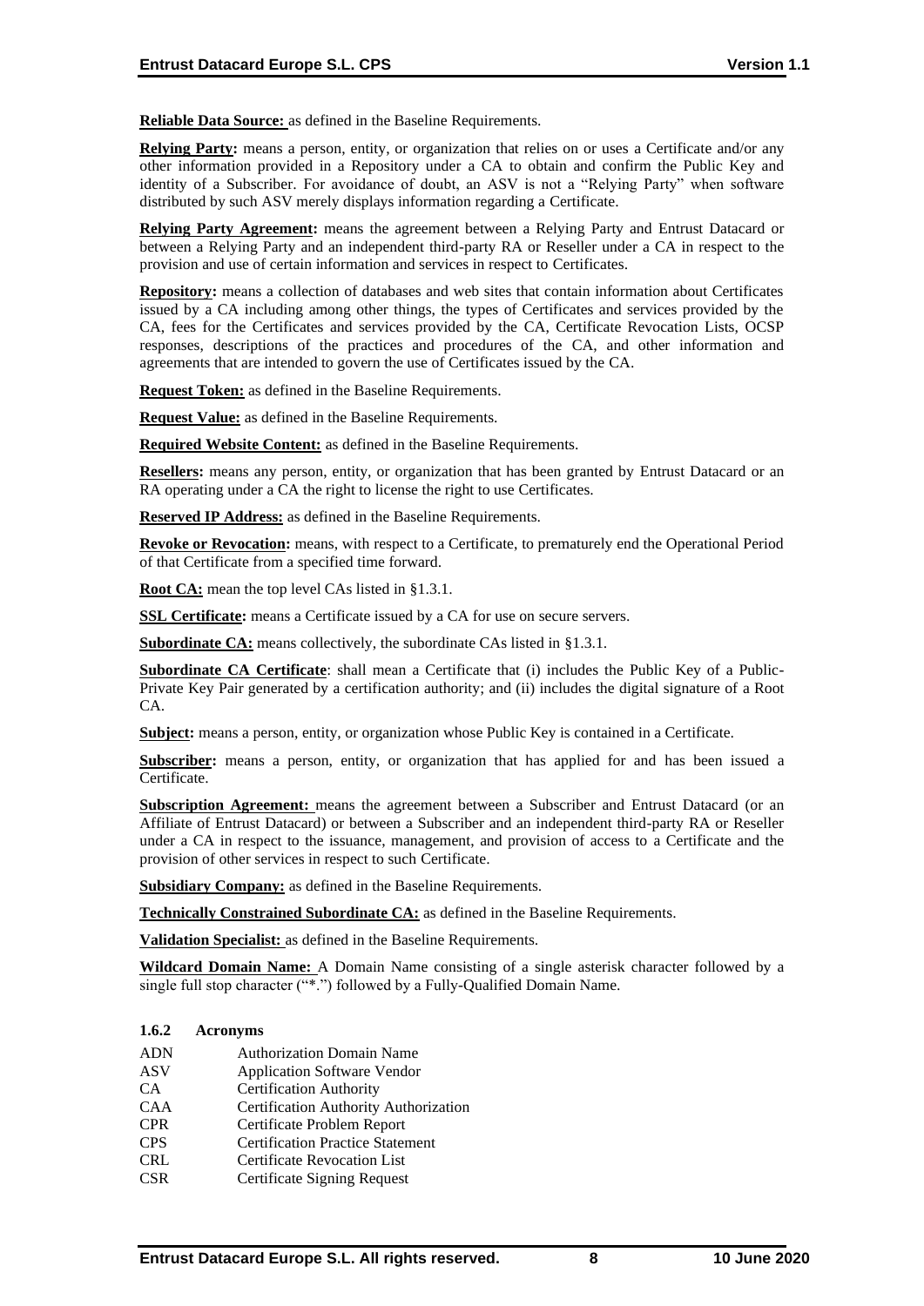**Reliable Data Source:** as defined in the Baseline Requirements.

**Relying Party:** means a person, entity, or organization that relies on or uses a Certificate and/or any other information provided in a Repository under a CA to obtain and confirm the Public Key and identity of a Subscriber. For avoidance of doubt, an ASV is not a "Relying Party" when software distributed by such ASV merely displays information regarding a Certificate.

**Relying Party Agreement:** means the agreement between a Relying Party and Entrust Datacard or between a Relying Party and an independent third-party RA or Reseller under a CA in respect to the provision and use of certain information and services in respect to Certificates.

**Repository:** means a collection of databases and web sites that contain information about Certificates issued by a CA including among other things, the types of Certificates and services provided by the CA, fees for the Certificates and services provided by the CA, Certificate Revocation Lists, OCSP responses, descriptions of the practices and procedures of the CA, and other information and agreements that are intended to govern the use of Certificates issued by the CA.

**Request Token:** as defined in the Baseline Requirements.

**Request Value:** as defined in the Baseline Requirements.

**Required Website Content:** as defined in the Baseline Requirements.

**Resellers:** means any person, entity, or organization that has been granted by Entrust Datacard or an RA operating under a CA the right to license the right to use Certificates.

**Reserved IP Address:** as defined in the Baseline Requirements.

**Revoke or Revocation:** means, with respect to a Certificate, to prematurely end the Operational Period of that Certificate from a specified time forward.

**Root CA:** mean the top level CAs listed in §1.3.1.

**SSL Certificate:** means a Certificate issued by a CA for use on secure servers.

**Subordinate CA:** means collectively, the subordinate CAs listed in §1.3.1.

**Subordinate CA Certificate**: shall mean a Certificate that (i) includes the Public Key of a Public-Private Key Pair generated by a certification authority; and (ii) includes the digital signature of a Root CA.

**Subject:** means a person, entity, or organization whose Public Key is contained in a Certificate.

**Subscriber:** means a person, entity, or organization that has applied for and has been issued a Certificate.

**Subscription Agreement:** means the agreement between a Subscriber and Entrust Datacard (or an Affiliate of Entrust Datacard) or between a Subscriber and an independent third-party RA or Reseller under a CA in respect to the issuance, management, and provision of access to a Certificate and the provision of other services in respect to such Certificate.

**Subsidiary Company:** as defined in the Baseline Requirements.

**Technically Constrained Subordinate CA:** as defined in the Baseline Requirements.

**Validation Specialist:** as defined in the Baseline Requirements.

**Wildcard Domain Name:** A Domain Name consisting of a single asterisk character followed by a single full stop character ("*.") followed by a Fully-Qualified Domain Name.

### 1.6.2 Acronyms

| | |
|---|---|
| ADN | Authorization Domain Name |
| ASV | Application Software Vendor |
| CA | Certification Authority |
| CAA | Certification Authority Authorization |
| CPR | Certificate Problem Report |
| CPS | Certification Practice Statement |
| CRL | Certificate Revocation List |
| CSR | Certificate Signing Request |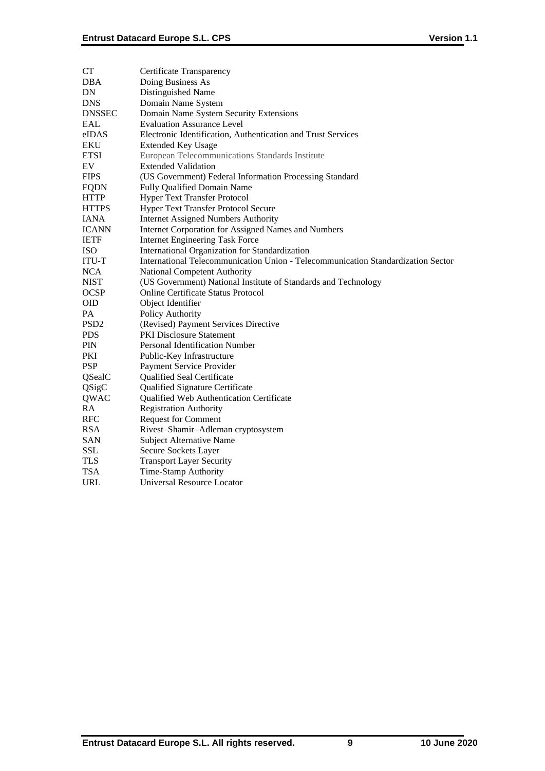| | |
|---|---|
| CT | Certificate Transparency |
| DBA | Doing Business As |
| DN | Distinguished Name |
| DNS | Domain Name System |
| DNSSEC | Domain Name System Security Extensions |
| EAL | Evaluation Assurance Level |
| eIDAS | Electronic Identification, Authentication and Trust Services |
| EKU | Extended Key Usage |
| ETSI | European Telecommunications Standards Institute |
| EV | Extended Validation |
| FIPS | (US Government) Federal Information Processing Standard |
| FQDN | Fully Qualified Domain Name |
| HTTP | Hyper Text Transfer Protocol |
| HTTPS | Hyper Text Transfer Protocol Secure |
| IANA | Internet Assigned Numbers Authority |
| ICANN | Internet Corporation for Assigned Names and Numbers |
| IETF | Internet Engineering Task Force |
| ISO | International Organization for Standardization |
| ITU-T | International Telecommunication Union - Telecommunication Standardization Sector |
| NCA | National Competent Authority |
| NIST | (US Government) National Institute of Standards and Technology |
| OCSP | Online Certificate Status Protocol |
| OID | Object Identifier |
| PA | Policy Authority |
| PSD2 | (Revised) Payment Services Directive |
| PDS | PKI Disclosure Statement |
| PIN | Personal Identification Number |
| PKI | Public-Key Infrastructure |
| PSP | Payment Service Provider |
| QSealC | Qualified Seal Certificate |
| QSigC | Qualified Signature Certificate |
| QWAC | Qualified Web Authentication Certificate |
| RA | Registration Authority |
| RFC | Request for Comment |
| RSA | Rivest–Shamir–Adleman cryptosystem |
| SAN | Subject Alternative Name |
| SSL | Secure Sockets Layer |
| TLS | Transport Layer Security |
| TSA | Time-Stamp Authority |
| URL | Universal Resource Locator |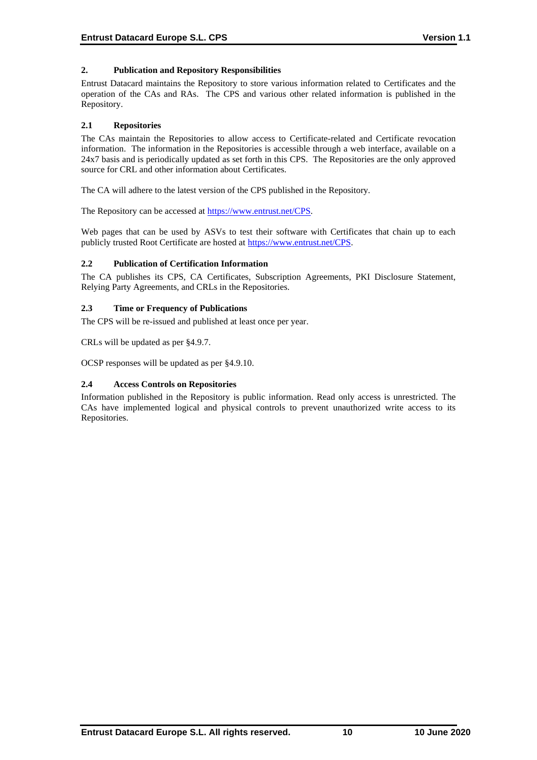## 2. Publication and Repository Responsibilities

Entrust Datacard maintains the Repository to store various information related to Certificates and the operation of the CAs and RAs. The CPS and various other related information is published in the Repository.

### 2.1 Repositories

The CAs maintain the Repositories to allow access to Certificate-related and Certificate revocation information. The information in the Repositories is accessible through a web interface, available on a 24x7 basis and is periodically updated as set forth in this CPS. The Repositories are the only approved source for CRL and other information about Certificates.

The CA will adhere to the latest version of the CPS published in the Repository.

The Repository can be accessed at https://www.entrust.net/CPS.

Web pages that can be used by ASVs to test their software with Certificates that chain up to each publicly trusted Root Certificate are hosted at https://www.entrust.net/CPS.

### 2.2 Publication of Certification Information

The CA publishes its CPS, CA Certificates, Subscription Agreements, PKI Disclosure Statement, Relying Party Agreements, and CRLs in the Repositories.

### 2.3 Time or Frequency of Publications

The CPS will be re-issued and published at least once per year.

CRLs will be updated as per §4.9.7.

OCSP responses will be updated as per §4.9.10.

### 2.4 Access Controls on Repositories

Information published in the Repository is public information. Read only access is unrestricted. The CAs have implemented logical and physical controls to prevent unauthorized write access to its Repositories.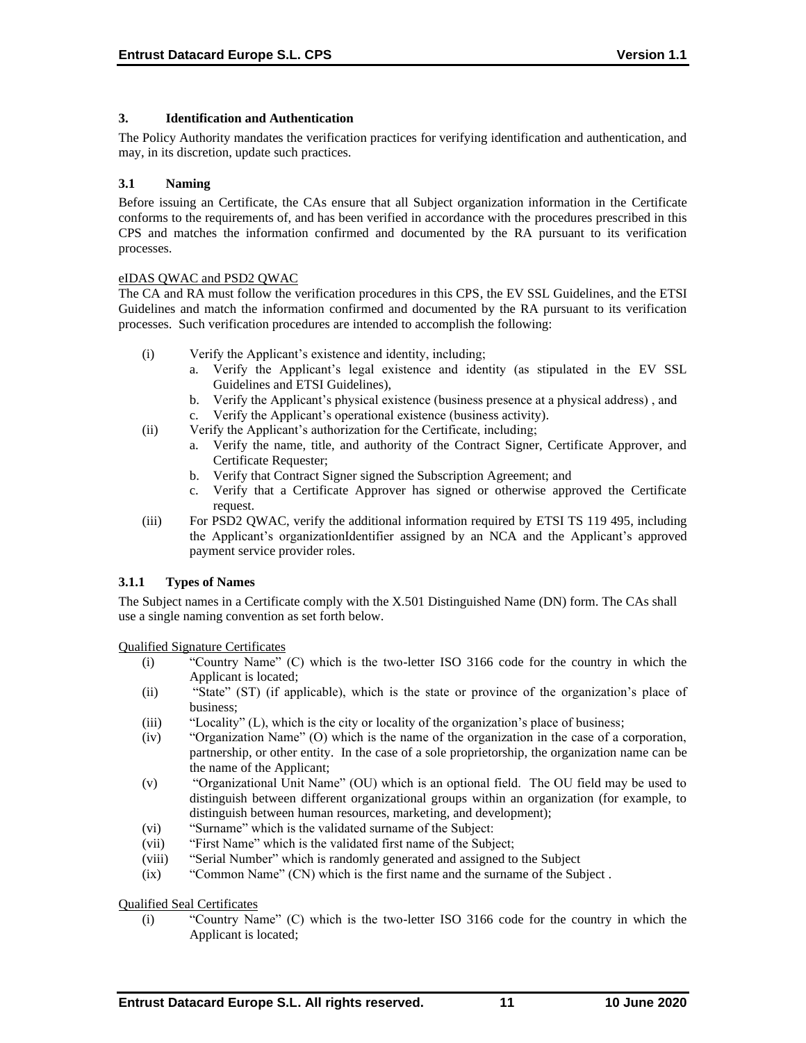## 3. Identification and Authentication

The Policy Authority mandates the verification practices for verifying identification and authentication, and may, in its discretion, update such practices.

### 3.1 Naming

Before issuing an Certificate, the CAs ensure that all Subject organization information in the Certificate conforms to the requirements of, and has been verified in accordance with the procedures prescribed in this CPS and matches the information confirmed and documented by the RA pursuant to its verification processes.

eIDAS QWAC and PSD2 QWAC

The CA and RA must follow the verification procedures in this CPS, the EV SSL Guidelines, and the ETSI Guidelines and match the information confirmed and documented by the RA pursuant to its verification processes. Such verification procedures are intended to accomplish the following:

- (i) Verify the Applicant's existence and identity, including;
  - a. Verify the Applicant's legal existence and identity (as stipulated in the EV SSL Guidelines and ETSI Guidelines),
  - b. Verify the Applicant's physical existence (business presence at a physical address) , and
  - c. Verify the Applicant's operational existence (business activity).
- (ii) Verify the Applicant's authorization for the Certificate, including;
  - a. Verify the name, title, and authority of the Contract Signer, Certificate Approver, and Certificate Requester;
  - b. Verify that Contract Signer signed the Subscription Agreement; and
  - c. Verify that a Certificate Approver has signed or otherwise approved the Certificate request.
- (iii) For PSD2 QWAC, verify the additional information required by ETSI TS 119 495, including the Applicant's organizationIdentifier assigned by an NCA and the Applicant's approved payment service provider roles.

#### 3.1.1 Types of Names

The Subject names in a Certificate comply with the X.501 Distinguished Name (DN) form. The CAs shall use a single naming convention as set forth below.

Qualified Signature Certificates

- (i) "Country Name" (C) which is the two-letter ISO 3166 code for the country in which the Applicant is located;
- (ii) "State" (ST) (if applicable), which is the state or province of the organization's place of business;
- (iii) "Locality" (L), which is the city or locality of the organization's place of business;
- (iv) "Organization Name" (O) which is the name of the organization in the case of a corporation, partnership, or other entity. In the case of a sole proprietorship, the organization name can be the name of the Applicant;
- (v) "Organizational Unit Name" (OU) which is an optional field. The OU field may be used to distinguish between different organizational groups within an organization (for example, to distinguish between human resources, marketing, and development);
- (vi) "Surname" which is the validated surname of the Subject:
- (vii) "First Name" which is the validated first name of the Subject;
- (viii) "Serial Number" which is randomly generated and assigned to the Subject
- (ix) "Common Name" (CN) which is the first name and the surname of the Subject .

Qualified Seal Certificates

- (i) "Country Name" (C) which is the two-letter ISO 3166 code for the country in which the Applicant is located;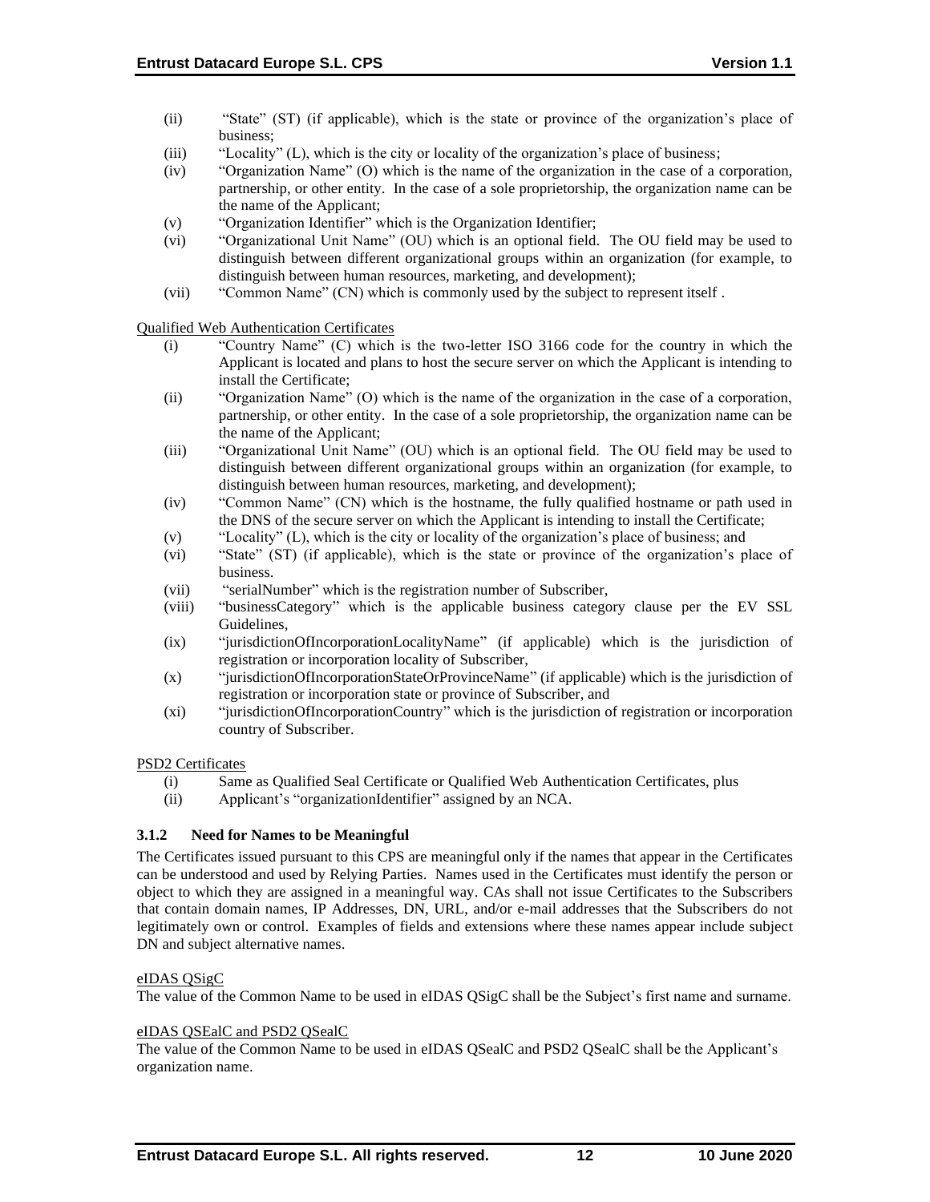- (ii) "State" (ST) (if applicable), which is the state or province of the organization's place of business;
- (iii) "Locality" (L), which is the city or locality of the organization's place of business;
- (iv) "Organization Name" (O) which is the name of the organization in the case of a corporation, partnership, or other entity. In the case of a sole proprietorship, the organization name can be the name of the Applicant;
- (v) "Organization Identifier" which is the Organization Identifier;
- (vi) "Organizational Unit Name" (OU) which is an optional field. The OU field may be used to distinguish between different organizational groups within an organization (for example, to distinguish between human resources, marketing, and development);
- (vii) "Common Name" (CN) which is commonly used by the subject to represent itself .

Qualified Web Authentication Certificates

- (i) "Country Name" (C) which is the two-letter ISO 3166 code for the country in which the Applicant is located and plans to host the secure server on which the Applicant is intending to install the Certificate;
- (ii) "Organization Name" (O) which is the name of the organization in the case of a corporation, partnership, or other entity. In the case of a sole proprietorship, the organization name can be the name of the Applicant;
- (iii) "Organizational Unit Name" (OU) which is an optional field. The OU field may be used to distinguish between different organizational groups within an organization (for example, to distinguish between human resources, marketing, and development);
- (iv) "Common Name" (CN) which is the hostname, the fully qualified hostname or path used in the DNS of the secure server on which the Applicant is intending to install the Certificate;
- (v) "Locality" (L), which is the city or locality of the organization's place of business; and
- (vi) "State" (ST) (if applicable), which is the state or province of the organization's place of business.
- (vii) "serialNumber" which is the registration number of Subscriber,
- (viii) "businessCategory" which is the applicable business category clause per the EV SSL Guidelines,
- (ix) "jurisdictionOfIncorporationLocalityName" (if applicable) which is the jurisdiction of registration or incorporation locality of Subscriber,
- (x) "jurisdictionOfIncorporationStateOrProvinceName" (if applicable) which is the jurisdiction of registration or incorporation state or province of Subscriber, and
- (xi) "jurisdictionOfIncorporationCountry" which is the jurisdiction of registration or incorporation country of Subscriber.

PSD2 Certificates

- (i) Same as Qualified Seal Certificate or Qualified Web Authentication Certificates, plus
- (ii) Applicant's "organizationIdentifier" assigned by an NCA.

### 3.1.2 Need for Names to be Meaningful

The Certificates issued pursuant to this CPS are meaningful only if the names that appear in the Certificates can be understood and used by Relying Parties. Names used in the Certificates must identify the person or object to which they are assigned in a meaningful way. CAs shall not issue Certificates to the Subscribers that contain domain names, IP Addresses, DN, URL, and/or e-mail addresses that the Subscribers do not legitimately own or control. Examples of fields and extensions where these names appear include subject DN and subject alternative names.

eIDAS QSigC

The value of the Common Name to be used in eIDAS QSigC shall be the Subject's first name and surname.

eIDAS QSEalC and PSD2 QSealC

The value of the Common Name to be used in eIDAS QSealC and PSD2 QSealC shall be the Applicant's organization name.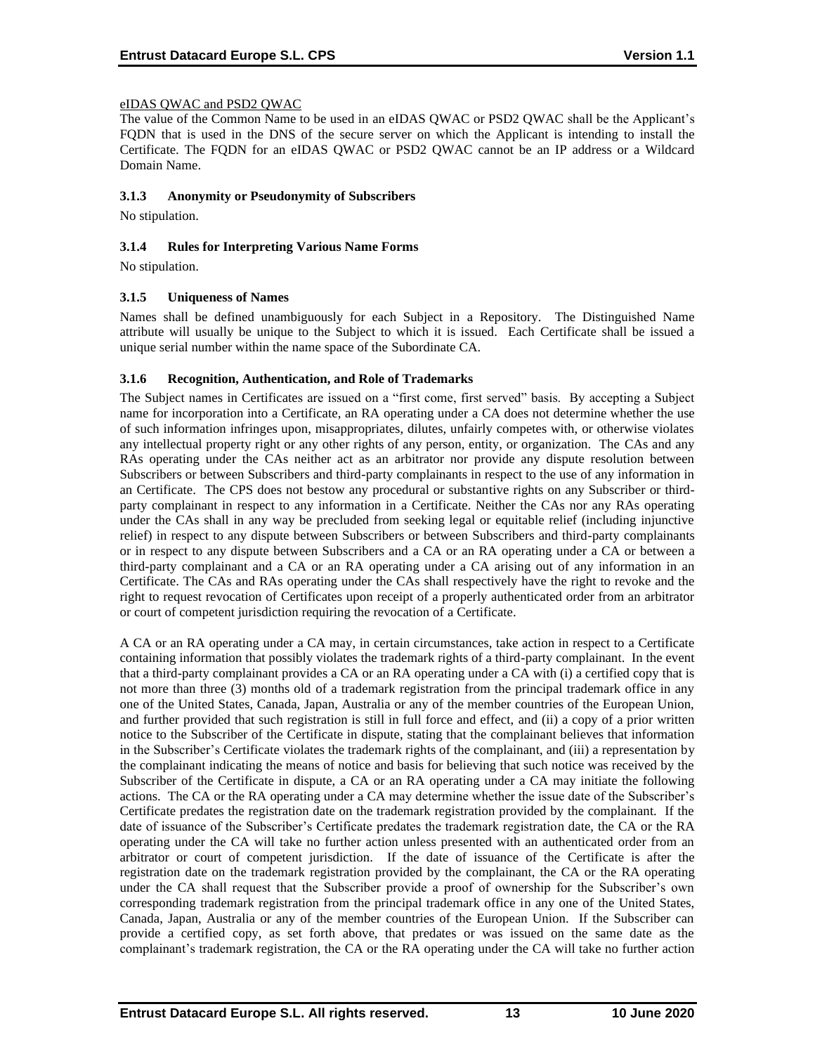eIDAS QWAC and PSD2 QWAC

The value of the Common Name to be used in an eIDAS QWAC or PSD2 QWAC shall be the Applicant's FQDN that is used in the DNS of the secure server on which the Applicant is intending to install the Certificate. The FQDN for an eIDAS QWAC or PSD2 QWAC cannot be an IP address or a Wildcard Domain Name.

### 3.1.3 Anonymity or Pseudonymity of Subscribers

No stipulation.

### 3.1.4 Rules for Interpreting Various Name Forms

No stipulation.

### 3.1.5 Uniqueness of Names

Names shall be defined unambiguously for each Subject in a Repository. The Distinguished Name attribute will usually be unique to the Subject to which it is issued. Each Certificate shall be issued a unique serial number within the name space of the Subordinate CA.

### 3.1.6 Recognition, Authentication, and Role of Trademarks

The Subject names in Certificates are issued on a "first come, first served" basis. By accepting a Subject name for incorporation into a Certificate, an RA operating under a CA does not determine whether the use of such information infringes upon, misappropriates, dilutes, unfairly competes with, or otherwise violates any intellectual property right or any other rights of any person, entity, or organization. The CAs and any RAs operating under the CAs neither act as an arbitrator nor provide any dispute resolution between Subscribers or between Subscribers and third-party complainants in respect to the use of any information in an Certificate. The CPS does not bestow any procedural or substantive rights on any Subscriber or third-party complainant in respect to any information in a Certificate. Neither the CAs nor any RAs operating under the CAs shall in any way be precluded from seeking legal or equitable relief (including injunctive relief) in respect to any dispute between Subscribers or between Subscribers and third-party complainants or in respect to any dispute between Subscribers and a CA or an RA operating under a CA or between a third-party complainant and a CA or an RA operating under a CA arising out of any information in an Certificate. The CAs and RAs operating under the CAs shall respectively have the right to revoke and the right to request revocation of Certificates upon receipt of a properly authenticated order from an arbitrator or court of competent jurisdiction requiring the revocation of a Certificate.

A CA or an RA operating under a CA may, in certain circumstances, take action in respect to a Certificate containing information that possibly violates the trademark rights of a third-party complainant. In the event that a third-party complainant provides a CA or an RA operating under a CA with (i) a certified copy that is not more than three (3) months old of a trademark registration from the principal trademark office in any one of the United States, Canada, Japan, Australia or any of the member countries of the European Union, and further provided that such registration is still in full force and effect, and (ii) a copy of a prior written notice to the Subscriber of the Certificate in dispute, stating that the complainant believes that information in the Subscriber's Certificate violates the trademark rights of the complainant, and (iii) a representation by the complainant indicating the means of notice and basis for believing that such notice was received by the Subscriber of the Certificate in dispute, a CA or an RA operating under a CA may initiate the following actions. The CA or the RA operating under a CA may determine whether the issue date of the Subscriber's Certificate predates the registration date on the trademark registration provided by the complainant. If the date of issuance of the Subscriber's Certificate predates the trademark registration date, the CA or the RA operating under the CA will take no further action unless presented with an authenticated order from an arbitrator or court of competent jurisdiction. If the date of issuance of the Certificate is after the registration date on the trademark registration provided by the complainant, the CA or the RA operating under the CA shall request that the Subscriber provide a proof of ownership for the Subscriber's own corresponding trademark registration from the principal trademark office in any one of the United States, Canada, Japan, Australia or any of the member countries of the European Union. If the Subscriber can provide a certified copy, as set forth above, that predates or was issued on the same date as the complainant's trademark registration, the CA or the RA operating under the CA will take no further action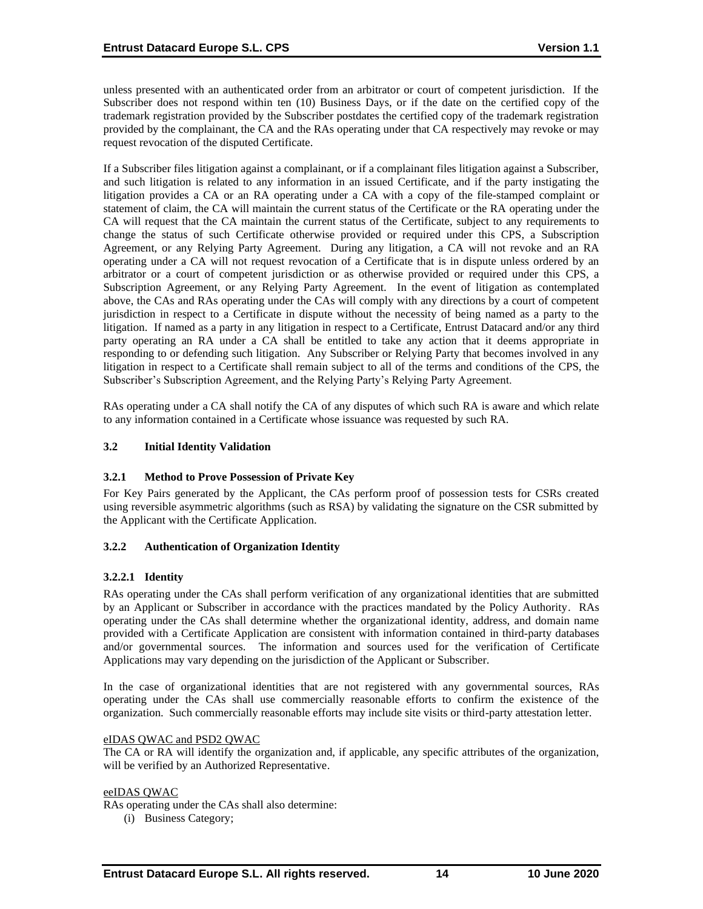unless presented with an authenticated order from an arbitrator or court of competent jurisdiction. If the Subscriber does not respond within ten (10) Business Days, or if the date on the certified copy of the trademark registration provided by the Subscriber postdates the certified copy of the trademark registration provided by the complainant, the CA and the RAs operating under that CA respectively may revoke or may request revocation of the disputed Certificate.

If a Subscriber files litigation against a complainant, or if a complainant files litigation against a Subscriber, and such litigation is related to any information in an issued Certificate, and if the party instigating the litigation provides a CA or an RA operating under a CA with a copy of the file-stamped complaint or statement of claim, the CA will maintain the current status of the Certificate or the RA operating under the CA will request that the CA maintain the current status of the Certificate, subject to any requirements to change the status of such Certificate otherwise provided or required under this CPS, a Subscription Agreement, or any Relying Party Agreement. During any litigation, a CA will not revoke and an RA operating under a CA will not request revocation of a Certificate that is in dispute unless ordered by an arbitrator or a court of competent jurisdiction or as otherwise provided or required under this CPS, a Subscription Agreement, or any Relying Party Agreement. In the event of litigation as contemplated above, the CAs and RAs operating under the CAs will comply with any directions by a court of competent jurisdiction in respect to a Certificate in dispute without the necessity of being named as a party to the litigation. If named as a party in any litigation in respect to a Certificate, Entrust Datacard and/or any third party operating an RA under a CA shall be entitled to take any action that it deems appropriate in responding to or defending such litigation. Any Subscriber or Relying Party that becomes involved in any litigation in respect to a Certificate shall remain subject to all of the terms and conditions of the CPS, the Subscriber's Subscription Agreement, and the Relying Party's Relying Party Agreement.

RAs operating under a CA shall notify the CA of any disputes of which such RA is aware and which relate to any information contained in a Certificate whose issuance was requested by such RA.

### 3.2 Initial Identity Validation

#### 3.2.1 Method to Prove Possession of Private Key

For Key Pairs generated by the Applicant, the CAs perform proof of possession tests for CSRs created using reversible asymmetric algorithms (such as RSA) by validating the signature on the CSR submitted by the Applicant with the Certificate Application.

#### 3.2.2 Authentication of Organization Identity

##### 3.2.2.1 Identity

RAs operating under the CAs shall perform verification of any organizational identities that are submitted by an Applicant or Subscriber in accordance with the practices mandated by the Policy Authority. RAs operating under the CAs shall determine whether the organizational identity, address, and domain name provided with a Certificate Application are consistent with information contained in third-party databases and/or governmental sources. The information and sources used for the verification of Certificate Applications may vary depending on the jurisdiction of the Applicant or Subscriber.

In the case of organizational identities that are not registered with any governmental sources, RAs operating under the CAs shall use commercially reasonable efforts to confirm the existence of the organization. Such commercially reasonable efforts may include site visits or third-party attestation letter.

eIDAS QWAC and PSD2 QWAC

The CA or RA will identify the organization and, if applicable, any specific attributes of the organization, will be verified by an Authorized Representative.

eeIDAS QWAC

RAs operating under the CAs shall also determine:

(i) Business Category;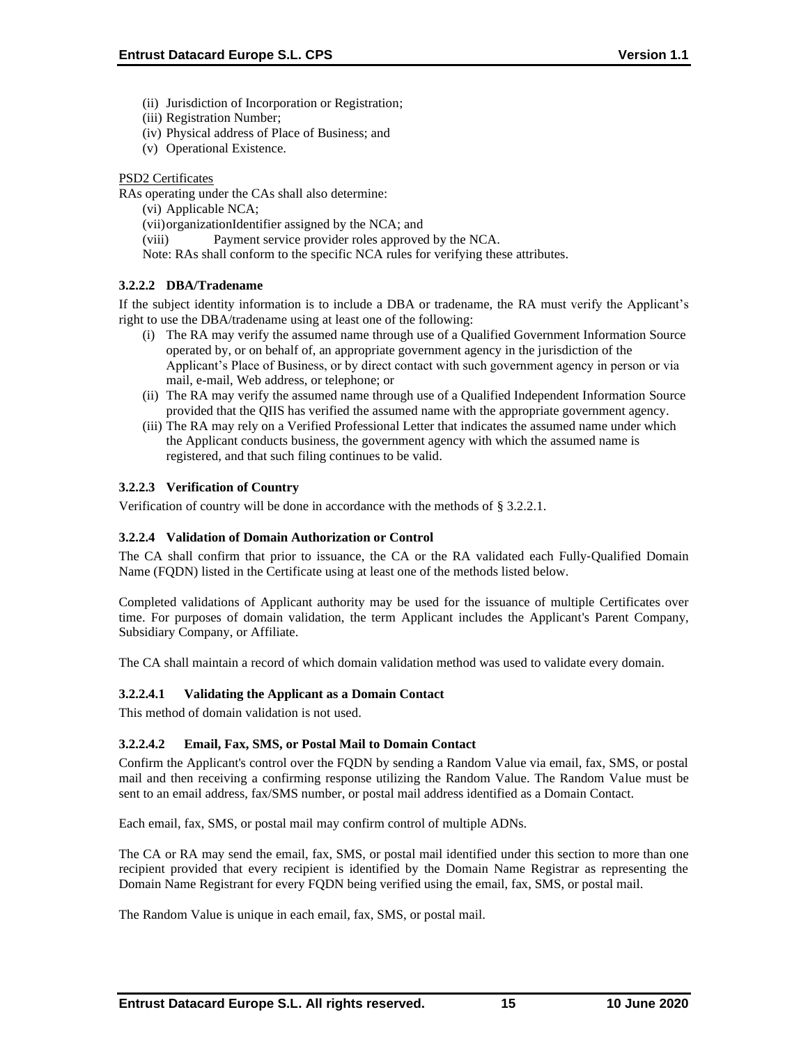(ii) Jurisdiction of Incorporation or Registration;
(iii) Registration Number;
(iv) Physical address of Place of Business; and
(v) Operational Existence.

PSD2 Certificates

RAs operating under the CAs shall also determine:

(vi) Applicable NCA;
(vii) organizationIdentifier assigned by the NCA; and
(viii) Payment service provider roles approved by the NCA.

Note: RAs shall conform to the specific NCA rules for verifying these attributes.

#### 3.2.2.2 DBA/Tradename

If the subject identity information is to include a DBA or tradename, the RA must verify the Applicant's right to use the DBA/tradename using at least one of the following:

(i) The RA may verify the assumed name through use of a Qualified Government Information Source operated by, or on behalf of, an appropriate government agency in the jurisdiction of the Applicant's Place of Business, or by direct contact with such government agency in person or via mail, e-mail, Web address, or telephone; or
(ii) The RA may verify the assumed name through use of a Qualified Independent Information Source provided that the QIIS has verified the assumed name with the appropriate government agency.
(iii) The RA may rely on a Verified Professional Letter that indicates the assumed name under which the Applicant conducts business, the government agency with which the assumed name is registered, and that such filing continues to be valid.

#### 3.2.2.3 Verification of Country

Verification of country will be done in accordance with the methods of § 3.2.2.1.

#### 3.2.2.4 Validation of Domain Authorization or Control

The CA shall confirm that prior to issuance, the CA or the RA validated each Fully-Qualified Domain Name (FQDN) listed in the Certificate using at least one of the methods listed below.

Completed validations of Applicant authority may be used for the issuance of multiple Certificates over time. For purposes of domain validation, the term Applicant includes the Applicant's Parent Company, Subsidiary Company, or Affiliate.

The CA shall maintain a record of which domain validation method was used to validate every domain.

##### 3.2.2.4.1 Validating the Applicant as a Domain Contact

This method of domain validation is not used.

##### 3.2.2.4.2 Email, Fax, SMS, or Postal Mail to Domain Contact

Confirm the Applicant's control over the FQDN by sending a Random Value via email, fax, SMS, or postal mail and then receiving a confirming response utilizing the Random Value. The Random Value must be sent to an email address, fax/SMS number, or postal mail address identified as a Domain Contact.

Each email, fax, SMS, or postal mail may confirm control of multiple ADNs.

The CA or RA may send the email, fax, SMS, or postal mail identified under this section to more than one recipient provided that every recipient is identified by the Domain Name Registrar as representing the Domain Name Registrant for every FQDN being verified using the email, fax, SMS, or postal mail.

The Random Value is unique in each email, fax, SMS, or postal mail.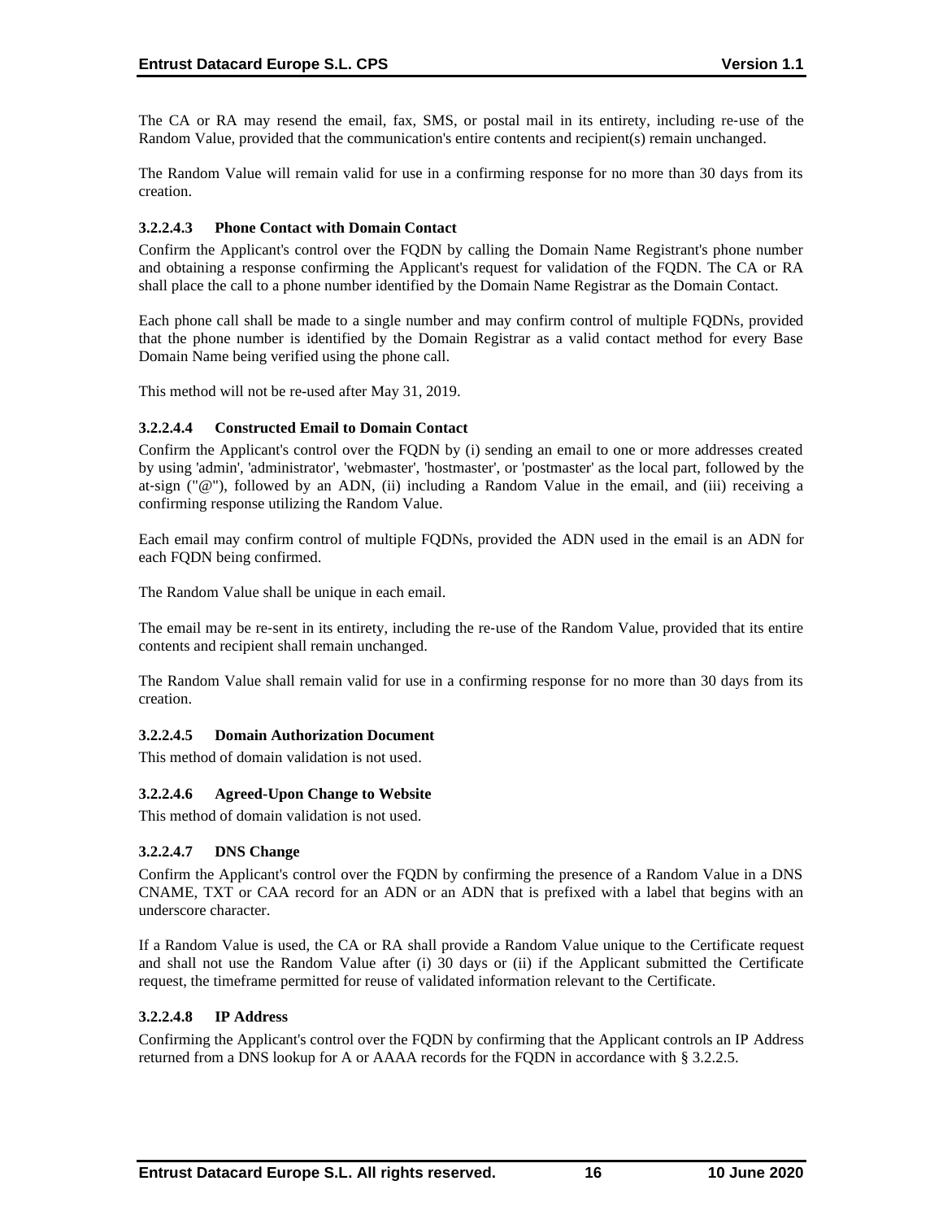The CA or RA may resend the email, fax, SMS, or postal mail in its entirety, including re-use of the Random Value, provided that the communication's entire contents and recipient(s) remain unchanged.

The Random Value will remain valid for use in a confirming response for no more than 30 days from its creation.

#### 3.2.2.4.3 Phone Contact with Domain Contact

Confirm the Applicant's control over the FQDN by calling the Domain Name Registrant's phone number and obtaining a response confirming the Applicant's request for validation of the FQDN. The CA or RA shall place the call to a phone number identified by the Domain Name Registrar as the Domain Contact.

Each phone call shall be made to a single number and may confirm control of multiple FQDNs, provided that the phone number is identified by the Domain Registrar as a valid contact method for every Base Domain Name being verified using the phone call.

This method will not be re-used after May 31, 2019.

#### 3.2.2.4.4 Constructed Email to Domain Contact

Confirm the Applicant's control over the FQDN by (i) sending an email to one or more addresses created by using 'admin', 'administrator', 'webmaster', 'hostmaster', or 'postmaster' as the local part, followed by the at-sign ("@"), followed by an ADN, (ii) including a Random Value in the email, and (iii) receiving a confirming response utilizing the Random Value.

Each email may confirm control of multiple FQDNs, provided the ADN used in the email is an ADN for each FQDN being confirmed.

The Random Value shall be unique in each email.

The email may be re-sent in its entirety, including the re-use of the Random Value, provided that its entire contents and recipient shall remain unchanged.

The Random Value shall remain valid for use in a confirming response for no more than 30 days from its creation.

#### 3.2.2.4.5 Domain Authorization Document

This method of domain validation is not used.

#### 3.2.2.4.6 Agreed-Upon Change to Website

This method of domain validation is not used.

#### 3.2.2.4.7 DNS Change

Confirm the Applicant's control over the FQDN by confirming the presence of a Random Value in a DNS CNAME, TXT or CAA record for an ADN or an ADN that is prefixed with a label that begins with an underscore character.

If a Random Value is used, the CA or RA shall provide a Random Value unique to the Certificate request and shall not use the Random Value after (i) 30 days or (ii) if the Applicant submitted the Certificate request, the timeframe permitted for reuse of validated information relevant to the Certificate.

#### 3.2.2.4.8 IP Address

Confirming the Applicant's control over the FQDN by confirming that the Applicant controls an IP Address returned from a DNS lookup for A or AAAA records for the FQDN in accordance with § 3.2.2.5.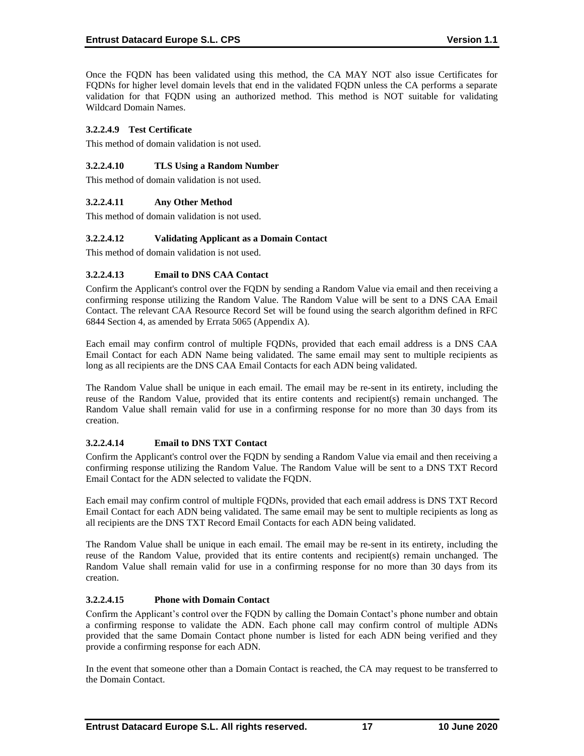Once the FQDN has been validated using this method, the CA MAY NOT also issue Certificates for FQDNs for higher level domain levels that end in the validated FQDN unless the CA performs a separate validation for that FQDN using an authorized method. This method is NOT suitable for validating Wildcard Domain Names.

#### 3.2.2.4.9 Test Certificate

This method of domain validation is not used.

#### 3.2.2.4.10 TLS Using a Random Number

This method of domain validation is not used.

#### 3.2.2.4.11 Any Other Method

This method of domain validation is not used.

#### 3.2.2.4.12 Validating Applicant as a Domain Contact

This method of domain validation is not used.

#### 3.2.2.4.13 Email to DNS CAA Contact

Confirm the Applicant's control over the FQDN by sending a Random Value via email and then receiving a confirming response utilizing the Random Value. The Random Value will be sent to a DNS CAA Email Contact. The relevant CAA Resource Record Set will be found using the search algorithm defined in RFC 6844 Section 4, as amended by Errata 5065 (Appendix A).

Each email may confirm control of multiple FQDNs, provided that each email address is a DNS CAA Email Contact for each ADN Name being validated. The same email may sent to multiple recipients as long as all recipients are the DNS CAA Email Contacts for each ADN being validated.

The Random Value shall be unique in each email. The email may be re-sent in its entirety, including the reuse of the Random Value, provided that its entire contents and recipient(s) remain unchanged. The Random Value shall remain valid for use in a confirming response for no more than 30 days from its creation.

#### 3.2.2.4.14 Email to DNS TXT Contact

Confirm the Applicant's control over the FQDN by sending a Random Value via email and then receiving a confirming response utilizing the Random Value. The Random Value will be sent to a DNS TXT Record Email Contact for the ADN selected to validate the FQDN.

Each email may confirm control of multiple FQDNs, provided that each email address is DNS TXT Record Email Contact for each ADN being validated. The same email may be sent to multiple recipients as long as all recipients are the DNS TXT Record Email Contacts for each ADN being validated.

The Random Value shall be unique in each email. The email may be re-sent in its entirety, including the reuse of the Random Value, provided that its entire contents and recipient(s) remain unchanged. The Random Value shall remain valid for use in a confirming response for no more than 30 days from its creation.

#### 3.2.2.4.15 Phone with Domain Contact

Confirm the Applicant's control over the FQDN by calling the Domain Contact's phone number and obtain a confirming response to validate the ADN. Each phone call may confirm control of multiple ADNs provided that the same Domain Contact phone number is listed for each ADN being verified and they provide a confirming response for each ADN.

In the event that someone other than a Domain Contact is reached, the CA may request to be transferred to the Domain Contact.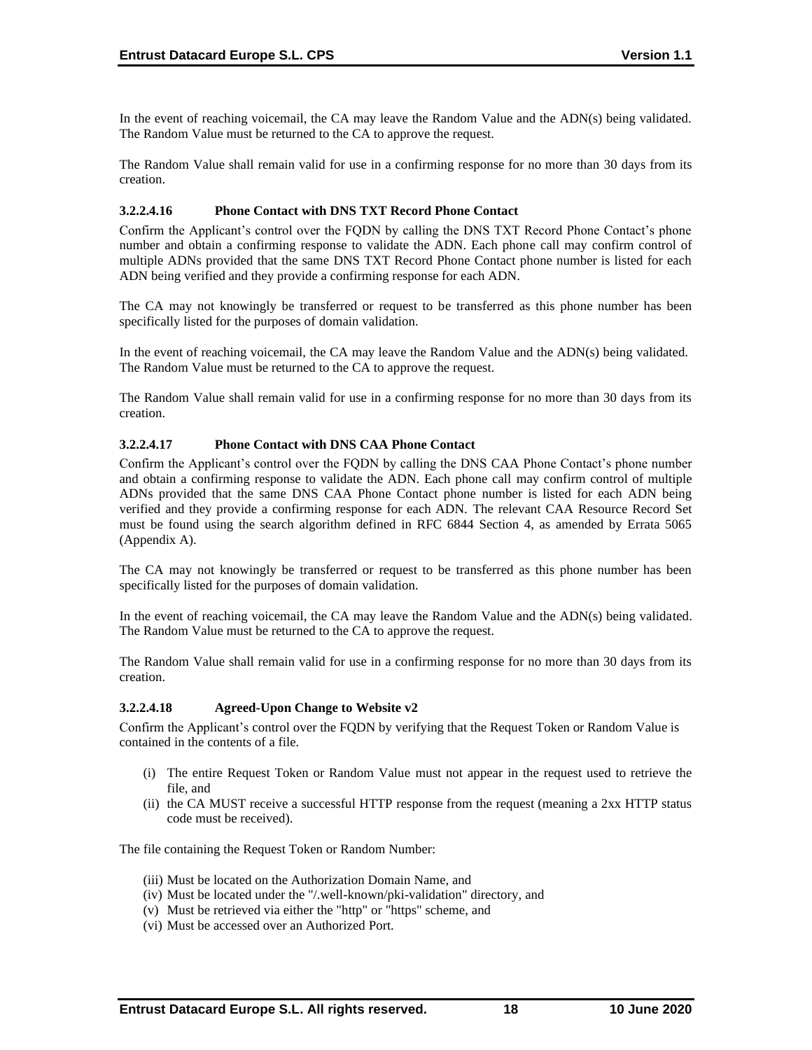In the event of reaching voicemail, the CA may leave the Random Value and the ADN(s) being validated. The Random Value must be returned to the CA to approve the request.

The Random Value shall remain valid for use in a confirming response for no more than 30 days from its creation.

#### 3.2.2.4.16 Phone Contact with DNS TXT Record Phone Contact

Confirm the Applicant's control over the FQDN by calling the DNS TXT Record Phone Contact's phone number and obtain a confirming response to validate the ADN. Each phone call may confirm control of multiple ADNs provided that the same DNS TXT Record Phone Contact phone number is listed for each ADN being verified and they provide a confirming response for each ADN.

The CA may not knowingly be transferred or request to be transferred as this phone number has been specifically listed for the purposes of domain validation.

In the event of reaching voicemail, the CA may leave the Random Value and the ADN(s) being validated. The Random Value must be returned to the CA to approve the request.

The Random Value shall remain valid for use in a confirming response for no more than 30 days from its creation.

#### 3.2.2.4.17 Phone Contact with DNS CAA Phone Contact

Confirm the Applicant's control over the FQDN by calling the DNS CAA Phone Contact's phone number and obtain a confirming response to validate the ADN. Each phone call may confirm control of multiple ADNs provided that the same DNS CAA Phone Contact phone number is listed for each ADN being verified and they provide a confirming response for each ADN. The relevant CAA Resource Record Set must be found using the search algorithm defined in RFC 6844 Section 4, as amended by Errata 5065 (Appendix A).

The CA may not knowingly be transferred or request to be transferred as this phone number has been specifically listed for the purposes of domain validation.

In the event of reaching voicemail, the CA may leave the Random Value and the ADN(s) being validated. The Random Value must be returned to the CA to approve the request.

The Random Value shall remain valid for use in a confirming response for no more than 30 days from its creation.

#### 3.2.2.4.18 Agreed-Upon Change to Website v2

Confirm the Applicant's control over the FQDN by verifying that the Request Token or Random Value is contained in the contents of a file.

(i) The entire Request Token or Random Value must not appear in the request used to retrieve the file, and
(ii) the CA MUST receive a successful HTTP response from the request (meaning a 2xx HTTP status code must be received).

The file containing the Request Token or Random Number:

(iii) Must be located on the Authorization Domain Name, and
(iv) Must be located under the "/.well-known/pki-validation" directory, and
(v) Must be retrieved via either the "http" or "https" scheme, and
(vi) Must be accessed over an Authorized Port.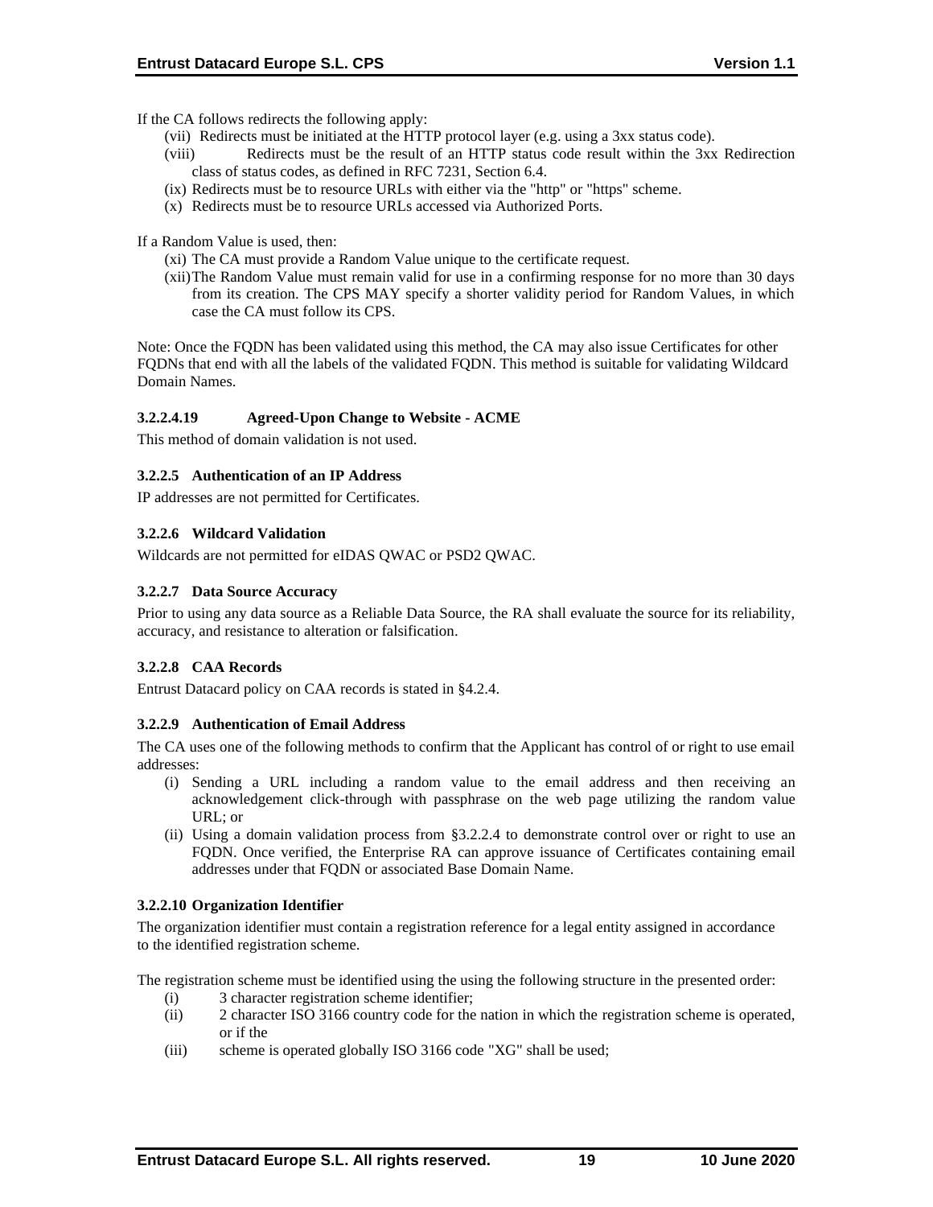If the CA follows redirects the following apply:

(vii) Redirects must be initiated at the HTTP protocol layer (e.g. using a 3xx status code).
(viii) Redirects must be the result of an HTTP status code result within the 3xx Redirection class of status codes, as defined in RFC 7231, Section 6.4.
(ix) Redirects must be to resource URLs with either via the "http" or "https" scheme.
(x) Redirects must be to resource URLs accessed via Authorized Ports.

If a Random Value is used, then:

(xi) The CA must provide a Random Value unique to the certificate request.
(xii) The Random Value must remain valid for use in a confirming response for no more than 30 days from its creation. The CPS MAY specify a shorter validity period for Random Values, in which case the CA must follow its CPS.

Note: Once the FQDN has been validated using this method, the CA may also issue Certificates for other FQDNs that end with all the labels of the validated FQDN. This method is suitable for validating Wildcard Domain Names.

#### 3.2.2.4.19 Agreed-Upon Change to Website - ACME

This method of domain validation is not used.

### 3.2.2.5 Authentication of an IP Address

IP addresses are not permitted for Certificates.

### 3.2.2.6 Wildcard Validation

Wildcards are not permitted for eIDAS QWAC or PSD2 QWAC.

### 3.2.2.7 Data Source Accuracy

Prior to using any data source as a Reliable Data Source, the RA shall evaluate the source for its reliability, accuracy, and resistance to alteration or falsification.

### 3.2.2.8 CAA Records

Entrust Datacard policy on CAA records is stated in §4.2.4.

### 3.2.2.9 Authentication of Email Address

The CA uses one of the following methods to confirm that the Applicant has control of or right to use email addresses:

(i) Sending a URL including a random value to the email address and then receiving an acknowledgement click-through with passphrase on the web page utilizing the random value URL; or
(ii) Using a domain validation process from §3.2.2.4 to demonstrate control over or right to use an FQDN. Once verified, the Enterprise RA can approve issuance of Certificates containing email addresses under that FQDN or associated Base Domain Name.

### 3.2.2.10 Organization Identifier

The organization identifier must contain a registration reference for a legal entity assigned in accordance to the identified registration scheme.

The registration scheme must be identified using the using the following structure in the presented order:

(i) 3 character registration scheme identifier;
(ii) 2 character ISO 3166 country code for the nation in which the registration scheme is operated, or if the
(iii) scheme is operated globally ISO 3166 code "XG" shall be used;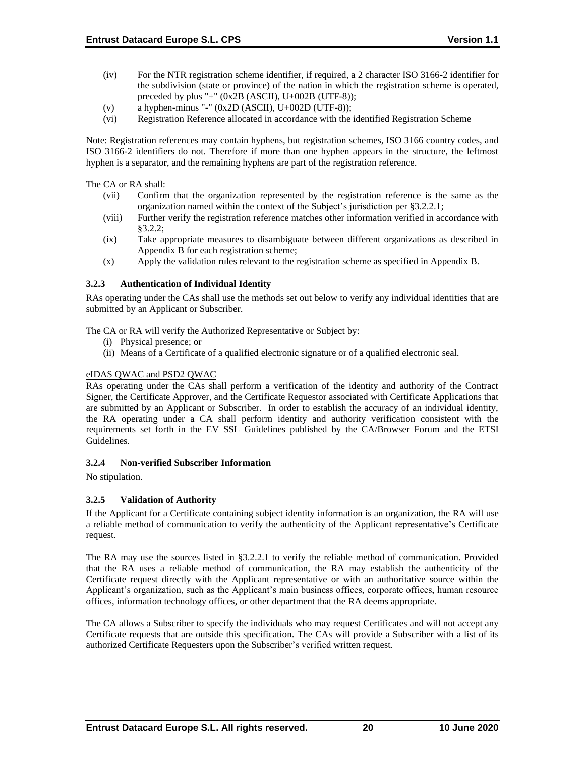(iv) For the NTR registration scheme identifier, if required, a 2 character ISO 3166-2 identifier for the subdivision (state or province) of the nation in which the registration scheme is operated, preceded by plus "+" (0x2B (ASCII), U+002B (UTF-8));

(v) a hyphen-minus "-" (0x2D (ASCII), U+002D (UTF-8));

(vi) Registration Reference allocated in accordance with the identified Registration Scheme

Note: Registration references may contain hyphens, but registration schemes, ISO 3166 country codes, and ISO 3166-2 identifiers do not. Therefore if more than one hyphen appears in the structure, the leftmost hyphen is a separator, and the remaining hyphens are part of the registration reference.

The CA or RA shall:

(vii) Confirm that the organization represented by the registration reference is the same as the organization named within the context of the Subject's jurisdiction per §3.2.2.1;

(viii) Further verify the registration reference matches other information verified in accordance with §3.2.2;

(ix) Take appropriate measures to disambiguate between different organizations as described in Appendix B for each registration scheme;

(x) Apply the validation rules relevant to the registration scheme as specified in Appendix B.

### 3.2.3 Authentication of Individual Identity

RAs operating under the CAs shall use the methods set out below to verify any individual identities that are submitted by an Applicant or Subscriber.

The CA or RA will verify the Authorized Representative or Subject by:

(i) Physical presence; or
(ii) Means of a Certificate of a qualified electronic signature or of a qualified electronic seal.

eIDAS QWAC and PSD2 QWAC

RAs operating under the CAs shall perform a verification of the identity and authority of the Contract Signer, the Certificate Approver, and the Certificate Requestor associated with Certificate Applications that are submitted by an Applicant or Subscriber. In order to establish the accuracy of an individual identity, the RA operating under a CA shall perform identity and authority verification consistent with the requirements set forth in the EV SSL Guidelines published by the CA/Browser Forum and the ETSI Guidelines.

### 3.2.4 Non-verified Subscriber Information

No stipulation.

### 3.2.5 Validation of Authority

If the Applicant for a Certificate containing subject identity information is an organization, the RA will use a reliable method of communication to verify the authenticity of the Applicant representative's Certificate request.

The RA may use the sources listed in §3.2.2.1 to verify the reliable method of communication. Provided that the RA uses a reliable method of communication, the RA may establish the authenticity of the Certificate request directly with the Applicant representative or with an authoritative source within the Applicant's organization, such as the Applicant's main business offices, corporate offices, human resource offices, information technology offices, or other department that the RA deems appropriate.

The CA allows a Subscriber to specify the individuals who may request Certificates and will not accept any Certificate requests that are outside this specification. The CAs will provide a Subscriber with a list of its authorized Certificate Requesters upon the Subscriber's verified written request.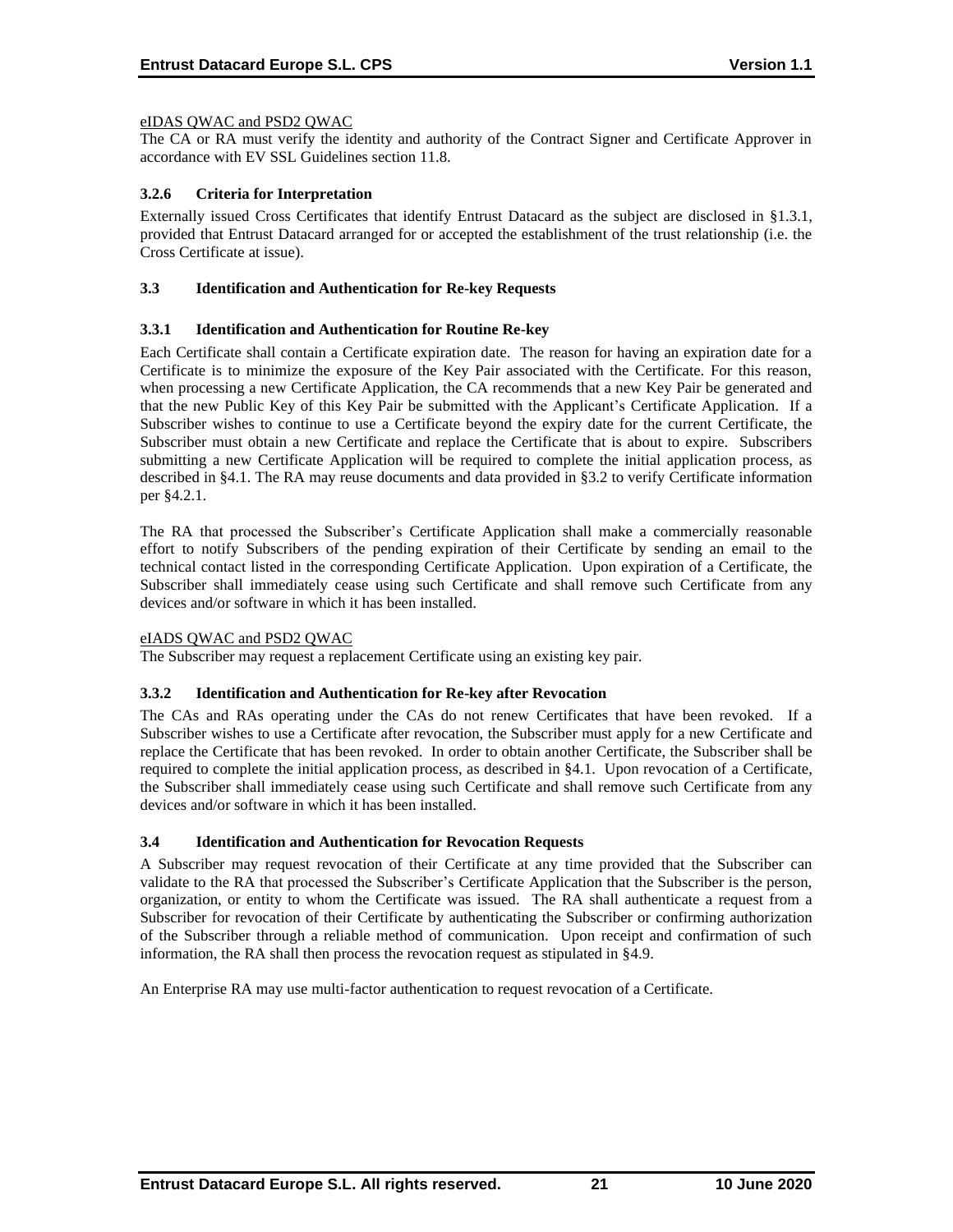eIDAS QWAC and PSD2 QWAC

The CA or RA must verify the identity and authority of the Contract Signer and Certificate Approver in accordance with EV SSL Guidelines section 11.8.

### 3.2.6 Criteria for Interpretation

Externally issued Cross Certificates that identify Entrust Datacard as the subject are disclosed in §1.3.1, provided that Entrust Datacard arranged for or accepted the establishment of the trust relationship (i.e. the Cross Certificate at issue).

## 3.3 Identification and Authentication for Re-key Requests

### 3.3.1 Identification and Authentication for Routine Re-key

Each Certificate shall contain a Certificate expiration date. The reason for having an expiration date for a Certificate is to minimize the exposure of the Key Pair associated with the Certificate. For this reason, when processing a new Certificate Application, the CA recommends that a new Key Pair be generated and that the new Public Key of this Key Pair be submitted with the Applicant's Certificate Application. If a Subscriber wishes to continue to use a Certificate beyond the expiry date for the current Certificate, the Subscriber must obtain a new Certificate and replace the Certificate that is about to expire. Subscribers submitting a new Certificate Application will be required to complete the initial application process, as described in §4.1. The RA may reuse documents and data provided in §3.2 to verify Certificate information per §4.2.1.

The RA that processed the Subscriber's Certificate Application shall make a commercially reasonable effort to notify Subscribers of the pending expiration of their Certificate by sending an email to the technical contact listed in the corresponding Certificate Application. Upon expiration of a Certificate, the Subscriber shall immediately cease using such Certificate and shall remove such Certificate from any devices and/or software in which it has been installed.

eIADS QWAC and PSD2 QWAC

The Subscriber may request a replacement Certificate using an existing key pair.

### 3.3.2 Identification and Authentication for Re-key after Revocation

The CAs and RAs operating under the CAs do not renew Certificates that have been revoked. If a Subscriber wishes to use a Certificate after revocation, the Subscriber must apply for a new Certificate and replace the Certificate that has been revoked. In order to obtain another Certificate, the Subscriber shall be required to complete the initial application process, as described in §4.1. Upon revocation of a Certificate, the Subscriber shall immediately cease using such Certificate and shall remove such Certificate from any devices and/or software in which it has been installed.

## 3.4 Identification and Authentication for Revocation Requests

A Subscriber may request revocation of their Certificate at any time provided that the Subscriber can validate to the RA that processed the Subscriber's Certificate Application that the Subscriber is the person, organization, or entity to whom the Certificate was issued. The RA shall authenticate a request from a Subscriber for revocation of their Certificate by authenticating the Subscriber or confirming authorization of the Subscriber through a reliable method of communication. Upon receipt and confirmation of such information, the RA shall then process the revocation request as stipulated in §4.9.

An Enterprise RA may use multi-factor authentication to request revocation of a Certificate.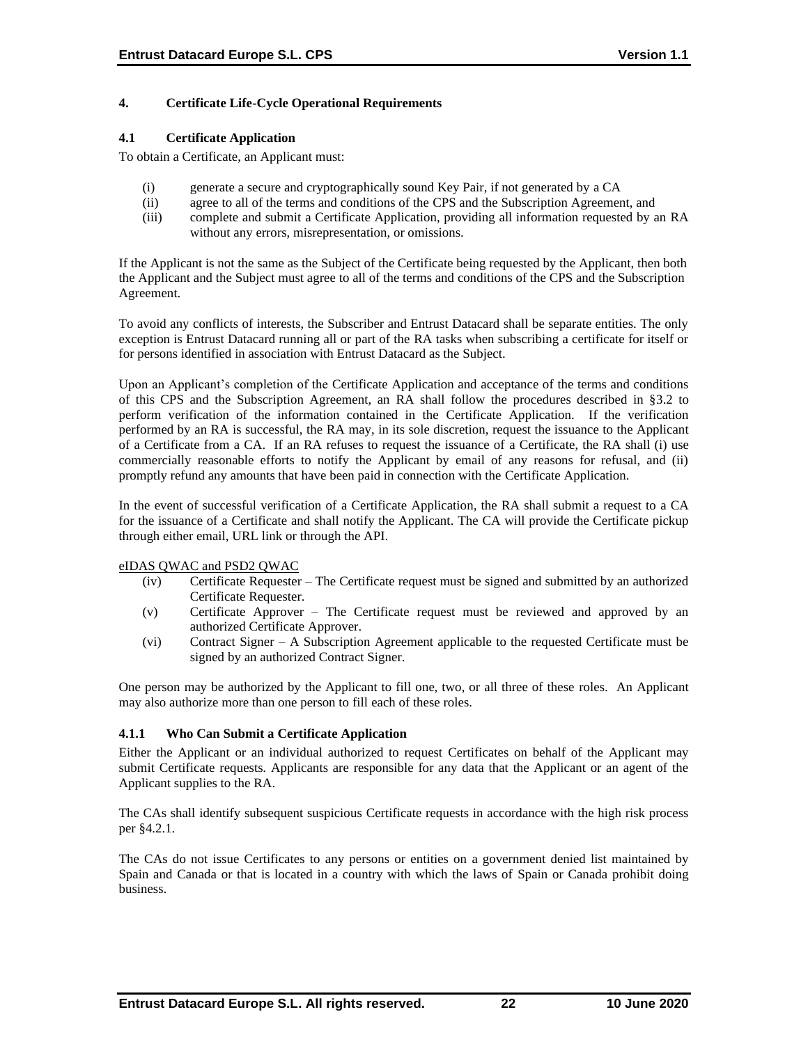## 4. Certificate Life-Cycle Operational Requirements

### 4.1 Certificate Application

To obtain a Certificate, an Applicant must:

(i) generate a secure and cryptographically sound Key Pair, if not generated by a CA
(ii) agree to all of the terms and conditions of the CPS and the Subscription Agreement, and
(iii) complete and submit a Certificate Application, providing all information requested by an RA without any errors, misrepresentation, or omissions.

If the Applicant is not the same as the Subject of the Certificate being requested by the Applicant, then both the Applicant and the Subject must agree to all of the terms and conditions of the CPS and the Subscription Agreement.

To avoid any conflicts of interests, the Subscriber and Entrust Datacard shall be separate entities. The only exception is Entrust Datacard running all or part of the RA tasks when subscribing a certificate for itself or for persons identified in association with Entrust Datacard as the Subject.

Upon an Applicant's completion of the Certificate Application and acceptance of the terms and conditions of this CPS and the Subscription Agreement, an RA shall follow the procedures described in §3.2 to perform verification of the information contained in the Certificate Application. If the verification performed by an RA is successful, the RA may, in its sole discretion, request the issuance to the Applicant of a Certificate from a CA. If an RA refuses to request the issuance of a Certificate, the RA shall (i) use commercially reasonable efforts to notify the Applicant by email of any reasons for refusal, and (ii) promptly refund any amounts that have been paid in connection with the Certificate Application.

In the event of successful verification of a Certificate Application, the RA shall submit a request to a CA for the issuance of a Certificate and shall notify the Applicant. The CA will provide the Certificate pickup through either email, URL link or through the API.

<u>eIDAS QWAC and PSD2 QWAC</u>

(iv) Certificate Requester – The Certificate request must be signed and submitted by an authorized Certificate Requester.
(v) Certificate Approver – The Certificate request must be reviewed and approved by an authorized Certificate Approver.
(vi) Contract Signer – A Subscription Agreement applicable to the requested Certificate must be signed by an authorized Contract Signer.

One person may be authorized by the Applicant to fill one, two, or all three of these roles. An Applicant may also authorize more than one person to fill each of these roles.

#### 4.1.1 Who Can Submit a Certificate Application

Either the Applicant or an individual authorized to request Certificates on behalf of the Applicant may submit Certificate requests. Applicants are responsible for any data that the Applicant or an agent of the Applicant supplies to the RA.

The CAs shall identify subsequent suspicious Certificate requests in accordance with the high risk process per §4.2.1.

The CAs do not issue Certificates to any persons or entities on a government denied list maintained by Spain and Canada or that is located in a country with which the laws of Spain or Canada prohibit doing business.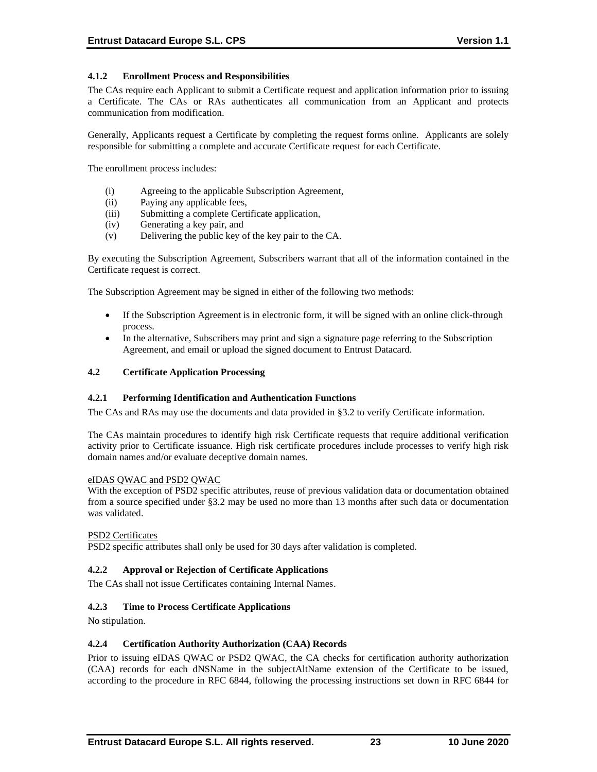### 4.1.2 Enrollment Process and Responsibilities

The CAs require each Applicant to submit a Certificate request and application information prior to issuing a Certificate. The CAs or RAs authenticates all communication from an Applicant and protects communication from modification.

Generally, Applicants request a Certificate by completing the request forms online. Applicants are solely responsible for submitting a complete and accurate Certificate request for each Certificate.

The enrollment process includes:

(i) Agreeing to the applicable Subscription Agreement,
(ii) Paying any applicable fees,
(iii) Submitting a complete Certificate application,
(iv) Generating a key pair, and
(v) Delivering the public key of the key pair to the CA.

By executing the Subscription Agreement, Subscribers warrant that all of the information contained in the Certificate request is correct.

The Subscription Agreement may be signed in either of the following two methods:

- If the Subscription Agreement is in electronic form, it will be signed with an online click-through process.
- In the alternative, Subscribers may print and sign a signature page referring to the Subscription Agreement, and email or upload the signed document to Entrust Datacard.

## 4.2 Certificate Application Processing

### 4.2.1 Performing Identification and Authentication Functions

The CAs and RAs may use the documents and data provided in §3.2 to verify Certificate information.

The CAs maintain procedures to identify high risk Certificate requests that require additional verification activity prior to Certificate issuance. High risk certificate procedures include processes to verify high risk domain names and/or evaluate deceptive domain names.

eIDAS QWAC and PSD2 QWAC

With the exception of PSD2 specific attributes, reuse of previous validation data or documentation obtained from a source specified under §3.2 may be used no more than 13 months after such data or documentation was validated.

PSD2 Certificates

PSD2 specific attributes shall only be used for 30 days after validation is completed.

### 4.2.2 Approval or Rejection of Certificate Applications

The CAs shall not issue Certificates containing Internal Names.

### 4.2.3 Time to Process Certificate Applications

No stipulation.

### 4.2.4 Certification Authority Authorization (CAA) Records

Prior to issuing eIDAS QWAC or PSD2 QWAC, the CA checks for certification authority authorization (CAA) records for each dNSName in the subjectAltName extension of the Certificate to be issued, according to the procedure in RFC 6844, following the processing instructions set down in RFC 6844 for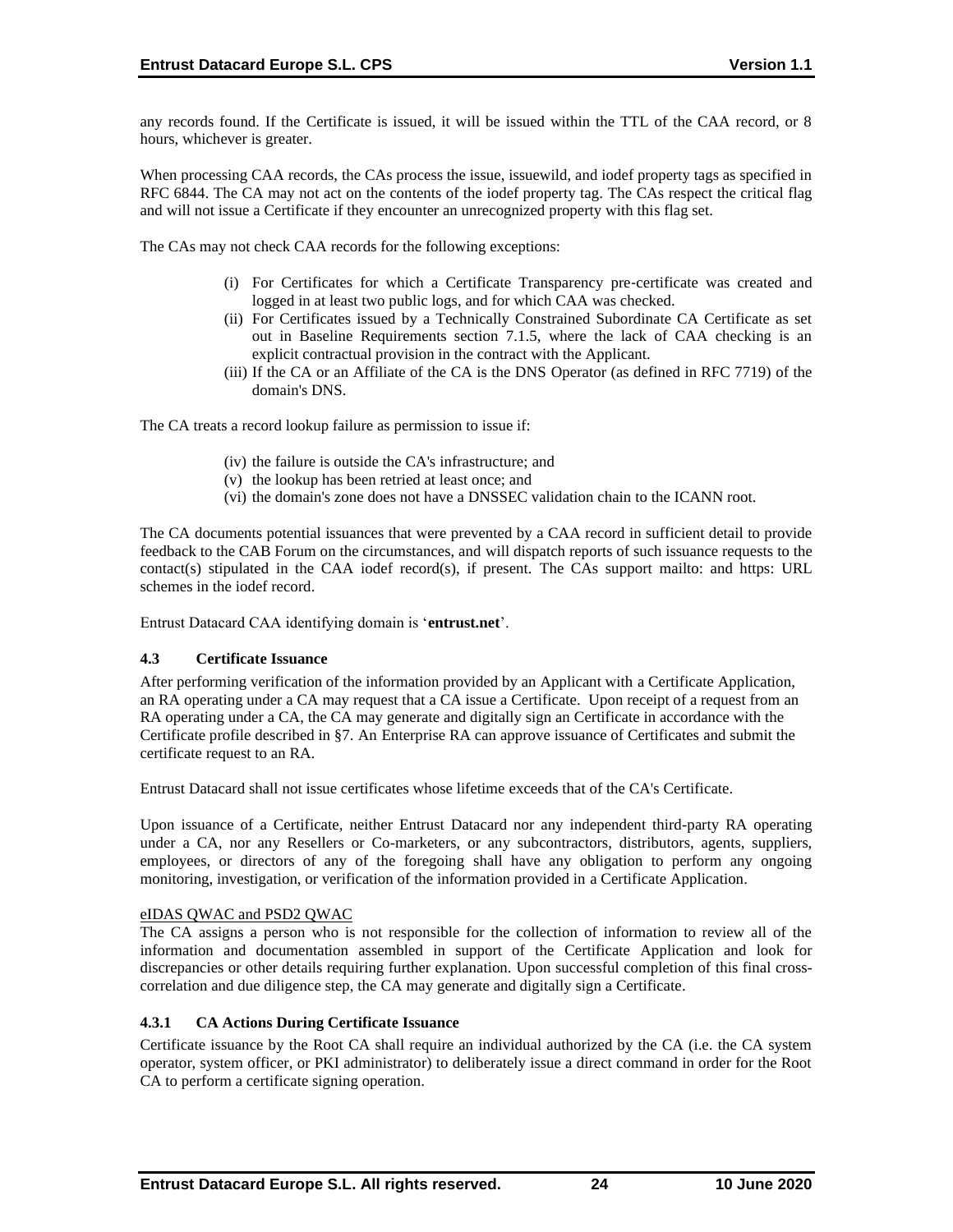any records found. If the Certificate is issued, it will be issued within the TTL of the CAA record, or 8 hours, whichever is greater.

When processing CAA records, the CAs process the issue, issuewild, and iodef property tags as specified in RFC 6844. The CA may not act on the contents of the iodef property tag. The CAs respect the critical flag and will not issue a Certificate if they encounter an unrecognized property with this flag set.

The CAs may not check CAA records for the following exceptions:

(i) For Certificates for which a Certificate Transparency pre-certificate was created and logged in at least two public logs, and for which CAA was checked.
(ii) For Certificates issued by a Technically Constrained Subordinate CA Certificate as set out in Baseline Requirements section 7.1.5, where the lack of CAA checking is an explicit contractual provision in the contract with the Applicant.
(iii) If the CA or an Affiliate of the CA is the DNS Operator (as defined in RFC 7719) of the domain's DNS.

The CA treats a record lookup failure as permission to issue if:

(iv) the failure is outside the CA's infrastructure; and
(v) the lookup has been retried at least once; and
(vi) the domain's zone does not have a DNSSEC validation chain to the ICANN root.

The CA documents potential issuances that were prevented by a CAA record in sufficient detail to provide feedback to the CAB Forum on the circumstances, and will dispatch reports of such issuance requests to the contact(s) stipulated in the CAA iodef record(s), if present. The CAs support mailto: and https: URL schemes in the iodef record.

Entrust Datacard CAA identifying domain is '**entrust.net**'.

### 4.3 Certificate Issuance

After performing verification of the information provided by an Applicant with a Certificate Application, an RA operating under a CA may request that a CA issue a Certificate. Upon receipt of a request from an RA operating under a CA, the CA may generate and digitally sign an Certificate in accordance with the Certificate profile described in §7. An Enterprise RA can approve issuance of Certificates and submit the certificate request to an RA.

Entrust Datacard shall not issue certificates whose lifetime exceeds that of the CA's Certificate.

Upon issuance of a Certificate, neither Entrust Datacard nor any independent third-party RA operating under a CA, nor any Resellers or Co-marketers, or any subcontractors, distributors, agents, suppliers, employees, or directors of any of the foregoing shall have any obligation to perform any ongoing monitoring, investigation, or verification of the information provided in a Certificate Application.

eIDAS QWAC and PSD2 QWAC

The CA assigns a person who is not responsible for the collection of information to review all of the information and documentation assembled in support of the Certificate Application and look for discrepancies or other details requiring further explanation. Upon successful completion of this final cross-correlation and due diligence step, the CA may generate and digitally sign a Certificate.

#### 4.3.1 CA Actions During Certificate Issuance

Certificate issuance by the Root CA shall require an individual authorized by the CA (i.e. the CA system operator, system officer, or PKI administrator) to deliberately issue a direct command in order for the Root CA to perform a certificate signing operation.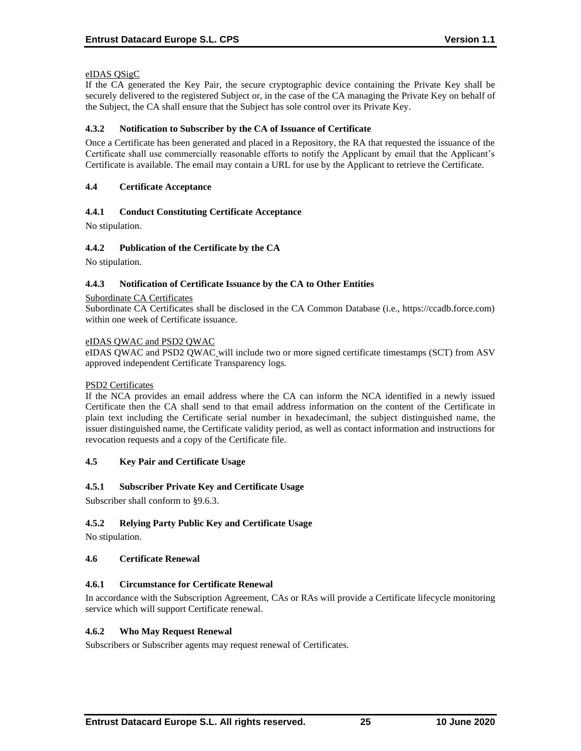eIDAS QSigC

If the CA generated the Key Pair, the secure cryptographic device containing the Private Key shall be securely delivered to the registered Subject or, in the case of the CA managing the Private Key on behalf of the Subject, the CA shall ensure that the Subject has sole control over its Private Key.

### 4.3.2 Notification to Subscriber by the CA of Issuance of Certificate

Once a Certificate has been generated and placed in a Repository, the RA that requested the issuance of the Certificate shall use commercially reasonable efforts to notify the Applicant by email that the Applicant's Certificate is available. The email may contain a URL for use by the Applicant to retrieve the Certificate.

## 4.4 Certificate Acceptance

### 4.4.1 Conduct Constituting Certificate Acceptance

No stipulation.

### 4.4.2 Publication of the Certificate by the CA

No stipulation.

### 4.4.3 Notification of Certificate Issuance by the CA to Other Entities

Subordinate CA Certificates

Subordinate CA Certificates shall be disclosed in the CA Common Database (i.e., https://ccadb.force.com) within one week of Certificate issuance.

eIDAS QWAC and PSD2 QWAC

eIDAS QWAC and PSD2 QWAC will include two or more signed certificate timestamps (SCT) from ASV approved independent Certificate Transparency logs.

PSD2 Certificates

If the NCA provides an email address where the CA can inform the NCA identified in a newly issued Certificate then the CA shall send to that email address information on the content of the Certificate in plain text including the Certificate serial number in hexadecimanl, the subject distinguished name, the issuer distinguished name, the Certificate validity period, as well as contact information and instructions for revocation requests and a copy of the Certificate file.

## 4.5 Key Pair and Certificate Usage

### 4.5.1 Subscriber Private Key and Certificate Usage

Subscriber shall conform to §9.6.3.

### 4.5.2 Relying Party Public Key and Certificate Usage

No stipulation.

## 4.6 Certificate Renewal

### 4.6.1 Circumstance for Certificate Renewal

In accordance with the Subscription Agreement, CAs or RAs will provide a Certificate lifecycle monitoring service which will support Certificate renewal.

### 4.6.2 Who May Request Renewal

Subscribers or Subscriber agents may request renewal of Certificates.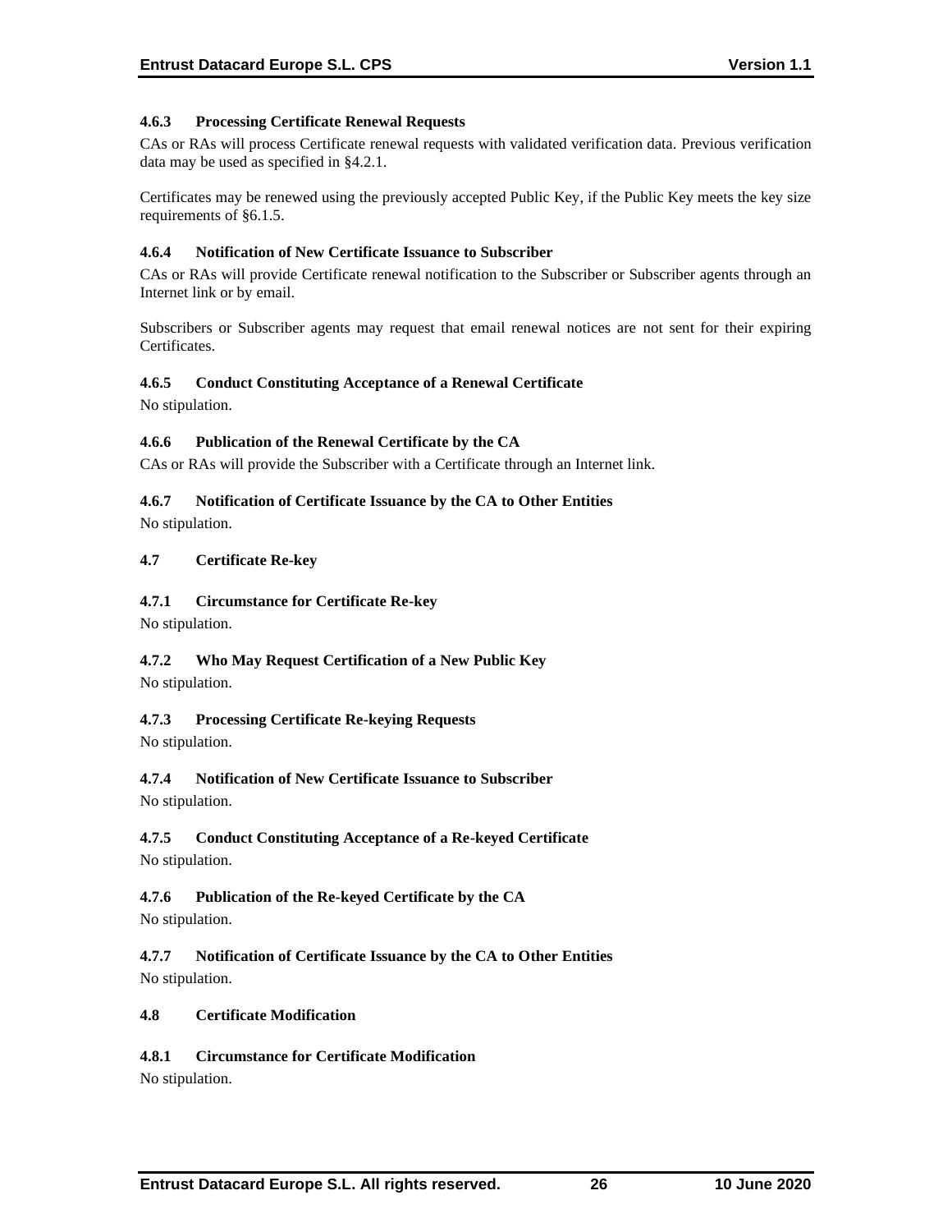#### 4.6.3 Processing Certificate Renewal Requests

CAs or RAs will process Certificate renewal requests with validated verification data. Previous verification data may be used as specified in §4.2.1.

Certificates may be renewed using the previously accepted Public Key, if the Public Key meets the key size requirements of §6.1.5.

#### 4.6.4 Notification of New Certificate Issuance to Subscriber

CAs or RAs will provide Certificate renewal notification to the Subscriber or Subscriber agents through an Internet link or by email.

Subscribers or Subscriber agents may request that email renewal notices are not sent for their expiring Certificates.

#### 4.6.5 Conduct Constituting Acceptance of a Renewal Certificate

No stipulation.

#### 4.6.6 Publication of the Renewal Certificate by the CA

CAs or RAs will provide the Subscriber with a Certificate through an Internet link.

#### 4.6.7 Notification of Certificate Issuance by the CA to Other Entities

No stipulation.

### 4.7 Certificate Re-key

#### 4.7.1 Circumstance for Certificate Re-key

No stipulation.

#### 4.7.2 Who May Request Certification of a New Public Key

No stipulation.

#### 4.7.3 Processing Certificate Re-keying Requests

No stipulation.

#### 4.7.4 Notification of New Certificate Issuance to Subscriber

No stipulation.

#### 4.7.5 Conduct Constituting Acceptance of a Re-keyed Certificate

No stipulation.

#### 4.7.6 Publication of the Re-keyed Certificate by the CA

No stipulation.

#### 4.7.7 Notification of Certificate Issuance by the CA to Other Entities

No stipulation.

### 4.8 Certificate Modification

#### 4.8.1 Circumstance for Certificate Modification

No stipulation.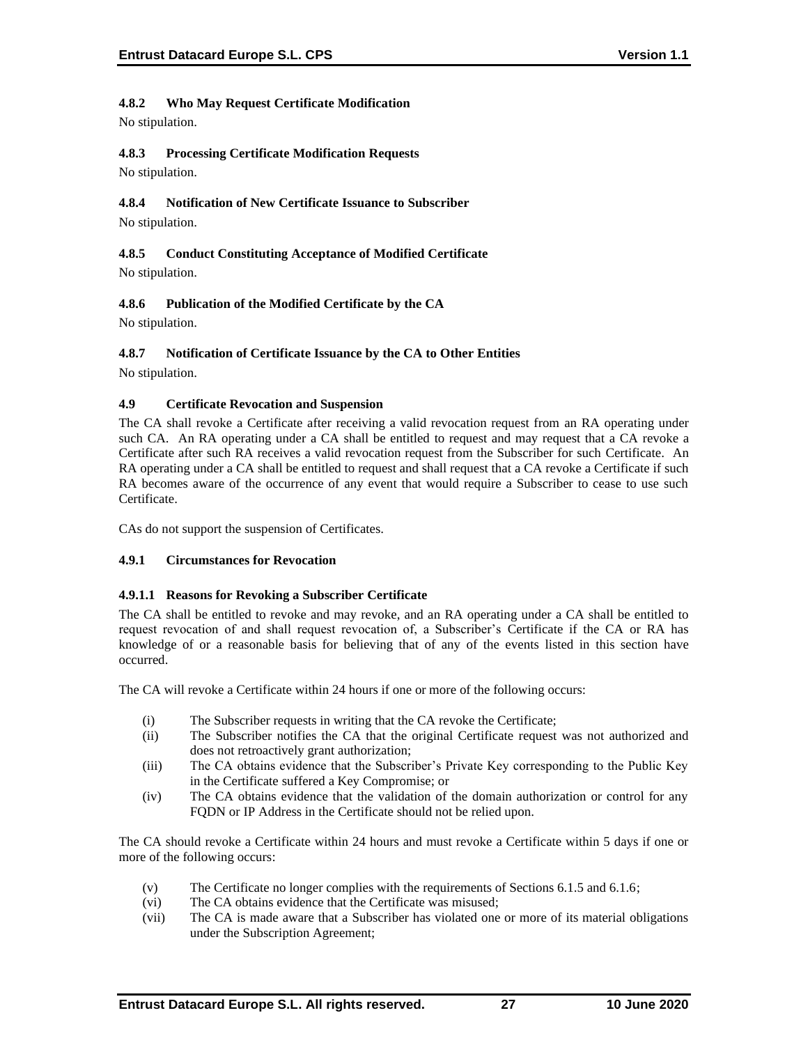#### 4.8.2 Who May Request Certificate Modification

No stipulation.

#### 4.8.3 Processing Certificate Modification Requests

No stipulation.

#### 4.8.4 Notification of New Certificate Issuance to Subscriber

No stipulation.

#### 4.8.5 Conduct Constituting Acceptance of Modified Certificate

No stipulation.

#### 4.8.6 Publication of the Modified Certificate by the CA

No stipulation.

#### 4.8.7 Notification of Certificate Issuance by the CA to Other Entities

No stipulation.

### 4.9 Certificate Revocation and Suspension

The CA shall revoke a Certificate after receiving a valid revocation request from an RA operating under such CA. An RA operating under a CA shall be entitled to request and may request that a CA revoke a Certificate after such RA receives a valid revocation request from the Subscriber for such Certificate. An RA operating under a CA shall be entitled to request and shall request that a CA revoke a Certificate if such RA becomes aware of the occurrence of any event that would require a Subscriber to cease to use such Certificate.

CAs do not support the suspension of Certificates.

#### 4.9.1 Circumstances for Revocation

##### 4.9.1.1 Reasons for Revoking a Subscriber Certificate

The CA shall be entitled to revoke and may revoke, and an RA operating under a CA shall be entitled to request revocation of and shall request revocation of, a Subscriber's Certificate if the CA or RA has knowledge of or a reasonable basis for believing that of any of the events listed in this section have occurred.

The CA will revoke a Certificate within 24 hours if one or more of the following occurs:

(i) The Subscriber requests in writing that the CA revoke the Certificate;
(ii) The Subscriber notifies the CA that the original Certificate request was not authorized and does not retroactively grant authorization;
(iii) The CA obtains evidence that the Subscriber's Private Key corresponding to the Public Key in the Certificate suffered a Key Compromise; or
(iv) The CA obtains evidence that the validation of the domain authorization or control for any FQDN or IP Address in the Certificate should not be relied upon.

The CA should revoke a Certificate within 24 hours and must revoke a Certificate within 5 days if one or more of the following occurs:

(v) The Certificate no longer complies with the requirements of Sections 6.1.5 and 6.1.6;
(vi) The CA obtains evidence that the Certificate was misused;
(vii) The CA is made aware that a Subscriber has violated one or more of its material obligations under the Subscription Agreement;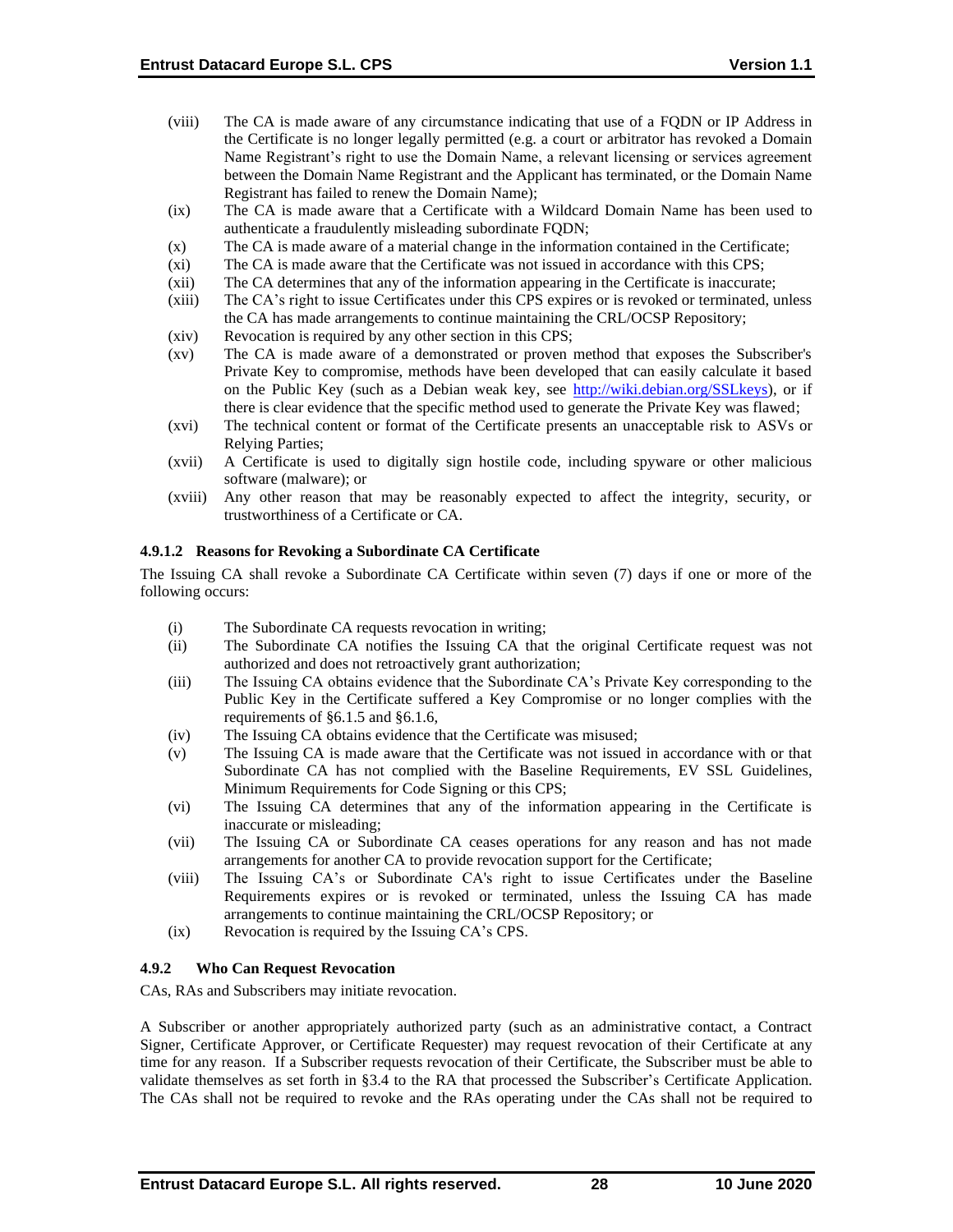(viii) The CA is made aware of any circumstance indicating that use of a FQDN or IP Address in the Certificate is no longer legally permitted (e.g. a court or arbitrator has revoked a Domain Name Registrant's right to use the Domain Name, a relevant licensing or services agreement between the Domain Name Registrant and the Applicant has terminated, or the Domain Name Registrant has failed to renew the Domain Name);

(ix) The CA is made aware that a Certificate with a Wildcard Domain Name has been used to authenticate a fraudulently misleading subordinate FQDN;

(x) The CA is made aware of a material change in the information contained in the Certificate;

(xi) The CA is made aware that the Certificate was not issued in accordance with this CPS;

(xii) The CA determines that any of the information appearing in the Certificate is inaccurate;

(xiii) The CA's right to issue Certificates under this CPS expires or is revoked or terminated, unless the CA has made arrangements to continue maintaining the CRL/OCSP Repository;

(xiv) Revocation is required by any other section in this CPS;

(xv) The CA is made aware of a demonstrated or proven method that exposes the Subscriber's Private Key to compromise, methods have been developed that can easily calculate it based on the Public Key (such as a Debian weak key, see http://wiki.debian.org/SSLkeys), or if there is clear evidence that the specific method used to generate the Private Key was flawed;

(xvi) The technical content or format of the Certificate presents an unacceptable risk to ASVs or Relying Parties;

(xvii) A Certificate is used to digitally sign hostile code, including spyware or other malicious software (malware); or

(xviii) Any other reason that may be reasonably expected to affect the integrity, security, or trustworthiness of a Certificate or CA.

#### 4.9.1.2 Reasons for Revoking a Subordinate CA Certificate

The Issuing CA shall revoke a Subordinate CA Certificate within seven (7) days if one or more of the following occurs:

(i) The Subordinate CA requests revocation in writing;

(ii) The Subordinate CA notifies the Issuing CA that the original Certificate request was not authorized and does not retroactively grant authorization;

(iii) The Issuing CA obtains evidence that the Subordinate CA's Private Key corresponding to the Public Key in the Certificate suffered a Key Compromise or no longer complies with the requirements of §6.1.5 and §6.1.6,

(iv) The Issuing CA obtains evidence that the Certificate was misused;

(v) The Issuing CA is made aware that the Certificate was not issued in accordance with or that Subordinate CA has not complied with the Baseline Requirements, EV SSL Guidelines, Minimum Requirements for Code Signing or this CPS;

(vi) The Issuing CA determines that any of the information appearing in the Certificate is inaccurate or misleading;

(vii) The Issuing CA or Subordinate CA ceases operations for any reason and has not made arrangements for another CA to provide revocation support for the Certificate;

(viii) The Issuing CA's or Subordinate CA's right to issue Certificates under the Baseline Requirements expires or is revoked or terminated, unless the Issuing CA has made arrangements to continue maintaining the CRL/OCSP Repository; or

(ix) Revocation is required by the Issuing CA's CPS.

### 4.9.2 Who Can Request Revocation

CAs, RAs and Subscribers may initiate revocation.

A Subscriber or another appropriately authorized party (such as an administrative contact, a Contract Signer, Certificate Approver, or Certificate Requester) may request revocation of their Certificate at any time for any reason. If a Subscriber requests revocation of their Certificate, the Subscriber must be able to validate themselves as set forth in §3.4 to the RA that processed the Subscriber's Certificate Application. The CAs shall not be required to revoke and the RAs operating under the CAs shall not be required to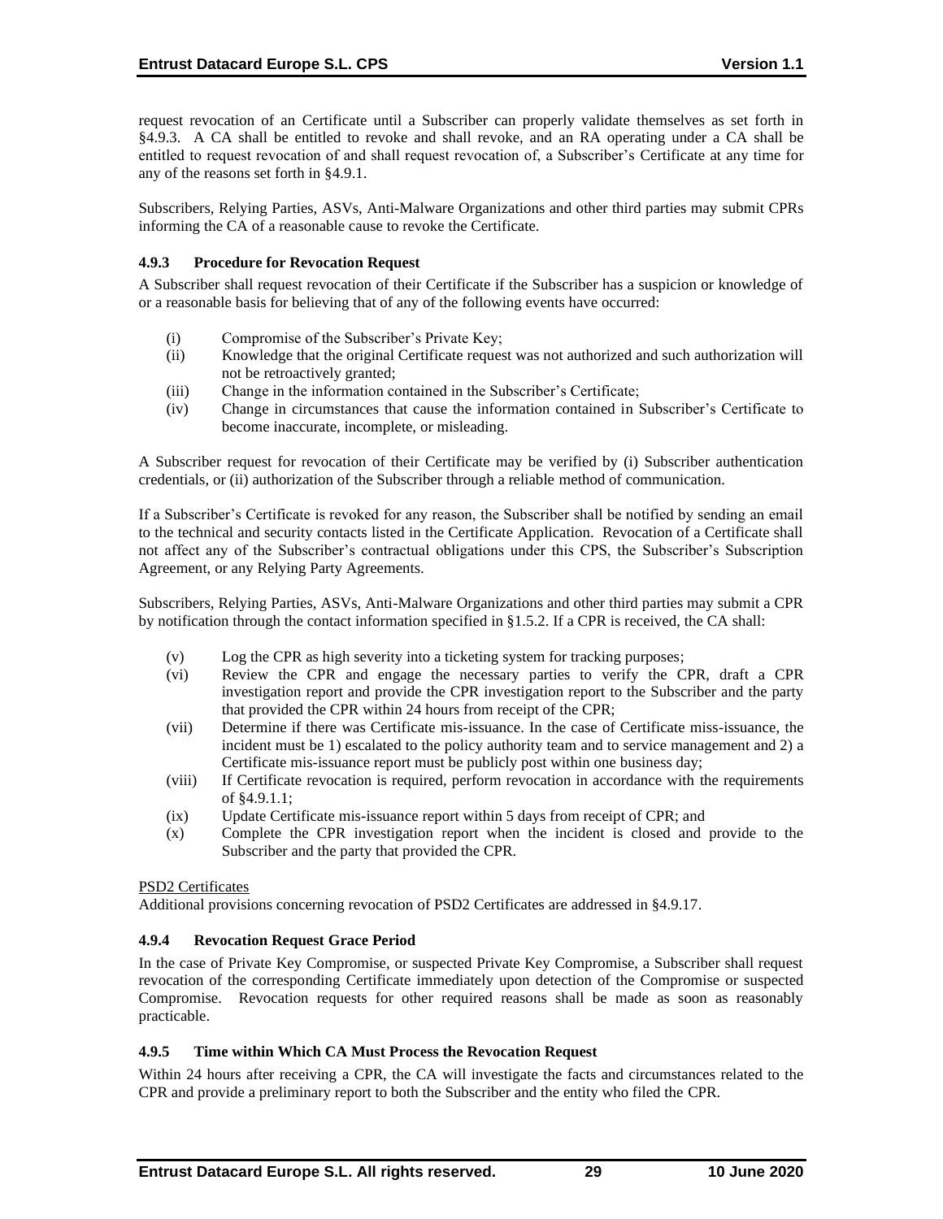request revocation of an Certificate until a Subscriber can properly validate themselves as set forth in §4.9.3. A CA shall be entitled to revoke and shall revoke, and an RA operating under a CA shall be entitled to request revocation of and shall request revocation of, a Subscriber's Certificate at any time for any of the reasons set forth in §4.9.1.

Subscribers, Relying Parties, ASVs, Anti-Malware Organizations and other third parties may submit CPRs informing the CA of a reasonable cause to revoke the Certificate.

### 4.9.3 Procedure for Revocation Request

A Subscriber shall request revocation of their Certificate if the Subscriber has a suspicion or knowledge of or a reasonable basis for believing that of any of the following events have occurred:

- (i) Compromise of the Subscriber's Private Key;
- (ii) Knowledge that the original Certificate request was not authorized and such authorization will not be retroactively granted;
- (iii) Change in the information contained in the Subscriber's Certificate;
- (iv) Change in circumstances that cause the information contained in Subscriber's Certificate to become inaccurate, incomplete, or misleading.

A Subscriber request for revocation of their Certificate may be verified by (i) Subscriber authentication credentials, or (ii) authorization of the Subscriber through a reliable method of communication.

If a Subscriber's Certificate is revoked for any reason, the Subscriber shall be notified by sending an email to the technical and security contacts listed in the Certificate Application. Revocation of a Certificate shall not affect any of the Subscriber's contractual obligations under this CPS, the Subscriber's Subscription Agreement, or any Relying Party Agreements.

Subscribers, Relying Parties, ASVs, Anti-Malware Organizations and other third parties may submit a CPR by notification through the contact information specified in §1.5.2. If a CPR is received, the CA shall:

- (v) Log the CPR as high severity into a ticketing system for tracking purposes;
- (vi) Review the CPR and engage the necessary parties to verify the CPR, draft a CPR investigation report and provide the CPR investigation report to the Subscriber and the party that provided the CPR within 24 hours from receipt of the CPR;
- (vii) Determine if there was Certificate mis-issuance. In the case of Certificate miss-issuance, the incident must be 1) escalated to the policy authority team and to service management and 2) a Certificate mis-issuance report must be publicly post within one business day;
- (viii) If Certificate revocation is required, perform revocation in accordance with the requirements of §4.9.1.1;
- (ix) Update Certificate mis-issuance report within 5 days from receipt of CPR; and
- (x) Complete the CPR investigation report when the incident is closed and provide to the Subscriber and the party that provided the CPR.

<u>PSD2 Certificates</u>

Additional provisions concerning revocation of PSD2 Certificates are addressed in §4.9.17.

### 4.9.4 Revocation Request Grace Period

In the case of Private Key Compromise, or suspected Private Key Compromise, a Subscriber shall request revocation of the corresponding Certificate immediately upon detection of the Compromise or suspected Compromise. Revocation requests for other required reasons shall be made as soon as reasonably practicable.

### 4.9.5 Time within Which CA Must Process the Revocation Request

Within 24 hours after receiving a CPR, the CA will investigate the facts and circumstances related to the CPR and provide a preliminary report to both the Subscriber and the entity who filed the CPR.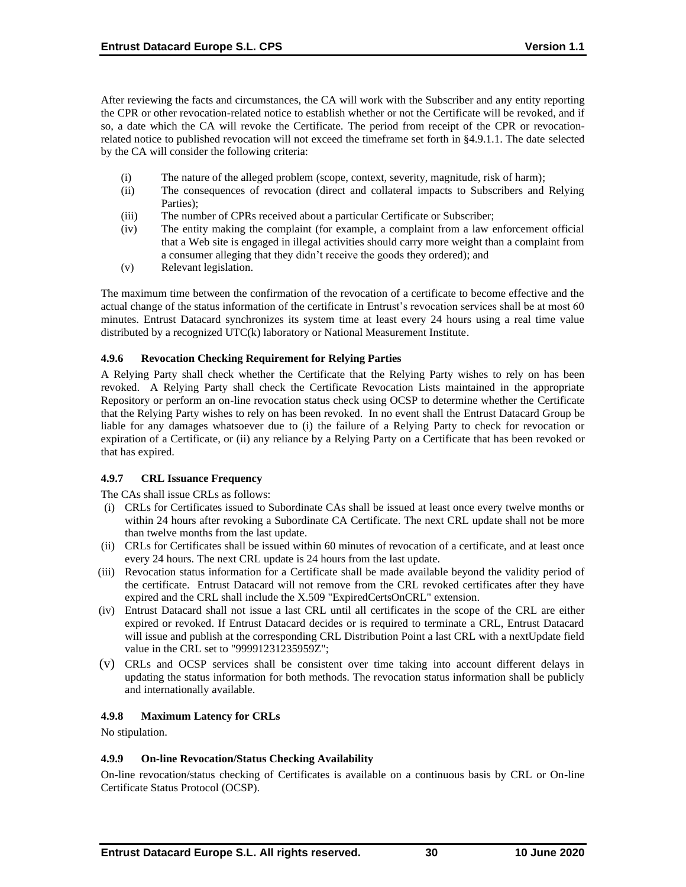After reviewing the facts and circumstances, the CA will work with the Subscriber and any entity reporting the CPR or other revocation-related notice to establish whether or not the Certificate will be revoked, and if so, a date which the CA will revoke the Certificate. The period from receipt of the CPR or revocation-related notice to published revocation will not exceed the timeframe set forth in §4.9.1.1. The date selected by the CA will consider the following criteria:

- (i) The nature of the alleged problem (scope, context, severity, magnitude, risk of harm);
- (ii) The consequences of revocation (direct and collateral impacts to Subscribers and Relying Parties);
- (iii) The number of CPRs received about a particular Certificate or Subscriber;
- (iv) The entity making the complaint (for example, a complaint from a law enforcement official that a Web site is engaged in illegal activities should carry more weight than a complaint from a consumer alleging that they didn't receive the goods they ordered); and
- (v) Relevant legislation.

The maximum time between the confirmation of the revocation of a certificate to become effective and the actual change of the status information of the certificate in Entrust's revocation services shall be at most 60 minutes. Entrust Datacard synchronizes its system time at least every 24 hours using a real time value distributed by a recognized UTC(k) laboratory or National Measurement Institute.

#### 4.9.6 Revocation Checking Requirement for Relying Parties

A Relying Party shall check whether the Certificate that the Relying Party wishes to rely on has been revoked. A Relying Party shall check the Certificate Revocation Lists maintained in the appropriate Repository or perform an on-line revocation status check using OCSP to determine whether the Certificate that the Relying Party wishes to rely on has been revoked. In no event shall the Entrust Datacard Group be liable for any damages whatsoever due to (i) the failure of a Relying Party to check for revocation or expiration of a Certificate, or (ii) any reliance by a Relying Party on a Certificate that has been revoked or that has expired.

#### 4.9.7 CRL Issuance Frequency

The CAs shall issue CRLs as follows:

- (i) CRLs for Certificates issued to Subordinate CAs shall be issued at least once every twelve months or within 24 hours after revoking a Subordinate CA Certificate. The next CRL update shall not be more than twelve months from the last update.
- (ii) CRLs for Certificates shall be issued within 60 minutes of revocation of a certificate, and at least once every 24 hours. The next CRL update is 24 hours from the last update.
- (iii) Revocation status information for a Certificate shall be made available beyond the validity period of the certificate. Entrust Datacard will not remove from the CRL revoked certificates after they have expired and the CRL shall include the X.509 "ExpiredCertsOnCRL" extension.
- (iv) Entrust Datacard shall not issue a last CRL until all certificates in the scope of the CRL are either expired or revoked. If Entrust Datacard decides or is required to terminate a CRL, Entrust Datacard will issue and publish at the corresponding CRL Distribution Point a last CRL with a nextUpdate field value in the CRL set to "99991231235959Z";
- (v) CRLs and OCSP services shall be consistent over time taking into account different delays in updating the status information for both methods. The revocation status information shall be publicly and internationally available.

#### 4.9.8 Maximum Latency for CRLs

No stipulation.

#### 4.9.9 On-line Revocation/Status Checking Availability

On-line revocation/status checking of Certificates is available on a continuous basis by CRL or On-line Certificate Status Protocol (OCSP).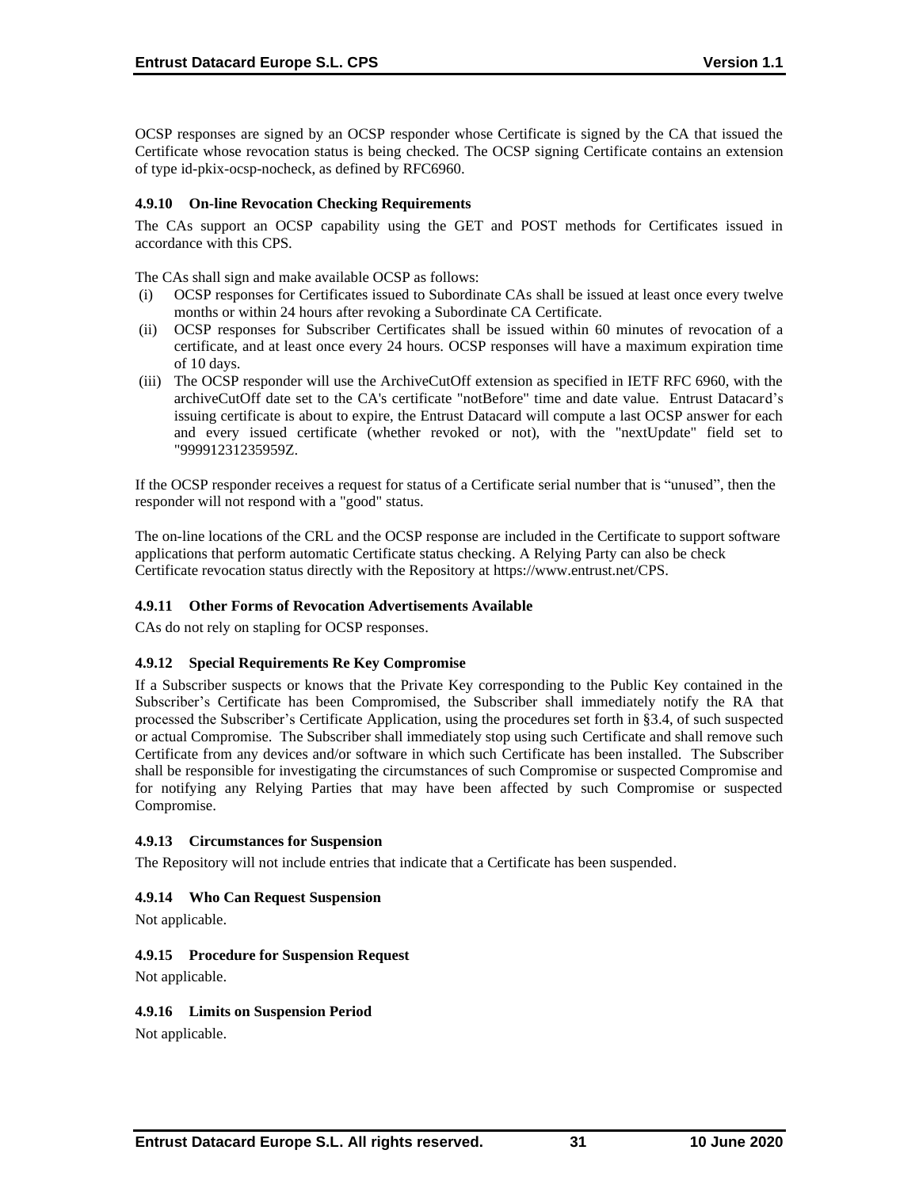OCSP responses are signed by an OCSP responder whose Certificate is signed by the CA that issued the Certificate whose revocation status is being checked. The OCSP signing Certificate contains an extension of type id-pkix-ocsp-nocheck, as defined by RFC6960.

#### 4.9.10 On-line Revocation Checking Requirements

The CAs support an OCSP capability using the GET and POST methods for Certificates issued in accordance with this CPS.

The CAs shall sign and make available OCSP as follows:

(i) OCSP responses for Certificates issued to Subordinate CAs shall be issued at least once every twelve months or within 24 hours after revoking a Subordinate CA Certificate.

(ii) OCSP responses for Subscriber Certificates shall be issued within 60 minutes of revocation of a certificate, and at least once every 24 hours. OCSP responses will have a maximum expiration time of 10 days.

(iii) The OCSP responder will use the ArchiveCutOff extension as specified in IETF RFC 6960, with the archiveCutOff date set to the CA's certificate "notBefore" time and date value. Entrust Datacard's issuing certificate is about to expire, the Entrust Datacard will compute a last OCSP answer for each and every issued certificate (whether revoked or not), with the "nextUpdate" field set to "99991231235959Z.

If the OCSP responder receives a request for status of a Certificate serial number that is "unused", then the responder will not respond with a "good" status.

The on-line locations of the CRL and the OCSP response are included in the Certificate to support software applications that perform automatic Certificate status checking. A Relying Party can also be check Certificate revocation status directly with the Repository at https://www.entrust.net/CPS.

#### 4.9.11 Other Forms of Revocation Advertisements Available

CAs do not rely on stapling for OCSP responses.

#### 4.9.12 Special Requirements Re Key Compromise

If a Subscriber suspects or knows that the Private Key corresponding to the Public Key contained in the Subscriber's Certificate has been Compromised, the Subscriber shall immediately notify the RA that processed the Subscriber's Certificate Application, using the procedures set forth in §3.4, of such suspected or actual Compromise. The Subscriber shall immediately stop using such Certificate and shall remove such Certificate from any devices and/or software in which such Certificate has been installed. The Subscriber shall be responsible for investigating the circumstances of such Compromise or suspected Compromise and for notifying any Relying Parties that may have been affected by such Compromise or suspected Compromise.

#### 4.9.13 Circumstances for Suspension

The Repository will not include entries that indicate that a Certificate has been suspended.

#### 4.9.14 Who Can Request Suspension

Not applicable.

#### 4.9.15 Procedure for Suspension Request

Not applicable.

#### 4.9.16 Limits on Suspension Period

Not applicable.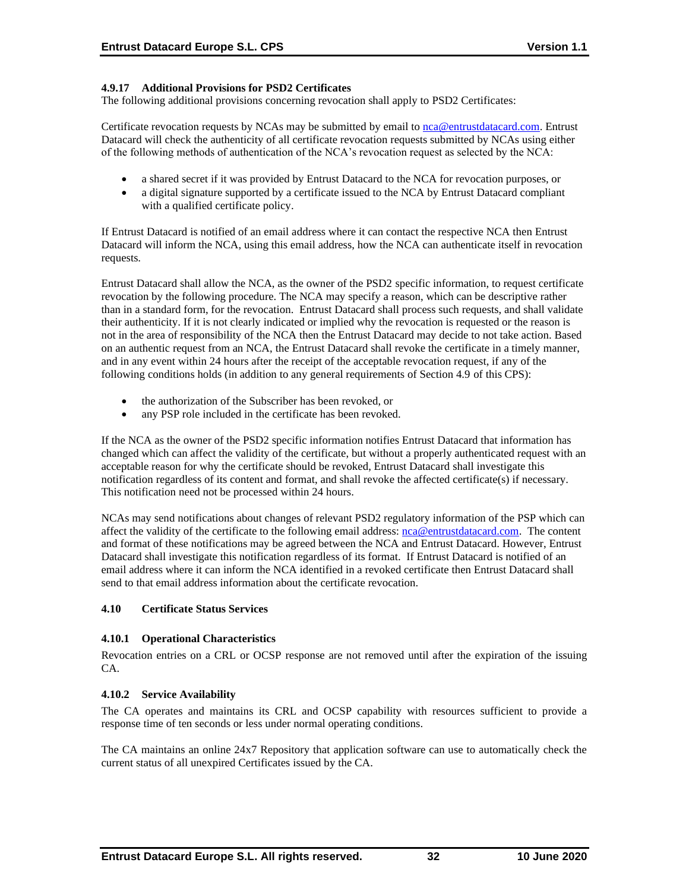#### 4.9.17 Additional Provisions for PSD2 Certificates

The following additional provisions concerning revocation shall apply to PSD2 Certificates:

Certificate revocation requests by NCAs may be submitted by email to nca@entrustdatacard.com. Entrust Datacard will check the authenticity of all certificate revocation requests submitted by NCAs using either of the following methods of authentication of the NCA's revocation request as selected by the NCA:

- a shared secret if it was provided by Entrust Datacard to the NCA for revocation purposes, or
- a digital signature supported by a certificate issued to the NCA by Entrust Datacard compliant with a qualified certificate policy.

If Entrust Datacard is notified of an email address where it can contact the respective NCA then Entrust Datacard will inform the NCA, using this email address, how the NCA can authenticate itself in revocation requests.

Entrust Datacard shall allow the NCA, as the owner of the PSD2 specific information, to request certificate revocation by the following procedure. The NCA may specify a reason, which can be descriptive rather than in a standard form, for the revocation. Entrust Datacard shall process such requests, and shall validate their authenticity. If it is not clearly indicated or implied why the revocation is requested or the reason is not in the area of responsibility of the NCA then the Entrust Datacard may decide to not take action. Based on an authentic request from an NCA, the Entrust Datacard shall revoke the certificate in a timely manner, and in any event within 24 hours after the receipt of the acceptable revocation request, if any of the following conditions holds (in addition to any general requirements of Section 4.9 of this CPS):

- the authorization of the Subscriber has been revoked, or
- any PSP role included in the certificate has been revoked.

If the NCA as the owner of the PSD2 specific information notifies Entrust Datacard that information has changed which can affect the validity of the certificate, but without a properly authenticated request with an acceptable reason for why the certificate should be revoked, Entrust Datacard shall investigate this notification regardless of its content and format, and shall revoke the affected certificate(s) if necessary. This notification need not be processed within 24 hours.

NCAs may send notifications about changes of relevant PSD2 regulatory information of the PSP which can affect the validity of the certificate to the following email address: nca@entrustdatacard.com. The content and format of these notifications may be agreed between the NCA and Entrust Datacard. However, Entrust Datacard shall investigate this notification regardless of its format. If Entrust Datacard is notified of an email address where it can inform the NCA identified in a revoked certificate then Entrust Datacard shall send to that email address information about the certificate revocation.

### 4.10 Certificate Status Services

#### 4.10.1 Operational Characteristics

Revocation entries on a CRL or OCSP response are not removed until after the expiration of the issuing CA.

#### 4.10.2 Service Availability

The CA operates and maintains its CRL and OCSP capability with resources sufficient to provide a response time of ten seconds or less under normal operating conditions.

The CA maintains an online 24x7 Repository that application software can use to automatically check the current status of all unexpired Certificates issued by the CA.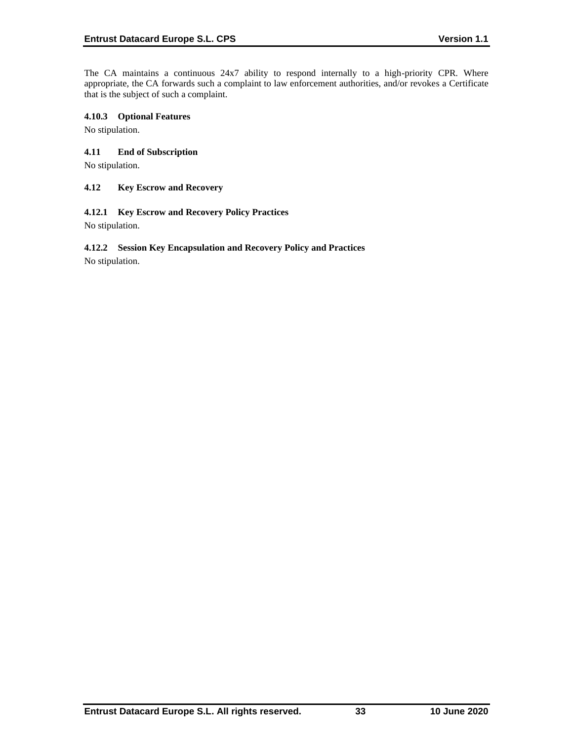The CA maintains a continuous 24x7 ability to respond internally to a high-priority CPR. Where appropriate, the CA forwards such a complaint to law enforcement authorities, and/or revokes a Certificate that is the subject of such a complaint.

#### 4.10.3 Optional Features

No stipulation.

### 4.11 End of Subscription

No stipulation.

### 4.12 Key Escrow and Recovery

#### 4.12.1 Key Escrow and Recovery Policy Practices

No stipulation.

#### 4.12.2 Session Key Encapsulation and Recovery Policy and Practices

No stipulation.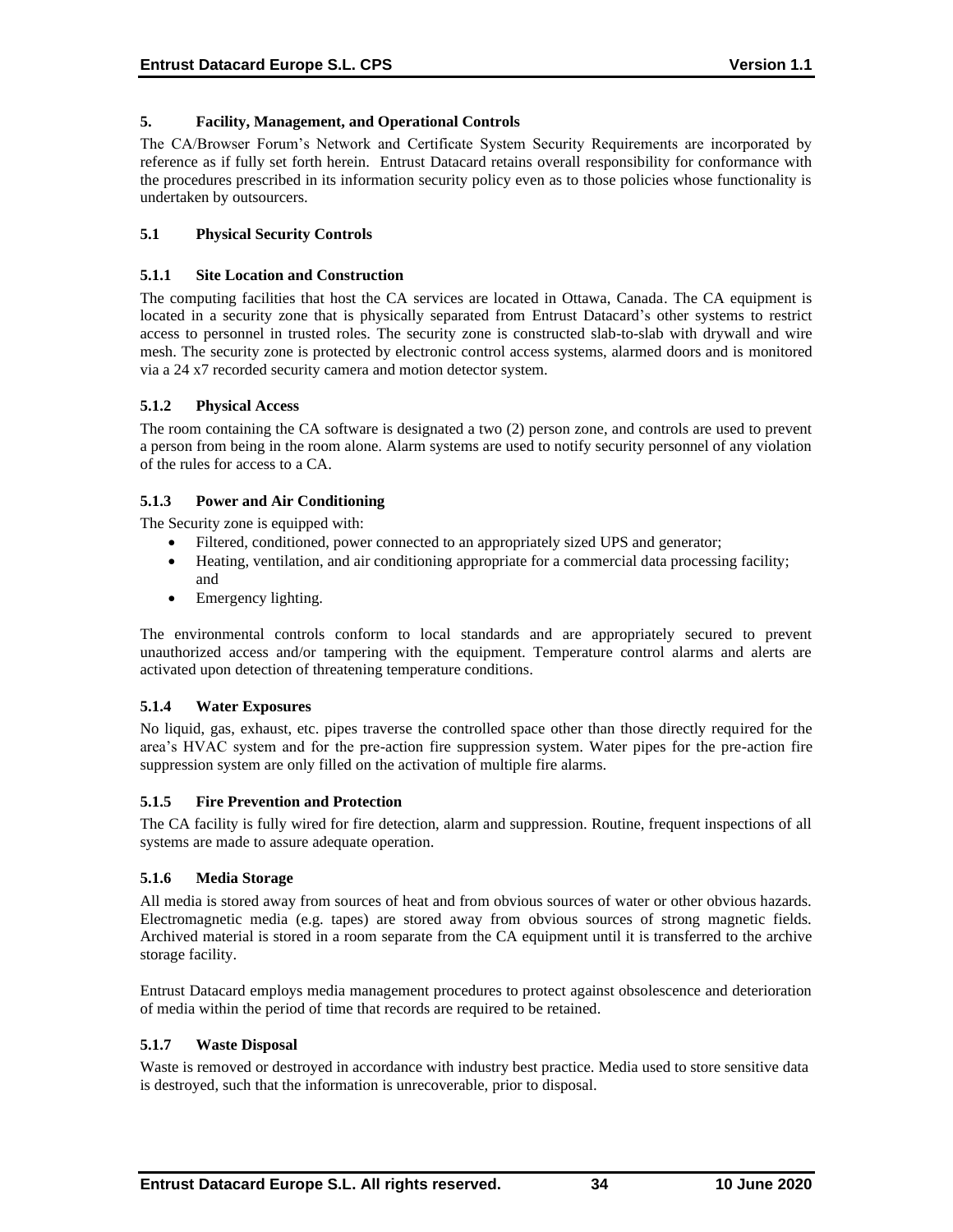## 5. Facility, Management, and Operational Controls

The CA/Browser Forum's Network and Certificate System Security Requirements are incorporated by reference as if fully set forth herein. Entrust Datacard retains overall responsibility for conformance with the procedures prescribed in its information security policy even as to those policies whose functionality is undertaken by outsourcers.

### 5.1 Physical Security Controls

#### 5.1.1 Site Location and Construction

The computing facilities that host the CA services are located in Ottawa, Canada. The CA equipment is located in a security zone that is physically separated from Entrust Datacard's other systems to restrict access to personnel in trusted roles. The security zone is constructed slab-to-slab with drywall and wire mesh. The security zone is protected by electronic control access systems, alarmed doors and is monitored via a 24 x7 recorded security camera and motion detector system.

#### 5.1.2 Physical Access

The room containing the CA software is designated a two (2) person zone, and controls are used to prevent a person from being in the room alone. Alarm systems are used to notify security personnel of any violation of the rules for access to a CA.

#### 5.1.3 Power and Air Conditioning

The Security zone is equipped with:

- Filtered, conditioned, power connected to an appropriately sized UPS and generator;
- Heating, ventilation, and air conditioning appropriate for a commercial data processing facility; and
- Emergency lighting.

The environmental controls conform to local standards and are appropriately secured to prevent unauthorized access and/or tampering with the equipment. Temperature control alarms and alerts are activated upon detection of threatening temperature conditions.

#### 5.1.4 Water Exposures

No liquid, gas, exhaust, etc. pipes traverse the controlled space other than those directly required for the area's HVAC system and for the pre-action fire suppression system. Water pipes for the pre-action fire suppression system are only filled on the activation of multiple fire alarms.

#### 5.1.5 Fire Prevention and Protection

The CA facility is fully wired for fire detection, alarm and suppression. Routine, frequent inspections of all systems are made to assure adequate operation.

#### 5.1.6 Media Storage

All media is stored away from sources of heat and from obvious sources of water or other obvious hazards. Electromagnetic media (e.g. tapes) are stored away from obvious sources of strong magnetic fields. Archived material is stored in a room separate from the CA equipment until it is transferred to the archive storage facility.

Entrust Datacard employs media management procedures to protect against obsolescence and deterioration of media within the period of time that records are required to be retained.

#### 5.1.7 Waste Disposal

Waste is removed or destroyed in accordance with industry best practice. Media used to store sensitive data is destroyed, such that the information is unrecoverable, prior to disposal.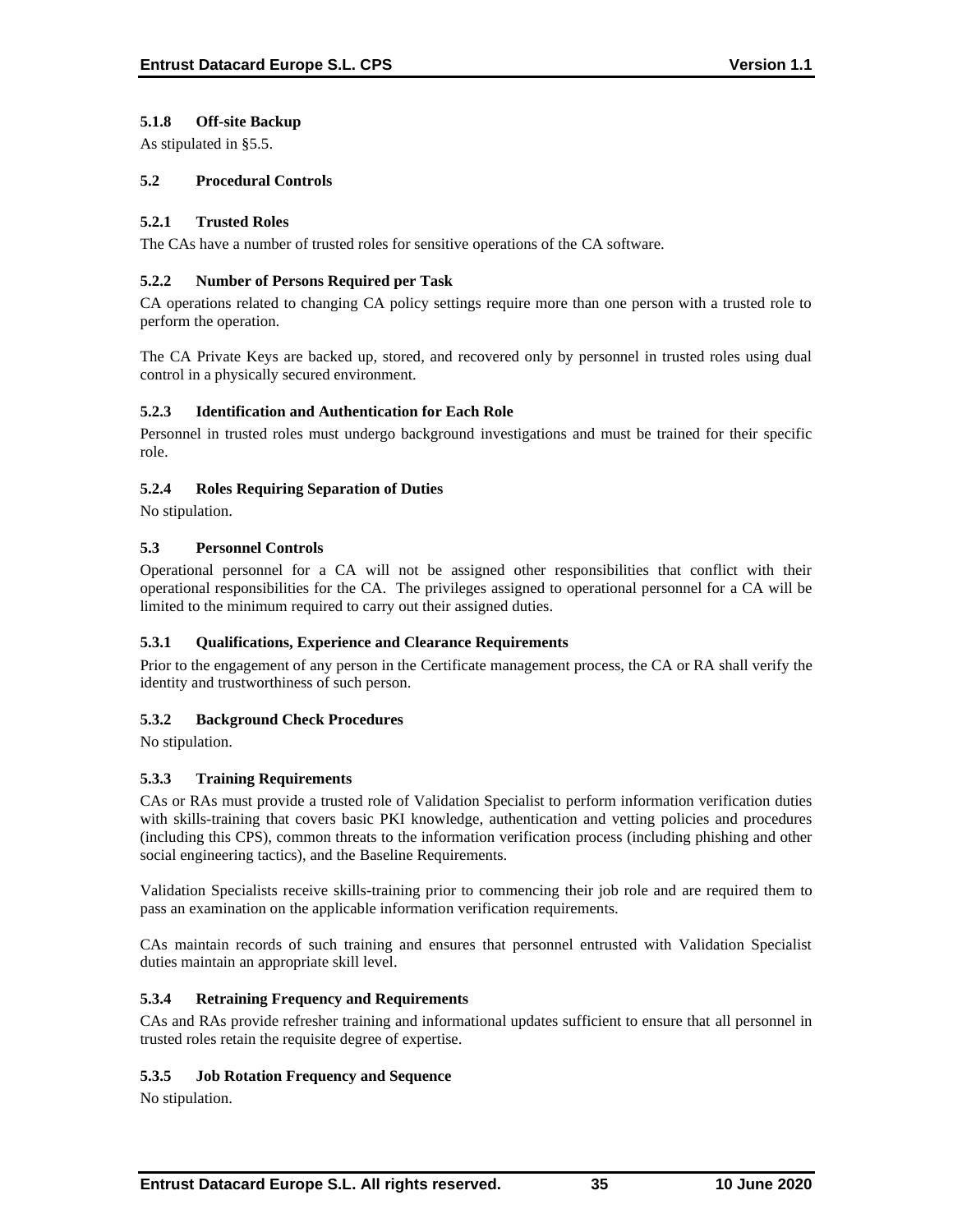### 5.1.8 Off-site Backup

As stipulated in §5.5.

## 5.2 Procedural Controls

### 5.2.1 Trusted Roles

The CAs have a number of trusted roles for sensitive operations of the CA software.

### 5.2.2 Number of Persons Required per Task

CA operations related to changing CA policy settings require more than one person with a trusted role to perform the operation.

The CA Private Keys are backed up, stored, and recovered only by personnel in trusted roles using dual control in a physically secured environment.

### 5.2.3 Identification and Authentication for Each Role

Personnel in trusted roles must undergo background investigations and must be trained for their specific role.

### 5.2.4 Roles Requiring Separation of Duties

No stipulation.

## 5.3 Personnel Controls

Operational personnel for a CA will not be assigned other responsibilities that conflict with their operational responsibilities for the CA. The privileges assigned to operational personnel for a CA will be limited to the minimum required to carry out their assigned duties.

### 5.3.1 Qualifications, Experience and Clearance Requirements

Prior to the engagement of any person in the Certificate management process, the CA or RA shall verify the identity and trustworthiness of such person.

### 5.3.2 Background Check Procedures

No stipulation.

### 5.3.3 Training Requirements

CAs or RAs must provide a trusted role of Validation Specialist to perform information verification duties with skills-training that covers basic PKI knowledge, authentication and vetting policies and procedures (including this CPS), common threats to the information verification process (including phishing and other social engineering tactics), and the Baseline Requirements.

Validation Specialists receive skills-training prior to commencing their job role and are required them to pass an examination on the applicable information verification requirements.

CAs maintain records of such training and ensures that personnel entrusted with Validation Specialist duties maintain an appropriate skill level.

### 5.3.4 Retraining Frequency and Requirements

CAs and RAs provide refresher training and informational updates sufficient to ensure that all personnel in trusted roles retain the requisite degree of expertise.

### 5.3.5 Job Rotation Frequency and Sequence

No stipulation.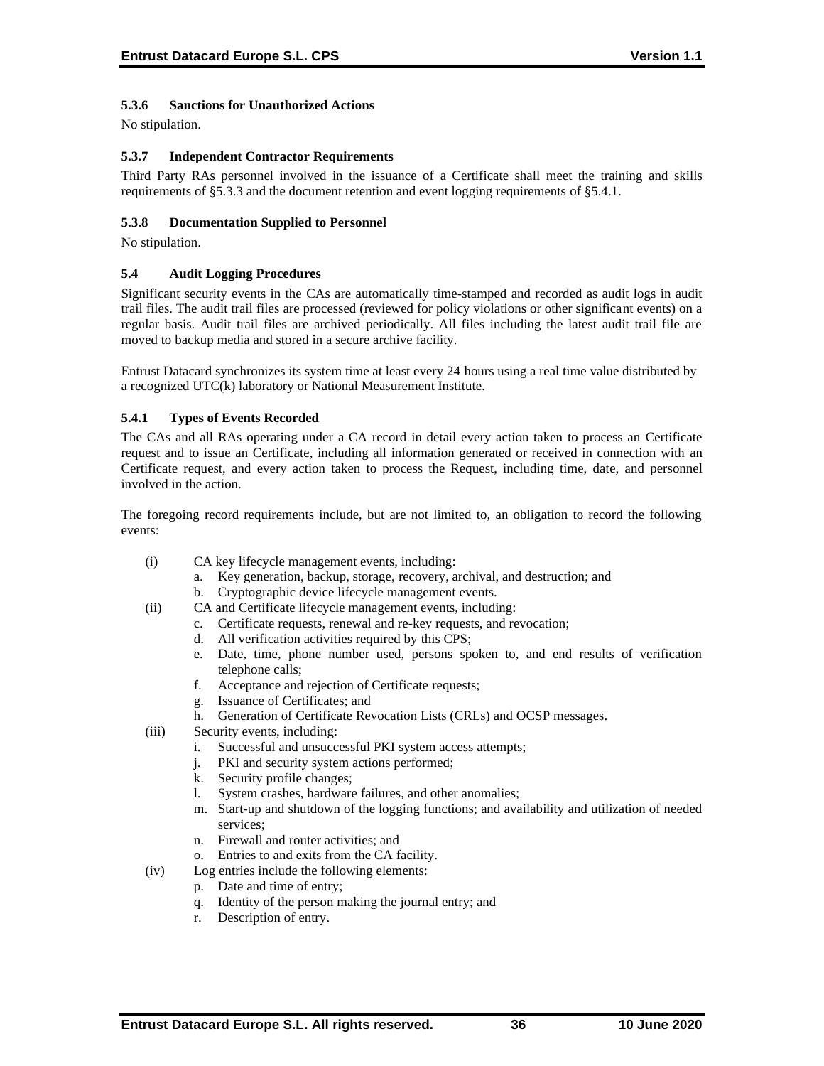#### 5.3.6 Sanctions for Unauthorized Actions

No stipulation.

#### 5.3.7 Independent Contractor Requirements

Third Party RAs personnel involved in the issuance of a Certificate shall meet the training and skills requirements of §5.3.3 and the document retention and event logging requirements of §5.4.1.

#### 5.3.8 Documentation Supplied to Personnel

No stipulation.

### 5.4 Audit Logging Procedures

Significant security events in the CAs are automatically time-stamped and recorded as audit logs in audit trail files. The audit trail files are processed (reviewed for policy violations or other significant events) on a regular basis. Audit trail files are archived periodically. All files including the latest audit trail file are moved to backup media and stored in a secure archive facility.

Entrust Datacard synchronizes its system time at least every 24 hours using a real time value distributed by a recognized UTC(k) laboratory or National Measurement Institute.

#### 5.4.1 Types of Events Recorded

The CAs and all RAs operating under a CA record in detail every action taken to process an Certificate request and to issue an Certificate, including all information generated or received in connection with an Certificate request, and every action taken to process the Request, including time, date, and personnel involved in the action.

The foregoing record requirements include, but are not limited to, an obligation to record the following events:

(i) CA key lifecycle management events, including:
  a. Key generation, backup, storage, recovery, archival, and destruction; and
  b. Cryptographic device lifecycle management events.

(ii) CA and Certificate lifecycle management events, including:
  c. Certificate requests, renewal and re-key requests, and revocation;
  d. All verification activities required by this CPS;
  e. Date, time, phone number used, persons spoken to, and end results of verification telephone calls;
  f. Acceptance and rejection of Certificate requests;
  g. Issuance of Certificates; and
  h. Generation of Certificate Revocation Lists (CRLs) and OCSP messages.

(iii) Security events, including:
  i. Successful and unsuccessful PKI system access attempts;
  j. PKI and security system actions performed;
  k. Security profile changes;
  l. System crashes, hardware failures, and other anomalies;
  m. Start-up and shutdown of the logging functions; and availability and utilization of needed services;
  n. Firewall and router activities; and
  o. Entries to and exits from the CA facility.

(iv) Log entries include the following elements:
  p. Date and time of entry;
  q. Identity of the person making the journal entry; and
  r. Description of entry.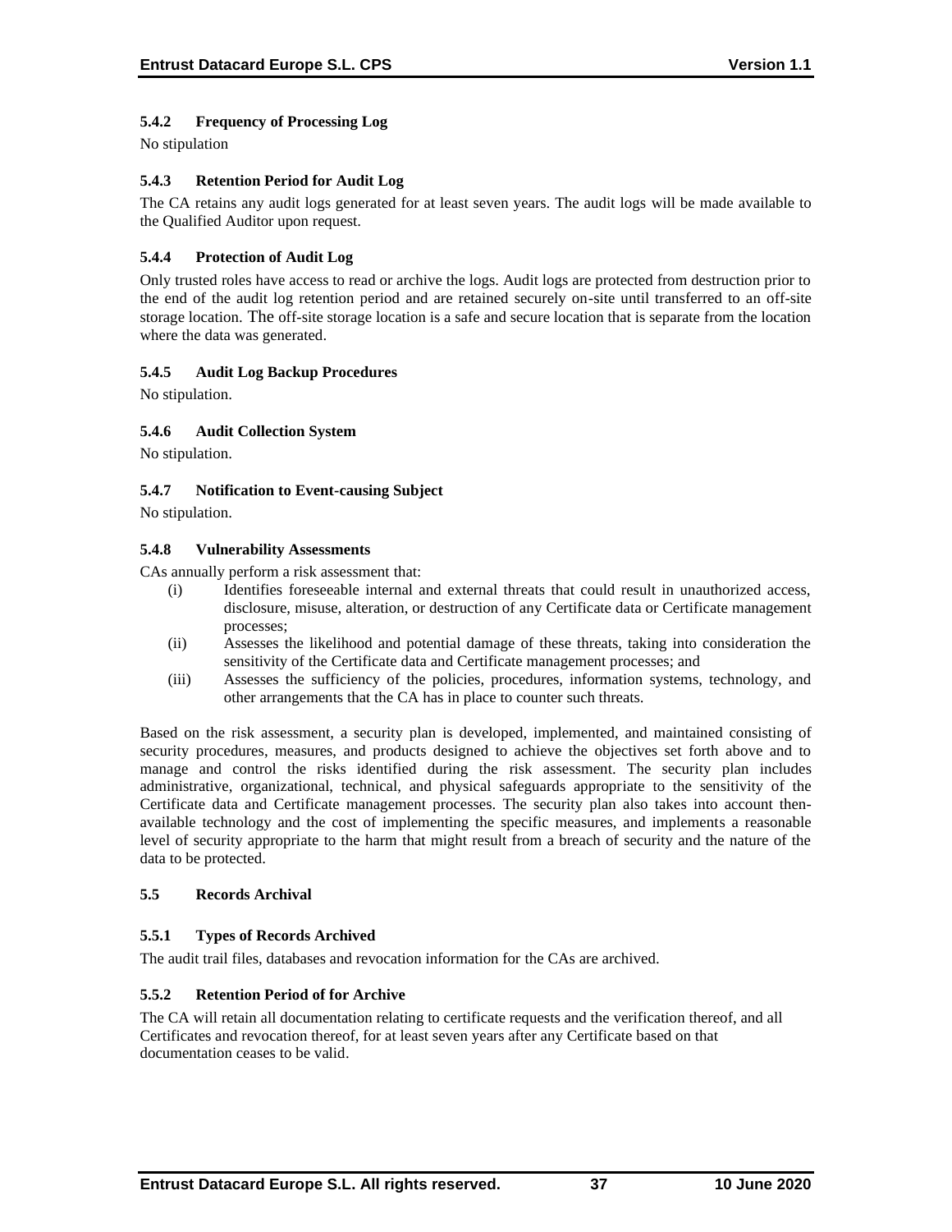#### 5.4.2 Frequency of Processing Log

No stipulation

#### 5.4.3 Retention Period for Audit Log

The CA retains any audit logs generated for at least seven years. The audit logs will be made available to the Qualified Auditor upon request.

#### 5.4.4 Protection of Audit Log

Only trusted roles have access to read or archive the logs. Audit logs are protected from destruction prior to the end of the audit log retention period and are retained securely on-site until transferred to an off-site storage location. The off-site storage location is a safe and secure location that is separate from the location where the data was generated.

#### 5.4.5 Audit Log Backup Procedures

No stipulation.

#### 5.4.6 Audit Collection System

No stipulation.

#### 5.4.7 Notification to Event-causing Subject

No stipulation.

#### 5.4.8 Vulnerability Assessments

CAs annually perform a risk assessment that:

- (i) Identifies foreseeable internal and external threats that could result in unauthorized access, disclosure, misuse, alteration, or destruction of any Certificate data or Certificate management processes;
- (ii) Assesses the likelihood and potential damage of these threats, taking into consideration the sensitivity of the Certificate data and Certificate management processes; and
- (iii) Assesses the sufficiency of the policies, procedures, information systems, technology, and other arrangements that the CA has in place to counter such threats.

Based on the risk assessment, a security plan is developed, implemented, and maintained consisting of security procedures, measures, and products designed to achieve the objectives set forth above and to manage and control the risks identified during the risk assessment. The security plan includes administrative, organizational, technical, and physical safeguards appropriate to the sensitivity of the Certificate data and Certificate management processes. The security plan also takes into account then-available technology and the cost of implementing the specific measures, and implements a reasonable level of security appropriate to the harm that might result from a breach of security and the nature of the data to be protected.

### 5.5 Records Archival

#### 5.5.1 Types of Records Archived

The audit trail files, databases and revocation information for the CAs are archived.

#### 5.5.2 Retention Period of for Archive

The CA will retain all documentation relating to certificate requests and the verification thereof, and all Certificates and revocation thereof, for at least seven years after any Certificate based on that documentation ceases to be valid.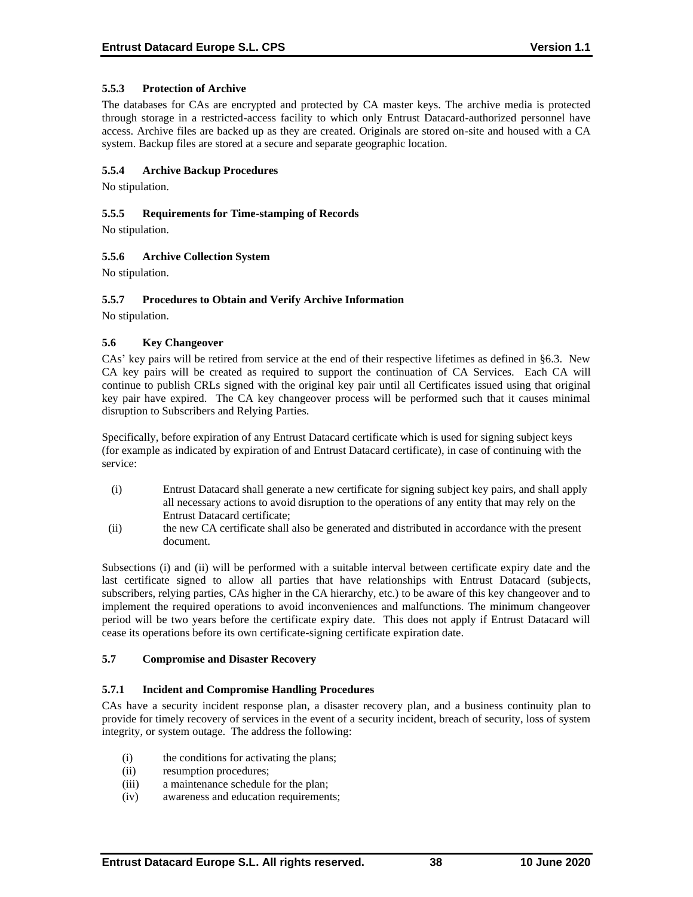#### 5.5.3 Protection of Archive

The databases for CAs are encrypted and protected by CA master keys. The archive media is protected through storage in a restricted-access facility to which only Entrust Datacard-authorized personnel have access. Archive files are backed up as they are created. Originals are stored on-site and housed with a CA system. Backup files are stored at a secure and separate geographic location.

#### 5.5.4 Archive Backup Procedures

No stipulation.

#### 5.5.5 Requirements for Time-stamping of Records

No stipulation.

#### 5.5.6 Archive Collection System

No stipulation.

#### 5.5.7 Procedures to Obtain and Verify Archive Information

No stipulation.

### 5.6 Key Changeover

CAs' key pairs will be retired from service at the end of their respective lifetimes as defined in §6.3. New CA key pairs will be created as required to support the continuation of CA Services. Each CA will continue to publish CRLs signed with the original key pair until all Certificates issued using that original key pair have expired. The CA key changeover process will be performed such that it causes minimal disruption to Subscribers and Relying Parties.

Specifically, before expiration of any Entrust Datacard certificate which is used for signing subject keys (for example as indicated by expiration of and Entrust Datacard certificate), in case of continuing with the service:

(i) Entrust Datacard shall generate a new certificate for signing subject key pairs, and shall apply all necessary actions to avoid disruption to the operations of any entity that may rely on the Entrust Datacard certificate;

(ii) the new CA certificate shall also be generated and distributed in accordance with the present document.

Subsections (i) and (ii) will be performed with a suitable interval between certificate expiry date and the last certificate signed to allow all parties that have relationships with Entrust Datacard (subjects, subscribers, relying parties, CAs higher in the CA hierarchy, etc.) to be aware of this key changeover and to implement the required operations to avoid inconveniences and malfunctions. The minimum changeover period will be two years before the certificate expiry date. This does not apply if Entrust Datacard will cease its operations before its own certificate-signing certificate expiration date.

### 5.7 Compromise and Disaster Recovery

#### 5.7.1 Incident and Compromise Handling Procedures

CAs have a security incident response plan, a disaster recovery plan, and a business continuity plan to provide for timely recovery of services in the event of a security incident, breach of security, loss of system integrity, or system outage. The address the following:

(i) the conditions for activating the plans;
(ii) resumption procedures;
(iii) a maintenance schedule for the plan;
(iv) awareness and education requirements;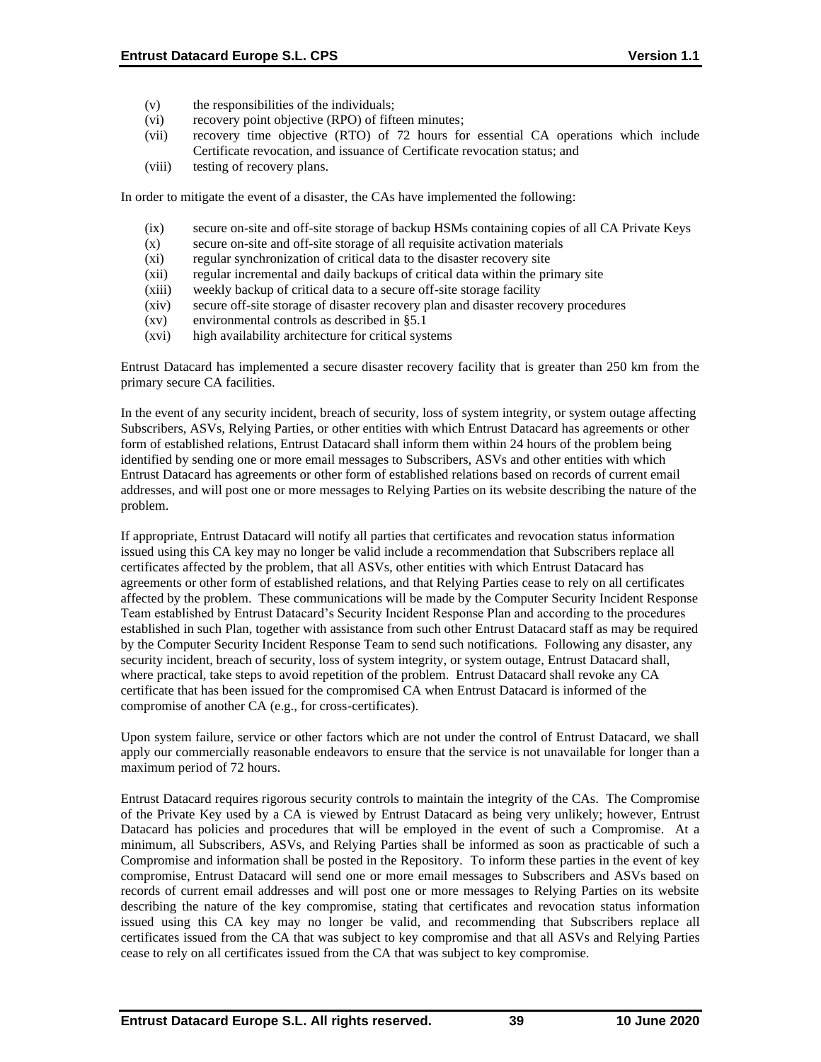(v) the responsibilities of the individuals;
(vi) recovery point objective (RPO) of fifteen minutes;
(vii) recovery time objective (RTO) of 72 hours for essential CA operations which include Certificate revocation, and issuance of Certificate revocation status; and
(viii) testing of recovery plans.

In order to mitigate the event of a disaster, the CAs have implemented the following:

(ix) secure on-site and off-site storage of backup HSMs containing copies of all CA Private Keys
(x) secure on-site and off-site storage of all requisite activation materials
(xi) regular synchronization of critical data to the disaster recovery site
(xii) regular incremental and daily backups of critical data within the primary site
(xiii) weekly backup of critical data to a secure off-site storage facility
(xiv) secure off-site storage of disaster recovery plan and disaster recovery procedures
(xv) environmental controls as described in §5.1
(xvi) high availability architecture for critical systems

Entrust Datacard has implemented a secure disaster recovery facility that is greater than 250 km from the primary secure CA facilities.

In the event of any security incident, breach of security, loss of system integrity, or system outage affecting Subscribers, ASVs, Relying Parties, or other entities with which Entrust Datacard has agreements or other form of established relations, Entrust Datacard shall inform them within 24 hours of the problem being identified by sending one or more email messages to Subscribers, ASVs and other entities with which Entrust Datacard has agreements or other form of established relations based on records of current email addresses, and will post one or more messages to Relying Parties on its website describing the nature of the problem.

If appropriate, Entrust Datacard will notify all parties that certificates and revocation status information issued using this CA key may no longer be valid include a recommendation that Subscribers replace all certificates affected by the problem, that all ASVs, other entities with which Entrust Datacard has agreements or other form of established relations, and that Relying Parties cease to rely on all certificates affected by the problem. These communications will be made by the Computer Security Incident Response Team established by Entrust Datacard's Security Incident Response Plan and according to the procedures established in such Plan, together with assistance from such other Entrust Datacard staff as may be required by the Computer Security Incident Response Team to send such notifications. Following any disaster, any security incident, breach of security, loss of system integrity, or system outage, Entrust Datacard shall, where practical, take steps to avoid repetition of the problem. Entrust Datacard shall revoke any CA certificate that has been issued for the compromised CA when Entrust Datacard is informed of the compromise of another CA (e.g., for cross-certificates).

Upon system failure, service or other factors which are not under the control of Entrust Datacard, we shall apply our commercially reasonable endeavors to ensure that the service is not unavailable for longer than a maximum period of 72 hours.

Entrust Datacard requires rigorous security controls to maintain the integrity of the CAs. The Compromise of the Private Key used by a CA is viewed by Entrust Datacard as being very unlikely; however, Entrust Datacard has policies and procedures that will be employed in the event of such a Compromise. At a minimum, all Subscribers, ASVs, and Relying Parties shall be informed as soon as practicable of such a Compromise and information shall be posted in the Repository. To inform these parties in the event of key compromise, Entrust Datacard will send one or more email messages to Subscribers and ASVs based on records of current email addresses and will post one or more messages to Relying Parties on its website describing the nature of the key compromise, stating that certificates and revocation status information issued using this CA key may no longer be valid, and recommending that Subscribers replace all certificates issued from the CA that was subject to key compromise and that all ASVs and Relying Parties cease to rely on all certificates issued from the CA that was subject to key compromise.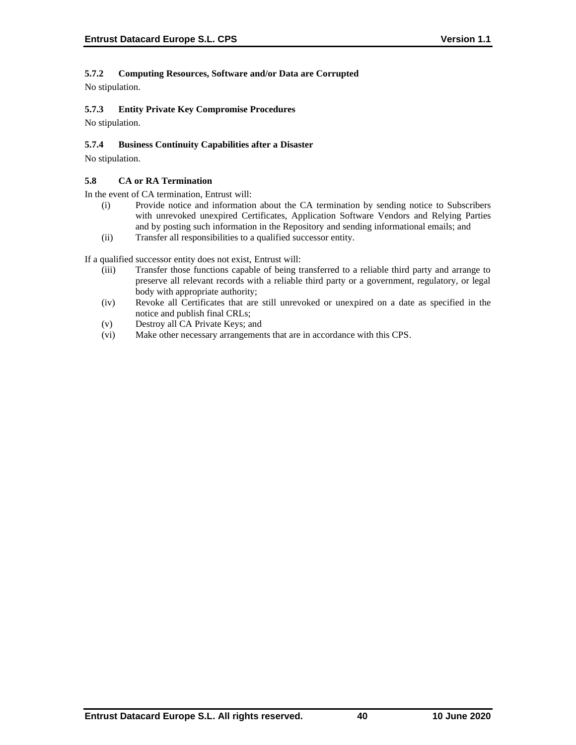#### 5.7.2 Computing Resources, Software and/or Data are Corrupted

No stipulation.

#### 5.7.3 Entity Private Key Compromise Procedures

No stipulation.

#### 5.7.4 Business Continuity Capabilities after a Disaster

No stipulation.

### 5.8 CA or RA Termination

In the event of CA termination, Entrust will:

(i) Provide notice and information about the CA termination by sending notice to Subscribers with unrevoked unexpired Certificates, Application Software Vendors and Relying Parties and by posting such information in the Repository and sending informational emails; and

(ii) Transfer all responsibilities to a qualified successor entity.

If a qualified successor entity does not exist, Entrust will:

(iii) Transfer those functions capable of being transferred to a reliable third party and arrange to preserve all relevant records with a reliable third party or a government, regulatory, or legal body with appropriate authority;

(iv) Revoke all Certificates that are still unrevoked or unexpired on a date as specified in the notice and publish final CRLs;

(v) Destroy all CA Private Keys; and

(vi) Make other necessary arrangements that are in accordance with this CPS.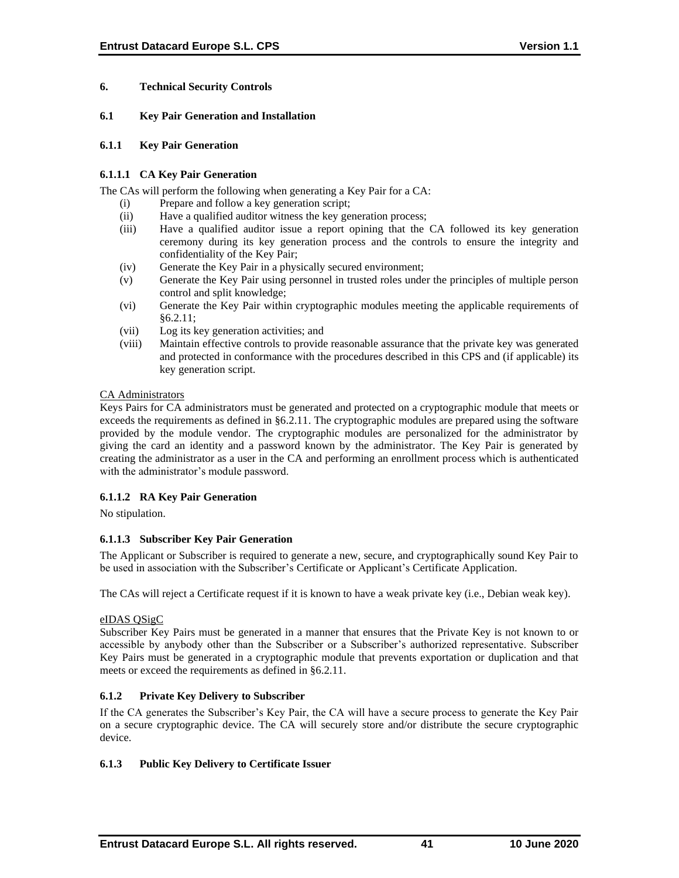# 6. Technical Security Controls

## 6.1 Key Pair Generation and Installation

### 6.1.1 Key Pair Generation

#### 6.1.1.1 CA Key Pair Generation

The CAs will perform the following when generating a Key Pair for a CA:

- (i) Prepare and follow a key generation script;
- (ii) Have a qualified auditor witness the key generation process;
- (iii) Have a qualified auditor issue a report opining that the CA followed its key generation ceremony during its key generation process and the controls to ensure the integrity and confidentiality of the Key Pair;
- (iv) Generate the Key Pair in a physically secured environment;
- (v) Generate the Key Pair using personnel in trusted roles under the principles of multiple person control and split knowledge;
- (vi) Generate the Key Pair within cryptographic modules meeting the applicable requirements of §6.2.11;
- (vii) Log its key generation activities; and
- (viii) Maintain effective controls to provide reasonable assurance that the private key was generated and protected in conformance with the procedures described in this CPS and (if applicable) its key generation script.

CA Administrators

Keys Pairs for CA administrators must be generated and protected on a cryptographic module that meets or exceeds the requirements as defined in §6.2.11. The cryptographic modules are prepared using the software provided by the module vendor. The cryptographic modules are personalized for the administrator by giving the card an identity and a password known by the administrator. The Key Pair is generated by creating the administrator as a user in the CA and performing an enrollment process which is authenticated with the administrator's module password.

#### 6.1.1.2 RA Key Pair Generation

No stipulation.

#### 6.1.1.3 Subscriber Key Pair Generation

The Applicant or Subscriber is required to generate a new, secure, and cryptographically sound Key Pair to be used in association with the Subscriber's Certificate or Applicant's Certificate Application.

The CAs will reject a Certificate request if it is known to have a weak private key (i.e., Debian weak key).

eIDAS QSigC

Subscriber Key Pairs must be generated in a manner that ensures that the Private Key is not known to or accessible by anybody other than the Subscriber or a Subscriber's authorized representative. Subscriber Key Pairs must be generated in a cryptographic module that prevents exportation or duplication and that meets or exceed the requirements as defined in §6.2.11.

### 6.1.2 Private Key Delivery to Subscriber

If the CA generates the Subscriber's Key Pair, the CA will have a secure process to generate the Key Pair on a secure cryptographic device. The CA will securely store and/or distribute the secure cryptographic device.

### 6.1.3 Public Key Delivery to Certificate Issuer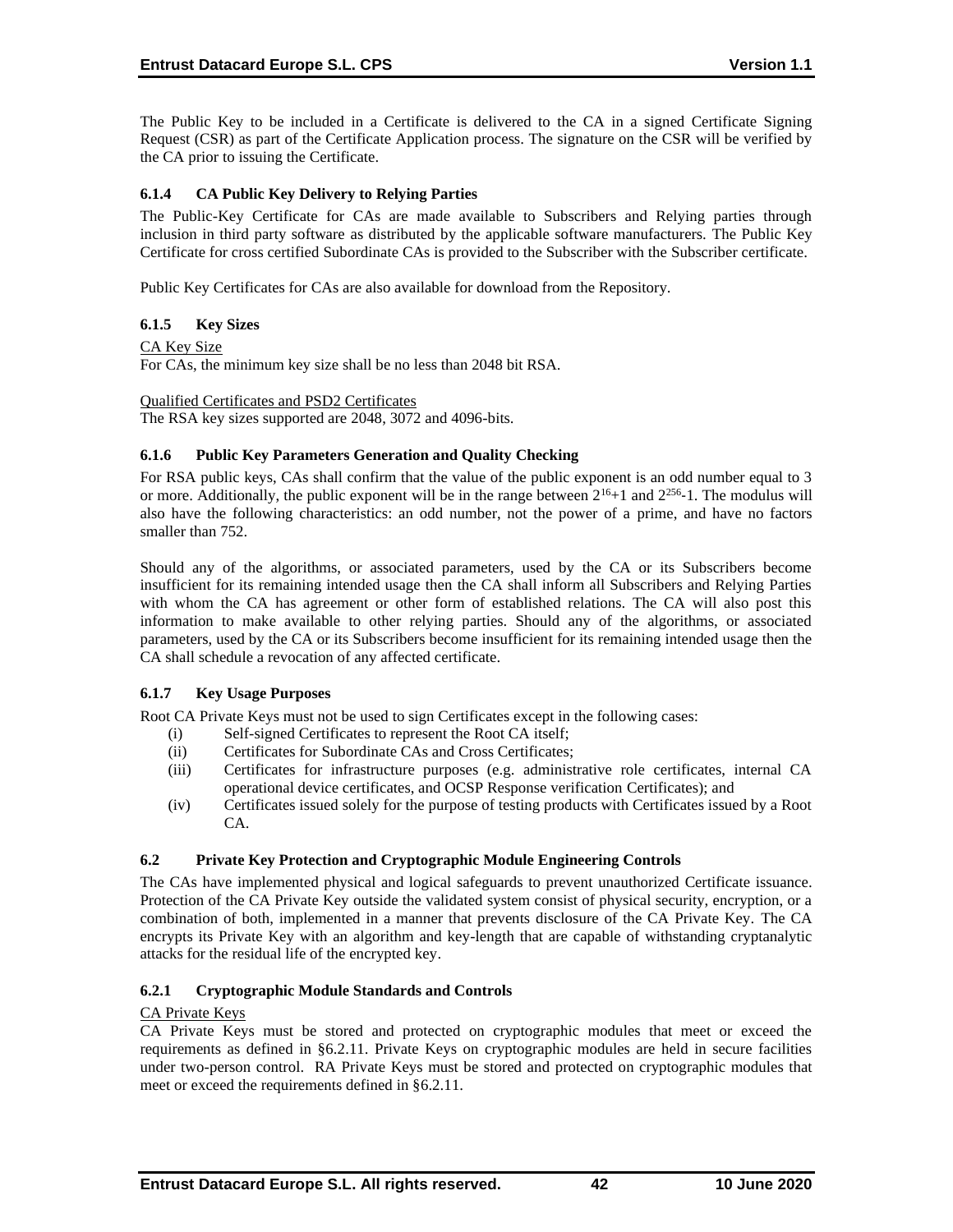The Public Key to be included in a Certificate is delivered to the CA in a signed Certificate Signing Request (CSR) as part of the Certificate Application process. The signature on the CSR will be verified by the CA prior to issuing the Certificate.

### 6.1.4 CA Public Key Delivery to Relying Parties

The Public-Key Certificate for CAs are made available to Subscribers and Relying parties through inclusion in third party software as distributed by the applicable software manufacturers. The Public Key Certificate for cross certified Subordinate CAs is provided to the Subscriber with the Subscriber certificate.

Public Key Certificates for CAs are also available for download from the Repository.

### 6.1.5 Key Sizes

CA Key Size

For CAs, the minimum key size shall be no less than 2048 bit RSA.

Qualified Certificates and PSD2 Certificates

The RSA key sizes supported are 2048, 3072 and 4096-bits.

### 6.1.6 Public Key Parameters Generation and Quality Checking

For RSA public keys, CAs shall confirm that the value of the public exponent is an odd number equal to 3 or more. Additionally, the public exponent will be in the range between $2^{16}+1$ and $2^{256}-1$. The modulus will also have the following characteristics: an odd number, not the power of a prime, and have no factors smaller than 752.

Should any of the algorithms, or associated parameters, used by the CA or its Subscribers become insufficient for its remaining intended usage then the CA shall inform all Subscribers and Relying Parties with whom the CA has agreement or other form of established relations. The CA will also post this information to make available to other relying parties. Should any of the algorithms, or associated parameters, used by the CA or its Subscribers become insufficient for its remaining intended usage then the CA shall schedule a revocation of any affected certificate.

### 6.1.7 Key Usage Purposes

Root CA Private Keys must not be used to sign Certificates except in the following cases:

- (i) Self-signed Certificates to represent the Root CA itself;
- (ii) Certificates for Subordinate CAs and Cross Certificates;
- (iii) Certificates for infrastructure purposes (e.g. administrative role certificates, internal CA operational device certificates, and OCSP Response verification Certificates); and
- (iv) Certificates issued solely for the purpose of testing products with Certificates issued by a Root CA.

## 6.2 Private Key Protection and Cryptographic Module Engineering Controls

The CAs have implemented physical and logical safeguards to prevent unauthorized Certificate issuance. Protection of the CA Private Key outside the validated system consist of physical security, encryption, or a combination of both, implemented in a manner that prevents disclosure of the CA Private Key. The CA encrypts its Private Key with an algorithm and key-length that are capable of withstanding cryptanalytic attacks for the residual life of the encrypted key.

### 6.2.1 Cryptographic Module Standards and Controls

CA Private Keys

CA Private Keys must be stored and protected on cryptographic modules that meet or exceed the requirements as defined in §6.2.11. Private Keys on cryptographic modules are held in secure facilities under two-person control. RA Private Keys must be stored and protected on cryptographic modules that meet or exceed the requirements defined in §6.2.11.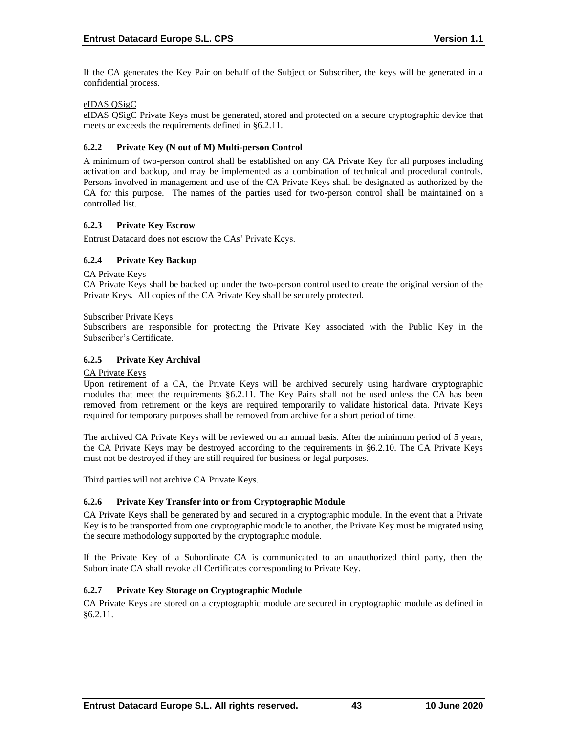If the CA generates the Key Pair on behalf of the Subject or Subscriber, the keys will be generated in a confidential process.

eIDAS QSigC

eIDAS QSigC Private Keys must be generated, stored and protected on a secure cryptographic device that meets or exceeds the requirements defined in §6.2.11.

### 6.2.2 Private Key (N out of M) Multi-person Control

A minimum of two-person control shall be established on any CA Private Key for all purposes including activation and backup, and may be implemented as a combination of technical and procedural controls. Persons involved in management and use of the CA Private Keys shall be designated as authorized by the CA for this purpose. The names of the parties used for two-person control shall be maintained on a controlled list.

### 6.2.3 Private Key Escrow

Entrust Datacard does not escrow the CAs' Private Keys.

### 6.2.4 Private Key Backup

CA Private Keys

CA Private Keys shall be backed up under the two-person control used to create the original version of the Private Keys. All copies of the CA Private Key shall be securely protected.

Subscriber Private Keys

Subscribers are responsible for protecting the Private Key associated with the Public Key in the Subscriber's Certificate.

### 6.2.5 Private Key Archival

CA Private Keys

Upon retirement of a CA, the Private Keys will be archived securely using hardware cryptographic modules that meet the requirements §6.2.11. The Key Pairs shall not be used unless the CA has been removed from retirement or the keys are required temporarily to validate historical data. Private Keys required for temporary purposes shall be removed from archive for a short period of time.

The archived CA Private Keys will be reviewed on an annual basis. After the minimum period of 5 years, the CA Private Keys may be destroyed according to the requirements in §6.2.10. The CA Private Keys must not be destroyed if they are still required for business or legal purposes.

Third parties will not archive CA Private Keys.

### 6.2.6 Private Key Transfer into or from Cryptographic Module

CA Private Keys shall be generated by and secured in a cryptographic module. In the event that a Private Key is to be transported from one cryptographic module to another, the Private Key must be migrated using the secure methodology supported by the cryptographic module.

If the Private Key of a Subordinate CA is communicated to an unauthorized third party, then the Subordinate CA shall revoke all Certificates corresponding to Private Key.

### 6.2.7 Private Key Storage on Cryptographic Module

CA Private Keys are stored on a cryptographic module are secured in cryptographic module as defined in §6.2.11.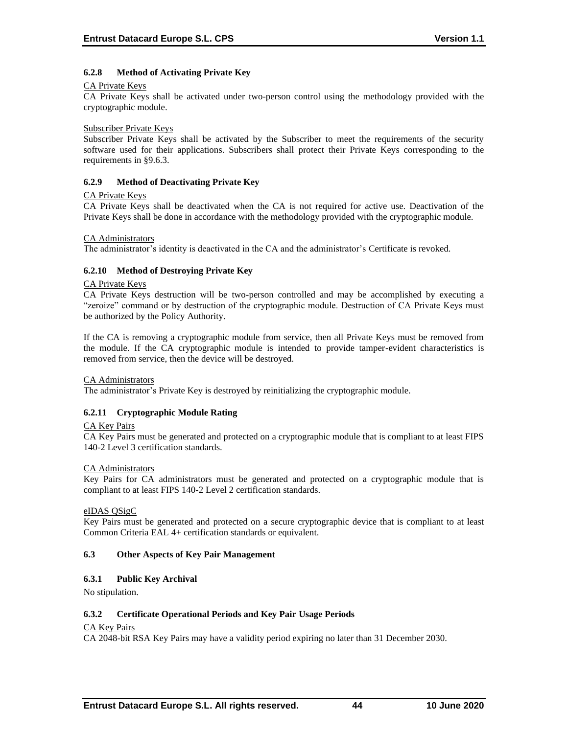### 6.2.8 Method of Activating Private Key

CA Private Keys

CA Private Keys shall be activated under two-person control using the methodology provided with the cryptographic module.

Subscriber Private Keys

Subscriber Private Keys shall be activated by the Subscriber to meet the requirements of the security software used for their applications. Subscribers shall protect their Private Keys corresponding to the requirements in §9.6.3.

### 6.2.9 Method of Deactivating Private Key

CA Private Keys

CA Private Keys shall be deactivated when the CA is not required for active use. Deactivation of the Private Keys shall be done in accordance with the methodology provided with the cryptographic module.

CA Administrators

The administrator's identity is deactivated in the CA and the administrator's Certificate is revoked.

### 6.2.10 Method of Destroying Private Key

CA Private Keys

CA Private Keys destruction will be two-person controlled and may be accomplished by executing a "zeroize" command or by destruction of the cryptographic module. Destruction of CA Private Keys must be authorized by the Policy Authority.

If the CA is removing a cryptographic module from service, then all Private Keys must be removed from the module. If the CA cryptographic module is intended to provide tamper-evident characteristics is removed from service, then the device will be destroyed.

CA Administrators

The administrator's Private Key is destroyed by reinitializing the cryptographic module.

### 6.2.11 Cryptographic Module Rating

CA Key Pairs

CA Key Pairs must be generated and protected on a cryptographic module that is compliant to at least FIPS 140-2 Level 3 certification standards.

CA Administrators

Key Pairs for CA administrators must be generated and protected on a cryptographic module that is compliant to at least FIPS 140-2 Level 2 certification standards.

eIDAS QSigC

Key Pairs must be generated and protected on a secure cryptographic device that is compliant to at least Common Criteria EAL 4+ certification standards or equivalent.

## 6.3 Other Aspects of Key Pair Management

### 6.3.1 Public Key Archival

No stipulation.

### 6.3.2 Certificate Operational Periods and Key Pair Usage Periods

CA Key Pairs

CA 2048-bit RSA Key Pairs may have a validity period expiring no later than 31 December 2030.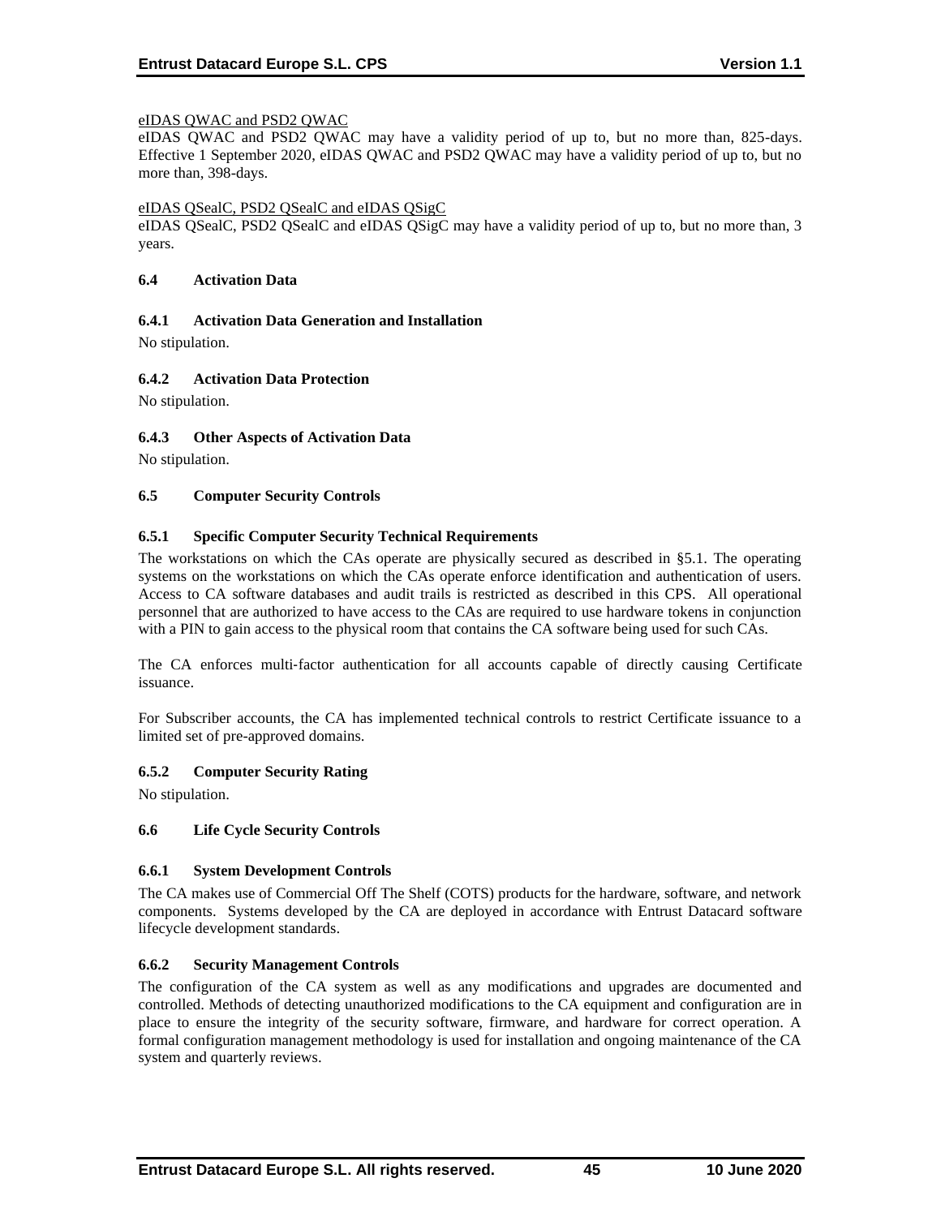<u>eIDAS QWAC and PSD2 QWAC</u>

eIDAS QWAC and PSD2 QWAC may have a validity period of up to, but no more than, 825-days. Effective 1 September 2020, eIDAS QWAC and PSD2 QWAC may have a validity period of up to, but no more than, 398-days.

<u>eIDAS QSealC, PSD2 QSealC and eIDAS QSigC</u>

eIDAS QSealC, PSD2 QSealC and eIDAS QSigC may have a validity period of up to, but no more than, 3 years.

### 6.4 Activation Data

#### 6.4.1 Activation Data Generation and Installation

No stipulation.

#### 6.4.2 Activation Data Protection

No stipulation.

#### 6.4.3 Other Aspects of Activation Data

No stipulation.

### 6.5 Computer Security Controls

#### 6.5.1 Specific Computer Security Technical Requirements

The workstations on which the CAs operate are physically secured as described in §5.1. The operating systems on the workstations on which the CAs operate enforce identification and authentication of users. Access to CA software databases and audit trails is restricted as described in this CPS. All operational personnel that are authorized to have access to the CAs are required to use hardware tokens in conjunction with a PIN to gain access to the physical room that contains the CA software being used for such CAs.

The CA enforces multi-factor authentication for all accounts capable of directly causing Certificate issuance.

For Subscriber accounts, the CA has implemented technical controls to restrict Certificate issuance to a limited set of pre-approved domains.

#### 6.5.2 Computer Security Rating

No stipulation.

### 6.6 Life Cycle Security Controls

#### 6.6.1 System Development Controls

The CA makes use of Commercial Off The Shelf (COTS) products for the hardware, software, and network components. Systems developed by the CA are deployed in accordance with Entrust Datacard software lifecycle development standards.

#### 6.6.2 Security Management Controls

The configuration of the CA system as well as any modifications and upgrades are documented and controlled. Methods of detecting unauthorized modifications to the CA equipment and configuration are in place to ensure the integrity of the security software, firmware, and hardware for correct operation. A formal configuration management methodology is used for installation and ongoing maintenance of the CA system and quarterly reviews.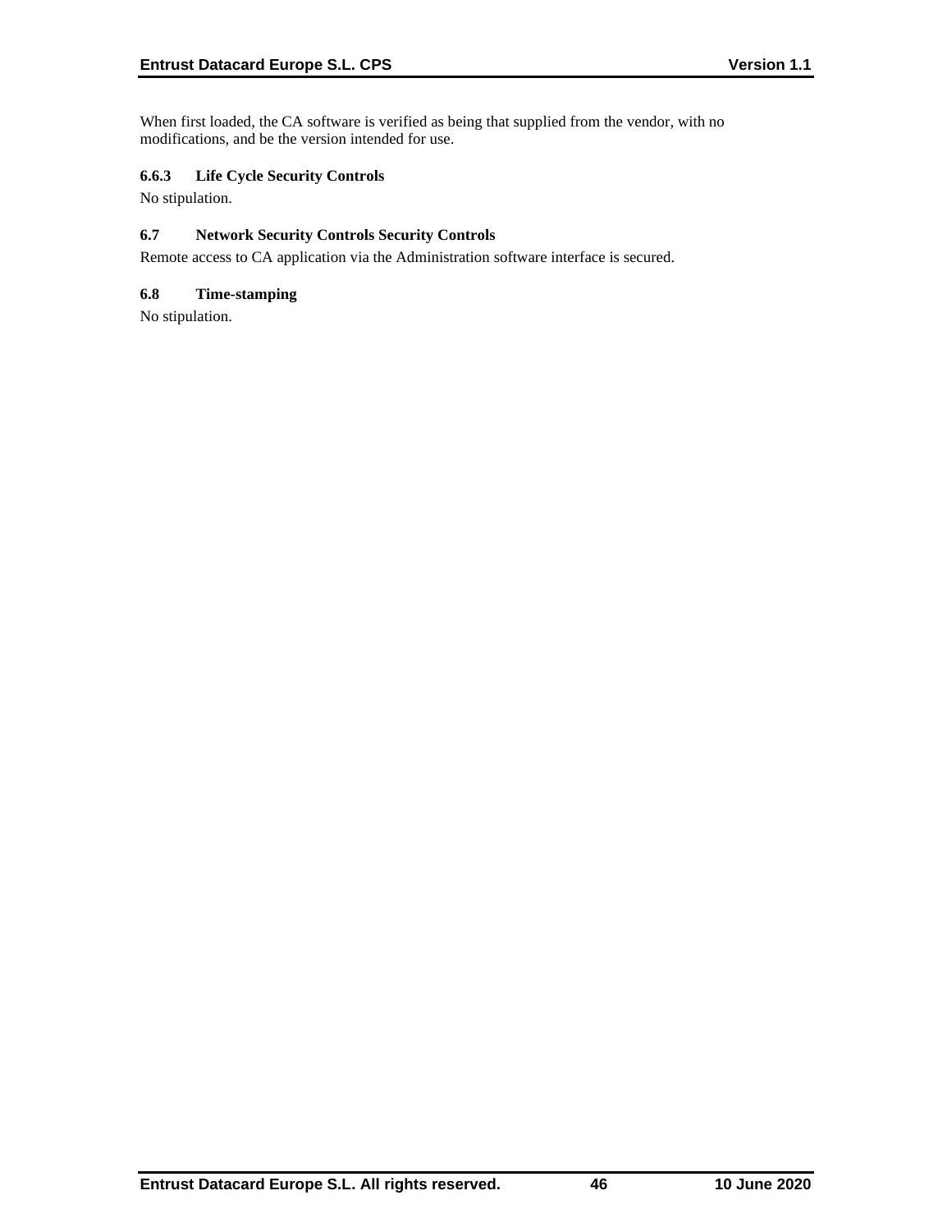When first loaded, the CA software is verified as being that supplied from the vendor, with no modifications, and be the version intended for use.

### 6.6.3 Life Cycle Security Controls

No stipulation.

## 6.7 Network Security Controls Security Controls

Remote access to CA application via the Administration software interface is secured.

## 6.8 Time-stamping

No stipulation.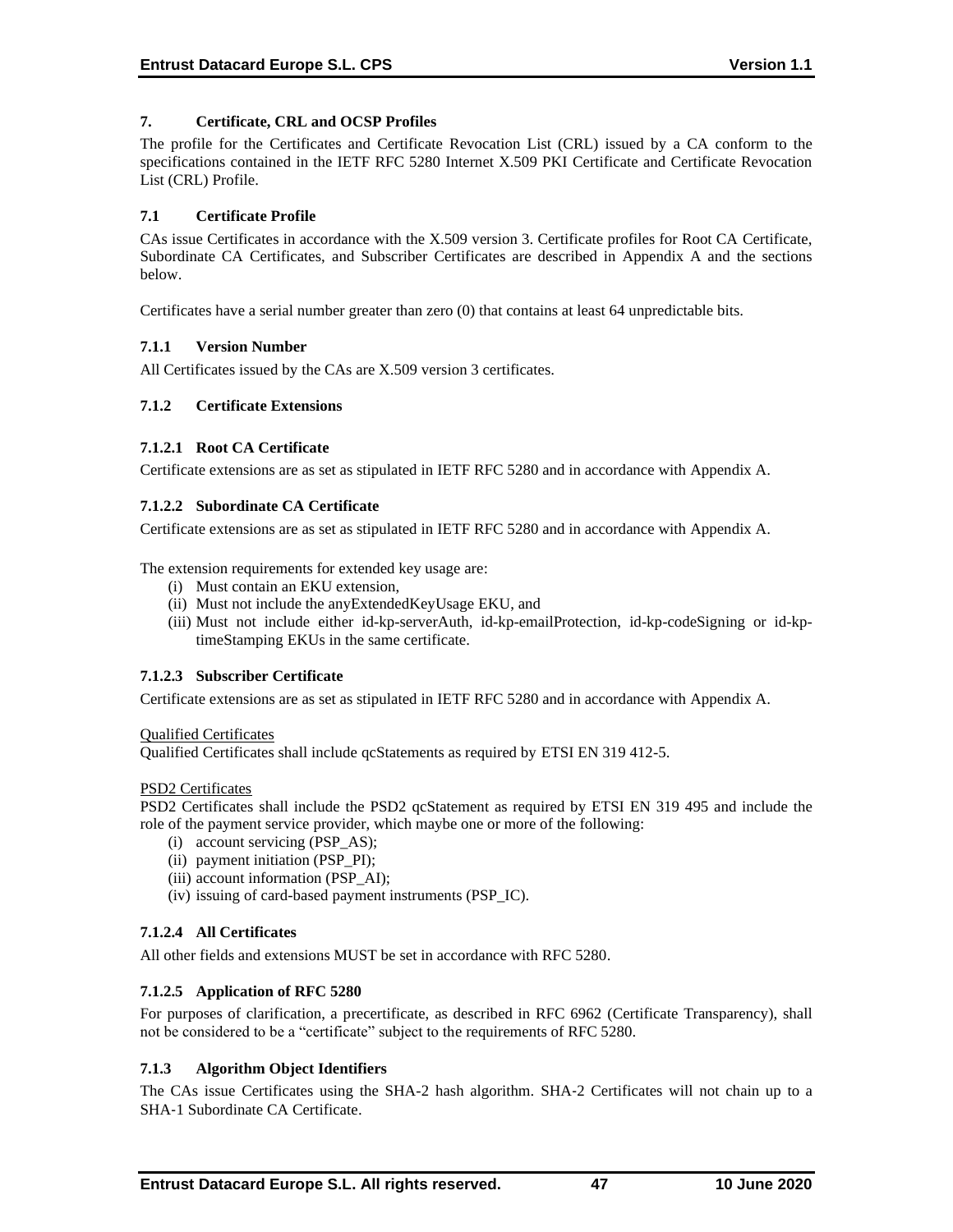## 7. Certificate, CRL and OCSP Profiles

The profile for the Certificates and Certificate Revocation List (CRL) issued by a CA conform to the specifications contained in the IETF RFC 5280 Internet X.509 PKI Certificate and Certificate Revocation List (CRL) Profile.

### 7.1 Certificate Profile

CAs issue Certificates in accordance with the X.509 version 3. Certificate profiles for Root CA Certificate, Subordinate CA Certificates, and Subscriber Certificates are described in Appendix A and the sections below.

Certificates have a serial number greater than zero (0) that contains at least 64 unpredictable bits.

#### 7.1.1 Version Number

All Certificates issued by the CAs are X.509 version 3 certificates.

#### 7.1.2 Certificate Extensions

##### 7.1.2.1 Root CA Certificate

Certificate extensions are as set as stipulated in IETF RFC 5280 and in accordance with Appendix A.

##### 7.1.2.2 Subordinate CA Certificate

Certificate extensions are as set as stipulated in IETF RFC 5280 and in accordance with Appendix A.

The extension requirements for extended key usage are:

(i) Must contain an EKU extension,
(ii) Must not include the anyExtendedKeyUsage EKU, and
(iii) Must not include either id-kp-serverAuth, id-kp-emailProtection, id-kp-codeSigning or id-kp-timeStamping EKUs in the same certificate.

##### 7.1.2.3 Subscriber Certificate

Certificate extensions are as set as stipulated in IETF RFC 5280 and in accordance with Appendix A.

Qualified Certificates

Qualified Certificates shall include qcStatements as required by ETSI EN 319 412-5.

PSD2 Certificates

PSD2 Certificates shall include the PSD2 qcStatement as required by ETSI EN 319 495 and include the role of the payment service provider, which maybe one or more of the following:

(i) account servicing (PSP_AS);
(ii) payment initiation (PSP_PI);
(iii) account information (PSP_AI);
(iv) issuing of card-based payment instruments (PSP_IC).

##### 7.1.2.4 All Certificates

All other fields and extensions MUST be set in accordance with RFC 5280.

##### 7.1.2.5 Application of RFC 5280

For purposes of clarification, a precertificate, as described in RFC 6962 (Certificate Transparency), shall not be considered to be a "certificate" subject to the requirements of RFC 5280.

#### 7.1.3 Algorithm Object Identifiers

The CAs issue Certificates using the SHA-2 hash algorithm. SHA-2 Certificates will not chain up to a SHA-1 Subordinate CA Certificate.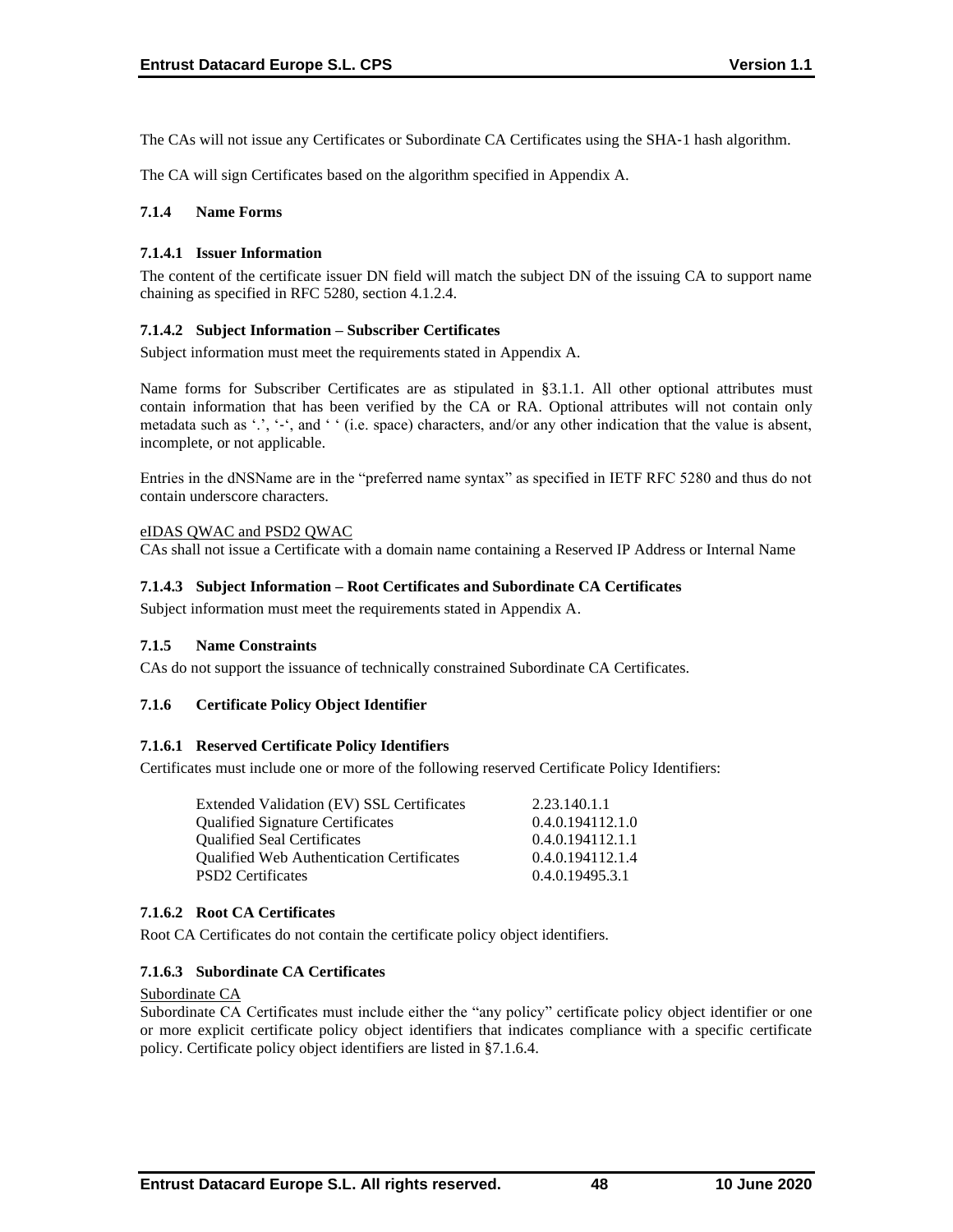The CAs will not issue any Certificates or Subordinate CA Certificates using the SHA-1 hash algorithm.

The CA will sign Certificates based on the algorithm specified in Appendix A.

### 7.1.4 Name Forms

#### 7.1.4.1 Issuer Information

The content of the certificate issuer DN field will match the subject DN of the issuing CA to support name chaining as specified in RFC 5280, section 4.1.2.4.

#### 7.1.4.2 Subject Information – Subscriber Certificates

Subject information must meet the requirements stated in Appendix A.

Name forms for Subscriber Certificates are as stipulated in §3.1.1. All other optional attributes must contain information that has been verified by the CA or RA. Optional attributes will not contain only metadata such as '.', '-', and ' ' (i.e. space) characters, and/or any other indication that the value is absent, incomplete, or not applicable.

Entries in the dNSName are in the "preferred name syntax" as specified in IETF RFC 5280 and thus do not contain underscore characters.

<u>eIDAS QWAC and PSD2 QWAC</u>
CAs shall not issue a Certificate with a domain name containing a Reserved IP Address or Internal Name

#### 7.1.4.3 Subject Information – Root Certificates and Subordinate CA Certificates

Subject information must meet the requirements stated in Appendix A.

### 7.1.5 Name Constraints

CAs do not support the issuance of technically constrained Subordinate CA Certificates.

### 7.1.6 Certificate Policy Object Identifier

#### 7.1.6.1 Reserved Certificate Policy Identifiers

Certificates must include one or more of the following reserved Certificate Policy Identifiers:

| | |
|---|---|
| Extended Validation (EV) SSL Certificates | 2.23.140.1.1 |
| Qualified Signature Certificates | 0.4.0.194112.1.0 |
| Qualified Seal Certificates | 0.4.0.194112.1.1 |
| Qualified Web Authentication Certificates | 0.4.0.194112.1.4 |
| PSD2 Certificates | 0.4.0.19495.3.1 |

#### 7.1.6.2 Root CA Certificates

Root CA Certificates do not contain the certificate policy object identifiers.

#### 7.1.6.3 Subordinate CA Certificates

<u>Subordinate CA</u>
Subordinate CA Certificates must include either the "any policy" certificate policy object identifier or one or more explicit certificate policy object identifiers that indicates compliance with a specific certificate policy. Certificate policy object identifiers are listed in §7.1.6.4.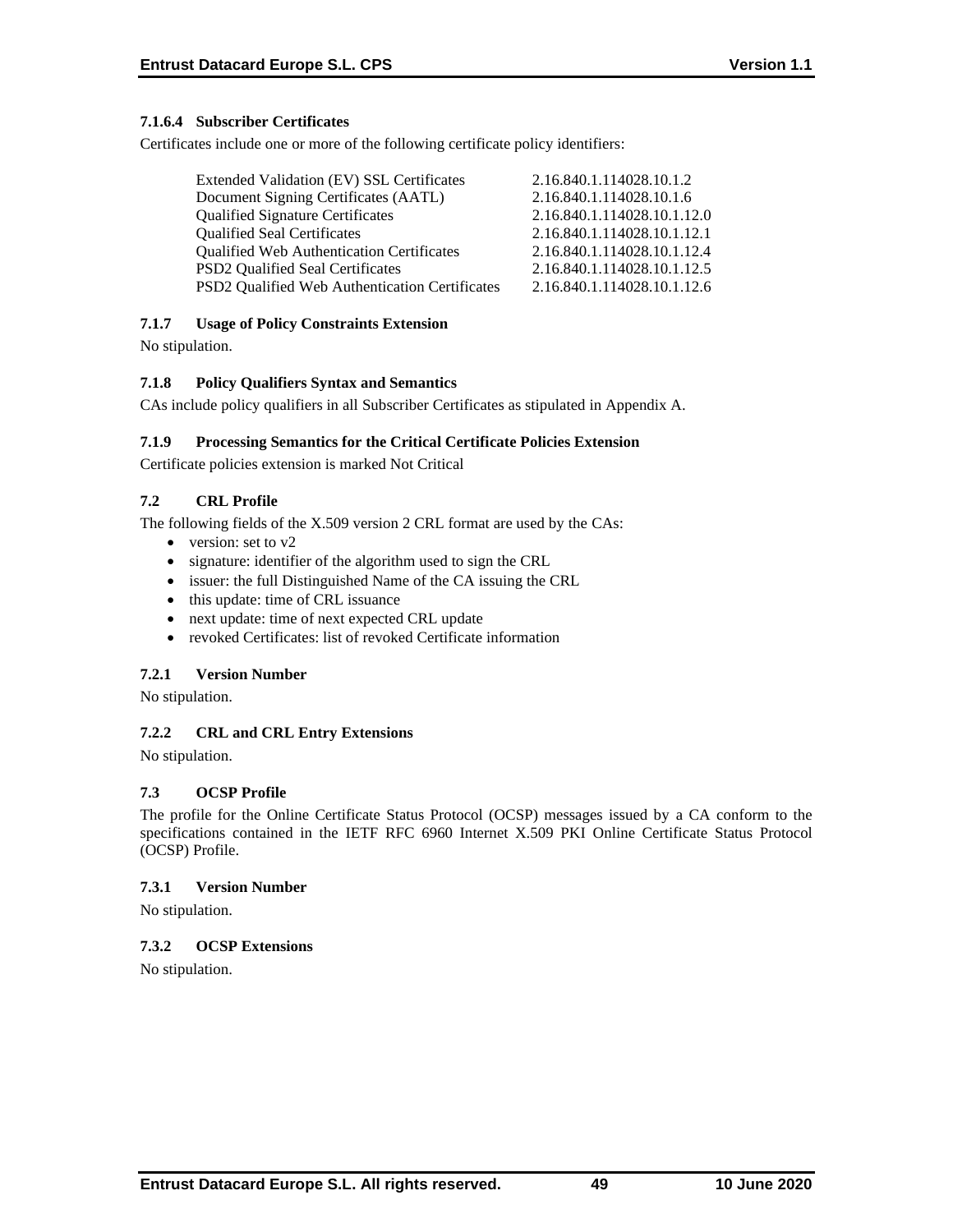#### 7.1.6.4 Subscriber Certificates

Certificates include one or more of the following certificate policy identifiers:

| | |
|---|---|
| Extended Validation (EV) SSL Certificates | 2.16.840.1.114028.10.1.2 |
| Document Signing Certificates (AATL) | 2.16.840.1.114028.10.1.6 |
| Qualified Signature Certificates | 2.16.840.1.114028.10.1.12.0 |
| Qualified Seal Certificates | 2.16.840.1.114028.10.1.12.1 |
| Qualified Web Authentication Certificates | 2.16.840.1.114028.10.1.12.4 |
| PSD2 Qualified Seal Certificates | 2.16.840.1.114028.10.1.12.5 |
| PSD2 Qualified Web Authentication Certificates | 2.16.840.1.114028.10.1.12.6 |

### 7.1.7 Usage of Policy Constraints Extension

No stipulation.

### 7.1.8 Policy Qualifiers Syntax and Semantics

CAs include policy qualifiers in all Subscriber Certificates as stipulated in Appendix A.

### 7.1.9 Processing Semantics for the Critical Certificate Policies Extension

Certificate policies extension is marked Not Critical

## 7.2 CRL Profile

The following fields of the X.509 version 2 CRL format are used by the CAs:

- version: set to v2
- signature: identifier of the algorithm used to sign the CRL
- issuer: the full Distinguished Name of the CA issuing the CRL
- this update: time of CRL issuance
- next update: time of next expected CRL update
- revoked Certificates: list of revoked Certificate information

### 7.2.1 Version Number

No stipulation.

### 7.2.2 CRL and CRL Entry Extensions

No stipulation.

## 7.3 OCSP Profile

The profile for the Online Certificate Status Protocol (OCSP) messages issued by a CA conform to the specifications contained in the IETF RFC 6960 Internet X.509 PKI Online Certificate Status Protocol (OCSP) Profile.

### 7.3.1 Version Number

No stipulation.

### 7.3.2 OCSP Extensions

No stipulation.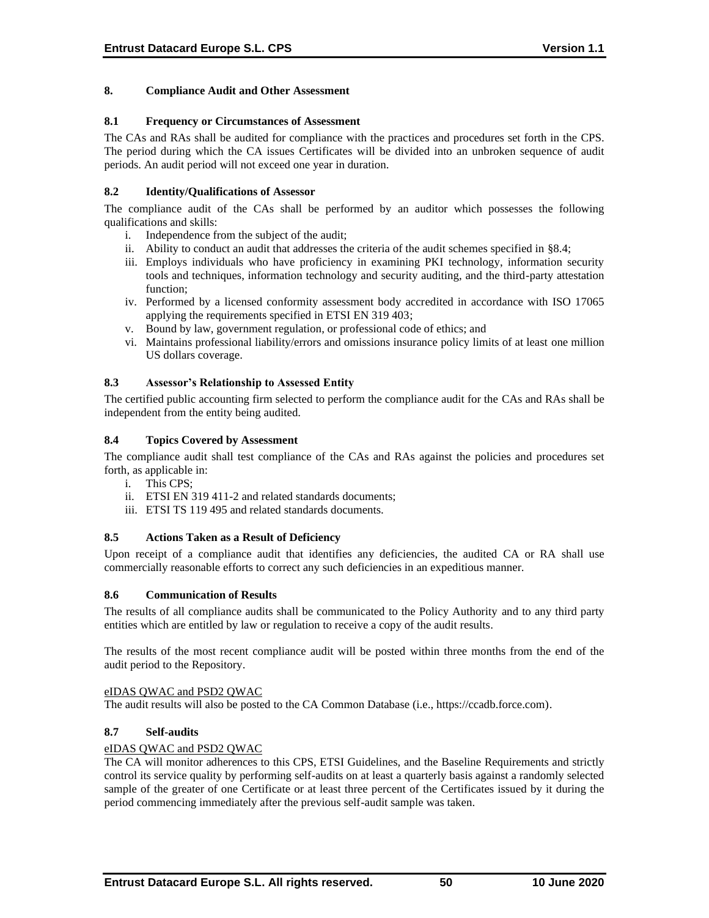# 8. Compliance Audit and Other Assessment

## 8.1 Frequency or Circumstances of Assessment

The CAs and RAs shall be audited for compliance with the practices and procedures set forth in the CPS. The period during which the CA issues Certificates will be divided into an unbroken sequence of audit periods. An audit period will not exceed one year in duration.

## 8.2 Identity/Qualifications of Assessor

The compliance audit of the CAs shall be performed by an auditor which possesses the following qualifications and skills:

i. Independence from the subject of the audit;
ii. Ability to conduct an audit that addresses the criteria of the audit schemes specified in §8.4;
iii. Employs individuals who have proficiency in examining PKI technology, information security tools and techniques, information technology and security auditing, and the third-party attestation function;
iv. Performed by a licensed conformity assessment body accredited in accordance with ISO 17065 applying the requirements specified in ETSI EN 319 403;
v. Bound by law, government regulation, or professional code of ethics; and
vi. Maintains professional liability/errors and omissions insurance policy limits of at least one million US dollars coverage.

## 8.3 Assessor's Relationship to Assessed Entity

The certified public accounting firm selected to perform the compliance audit for the CAs and RAs shall be independent from the entity being audited.

## 8.4 Topics Covered by Assessment

The compliance audit shall test compliance of the CAs and RAs against the policies and procedures set forth, as applicable in:

i. This CPS;
ii. ETSI EN 319 411-2 and related standards documents;
iii. ETSI TS 119 495 and related standards documents.

## 8.5 Actions Taken as a Result of Deficiency

Upon receipt of a compliance audit that identifies any deficiencies, the audited CA or RA shall use commercially reasonable efforts to correct any such deficiencies in an expeditious manner.

## 8.6 Communication of Results

The results of all compliance audits shall be communicated to the Policy Authority and to any third party entities which are entitled by law or regulation to receive a copy of the audit results.

The results of the most recent compliance audit will be posted within three months from the end of the audit period to the Repository.

eIDAS QWAC and PSD2 QWAC

The audit results will also be posted to the CA Common Database (i.e., https://ccadb.force.com).

## 8.7 Self-audits

eIDAS QWAC and PSD2 QWAC

The CA will monitor adherences to this CPS, ETSI Guidelines, and the Baseline Requirements and strictly control its service quality by performing self-audits on at least a quarterly basis against a randomly selected sample of the greater of one Certificate or at least three percent of the Certificates issued by it during the period commencing immediately after the previous self-audit sample was taken.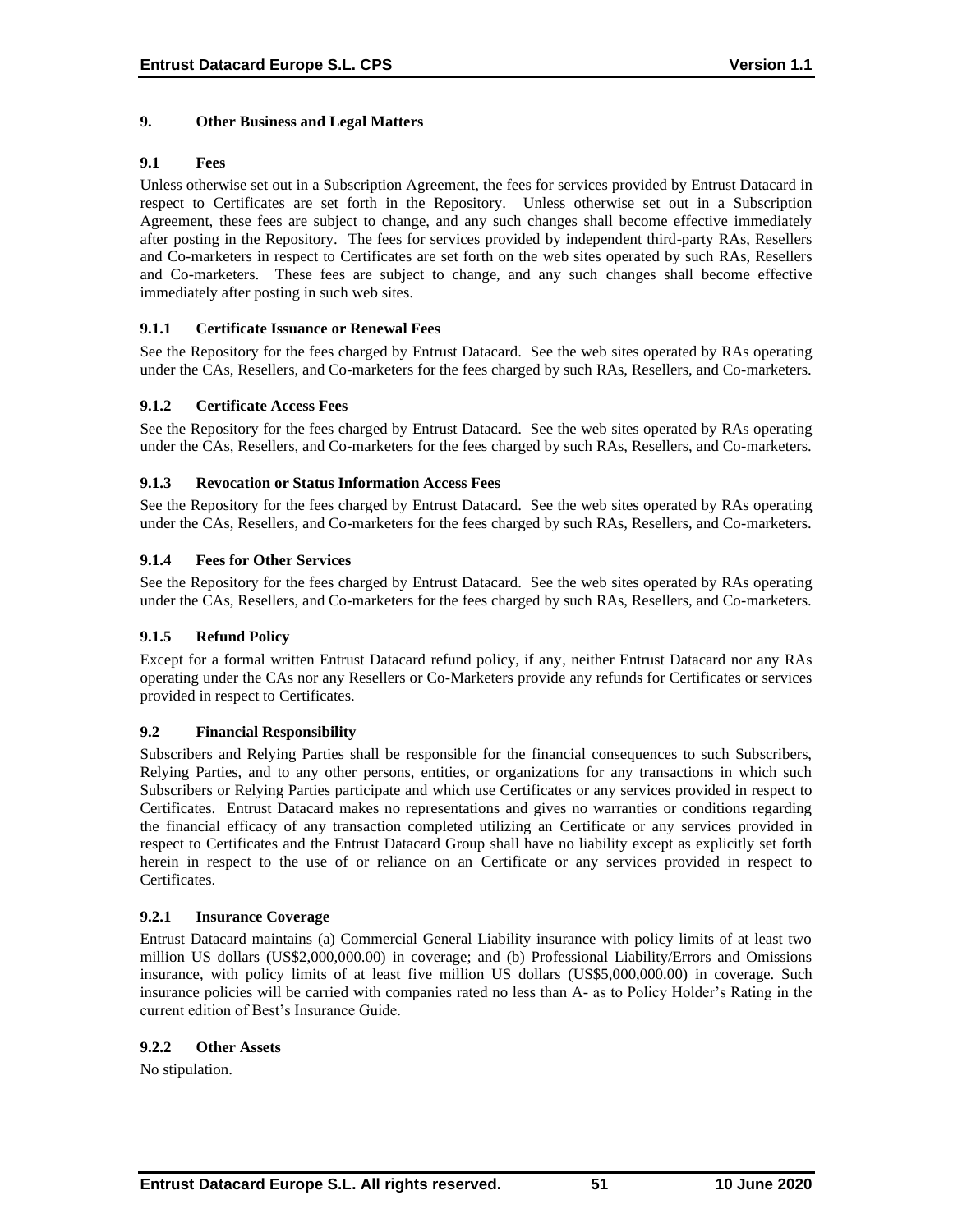## 9. Other Business and Legal Matters

### 9.1 Fees

Unless otherwise set out in a Subscription Agreement, the fees for services provided by Entrust Datacard in respect to Certificates are set forth in the Repository. Unless otherwise set out in a Subscription Agreement, these fees are subject to change, and any such changes shall become effective immediately after posting in the Repository. The fees for services provided by independent third-party RAs, Resellers and Co-marketers in respect to Certificates are set forth on the web sites operated by such RAs, Resellers and Co-marketers. These fees are subject to change, and any such changes shall become effective immediately after posting in such web sites.

#### 9.1.1 Certificate Issuance or Renewal Fees

See the Repository for the fees charged by Entrust Datacard. See the web sites operated by RAs operating under the CAs, Resellers, and Co-marketers for the fees charged by such RAs, Resellers, and Co-marketers.

#### 9.1.2 Certificate Access Fees

See the Repository for the fees charged by Entrust Datacard. See the web sites operated by RAs operating under the CAs, Resellers, and Co-marketers for the fees charged by such RAs, Resellers, and Co-marketers.

#### 9.1.3 Revocation or Status Information Access Fees

See the Repository for the fees charged by Entrust Datacard. See the web sites operated by RAs operating under the CAs, Resellers, and Co-marketers for the fees charged by such RAs, Resellers, and Co-marketers.

#### 9.1.4 Fees for Other Services

See the Repository for the fees charged by Entrust Datacard. See the web sites operated by RAs operating under the CAs, Resellers, and Co-marketers for the fees charged by such RAs, Resellers, and Co-marketers.

#### 9.1.5 Refund Policy

Except for a formal written Entrust Datacard refund policy, if any, neither Entrust Datacard nor any RAs operating under the CAs nor any Resellers or Co-Marketers provide any refunds for Certificates or services provided in respect to Certificates.

### 9.2 Financial Responsibility

Subscribers and Relying Parties shall be responsible for the financial consequences to such Subscribers, Relying Parties, and to any other persons, entities, or organizations for any transactions in which such Subscribers or Relying Parties participate and which use Certificates or any services provided in respect to Certificates. Entrust Datacard makes no representations and gives no warranties or conditions regarding the financial efficacy of any transaction completed utilizing an Certificate or any services provided in respect to Certificates and the Entrust Datacard Group shall have no liability except as explicitly set forth herein in respect to the use of or reliance on an Certificate or any services provided in respect to Certificates.

#### 9.2.1 Insurance Coverage

Entrust Datacard maintains (a) Commercial General Liability insurance with policy limits of at least two million US dollars (US$2,000,000.00) in coverage; and (b) Professional Liability/Errors and Omissions insurance, with policy limits of at least five million US dollars (US$5,000,000.00) in coverage. Such insurance policies will be carried with companies rated no less than A- as to Policy Holder's Rating in the current edition of Best's Insurance Guide.

#### 9.2.2 Other Assets

No stipulation.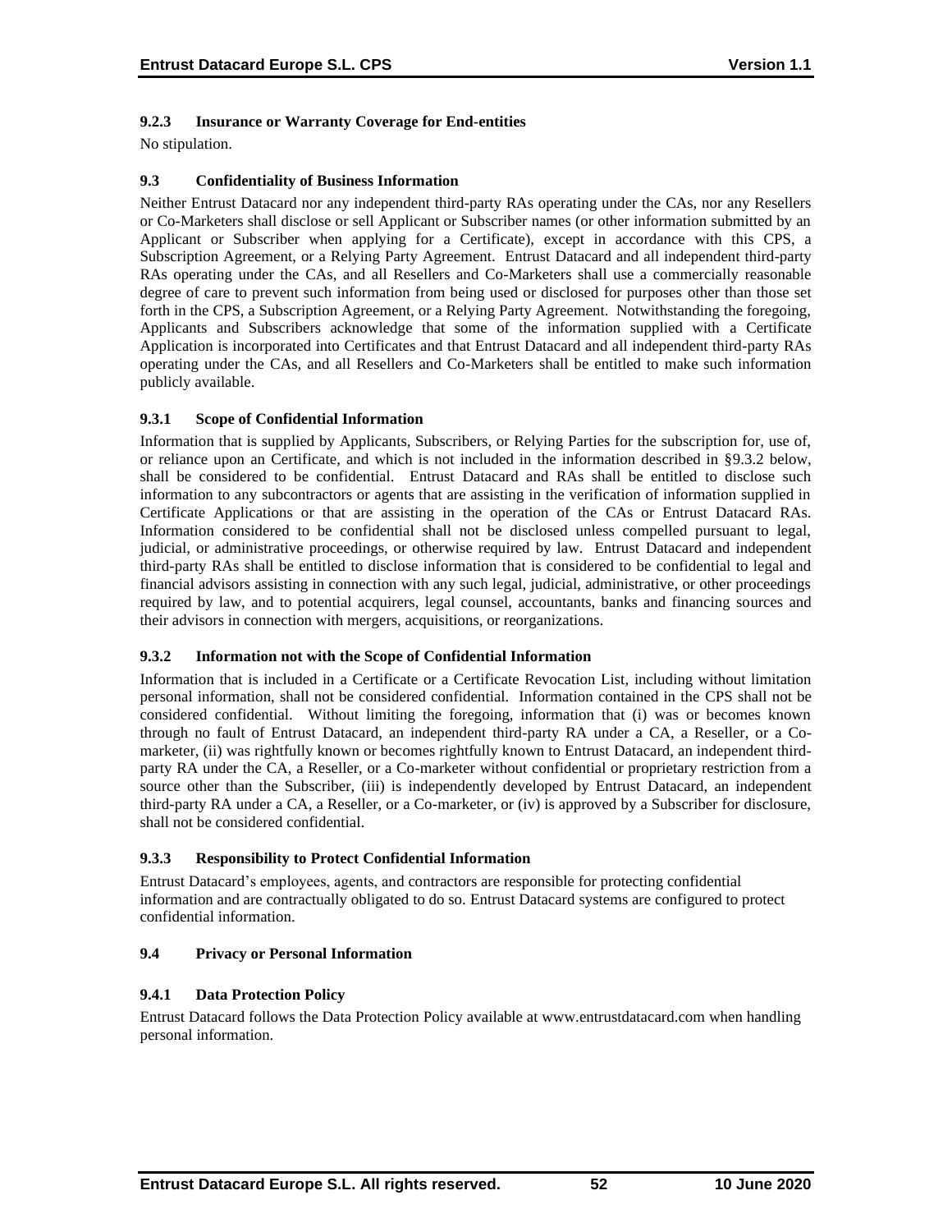### 9.2.3 Insurance or Warranty Coverage for End-entities

No stipulation.

### 9.3 Confidentiality of Business Information

Neither Entrust Datacard nor any independent third-party RAs operating under the CAs, nor any Resellers or Co-Marketers shall disclose or sell Applicant or Subscriber names (or other information submitted by an Applicant or Subscriber when applying for a Certificate), except in accordance with this CPS, a Subscription Agreement, or a Relying Party Agreement. Entrust Datacard and all independent third-party RAs operating under the CAs, and all Resellers and Co-Marketers shall use a commercially reasonable degree of care to prevent such information from being used or disclosed for purposes other than those set forth in the CPS, a Subscription Agreement, or a Relying Party Agreement. Notwithstanding the foregoing, Applicants and Subscribers acknowledge that some of the information supplied with a Certificate Application is incorporated into Certificates and that Entrust Datacard and all independent third-party RAs operating under the CAs, and all Resellers and Co-Marketers shall be entitled to make such information publicly available.

### 9.3.1 Scope of Confidential Information

Information that is supplied by Applicants, Subscribers, or Relying Parties for the subscription for, use of, or reliance upon an Certificate, and which is not included in the information described in §9.3.2 below, shall be considered to be confidential. Entrust Datacard and RAs shall be entitled to disclose such information to any subcontractors or agents that are assisting in the verification of information supplied in Certificate Applications or that are assisting in the operation of the CAs or Entrust Datacard RAs. Information considered to be confidential shall not be disclosed unless compelled pursuant to legal, judicial, or administrative proceedings, or otherwise required by law. Entrust Datacard and independent third-party RAs shall be entitled to disclose information that is considered to be confidential to legal and financial advisors assisting in connection with any such legal, judicial, administrative, or other proceedings required by law, and to potential acquirers, legal counsel, accountants, banks and financing sources and their advisors in connection with mergers, acquisitions, or reorganizations.

### 9.3.2 Information not with the Scope of Confidential Information

Information that is included in a Certificate or a Certificate Revocation List, including without limitation personal information, shall not be considered confidential. Information contained in the CPS shall not be considered confidential. Without limiting the foregoing, information that (i) was or becomes known through no fault of Entrust Datacard, an independent third-party RA under a CA, a Reseller, or a Co-marketer, (ii) was rightfully known or becomes rightfully known to Entrust Datacard, an independent third-party RA under the CA, a Reseller, or a Co-marketer without confidential or proprietary restriction from a source other than the Subscriber, (iii) is independently developed by Entrust Datacard, an independent third-party RA under a CA, a Reseller, or a Co-marketer, or (iv) is approved by a Subscriber for disclosure, shall not be considered confidential.

### 9.3.3 Responsibility to Protect Confidential Information

Entrust Datacard's employees, agents, and contractors are responsible for protecting confidential information and are contractually obligated to do so. Entrust Datacard systems are configured to protect confidential information.

### 9.4 Privacy or Personal Information

### 9.4.1 Data Protection Policy

Entrust Datacard follows the Data Protection Policy available at www.entrustdatacard.com when handling personal information.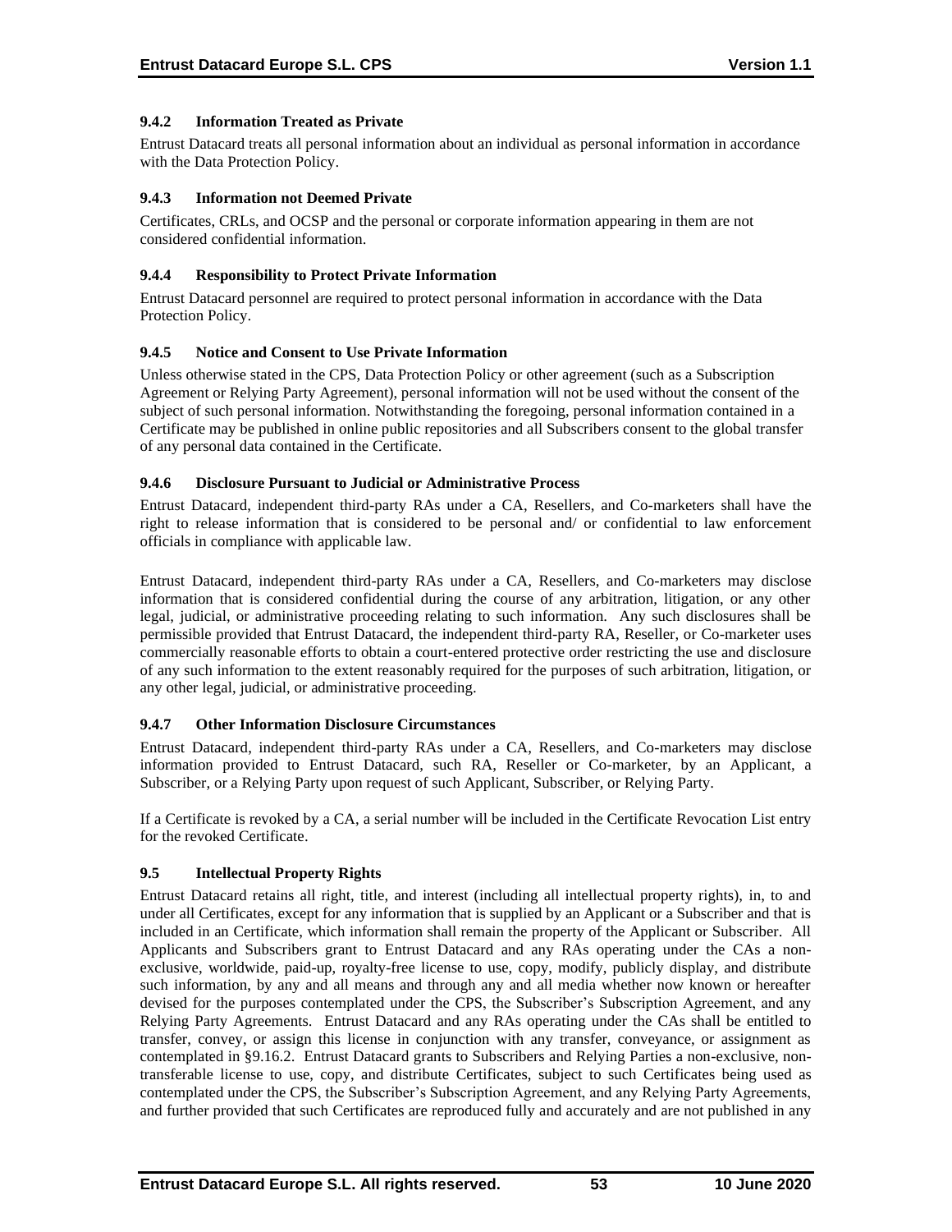### 9.4.2 Information Treated as Private

Entrust Datacard treats all personal information about an individual as personal information in accordance with the Data Protection Policy.

### 9.4.3 Information not Deemed Private

Certificates, CRLs, and OCSP and the personal or corporate information appearing in them are not considered confidential information.

### 9.4.4 Responsibility to Protect Private Information

Entrust Datacard personnel are required to protect personal information in accordance with the Data Protection Policy.

### 9.4.5 Notice and Consent to Use Private Information

Unless otherwise stated in the CPS, Data Protection Policy or other agreement (such as a Subscription Agreement or Relying Party Agreement), personal information will not be used without the consent of the subject of such personal information. Notwithstanding the foregoing, personal information contained in a Certificate may be published in online public repositories and all Subscribers consent to the global transfer of any personal data contained in the Certificate.

### 9.4.6 Disclosure Pursuant to Judicial or Administrative Process

Entrust Datacard, independent third-party RAs under a CA, Resellers, and Co-marketers shall have the right to release information that is considered to be personal and/ or confidential to law enforcement officials in compliance with applicable law.

Entrust Datacard, independent third-party RAs under a CA, Resellers, and Co-marketers may disclose information that is considered confidential during the course of any arbitration, litigation, or any other legal, judicial, or administrative proceeding relating to such information. Any such disclosures shall be permissible provided that Entrust Datacard, the independent third-party RA, Reseller, or Co-marketer uses commercially reasonable efforts to obtain a court-entered protective order restricting the use and disclosure of any such information to the extent reasonably required for the purposes of such arbitration, litigation, or any other legal, judicial, or administrative proceeding.

### 9.4.7 Other Information Disclosure Circumstances

Entrust Datacard, independent third-party RAs under a CA, Resellers, and Co-marketers may disclose information provided to Entrust Datacard, such RA, Reseller or Co-marketer, by an Applicant, a Subscriber, or a Relying Party upon request of such Applicant, Subscriber, or Relying Party.

If a Certificate is revoked by a CA, a serial number will be included in the Certificate Revocation List entry for the revoked Certificate.

## 9.5 Intellectual Property Rights

Entrust Datacard retains all right, title, and interest (including all intellectual property rights), in, to and under all Certificates, except for any information that is supplied by an Applicant or a Subscriber and that is included in an Certificate, which information shall remain the property of the Applicant or Subscriber. All Applicants and Subscribers grant to Entrust Datacard and any RAs operating under the CAs a non-exclusive, worldwide, paid-up, royalty-free license to use, copy, modify, publicly display, and distribute such information, by any and all means and through any and all media whether now known or hereafter devised for the purposes contemplated under the CPS, the Subscriber's Subscription Agreement, and any Relying Party Agreements. Entrust Datacard and any RAs operating under the CAs shall be entitled to transfer, convey, or assign this license in conjunction with any transfer, conveyance, or assignment as contemplated in §9.16.2. Entrust Datacard grants to Subscribers and Relying Parties a non-exclusive, non-transferable license to use, copy, and distribute Certificates, subject to such Certificates being used as contemplated under the CPS, the Subscriber's Subscription Agreement, and any Relying Party Agreements, and further provided that such Certificates are reproduced fully and accurately and are not published in any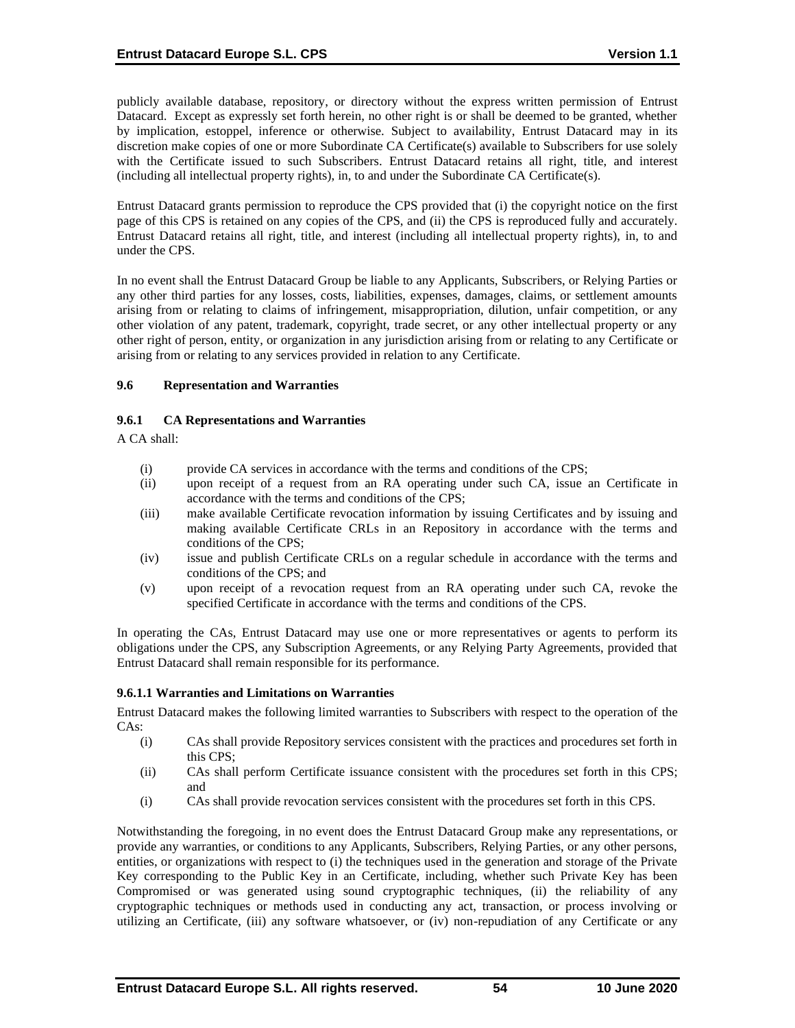publicly available database, repository, or directory without the express written permission of Entrust Datacard. Except as expressly set forth herein, no other right is or shall be deemed to be granted, whether by implication, estoppel, inference or otherwise. Subject to availability, Entrust Datacard may in its discretion make copies of one or more Subordinate CA Certificate(s) available to Subscribers for use solely with the Certificate issued to such Subscribers. Entrust Datacard retains all right, title, and interest (including all intellectual property rights), in, to and under the Subordinate CA Certificate(s).

Entrust Datacard grants permission to reproduce the CPS provided that (i) the copyright notice on the first page of this CPS is retained on any copies of the CPS, and (ii) the CPS is reproduced fully and accurately. Entrust Datacard retains all right, title, and interest (including all intellectual property rights), in, to and under the CPS.

In no event shall the Entrust Datacard Group be liable to any Applicants, Subscribers, or Relying Parties or any other third parties for any losses, costs, liabilities, expenses, damages, claims, or settlement amounts arising from or relating to claims of infringement, misappropriation, dilution, unfair competition, or any other violation of any patent, trademark, copyright, trade secret, or any other intellectual property or any other right of person, entity, or organization in any jurisdiction arising from or relating to any Certificate or arising from or relating to any services provided in relation to any Certificate.

## 9.6 Representation and Warranties

### 9.6.1 CA Representations and Warranties

A CA shall:

(i) provide CA services in accordance with the terms and conditions of the CPS;
(ii) upon receipt of a request from an RA operating under such CA, issue an Certificate in accordance with the terms and conditions of the CPS;
(iii) make available Certificate revocation information by issuing Certificates and by issuing and making available Certificate CRLs in an Repository in accordance with the terms and conditions of the CPS;
(iv) issue and publish Certificate CRLs on a regular schedule in accordance with the terms and conditions of the CPS; and
(v) upon receipt of a revocation request from an RA operating under such CA, revoke the specified Certificate in accordance with the terms and conditions of the CPS.

In operating the CAs, Entrust Datacard may use one or more representatives or agents to perform its obligations under the CPS, any Subscription Agreements, or any Relying Party Agreements, provided that Entrust Datacard shall remain responsible for its performance.

#### 9.6.1.1 Warranties and Limitations on Warranties

Entrust Datacard makes the following limited warranties to Subscribers with respect to the operation of the CAs:

(i) CAs shall provide Repository services consistent with the practices and procedures set forth in this CPS;
(ii) CAs shall perform Certificate issuance consistent with the procedures set forth in this CPS; and
(i) CAs shall provide revocation services consistent with the procedures set forth in this CPS.

Notwithstanding the foregoing, in no event does the Entrust Datacard Group make any representations, or provide any warranties, or conditions to any Applicants, Subscribers, Relying Parties, or any other persons, entities, or organizations with respect to (i) the techniques used in the generation and storage of the Private Key corresponding to the Public Key in an Certificate, including, whether such Private Key has been Compromised or was generated using sound cryptographic techniques, (ii) the reliability of any cryptographic techniques or methods used in conducting any act, transaction, or process involving or utilizing an Certificate, (iii) any software whatsoever, or (iv) non-repudiation of any Certificate or any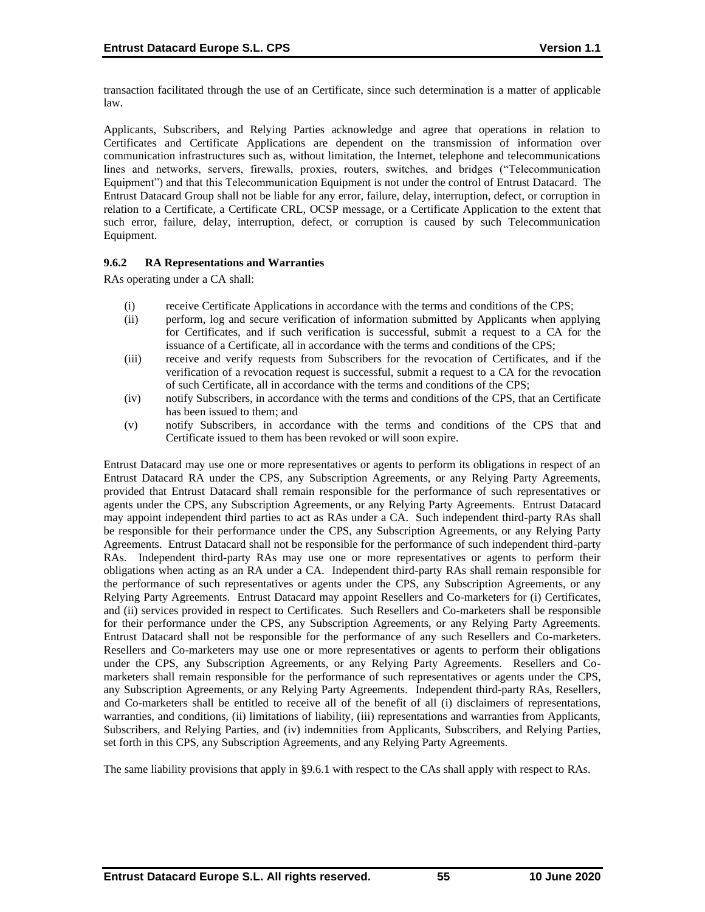transaction facilitated through the use of an Certificate, since such determination is a matter of applicable law.

Applicants, Subscribers, and Relying Parties acknowledge and agree that operations in relation to Certificates and Certificate Applications are dependent on the transmission of information over communication infrastructures such as, without limitation, the Internet, telephone and telecommunications lines and networks, servers, firewalls, proxies, routers, switches, and bridges ("Telecommunication Equipment") and that this Telecommunication Equipment is not under the control of Entrust Datacard. The Entrust Datacard Group shall not be liable for any error, failure, delay, interruption, defect, or corruption in relation to a Certificate, a Certificate CRL, OCSP message, or a Certificate Application to the extent that such error, failure, delay, interruption, defect, or corruption is caused by such Telecommunication Equipment.

### 9.6.2 RA Representations and Warranties

RAs operating under a CA shall:

(i) receive Certificate Applications in accordance with the terms and conditions of the CPS;

(ii) perform, log and secure verification of information submitted by Applicants when applying for Certificates, and if such verification is successful, submit a request to a CA for the issuance of a Certificate, all in accordance with the terms and conditions of the CPS;

(iii) receive and verify requests from Subscribers for the revocation of Certificates, and if the verification of a revocation request is successful, submit a request to a CA for the revocation of such Certificate, all in accordance with the terms and conditions of the CPS;

(iv) notify Subscribers, in accordance with the terms and conditions of the CPS, that an Certificate has been issued to them; and

(v) notify Subscribers, in accordance with the terms and conditions of the CPS that and Certificate issued to them has been revoked or will soon expire.

Entrust Datacard may use one or more representatives or agents to perform its obligations in respect of an Entrust Datacard RA under the CPS, any Subscription Agreements, or any Relying Party Agreements, provided that Entrust Datacard shall remain responsible for the performance of such representatives or agents under the CPS, any Subscription Agreements, or any Relying Party Agreements. Entrust Datacard may appoint independent third parties to act as RAs under a CA. Such independent third-party RAs shall be responsible for their performance under the CPS, any Subscription Agreements, or any Relying Party Agreements. Entrust Datacard shall not be responsible for the performance of such independent third-party RAs. Independent third-party RAs may use one or more representatives or agents to perform their obligations when acting as an RA under a CA. Independent third-party RAs shall remain responsible for the performance of such representatives or agents under the CPS, any Subscription Agreements, or any Relying Party Agreements. Entrust Datacard may appoint Resellers and Co-marketers for (i) Certificates, and (ii) services provided in respect to Certificates. Such Resellers and Co-marketers shall be responsible for their performance under the CPS, any Subscription Agreements, or any Relying Party Agreements. Entrust Datacard shall not be responsible for the performance of any such Resellers and Co-marketers. Resellers and Co-marketers may use one or more representatives or agents to perform their obligations under the CPS, any Subscription Agreements, or any Relying Party Agreements. Resellers and Co-marketers shall remain responsible for the performance of such representatives or agents under the CPS, any Subscription Agreements, or any Relying Party Agreements. Independent third-party RAs, Resellers, and Co-marketers shall be entitled to receive all of the benefit of all (i) disclaimers of representations, warranties, and conditions, (ii) limitations of liability, (iii) representations and warranties from Applicants, Subscribers, and Relying Parties, and (iv) indemnities from Applicants, Subscribers, and Relying Parties, set forth in this CPS, any Subscription Agreements, and any Relying Party Agreements.

The same liability provisions that apply in §9.6.1 with respect to the CAs shall apply with respect to RAs.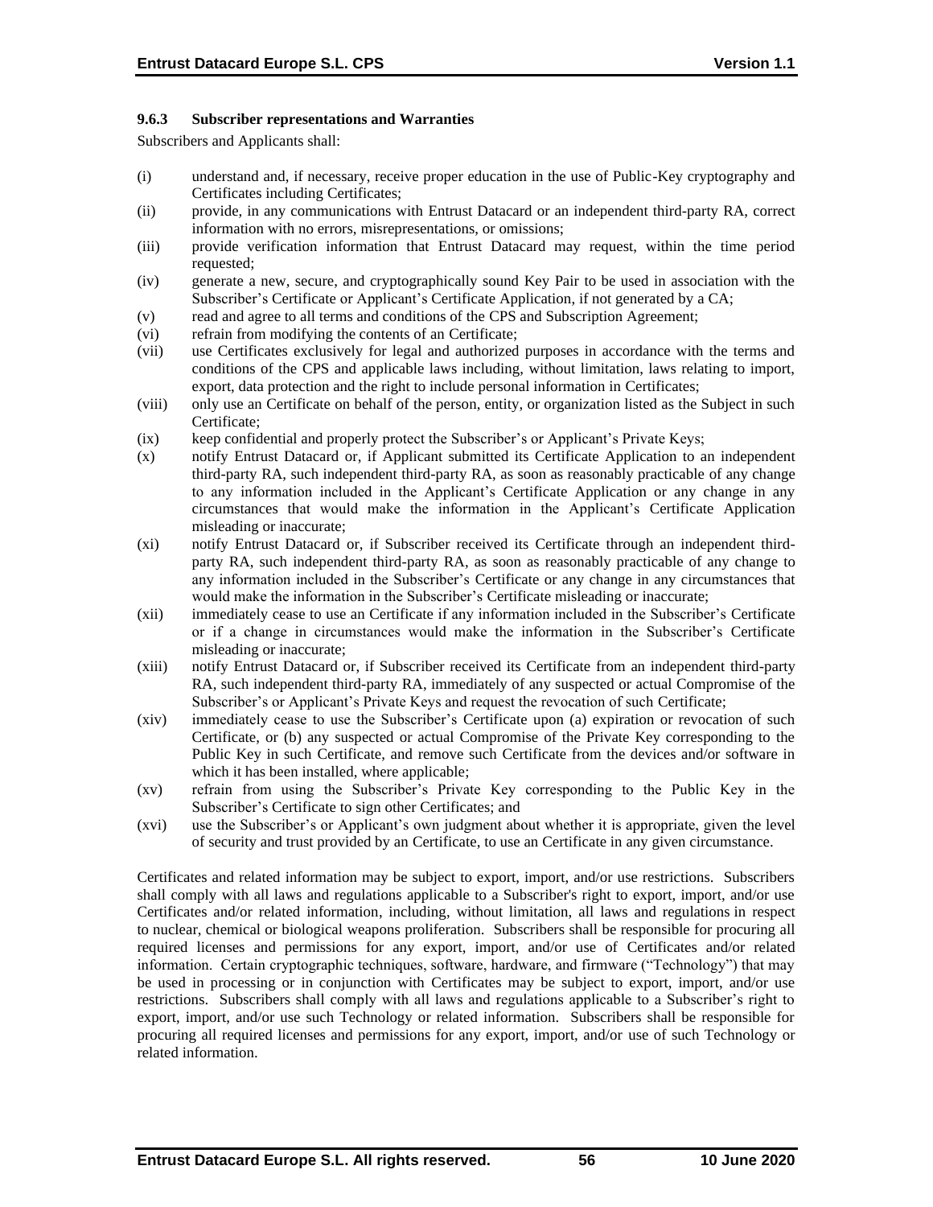### 9.6.3 Subscriber representations and Warranties

Subscribers and Applicants shall:

(i) understand and, if necessary, receive proper education in the use of Public-Key cryptography and Certificates including Certificates;

(ii) provide, in any communications with Entrust Datacard or an independent third-party RA, correct information with no errors, misrepresentations, or omissions;

(iii) provide verification information that Entrust Datacard may request, within the time period requested;

(iv) generate a new, secure, and cryptographically sound Key Pair to be used in association with the Subscriber's Certificate or Applicant's Certificate Application, if not generated by a CA;

(v) read and agree to all terms and conditions of the CPS and Subscription Agreement;

(vi) refrain from modifying the contents of an Certificate;

(vii) use Certificates exclusively for legal and authorized purposes in accordance with the terms and conditions of the CPS and applicable laws including, without limitation, laws relating to import, export, data protection and the right to include personal information in Certificates;

(viii) only use an Certificate on behalf of the person, entity, or organization listed as the Subject in such Certificate;

(ix) keep confidential and properly protect the Subscriber's or Applicant's Private Keys;

(x) notify Entrust Datacard or, if Applicant submitted its Certificate Application to an independent third-party RA, such independent third-party RA, as soon as reasonably practicable of any change to any information included in the Applicant's Certificate Application or any change in any circumstances that would make the information in the Applicant's Certificate Application misleading or inaccurate;

(xi) notify Entrust Datacard or, if Subscriber received its Certificate through an independent third-party RA, such independent third-party RA, as soon as reasonably practicable of any change to any information included in the Subscriber's Certificate or any change in any circumstances that would make the information in the Subscriber's Certificate misleading or inaccurate;

(xii) immediately cease to use an Certificate if any information included in the Subscriber's Certificate or if a change in circumstances would make the information in the Subscriber's Certificate misleading or inaccurate;

(xiii) notify Entrust Datacard or, if Subscriber received its Certificate from an independent third-party RA, such independent third-party RA, immediately of any suspected or actual Compromise of the Subscriber's or Applicant's Private Keys and request the revocation of such Certificate;

(xiv) immediately cease to use the Subscriber's Certificate upon (a) expiration or revocation of such Certificate, or (b) any suspected or actual Compromise of the Private Key corresponding to the Public Key in such Certificate, and remove such Certificate from the devices and/or software in which it has been installed, where applicable;

(xv) refrain from using the Subscriber's Private Key corresponding to the Public Key in the Subscriber's Certificate to sign other Certificates; and

(xvi) use the Subscriber's or Applicant's own judgment about whether it is appropriate, given the level of security and trust provided by an Certificate, to use an Certificate in any given circumstance.

Certificates and related information may be subject to export, import, and/or use restrictions. Subscribers shall comply with all laws and regulations applicable to a Subscriber's right to export, import, and/or use Certificates and/or related information, including, without limitation, all laws and regulations in respect to nuclear, chemical or biological weapons proliferation. Subscribers shall be responsible for procuring all required licenses and permissions for any export, import, and/or use of Certificates and/or related information. Certain cryptographic techniques, software, hardware, and firmware ("Technology") that may be used in processing or in conjunction with Certificates may be subject to export, import, and/or use restrictions. Subscribers shall comply with all laws and regulations applicable to a Subscriber's right to export, import, and/or use such Technology or related information. Subscribers shall be responsible for procuring all required licenses and permissions for any export, import, and/or use of such Technology or related information.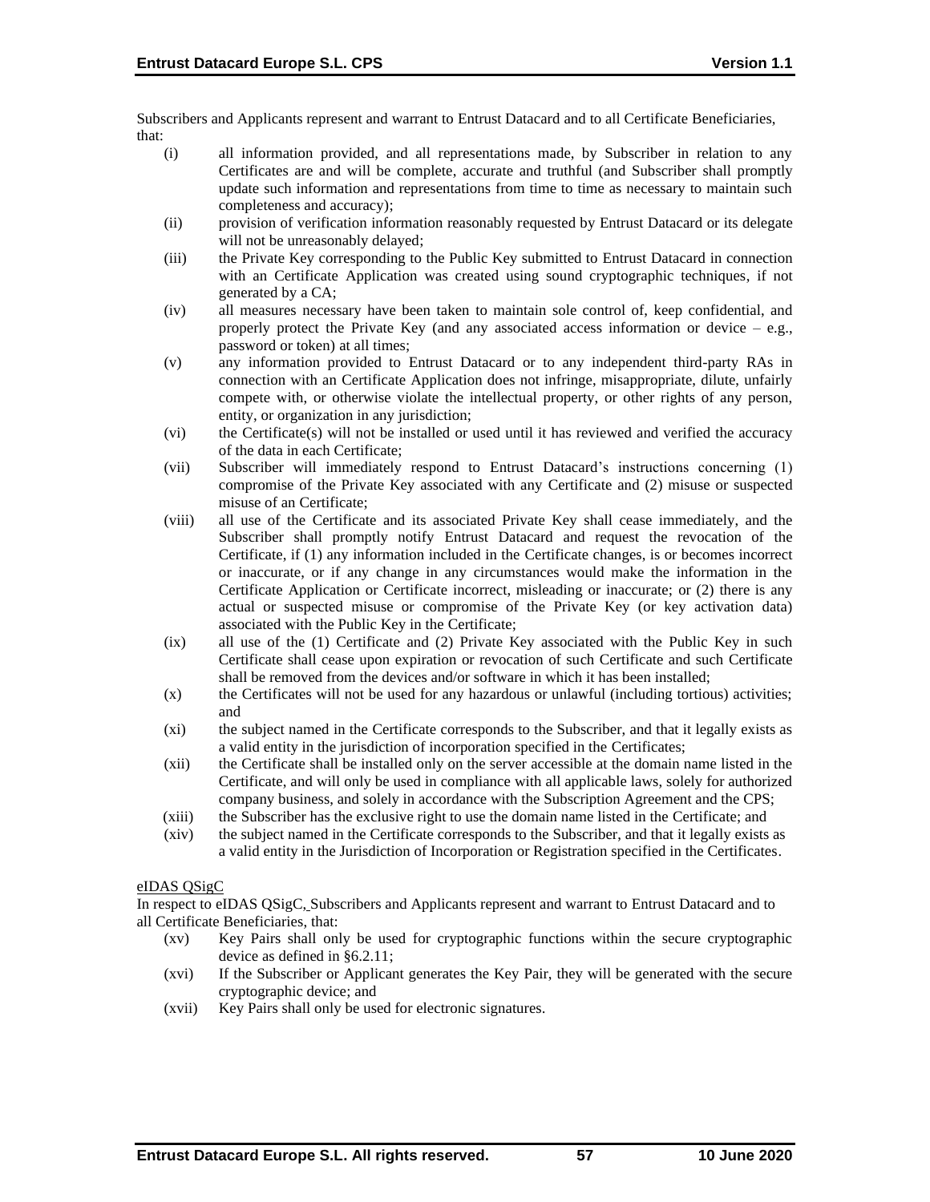Subscribers and Applicants represent and warrant to Entrust Datacard and to all Certificate Beneficiaries, that:

- (i) all information provided, and all representations made, by Subscriber in relation to any Certificates are and will be complete, accurate and truthful (and Subscriber shall promptly update such information and representations from time to time as necessary to maintain such completeness and accuracy);
- (ii) provision of verification information reasonably requested by Entrust Datacard or its delegate will not be unreasonably delayed;
- (iii) the Private Key corresponding to the Public Key submitted to Entrust Datacard in connection with an Certificate Application was created using sound cryptographic techniques, if not generated by a CA;
- (iv) all measures necessary have been taken to maintain sole control of, keep confidential, and properly protect the Private Key (and any associated access information or device – e.g., password or token) at all times;
- (v) any information provided to Entrust Datacard or to any independent third-party RAs in connection with an Certificate Application does not infringe, misappropriate, dilute, unfairly compete with, or otherwise violate the intellectual property, or other rights of any person, entity, or organization in any jurisdiction;
- (vi) the Certificate(s) will not be installed or used until it has reviewed and verified the accuracy of the data in each Certificate;
- (vii) Subscriber will immediately respond to Entrust Datacard's instructions concerning (1) compromise of the Private Key associated with any Certificate and (2) misuse or suspected misuse of an Certificate;
- (viii) all use of the Certificate and its associated Private Key shall cease immediately, and the Subscriber shall promptly notify Entrust Datacard and request the revocation of the Certificate, if (1) any information included in the Certificate changes, is or becomes incorrect or inaccurate, or if any change in any circumstances would make the information in the Certificate Application or Certificate incorrect, misleading or inaccurate; or (2) there is any actual or suspected misuse or compromise of the Private Key (or key activation data) associated with the Public Key in the Certificate;
- (ix) all use of the (1) Certificate and (2) Private Key associated with the Public Key in such Certificate shall cease upon expiration or revocation of such Certificate and such Certificate shall be removed from the devices and/or software in which it has been installed;
- (x) the Certificates will not be used for any hazardous or unlawful (including tortious) activities; and
- (xi) the subject named in the Certificate corresponds to the Subscriber, and that it legally exists as a valid entity in the jurisdiction of incorporation specified in the Certificates;
- (xii) the Certificate shall be installed only on the server accessible at the domain name listed in the Certificate, and will only be used in compliance with all applicable laws, solely for authorized company business, and solely in accordance with the Subscription Agreement and the CPS;
- (xiii) the Subscriber has the exclusive right to use the domain name listed in the Certificate; and
- (xiv) the subject named in the Certificate corresponds to the Subscriber, and that it legally exists as a valid entity in the Jurisdiction of Incorporation or Registration specified in the Certificates.

eIDAS QSigC

In respect to eIDAS QSigC, Subscribers and Applicants represent and warrant to Entrust Datacard and to all Certificate Beneficiaries, that:

- (xv) Key Pairs shall only be used for cryptographic functions within the secure cryptographic device as defined in §6.2.11;
- (xvi) If the Subscriber or Applicant generates the Key Pair, they will be generated with the secure cryptographic device; and
- (xvii) Key Pairs shall only be used for electronic signatures.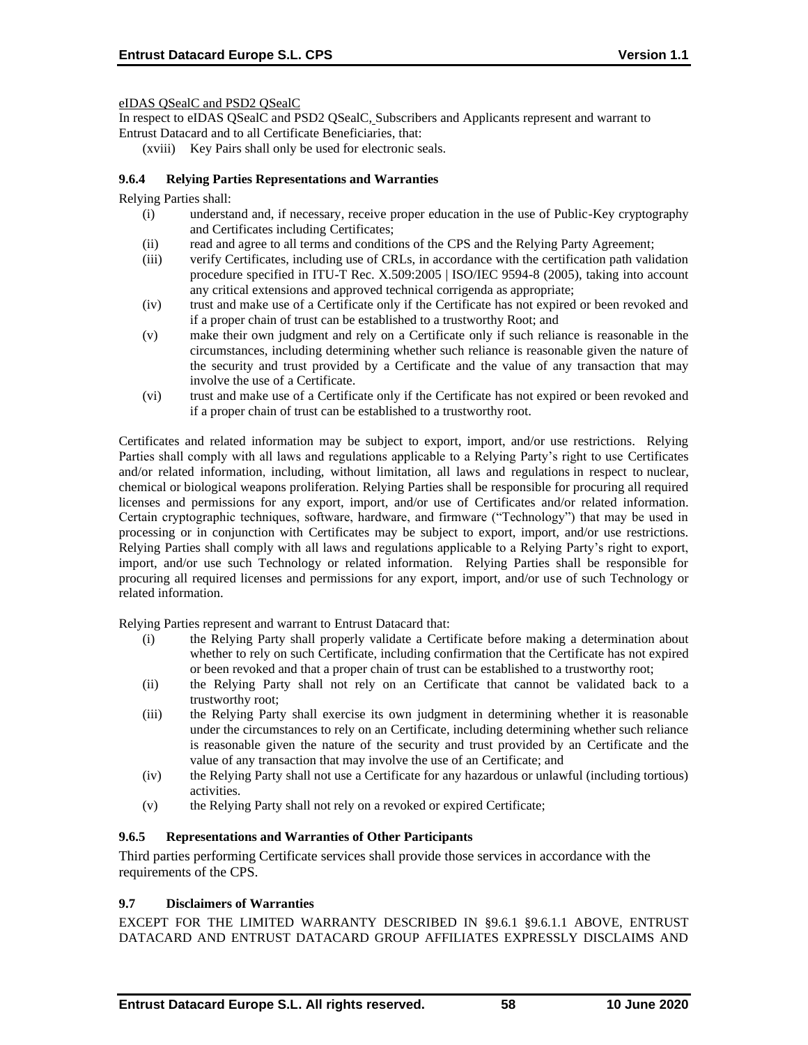eIDAS QSealC and PSD2 QSealC

In respect to eIDAS QSealC and PSD2 QSealC, Subscribers and Applicants represent and warrant to Entrust Datacard and to all Certificate Beneficiaries, that:

(xviii) Key Pairs shall only be used for electronic seals.

#### 9.6.4 Relying Parties Representations and Warranties

Relying Parties shall:

(i) understand and, if necessary, receive proper education in the use of Public-Key cryptography and Certificates including Certificates;

(ii) read and agree to all terms and conditions of the CPS and the Relying Party Agreement;

(iii) verify Certificates, including use of CRLs, in accordance with the certification path validation procedure specified in ITU-T Rec. X.509:2005 | ISO/IEC 9594-8 (2005), taking into account any critical extensions and approved technical corrigenda as appropriate;

(iv) trust and make use of a Certificate only if the Certificate has not expired or been revoked and if a proper chain of trust can be established to a trustworthy Root; and

(v) make their own judgment and rely on a Certificate only if such reliance is reasonable in the circumstances, including determining whether such reliance is reasonable given the nature of the security and trust provided by a Certificate and the value of any transaction that may involve the use of a Certificate.

(vi) trust and make use of a Certificate only if the Certificate has not expired or been revoked and if a proper chain of trust can be established to a trustworthy root.

Certificates and related information may be subject to export, import, and/or use restrictions. Relying Parties shall comply with all laws and regulations applicable to a Relying Party's right to use Certificates and/or related information, including, without limitation, all laws and regulations in respect to nuclear, chemical or biological weapons proliferation. Relying Parties shall be responsible for procuring all required licenses and permissions for any export, import, and/or use of Certificates and/or related information. Certain cryptographic techniques, software, hardware, and firmware ("Technology") that may be used in processing or in conjunction with Certificates may be subject to export, import, and/or use restrictions. Relying Parties shall comply with all laws and regulations applicable to a Relying Party's right to export, import, and/or use such Technology or related information. Relying Parties shall be responsible for procuring all required licenses and permissions for any export, import, and/or use of such Technology or related information.

Relying Parties represent and warrant to Entrust Datacard that:

(i) the Relying Party shall properly validate a Certificate before making a determination about whether to rely on such Certificate, including confirmation that the Certificate has not expired or been revoked and that a proper chain of trust can be established to a trustworthy root;

(ii) the Relying Party shall not rely on an Certificate that cannot be validated back to a trustworthy root;

(iii) the Relying Party shall exercise its own judgment in determining whether it is reasonable under the circumstances to rely on an Certificate, including determining whether such reliance is reasonable given the nature of the security and trust provided by an Certificate and the value of any transaction that may involve the use of an Certificate; and

(iv) the Relying Party shall not use a Certificate for any hazardous or unlawful (including tortious) activities.

(v) the Relying Party shall not rely on a revoked or expired Certificate;

#### 9.6.5 Representations and Warranties of Other Participants

Third parties performing Certificate services shall provide those services in accordance with the requirements of the CPS.

### 9.7 Disclaimers of Warranties

EXCEPT FOR THE LIMITED WARRANTY DESCRIBED IN §9.6.1 §9.6.1.1 ABOVE, ENTRUST DATACARD AND ENTRUST DATACARD GROUP AFFILIATES EXPRESSLY DISCLAIMS AND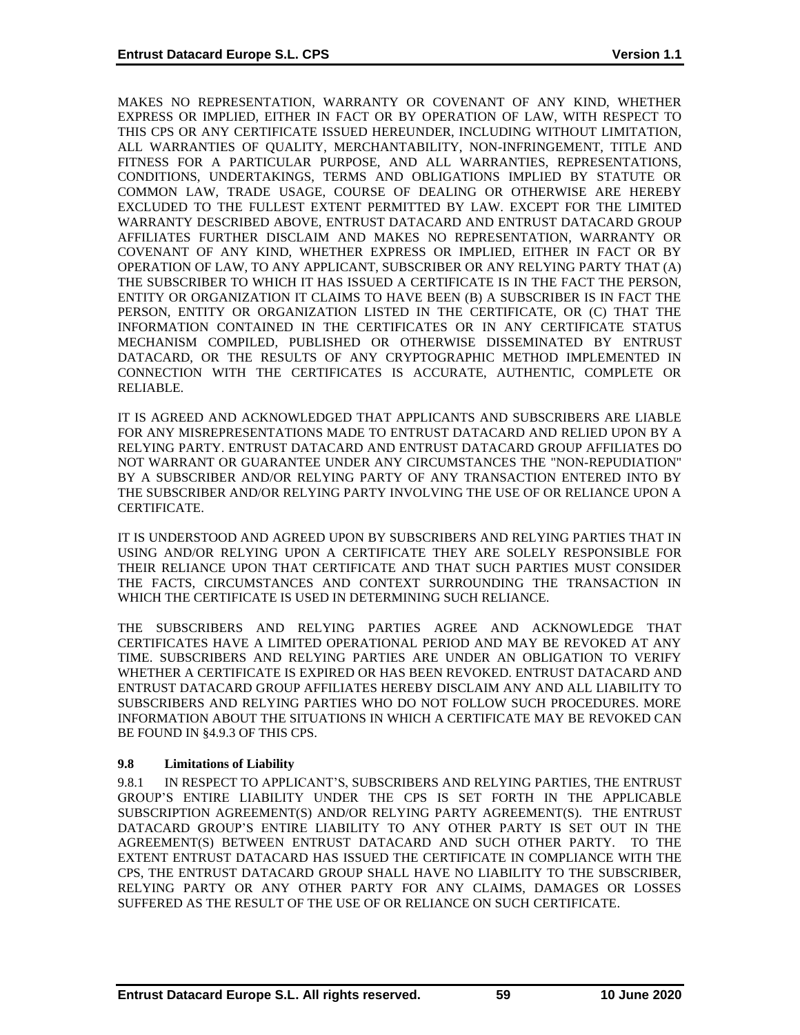MAKES NO REPRESENTATION, WARRANTY OR COVENANT OF ANY KIND, WHETHER EXPRESS OR IMPLIED, EITHER IN FACT OR BY OPERATION OF LAW, WITH RESPECT TO THIS CPS OR ANY CERTIFICATE ISSUED HEREUNDER, INCLUDING WITHOUT LIMITATION, ALL WARRANTIES OF QUALITY, MERCHANTABILITY, NON-INFRINGEMENT, TITLE AND FITNESS FOR A PARTICULAR PURPOSE, AND ALL WARRANTIES, REPRESENTATIONS, CONDITIONS, UNDERTAKINGS, TERMS AND OBLIGATIONS IMPLIED BY STATUTE OR COMMON LAW, TRADE USAGE, COURSE OF DEALING OR OTHERWISE ARE HEREBY EXCLUDED TO THE FULLEST EXTENT PERMITTED BY LAW. EXCEPT FOR THE LIMITED WARRANTY DESCRIBED ABOVE, ENTRUST DATACARD AND ENTRUST DATACARD GROUP AFFILIATES FURTHER DISCLAIM AND MAKES NO REPRESENTATION, WARRANTY OR COVENANT OF ANY KIND, WHETHER EXPRESS OR IMPLIED, EITHER IN FACT OR BY OPERATION OF LAW, TO ANY APPLICANT, SUBSCRIBER OR ANY RELYING PARTY THAT (A) THE SUBSCRIBER TO WHICH IT HAS ISSUED A CERTIFICATE IS IN THE FACT THE PERSON, ENTITY OR ORGANIZATION IT CLAIMS TO HAVE BEEN (B) A SUBSCRIBER IS IN FACT THE PERSON, ENTITY OR ORGANIZATION LISTED IN THE CERTIFICATE, OR (C) THAT THE INFORMATION CONTAINED IN THE CERTIFICATES OR IN ANY CERTIFICATE STATUS MECHANISM COMPILED, PUBLISHED OR OTHERWISE DISSEMINATED BY ENTRUST DATACARD, OR THE RESULTS OF ANY CRYPTOGRAPHIC METHOD IMPLEMENTED IN CONNECTION WITH THE CERTIFICATES IS ACCURATE, AUTHENTIC, COMPLETE OR RELIABLE.

IT IS AGREED AND ACKNOWLEDGED THAT APPLICANTS AND SUBSCRIBERS ARE LIABLE FOR ANY MISREPRESENTATIONS MADE TO ENTRUST DATACARD AND RELIED UPON BY A RELYING PARTY. ENTRUST DATACARD AND ENTRUST DATACARD GROUP AFFILIATES DO NOT WARRANT OR GUARANTEE UNDER ANY CIRCUMSTANCES THE "NON-REPUDIATION" BY A SUBSCRIBER AND/OR RELYING PARTY OF ANY TRANSACTION ENTERED INTO BY THE SUBSCRIBER AND/OR RELYING PARTY INVOLVING THE USE OF OR RELIANCE UPON A CERTIFICATE.

IT IS UNDERSTOOD AND AGREED UPON BY SUBSCRIBERS AND RELYING PARTIES THAT IN USING AND/OR RELYING UPON A CERTIFICATE THEY ARE SOLELY RESPONSIBLE FOR THEIR RELIANCE UPON THAT CERTIFICATE AND THAT SUCH PARTIES MUST CONSIDER THE FACTS, CIRCUMSTANCES AND CONTEXT SURROUNDING THE TRANSACTION IN WHICH THE CERTIFICATE IS USED IN DETERMINING SUCH RELIANCE.

THE SUBSCRIBERS AND RELYING PARTIES AGREE AND ACKNOWLEDGE THAT CERTIFICATES HAVE A LIMITED OPERATIONAL PERIOD AND MAY BE REVOKED AT ANY TIME. SUBSCRIBERS AND RELYING PARTIES ARE UNDER AN OBLIGATION TO VERIFY WHETHER A CERTIFICATE IS EXPIRED OR HAS BEEN REVOKED. ENTRUST DATACARD AND ENTRUST DATACARD GROUP AFFILIATES HEREBY DISCLAIM ANY AND ALL LIABILITY TO SUBSCRIBERS AND RELYING PARTIES WHO DO NOT FOLLOW SUCH PROCEDURES. MORE INFORMATION ABOUT THE SITUATIONS IN WHICH A CERTIFICATE MAY BE REVOKED CAN BE FOUND IN §4.9.3 OF THIS CPS.

### 9.8 Limitations of Liability

9.8.1 IN RESPECT TO APPLICANT'S, SUBSCRIBERS AND RELYING PARTIES, THE ENTRUST GROUP'S ENTIRE LIABILITY UNDER THE CPS IS SET FORTH IN THE APPLICABLE SUBSCRIPTION AGREEMENT(S) AND/OR RELYING PARTY AGREEMENT(S). THE ENTRUST DATACARD GROUP'S ENTIRE LIABILITY TO ANY OTHER PARTY IS SET OUT IN THE AGREEMENT(S) BETWEEN ENTRUST DATACARD AND SUCH OTHER PARTY. TO THE EXTENT ENTRUST DATACARD HAS ISSUED THE CERTIFICATE IN COMPLIANCE WITH THE CPS, THE ENTRUST DATACARD GROUP SHALL HAVE NO LIABILITY TO THE SUBSCRIBER, RELYING PARTY OR ANY OTHER PARTY FOR ANY CLAIMS, DAMAGES OR LOSSES SUFFERED AS THE RESULT OF THE USE OF OR RELIANCE ON SUCH CERTIFICATE.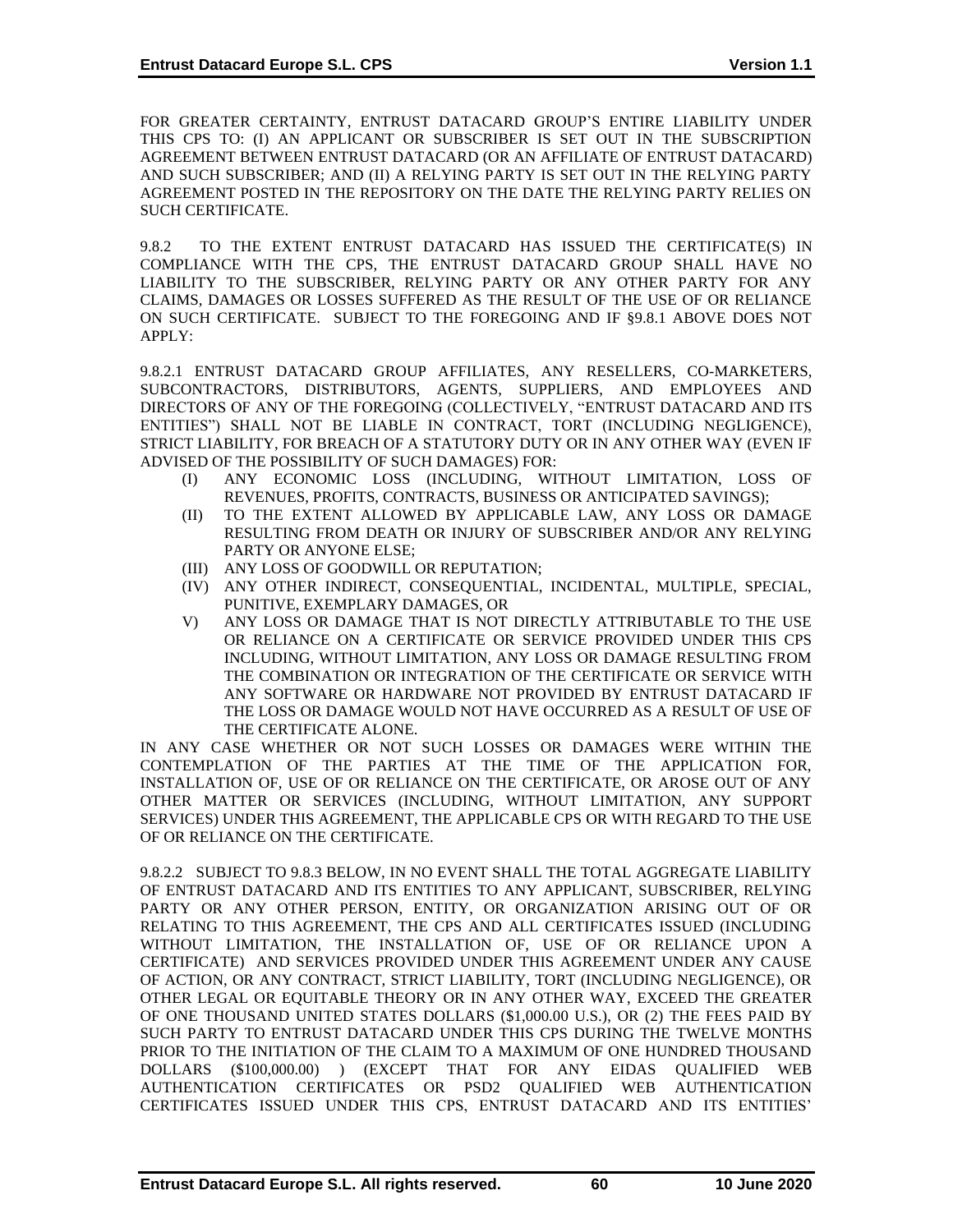FOR GREATER CERTAINTY, ENTRUST DATACARD GROUP'S ENTIRE LIABILITY UNDER THIS CPS TO: (I) AN APPLICANT OR SUBSCRIBER IS SET OUT IN THE SUBSCRIPTION AGREEMENT BETWEEN ENTRUST DATACARD (OR AN AFFILIATE OF ENTRUST DATACARD) AND SUCH SUBSCRIBER; AND (II) A RELYING PARTY IS SET OUT IN THE RELYING PARTY AGREEMENT POSTED IN THE REPOSITORY ON THE DATE THE RELYING PARTY RELIES ON SUCH CERTIFICATE.

9.8.2 TO THE EXTENT ENTRUST DATACARD HAS ISSUED THE CERTIFICATE(S) IN COMPLIANCE WITH THE CPS, THE ENTRUST DATACARD GROUP SHALL HAVE NO LIABILITY TO THE SUBSCRIBER, RELYING PARTY OR ANY OTHER PARTY FOR ANY CLAIMS, DAMAGES OR LOSSES SUFFERED AS THE RESULT OF THE USE OF OR RELIANCE ON SUCH CERTIFICATE. SUBJECT TO THE FOREGOING AND IF §9.8.1 ABOVE DOES NOT APPLY:

9.8.2.1 ENTRUST DATACARD GROUP AFFILIATES, ANY RESELLERS, CO-MARKETERS, SUBCONTRACTORS, DISTRIBUTORS, AGENTS, SUPPLIERS, AND EMPLOYEES AND DIRECTORS OF ANY OF THE FOREGOING (COLLECTIVELY, "ENTRUST DATACARD AND ITS ENTITIES") SHALL NOT BE LIABLE IN CONTRACT, TORT (INCLUDING NEGLIGENCE), STRICT LIABILITY, FOR BREACH OF A STATUTORY DUTY OR IN ANY OTHER WAY (EVEN IF ADVISED OF THE POSSIBILITY OF SUCH DAMAGES) FOR:

- (I) ANY ECONOMIC LOSS (INCLUDING, WITHOUT LIMITATION, LOSS OF REVENUES, PROFITS, CONTRACTS, BUSINESS OR ANTICIPATED SAVINGS);
- (II) TO THE EXTENT ALLOWED BY APPLICABLE LAW, ANY LOSS OR DAMAGE RESULTING FROM DEATH OR INJURY OF SUBSCRIBER AND/OR ANY RELYING PARTY OR ANYONE ELSE;
- (III) ANY LOSS OF GOODWILL OR REPUTATION;
- (IV) ANY OTHER INDIRECT, CONSEQUENTIAL, INCIDENTAL, MULTIPLE, SPECIAL, PUNITIVE, EXEMPLARY DAMAGES, OR
- V) ANY LOSS OR DAMAGE THAT IS NOT DIRECTLY ATTRIBUTABLE TO THE USE OR RELIANCE ON A CERTIFICATE OR SERVICE PROVIDED UNDER THIS CPS INCLUDING, WITHOUT LIMITATION, ANY LOSS OR DAMAGE RESULTING FROM THE COMBINATION OR INTEGRATION OF THE CERTIFICATE OR SERVICE WITH ANY SOFTWARE OR HARDWARE NOT PROVIDED BY ENTRUST DATACARD IF THE LOSS OR DAMAGE WOULD NOT HAVE OCCURRED AS A RESULT OF USE OF THE CERTIFICATE ALONE.

IN ANY CASE WHETHER OR NOT SUCH LOSSES OR DAMAGES WERE WITHIN THE CONTEMPLATION OF THE PARTIES AT THE TIME OF THE APPLICATION FOR, INSTALLATION OF, USE OF OR RELIANCE ON THE CERTIFICATE, OR AROSE OUT OF ANY OTHER MATTER OR SERVICES (INCLUDING, WITHOUT LIMITATION, ANY SUPPORT SERVICES) UNDER THIS AGREEMENT, THE APPLICABLE CPS OR WITH REGARD TO THE USE OF OR RELIANCE ON THE CERTIFICATE.

9.8.2.2 SUBJECT TO 9.8.3 BELOW, IN NO EVENT SHALL THE TOTAL AGGREGATE LIABILITY OF ENTRUST DATACARD AND ITS ENTITIES TO ANY APPLICANT, SUBSCRIBER, RELYING PARTY OR ANY OTHER PERSON, ENTITY, OR ORGANIZATION ARISING OUT OF OR RELATING TO THIS AGREEMENT, THE CPS AND ALL CERTIFICATES ISSUED (INCLUDING WITHOUT LIMITATION, THE INSTALLATION OF, USE OF OR RELIANCE UPON A CERTIFICATE) AND SERVICES PROVIDED UNDER THIS AGREEMENT UNDER ANY CAUSE OF ACTION, OR ANY CONTRACT, STRICT LIABILITY, TORT (INCLUDING NEGLIGENCE), OR OTHER LEGAL OR EQUITABLE THEORY OR IN ANY OTHER WAY, EXCEED THE GREATER OF ONE THOUSAND UNITED STATES DOLLARS ($1,000.00 U.S.), OR (2) THE FEES PAID BY SUCH PARTY TO ENTRUST DATACARD UNDER THIS CPS DURING THE TWELVE MONTHS PRIOR TO THE INITIATION OF THE CLAIM TO A MAXIMUM OF ONE HUNDRED THOUSAND DOLLARS ($100,000.00) ) (EXCEPT THAT FOR ANY EIDAS QUALIFIED WEB AUTHENTICATION CERTIFICATES OR PSD2 QUALIFIED WEB AUTHENTICATION CERTIFICATES ISSUED UNDER THIS CPS, ENTRUST DATACARD AND ITS ENTITIES'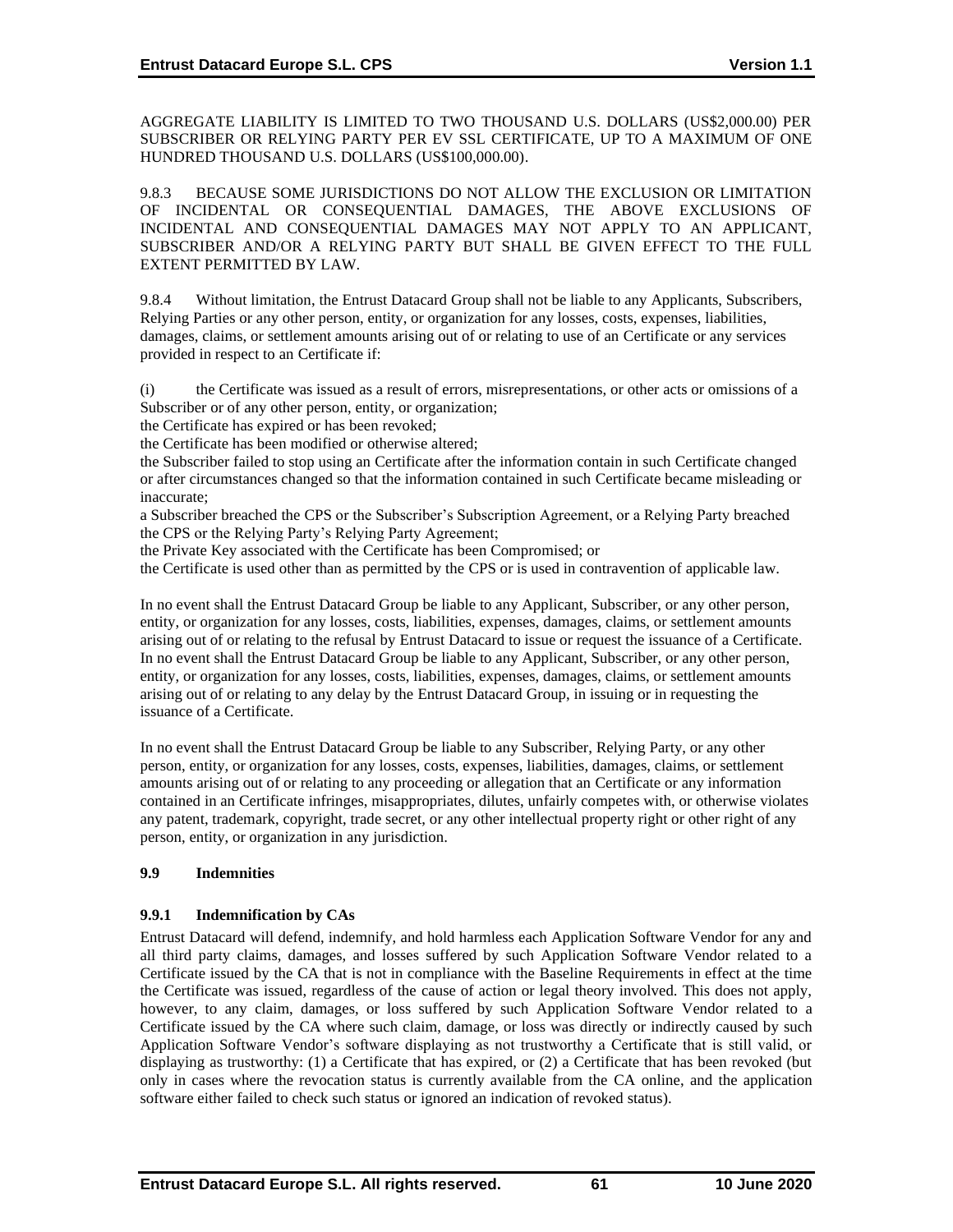AGGREGATE LIABILITY IS LIMITED TO TWO THOUSAND U.S. DOLLARS (US$2,000.00) PER SUBSCRIBER OR RELYING PARTY PER EV SSL CERTIFICATE, UP TO A MAXIMUM OF ONE HUNDRED THOUSAND U.S. DOLLARS (US$100,000.00).

9.8.3 BECAUSE SOME JURISDICTIONS DO NOT ALLOW THE EXCLUSION OR LIMITATION OF INCIDENTAL OR CONSEQUENTIAL DAMAGES, THE ABOVE EXCLUSIONS OF INCIDENTAL AND CONSEQUENTIAL DAMAGES MAY NOT APPLY TO AN APPLICANT, SUBSCRIBER AND/OR A RELYING PARTY BUT SHALL BE GIVEN EFFECT TO THE FULL EXTENT PERMITTED BY LAW.

9.8.4 Without limitation, the Entrust Datacard Group shall not be liable to any Applicants, Subscribers, Relying Parties or any other person, entity, or organization for any losses, costs, expenses, liabilities, damages, claims, or settlement amounts arising out of or relating to use of an Certificate or any services provided in respect to an Certificate if:

(i) the Certificate was issued as a result of errors, misrepresentations, or other acts or omissions of a Subscriber or of any other person, entity, or organization;

the Certificate has expired or has been revoked;

the Certificate has been modified or otherwise altered;

the Subscriber failed to stop using an Certificate after the information contain in such Certificate changed or after circumstances changed so that the information contained in such Certificate became misleading or inaccurate;

a Subscriber breached the CPS or the Subscriber's Subscription Agreement, or a Relying Party breached the CPS or the Relying Party's Relying Party Agreement;

the Private Key associated with the Certificate has been Compromised; or

the Certificate is used other than as permitted by the CPS or is used in contravention of applicable law.

In no event shall the Entrust Datacard Group be liable to any Applicant, Subscriber, or any other person, entity, or organization for any losses, costs, liabilities, expenses, damages, claims, or settlement amounts arising out of or relating to the refusal by Entrust Datacard to issue or request the issuance of a Certificate. In no event shall the Entrust Datacard Group be liable to any Applicant, Subscriber, or any other person, entity, or organization for any losses, costs, liabilities, expenses, damages, claims, or settlement amounts arising out of or relating to any delay by the Entrust Datacard Group, in issuing or in requesting the issuance of a Certificate.

In no event shall the Entrust Datacard Group be liable to any Subscriber, Relying Party, or any other person, entity, or organization for any losses, costs, expenses, liabilities, damages, claims, or settlement amounts arising out of or relating to any proceeding or allegation that an Certificate or any information contained in an Certificate infringes, misappropriates, dilutes, unfairly competes with, or otherwise violates any patent, trademark, copyright, trade secret, or any other intellectual property right or other right of any person, entity, or organization in any jurisdiction.

## 9.9 Indemnities

### 9.9.1 Indemnification by CAs

Entrust Datacard will defend, indemnify, and hold harmless each Application Software Vendor for any and all third party claims, damages, and losses suffered by such Application Software Vendor related to a Certificate issued by the CA that is not in compliance with the Baseline Requirements in effect at the time the Certificate was issued, regardless of the cause of action or legal theory involved. This does not apply, however, to any claim, damages, or loss suffered by such Application Software Vendor related to a Certificate issued by the CA where such claim, damage, or loss was directly or indirectly caused by such Application Software Vendor's software displaying as not trustworthy a Certificate that is still valid, or displaying as trustworthy: (1) a Certificate that has expired, or (2) a Certificate that has been revoked (but only in cases where the revocation status is currently available from the CA online, and the application software either failed to check such status or ignored an indication of revoked status).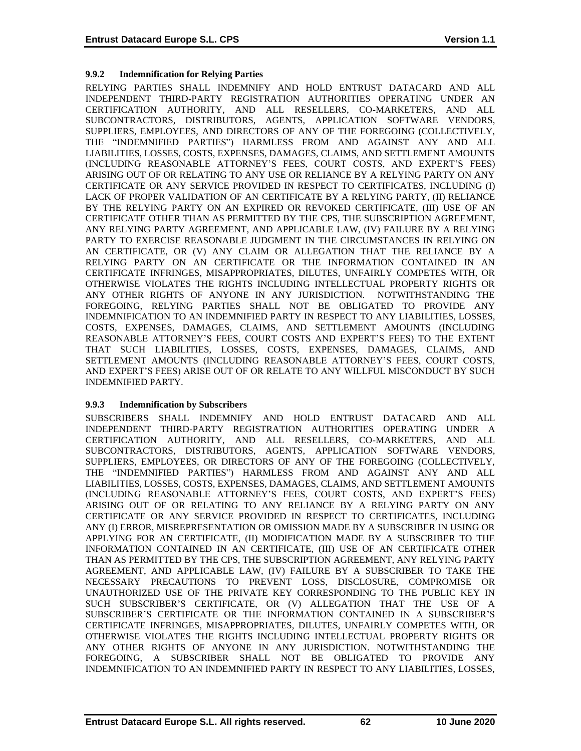### 9.9.2 Indemnification for Relying Parties

RELYING PARTIES SHALL INDEMNIFY AND HOLD ENTRUST DATACARD AND ALL INDEPENDENT THIRD-PARTY REGISTRATION AUTHORITIES OPERATING UNDER AN CERTIFICATION AUTHORITY, AND ALL RESELLERS, CO-MARKETERS, AND ALL SUBCONTRACTORS, DISTRIBUTORS, AGENTS, APPLICATION SOFTWARE VENDORS, SUPPLIERS, EMPLOYEES, AND DIRECTORS OF ANY OF THE FOREGOING (COLLECTIVELY, THE "INDEMNIFIED PARTIES") HARMLESS FROM AND AGAINST ANY AND ALL LIABILITIES, LOSSES, COSTS, EXPENSES, DAMAGES, CLAIMS, AND SETTLEMENT AMOUNTS (INCLUDING REASONABLE ATTORNEY'S FEES, COURT COSTS, AND EXPERT'S FEES) ARISING OUT OF OR RELATING TO ANY USE OR RELIANCE BY A RELYING PARTY ON ANY CERTIFICATE OR ANY SERVICE PROVIDED IN RESPECT TO CERTIFICATES, INCLUDING (I) LACK OF PROPER VALIDATION OF AN CERTIFICATE BY A RELYING PARTY, (II) RELIANCE BY THE RELYING PARTY ON AN EXPIRED OR REVOKED CERTIFICATE, (III) USE OF AN CERTIFICATE OTHER THAN AS PERMITTED BY THE CPS, THE SUBSCRIPTION AGREEMENT, ANY RELYING PARTY AGREEMENT, AND APPLICABLE LAW, (IV) FAILURE BY A RELYING PARTY TO EXERCISE REASONABLE JUDGMENT IN THE CIRCUMSTANCES IN RELYING ON AN CERTIFICATE, OR (V) ANY CLAIM OR ALLEGATION THAT THE RELIANCE BY A RELYING PARTY ON AN CERTIFICATE OR THE INFORMATION CONTAINED IN AN CERTIFICATE INFRINGES, MISAPPROPRIATES, DILUTES, UNFAIRLY COMPETES WITH, OR OTHERWISE VIOLATES THE RIGHTS INCLUDING INTELLECTUAL PROPERTY RIGHTS OR ANY OTHER RIGHTS OF ANYONE IN ANY JURISDICTION. NOTWITHSTANDING THE FOREGOING, RELYING PARTIES SHALL NOT BE OBLIGATED TO PROVIDE ANY INDEMNIFICATION TO AN INDEMNIFIED PARTY IN RESPECT TO ANY LIABILITIES, LOSSES, COSTS, EXPENSES, DAMAGES, CLAIMS, AND SETTLEMENT AMOUNTS (INCLUDING REASONABLE ATTORNEY'S FEES, COURT COSTS AND EXPERT'S FEES) TO THE EXTENT THAT SUCH LIABILITIES, LOSSES, COSTS, EXPENSES, DAMAGES, CLAIMS, AND SETTLEMENT AMOUNTS (INCLUDING REASONABLE ATTORNEY'S FEES, COURT COSTS, AND EXPERT'S FEES) ARISE OUT OF OR RELATE TO ANY WILLFUL MISCONDUCT BY SUCH INDEMNIFIED PARTY.

### 9.9.3 Indemnification by Subscribers

SUBSCRIBERS SHALL INDEMNIFY AND HOLD ENTRUST DATACARD AND ALL INDEPENDENT THIRD-PARTY REGISTRATION AUTHORITIES OPERATING UNDER A CERTIFICATION AUTHORITY, AND ALL RESELLERS, CO-MARKETERS, AND ALL SUBCONTRACTORS, DISTRIBUTORS, AGENTS, APPLICATION SOFTWARE VENDORS, SUPPLIERS, EMPLOYEES, OR DIRECTORS OF ANY OF THE FOREGOING (COLLECTIVELY, THE "INDEMNIFIED PARTIES") HARMLESS FROM AND AGAINST ANY AND ALL LIABILITIES, LOSSES, COSTS, EXPENSES, DAMAGES, CLAIMS, AND SETTLEMENT AMOUNTS (INCLUDING REASONABLE ATTORNEY'S FEES, COURT COSTS, AND EXPERT'S FEES) ARISING OUT OF OR RELATING TO ANY RELIANCE BY A RELYING PARTY ON ANY CERTIFICATE OR ANY SERVICE PROVIDED IN RESPECT TO CERTIFICATES, INCLUDING ANY (I) ERROR, MISREPRESENTATION OR OMISSION MADE BY A SUBSCRIBER IN USING OR APPLYING FOR AN CERTIFICATE, (II) MODIFICATION MADE BY A SUBSCRIBER TO THE INFORMATION CONTAINED IN AN CERTIFICATE, (III) USE OF AN CERTIFICATE OTHER THAN AS PERMITTED BY THE CPS, THE SUBSCRIPTION AGREEMENT, ANY RELYING PARTY AGREEMENT, AND APPLICABLE LAW, (IV) FAILURE BY A SUBSCRIBER TO TAKE THE NECESSARY PRECAUTIONS TO PREVENT LOSS, DISCLOSURE, COMPROMISE OR UNAUTHORIZED USE OF THE PRIVATE KEY CORRESPONDING TO THE PUBLIC KEY IN SUCH SUBSCRIBER'S CERTIFICATE, OR (V) ALLEGATION THAT THE USE OF A SUBSCRIBER'S CERTIFICATE OR THE INFORMATION CONTAINED IN A SUBSCRIBER'S CERTIFICATE INFRINGES, MISAPPROPRIATES, DILUTES, UNFAIRLY COMPETES WITH, OR OTHERWISE VIOLATES THE RIGHTS INCLUDING INTELLECTUAL PROPERTY RIGHTS OR ANY OTHER RIGHTS OF ANYONE IN ANY JURISDICTION. NOTWITHSTANDING THE FOREGOING, A SUBSCRIBER SHALL NOT BE OBLIGATED TO PROVIDE ANY INDEMNIFICATION TO AN INDEMNIFIED PARTY IN RESPECT TO ANY LIABILITIES, LOSSES,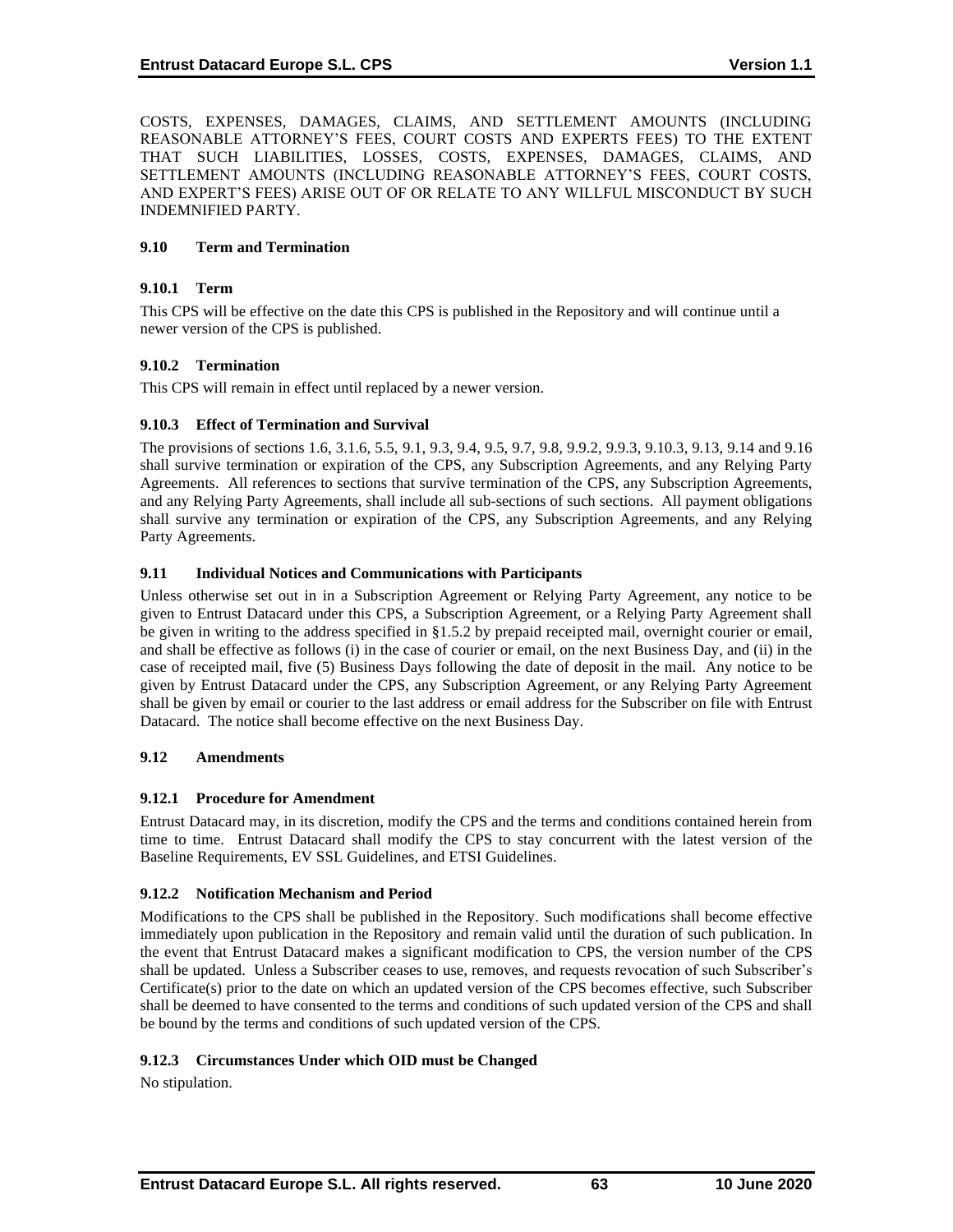COSTS, EXPENSES, DAMAGES, CLAIMS, AND SETTLEMENT AMOUNTS (INCLUDING REASONABLE ATTORNEY'S FEES, COURT COSTS AND EXPERTS FEES) TO THE EXTENT THAT SUCH LIABILITIES, LOSSES, COSTS, EXPENSES, DAMAGES, CLAIMS, AND SETTLEMENT AMOUNTS (INCLUDING REASONABLE ATTORNEY'S FEES, COURT COSTS, AND EXPERT'S FEES) ARISE OUT OF OR RELATE TO ANY WILLFUL MISCONDUCT BY SUCH INDEMNIFIED PARTY.

## 9.10 Term and Termination

### 9.10.1 Term

This CPS will be effective on the date this CPS is published in the Repository and will continue until a newer version of the CPS is published.

### 9.10.2 Termination

This CPS will remain in effect until replaced by a newer version.

### 9.10.3 Effect of Termination and Survival

The provisions of sections 1.6, 3.1.6, 5.5, 9.1, 9.3, 9.4, 9.5, 9.7, 9.8, 9.9.2, 9.9.3, 9.10.3, 9.13, 9.14 and 9.16 shall survive termination or expiration of the CPS, any Subscription Agreements, and any Relying Party Agreements. All references to sections that survive termination of the CPS, any Subscription Agreements, and any Relying Party Agreements, shall include all sub-sections of such sections. All payment obligations shall survive any termination or expiration of the CPS, any Subscription Agreements, and any Relying Party Agreements.

## 9.11 Individual Notices and Communications with Participants

Unless otherwise set out in in a Subscription Agreement or Relying Party Agreement, any notice to be given to Entrust Datacard under this CPS, a Subscription Agreement, or a Relying Party Agreement shall be given in writing to the address specified in §1.5.2 by prepaid receipted mail, overnight courier or email, and shall be effective as follows (i) in the case of courier or email, on the next Business Day, and (ii) in the case of receipted mail, five (5) Business Days following the date of deposit in the mail. Any notice to be given by Entrust Datacard under the CPS, any Subscription Agreement, or any Relying Party Agreement shall be given by email or courier to the last address or email address for the Subscriber on file with Entrust Datacard. The notice shall become effective on the next Business Day.

## 9.12 Amendments

### 9.12.1 Procedure for Amendment

Entrust Datacard may, in its discretion, modify the CPS and the terms and conditions contained herein from time to time. Entrust Datacard shall modify the CPS to stay concurrent with the latest version of the Baseline Requirements, EV SSL Guidelines, and ETSI Guidelines.

### 9.12.2 Notification Mechanism and Period

Modifications to the CPS shall be published in the Repository. Such modifications shall become effective immediately upon publication in the Repository and remain valid until the duration of such publication. In the event that Entrust Datacard makes a significant modification to CPS, the version number of the CPS shall be updated. Unless a Subscriber ceases to use, removes, and requests revocation of such Subscriber's Certificate(s) prior to the date on which an updated version of the CPS becomes effective, such Subscriber shall be deemed to have consented to the terms and conditions of such updated version of the CPS and shall be bound by the terms and conditions of such updated version of the CPS.

### 9.12.3 Circumstances Under which OID must be Changed

No stipulation.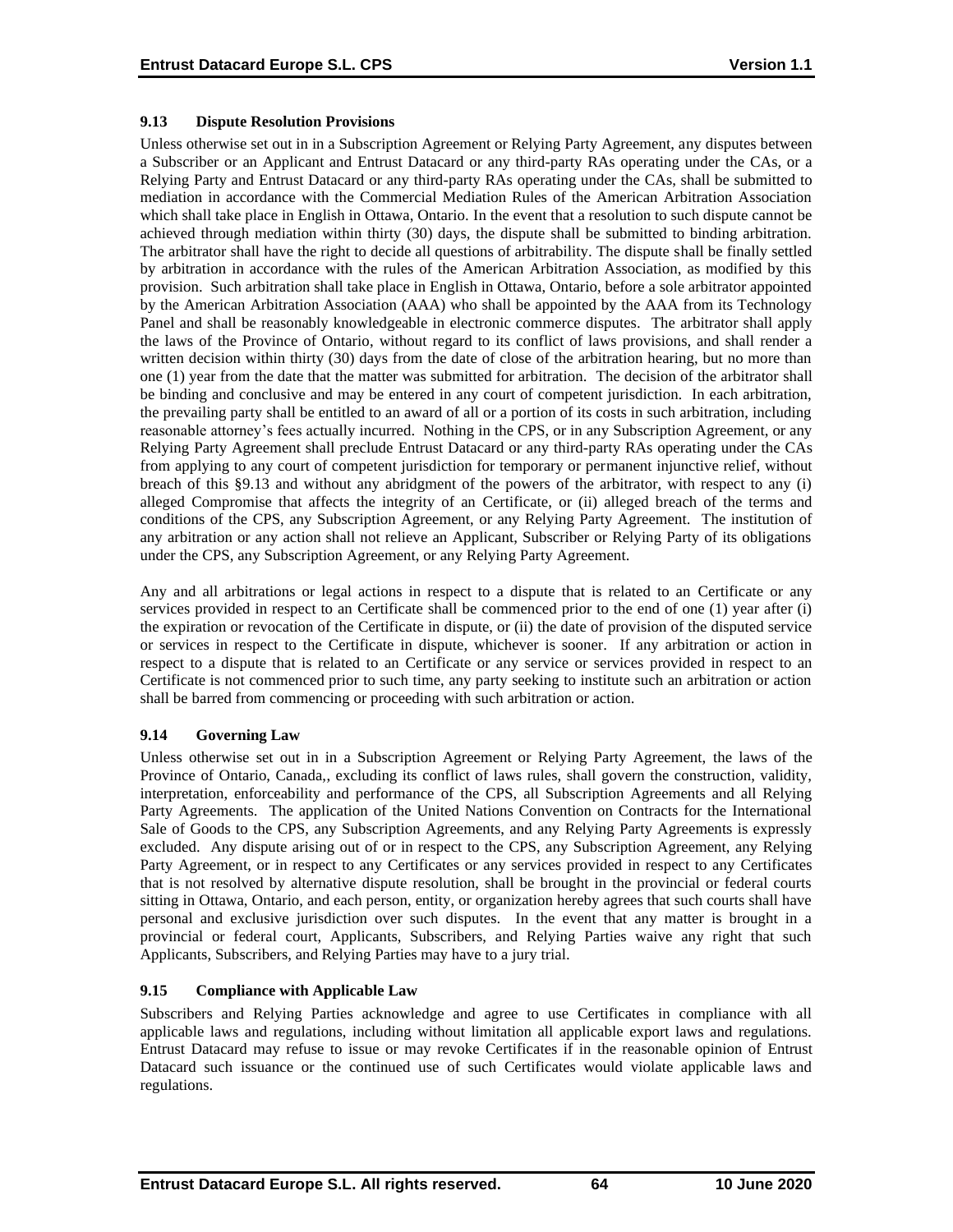### 9.13 Dispute Resolution Provisions

Unless otherwise set out in in a Subscription Agreement or Relying Party Agreement, any disputes between a Subscriber or an Applicant and Entrust Datacard or any third-party RAs operating under the CAs, or a Relying Party and Entrust Datacard or any third-party RAs operating under the CAs, shall be submitted to mediation in accordance with the Commercial Mediation Rules of the American Arbitration Association which shall take place in English in Ottawa, Ontario. In the event that a resolution to such dispute cannot be achieved through mediation within thirty (30) days, the dispute shall be submitted to binding arbitration. The arbitrator shall have the right to decide all questions of arbitrability. The dispute shall be finally settled by arbitration in accordance with the rules of the American Arbitration Association, as modified by this provision. Such arbitration shall take place in English in Ottawa, Ontario, before a sole arbitrator appointed by the American Arbitration Association (AAA) who shall be appointed by the AAA from its Technology Panel and shall be reasonably knowledgeable in electronic commerce disputes. The arbitrator shall apply the laws of the Province of Ontario, without regard to its conflict of laws provisions, and shall render a written decision within thirty (30) days from the date of close of the arbitration hearing, but no more than one (1) year from the date that the matter was submitted for arbitration. The decision of the arbitrator shall be binding and conclusive and may be entered in any court of competent jurisdiction. In each arbitration, the prevailing party shall be entitled to an award of all or a portion of its costs in such arbitration, including reasonable attorney's fees actually incurred. Nothing in the CPS, or in any Subscription Agreement, or any Relying Party Agreement shall preclude Entrust Datacard or any third-party RAs operating under the CAs from applying to any court of competent jurisdiction for temporary or permanent injunctive relief, without breach of this §9.13 and without any abridgment of the powers of the arbitrator, with respect to any (i) alleged Compromise that affects the integrity of an Certificate, or (ii) alleged breach of the terms and conditions of the CPS, any Subscription Agreement, or any Relying Party Agreement. The institution of any arbitration or any action shall not relieve an Applicant, Subscriber or Relying Party of its obligations under the CPS, any Subscription Agreement, or any Relying Party Agreement.

Any and all arbitrations or legal actions in respect to a dispute that is related to an Certificate or any services provided in respect to an Certificate shall be commenced prior to the end of one (1) year after (i) the expiration or revocation of the Certificate in dispute, or (ii) the date of provision of the disputed service or services in respect to the Certificate in dispute, whichever is sooner. If any arbitration or action in respect to a dispute that is related to an Certificate or any service or services provided in respect to an Certificate is not commenced prior to such time, any party seeking to institute such an arbitration or action shall be barred from commencing or proceeding with such arbitration or action.

### 9.14 Governing Law

Unless otherwise set out in in a Subscription Agreement or Relying Party Agreement, the laws of the Province of Ontario, Canada,, excluding its conflict of laws rules, shall govern the construction, validity, interpretation, enforceability and performance of the CPS, all Subscription Agreements and all Relying Party Agreements. The application of the United Nations Convention on Contracts for the International Sale of Goods to the CPS, any Subscription Agreements, and any Relying Party Agreements is expressly excluded. Any dispute arising out of or in respect to the CPS, any Subscription Agreement, any Relying Party Agreement, or in respect to any Certificates or any services provided in respect to any Certificates that is not resolved by alternative dispute resolution, shall be brought in the provincial or federal courts sitting in Ottawa, Ontario, and each person, entity, or organization hereby agrees that such courts shall have personal and exclusive jurisdiction over such disputes. In the event that any matter is brought in a provincial or federal court, Applicants, Subscribers, and Relying Parties waive any right that such Applicants, Subscribers, and Relying Parties may have to a jury trial.

### 9.15 Compliance with Applicable Law

Subscribers and Relying Parties acknowledge and agree to use Certificates in compliance with all applicable laws and regulations, including without limitation all applicable export laws and regulations. Entrust Datacard may refuse to issue or may revoke Certificates if in the reasonable opinion of Entrust Datacard such issuance or the continued use of such Certificates would violate applicable laws and regulations.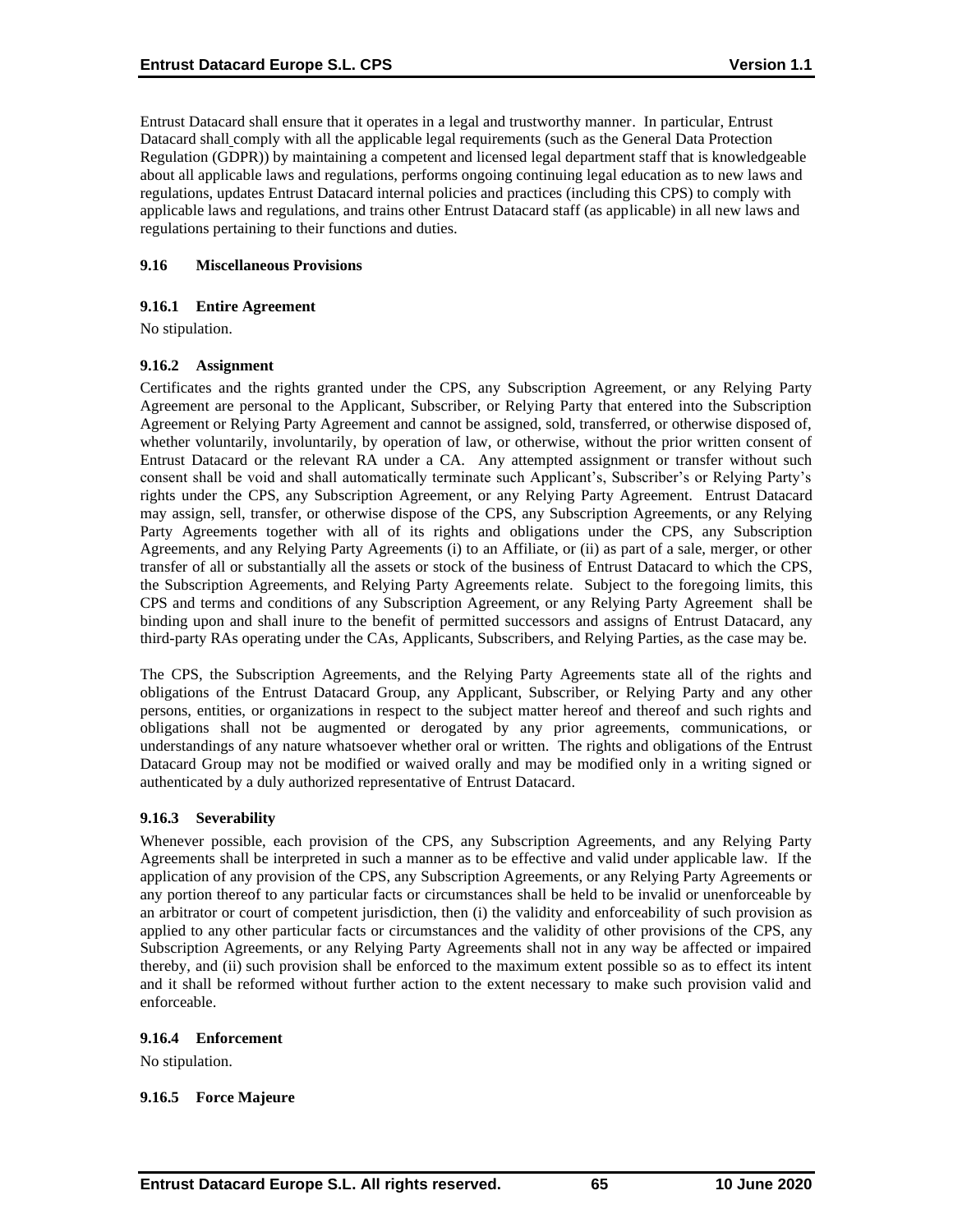Entrust Datacard shall ensure that it operates in a legal and trustworthy manner. In particular, Entrust Datacard shall comply with all the applicable legal requirements (such as the General Data Protection Regulation (GDPR)) by maintaining a competent and licensed legal department staff that is knowledgeable about all applicable laws and regulations, performs ongoing continuing legal education as to new laws and regulations, updates Entrust Datacard internal policies and practices (including this CPS) to comply with applicable laws and regulations, and trains other Entrust Datacard staff (as applicable) in all new laws and regulations pertaining to their functions and duties.

### 9.16 Miscellaneous Provisions

#### 9.16.1 Entire Agreement

No stipulation.

#### 9.16.2 Assignment

Certificates and the rights granted under the CPS, any Subscription Agreement, or any Relying Party Agreement are personal to the Applicant, Subscriber, or Relying Party that entered into the Subscription Agreement or Relying Party Agreement and cannot be assigned, sold, transferred, or otherwise disposed of, whether voluntarily, involuntarily, by operation of law, or otherwise, without the prior written consent of Entrust Datacard or the relevant RA under a CA. Any attempted assignment or transfer without such consent shall be void and shall automatically terminate such Applicant's, Subscriber's or Relying Party's rights under the CPS, any Subscription Agreement, or any Relying Party Agreement. Entrust Datacard may assign, sell, transfer, or otherwise dispose of the CPS, any Subscription Agreements, or any Relying Party Agreements together with all of its rights and obligations under the CPS, any Subscription Agreements, and any Relying Party Agreements (i) to an Affiliate, or (ii) as part of a sale, merger, or other transfer of all or substantially all the assets or stock of the business of Entrust Datacard to which the CPS, the Subscription Agreements, and Relying Party Agreements relate. Subject to the foregoing limits, this CPS and terms and conditions of any Subscription Agreement, or any Relying Party Agreement shall be binding upon and shall inure to the benefit of permitted successors and assigns of Entrust Datacard, any third-party RAs operating under the CAs, Applicants, Subscribers, and Relying Parties, as the case may be.

The CPS, the Subscription Agreements, and the Relying Party Agreements state all of the rights and obligations of the Entrust Datacard Group, any Applicant, Subscriber, or Relying Party and any other persons, entities, or organizations in respect to the subject matter hereof and thereof and such rights and obligations shall not be augmented or derogated by any prior agreements, communications, or understandings of any nature whatsoever whether oral or written. The rights and obligations of the Entrust Datacard Group may not be modified or waived orally and may be modified only in a writing signed or authenticated by a duly authorized representative of Entrust Datacard.

#### 9.16.3 Severability

Whenever possible, each provision of the CPS, any Subscription Agreements, and any Relying Party Agreements shall be interpreted in such a manner as to be effective and valid under applicable law. If the application of any provision of the CPS, any Subscription Agreements, or any Relying Party Agreements or any portion thereof to any particular facts or circumstances shall be held to be invalid or unenforceable by an arbitrator or court of competent jurisdiction, then (i) the validity and enforceability of such provision as applied to any other particular facts or circumstances and the validity of other provisions of the CPS, any Subscription Agreements, or any Relying Party Agreements shall not in any way be affected or impaired thereby, and (ii) such provision shall be enforced to the maximum extent possible so as to effect its intent and it shall be reformed without further action to the extent necessary to make such provision valid and enforceable.

#### 9.16.4 Enforcement

No stipulation.

#### 9.16.5 Force Majeure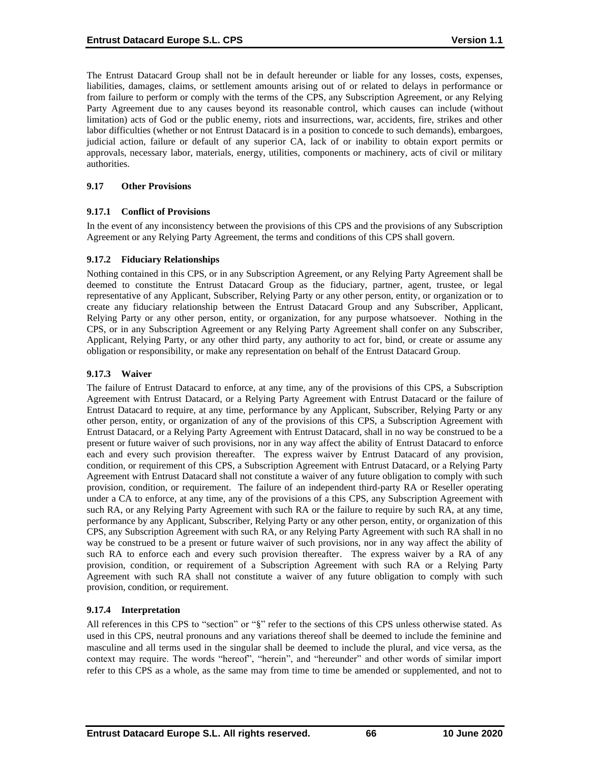The Entrust Datacard Group shall not be in default hereunder or liable for any losses, costs, expenses, liabilities, damages, claims, or settlement amounts arising out of or related to delays in performance or from failure to perform or comply with the terms of the CPS, any Subscription Agreement, or any Relying Party Agreement due to any causes beyond its reasonable control, which causes can include (without limitation) acts of God or the public enemy, riots and insurrections, war, accidents, fire, strikes and other labor difficulties (whether or not Entrust Datacard is in a position to concede to such demands), embargoes, judicial action, failure or default of any superior CA, lack of or inability to obtain export permits or approvals, necessary labor, materials, energy, utilities, components or machinery, acts of civil or military authorities.

## 9.17 Other Provisions

### 9.17.1 Conflict of Provisions

In the event of any inconsistency between the provisions of this CPS and the provisions of any Subscription Agreement or any Relying Party Agreement, the terms and conditions of this CPS shall govern.

### 9.17.2 Fiduciary Relationships

Nothing contained in this CPS, or in any Subscription Agreement, or any Relying Party Agreement shall be deemed to constitute the Entrust Datacard Group as the fiduciary, partner, agent, trustee, or legal representative of any Applicant, Subscriber, Relying Party or any other person, entity, or organization or to create any fiduciary relationship between the Entrust Datacard Group and any Subscriber, Applicant, Relying Party or any other person, entity, or organization, for any purpose whatsoever. Nothing in the CPS, or in any Subscription Agreement or any Relying Party Agreement shall confer on any Subscriber, Applicant, Relying Party, or any other third party, any authority to act for, bind, or create or assume any obligation or responsibility, or make any representation on behalf of the Entrust Datacard Group.

### 9.17.3 Waiver

The failure of Entrust Datacard to enforce, at any time, any of the provisions of this CPS, a Subscription Agreement with Entrust Datacard, or a Relying Party Agreement with Entrust Datacard or the failure of Entrust Datacard to require, at any time, performance by any Applicant, Subscriber, Relying Party or any other person, entity, or organization of any of the provisions of this CPS, a Subscription Agreement with Entrust Datacard, or a Relying Party Agreement with Entrust Datacard, shall in no way be construed to be a present or future waiver of such provisions, nor in any way affect the ability of Entrust Datacard to enforce each and every such provision thereafter. The express waiver by Entrust Datacard of any provision, condition, or requirement of this CPS, a Subscription Agreement with Entrust Datacard, or a Relying Party Agreement with Entrust Datacard shall not constitute a waiver of any future obligation to comply with such provision, condition, or requirement. The failure of an independent third-party RA or Reseller operating under a CA to enforce, at any time, any of the provisions of a this CPS, any Subscription Agreement with such RA, or any Relying Party Agreement with such RA or the failure to require by such RA, at any time, performance by any Applicant, Subscriber, Relying Party or any other person, entity, or organization of this CPS, any Subscription Agreement with such RA, or any Relying Party Agreement with such RA shall in no way be construed to be a present or future waiver of such provisions, nor in any way affect the ability of such RA to enforce each and every such provision thereafter. The express waiver by a RA of any provision, condition, or requirement of a Subscription Agreement with such RA or a Relying Party Agreement with such RA shall not constitute a waiver of any future obligation to comply with such provision, condition, or requirement.

### 9.17.4 Interpretation

All references in this CPS to "section" or "§" refer to the sections of this CPS unless otherwise stated. As used in this CPS, neutral pronouns and any variations thereof shall be deemed to include the feminine and masculine and all terms used in the singular shall be deemed to include the plural, and vice versa, as the context may require. The words "hereof", "herein", and "hereunder" and other words of similar import refer to this CPS as a whole, as the same may from time to time be amended or supplemented, and not to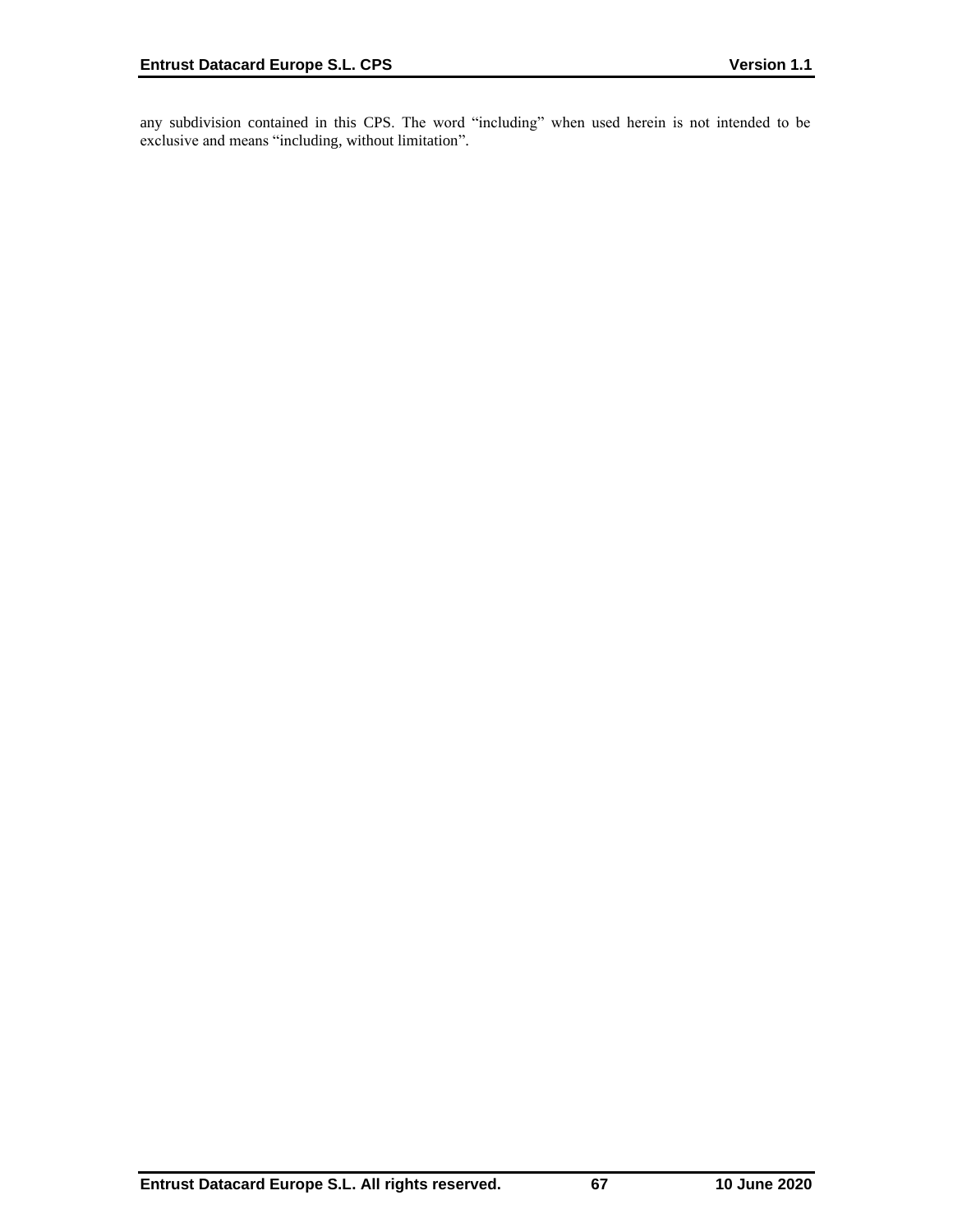any subdivision contained in this CPS. The word “including” when used herein is not intended to be exclusive and means “including, without limitation”.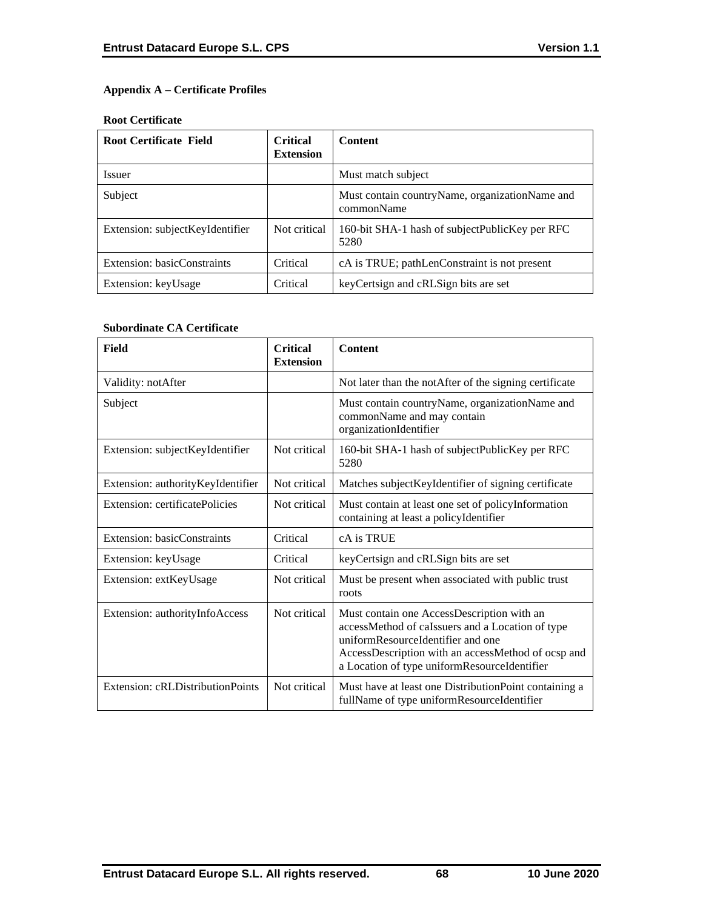## Appendix A – Certificate Profiles

### Root Certificate

| Root Certificate Field | Critical Extension | Content |
|---|---|---|
| Issuer | | Must match subject |
| Subject | | Must contain countryName, organizationName and commonName |
| Extension: subjectKeyIdentifier | Not critical | 160-bit SHA-1 hash of subjectPublicKey per RFC 5280 |
| Extension: basicConstraints | Critical | cA is TRUE; pathLenConstraint is not present |
| Extension: keyUsage | Critical | keyCertsign and cRLSign bits are set |

### Subordinate CA Certificate

| Field | Critical Extension | Content |
|---|---|---|
| Validity: notAfter | | Not later than the notAfter of the signing certificate |
| Subject | | Must contain countryName, organizationName and commonName and may contain organizationIdentifier |
| Extension: subjectKeyIdentifier | Not critical | 160-bit SHA-1 hash of subjectPublicKey per RFC 5280 |
| Extension: authorityKeyIdentifier | Not critical | Matches subjectKeyIdentifier of signing certificate |
| Extension: certificatePolicies | Not critical | Must contain at least one set of policyInformation containing at least a policyIdentifier |
| Extension: basicConstraints | Critical | cA is TRUE |
| Extension: keyUsage | Critical | keyCertsign and cRLSign bits are set |
| Extension: extKeyUsage | Not critical | Must be present when associated with public trust roots |
| Extension: authorityInfoAccess | Not critical | Must contain one AccessDescription with an accessMethod of caIssuers and a Location of type uniformResourceIdentifier and one AccessDescription with an accessMethod of ocsp and a Location of type uniformResourceIdentifier |
| Extension: cRLDistributionPoints | Not critical | Must have at least one DistributionPoint containing a fullName of type uniformResourceIdentifier |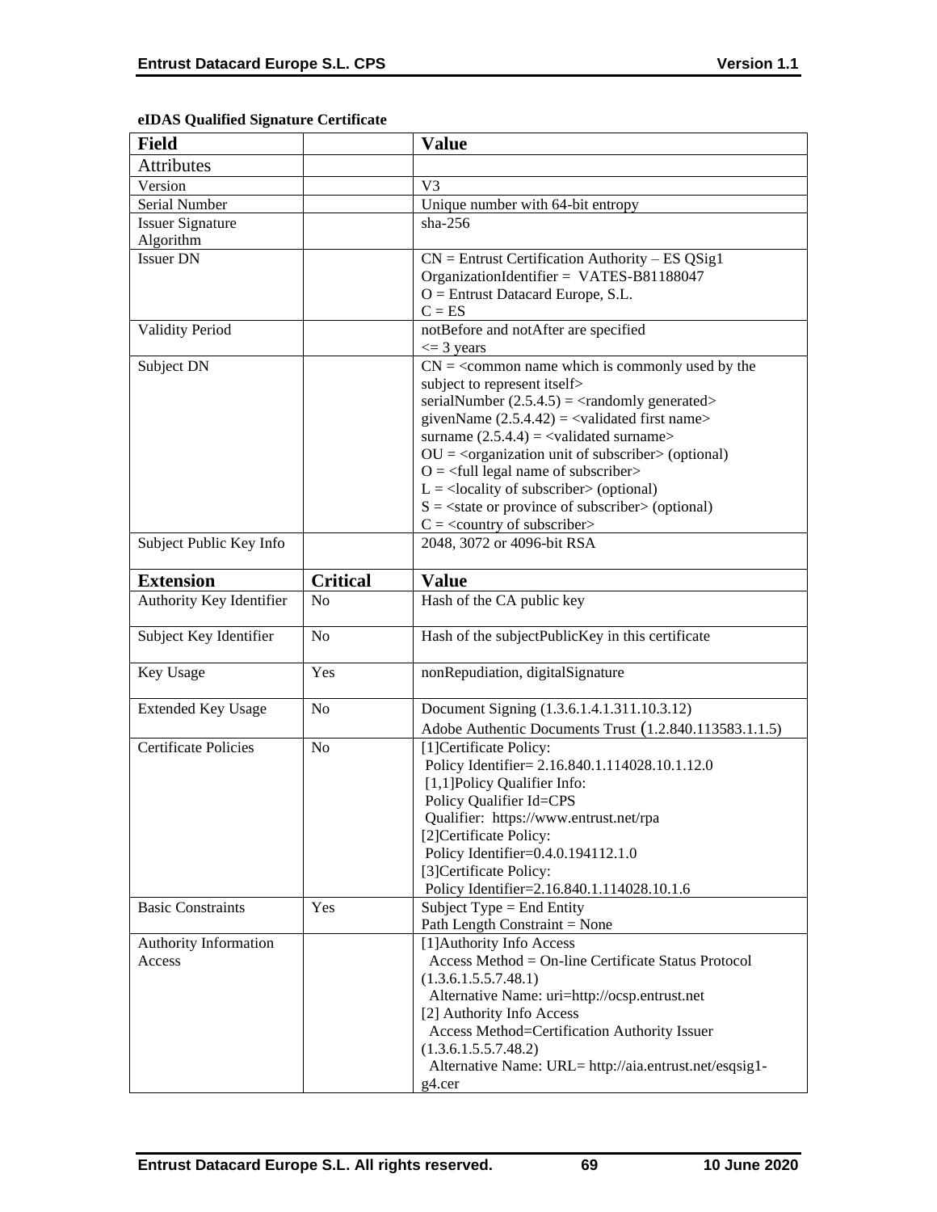**eIDAS Qualified Signature Certificate**

| Field | | Value |
|---|---|---|
| Attributes | | |
| Version | | V3 |
| Serial Number | | Unique number with 64-bit entropy |
| Issuer Signature Algorithm | | sha-256 |
| Issuer DN | | CN = Entrust Certification Authority – ES QSig1<br>OrganizationIdentifier = VATES-B81188047<br>O = Entrust Datacard Europe, S.L.<br>C = ES |
| Validity Period | | notBefore and notAfter are specified<br><= 3 years |
| Subject DN | | CN = <common name which is commonly used by the subject to represent itself><br>serialNumber (2.5.4.5) = <randomly generated><br>givenName (2.5.4.42) = <validated first name><br>surname (2.5.4.4) = <validated surname><br>OU = <organization unit of subscriber> (optional)<br>O = <full legal name of subscriber><br>L = <locality of subscriber> (optional)<br>S = <state or province of subscriber> (optional)<br>C = <country of subscriber> |
| Subject Public Key Info | | 2048, 3072 or 4096-bit RSA |
| **Extension** | **Critical** | **Value** |
| Authority Key Identifier | No | Hash of the CA public key |
| Subject Key Identifier | No | Hash of the subjectPublicKey in this certificate |
| Key Usage | Yes | nonRepudiation, digitalSignature |
| Extended Key Usage | No | Document Signing (1.3.6.1.4.1.311.10.3.12)<br>Adobe Authentic Documents Trust (1.2.840.113583.1.1.5) |
| Certificate Policies | No | [1]Certificate Policy:<br>Policy Identifier= 2.16.840.1.114028.10.1.12.0<br>[1,1]Policy Qualifier Info:<br>Policy Qualifier Id=CPS<br>Qualifier: https://www.entrust.net/rpa<br>[2]Certificate Policy:<br>Policy Identifier=0.4.0.194112.1.0<br>[3]Certificate Policy:<br>Policy Identifier=2.16.840.1.114028.10.1.6 |
| Basic Constraints | Yes | Subject Type = End Entity<br>Path Length Constraint = None |
| Authority Information Access | | [1]Authority Info Access<br>Access Method = On-line Certificate Status Protocol (1.3.6.1.5.5.7.48.1)<br>Alternative Name: uri=http://ocsp.entrust.net<br>[2] Authority Info Access<br>Access Method=Certification Authority Issuer (1.3.6.1.5.5.7.48.2)<br>Alternative Name: URL= http://aia.entrust.net/esqsig1-g4.cer |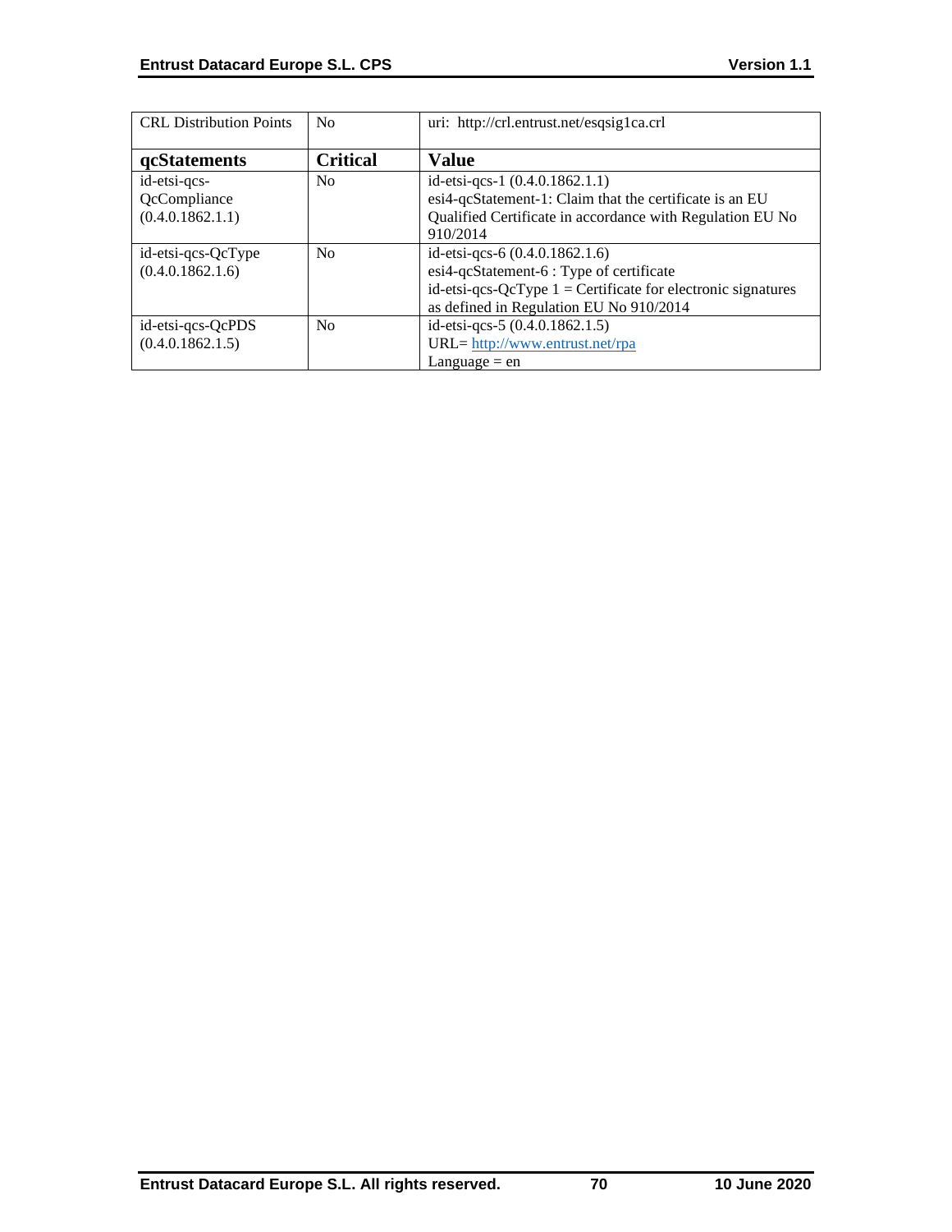| CRL Distribution Points | No | uri: http://crl.entrust.net/esqsig1ca.crl |
|---|---|---|
| **qcStatements** | **Critical** | **Value** |
| id-etsi-qcs-QcCompliance (0.4.0.1862.1.1) | No | id-etsi-qcs-1 (0.4.0.1862.1.1) esi4-qcStatement-1: Claim that the certificate is an EU Qualified Certificate in accordance with Regulation EU No 910/2014 |
| id-etsi-qcs-QcType (0.4.0.1862.1.6) | No | id-etsi-qcs-6 (0.4.0.1862.1.6) esi4-qcStatement-6 : Type of certificate id-etsi-qcs-QcType 1 = Certificate for electronic signatures as defined in Regulation EU No 910/2014 |
| id-etsi-qcs-QcPDS (0.4.0.1862.1.5) | No | id-etsi-qcs-5 (0.4.0.1862.1.5) URL= http://www.entrust.net/rpa Language = en |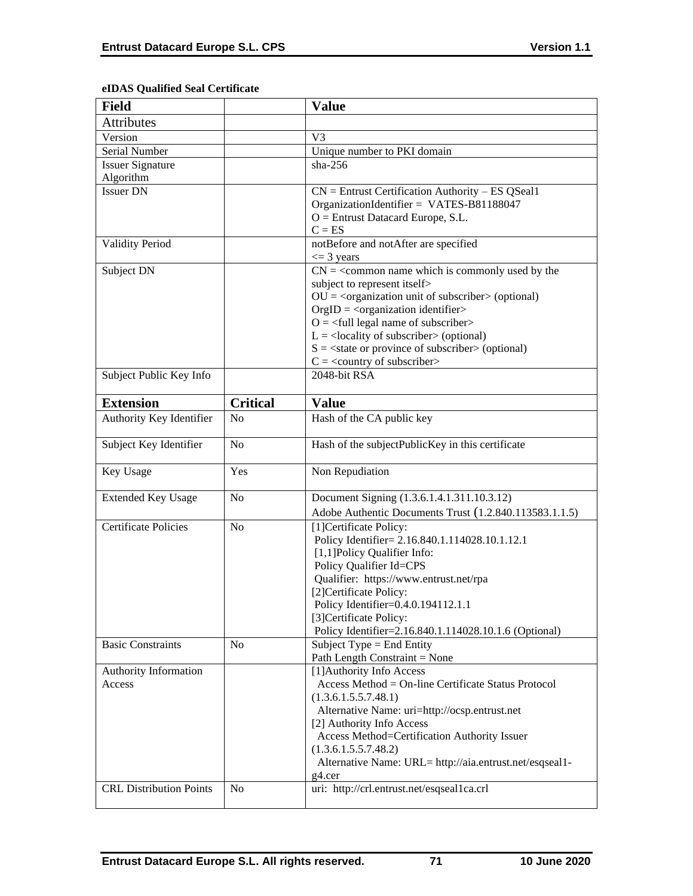**eIDAS Qualified Seal Certificate**

| Field | | Value |
|---|---|---|
| Attributes | | |
| Version | | V3 |
| Serial Number | | Unique number to PKI domain |
| Issuer Signature Algorithm | | sha-256 |
| Issuer DN | | CN = Entrust Certification Authority – ES QSeal1<br>OrganizationIdentifier = VATES-B81188047<br>O = Entrust Datacard Europe, S.L.<br>C = ES |
| Validity Period | | notBefore and notAfter are specified<br><= 3 years |
| Subject DN | | CN = <common name which is commonly used by the subject to represent itself><br>OU = <organization unit of subscriber> (optional)<br>OrgID = <organization identifier><br>O = <full legal name of subscriber><br>L = <locality of subscriber> (optional)<br>S = <state or province of subscriber> (optional)<br>C = <country of subscriber> |
| Subject Public Key Info | | 2048-bit RSA |
| **Extension** | **Critical** | **Value** |
| Authority Key Identifier | No | Hash of the CA public key |
| Subject Key Identifier | No | Hash of the subjectPublicKey in this certificate |
| Key Usage | Yes | Non Repudiation |
| Extended Key Usage | No | Document Signing (1.3.6.1.4.1.311.10.3.12)<br>Adobe Authentic Documents Trust (1.2.840.113583.1.1.5) |
| Certificate Policies | No | [1]Certificate Policy:<br>Policy Identifier= 2.16.840.1.114028.10.1.12.1<br>[1,1]Policy Qualifier Info:<br>Policy Qualifier Id=CPS<br>Qualifier: https://www.entrust.net/rpa<br>[2]Certificate Policy:<br>Policy Identifier=0.4.0.194112.1.1<br>[3]Certificate Policy:<br>Policy Identifier=2.16.840.1.114028.10.1.6 (Optional) |
| Basic Constraints | No | Subject Type = End Entity<br>Path Length Constraint = None |
| Authority Information Access | | [1]Authority Info Access<br>Access Method = On-line Certificate Status Protocol (1.3.6.1.5.5.7.48.1)<br>Alternative Name: uri=http://ocsp.entrust.net<br>[2] Authority Info Access<br>Access Method=Certification Authority Issuer (1.3.6.1.5.5.7.48.2)<br>Alternative Name: URL= http://aia.entrust.net/esqseal1-g4.cer |
| CRL Distribution Points | No | uri: http://crl.entrust.net/esqseal1ca.crl |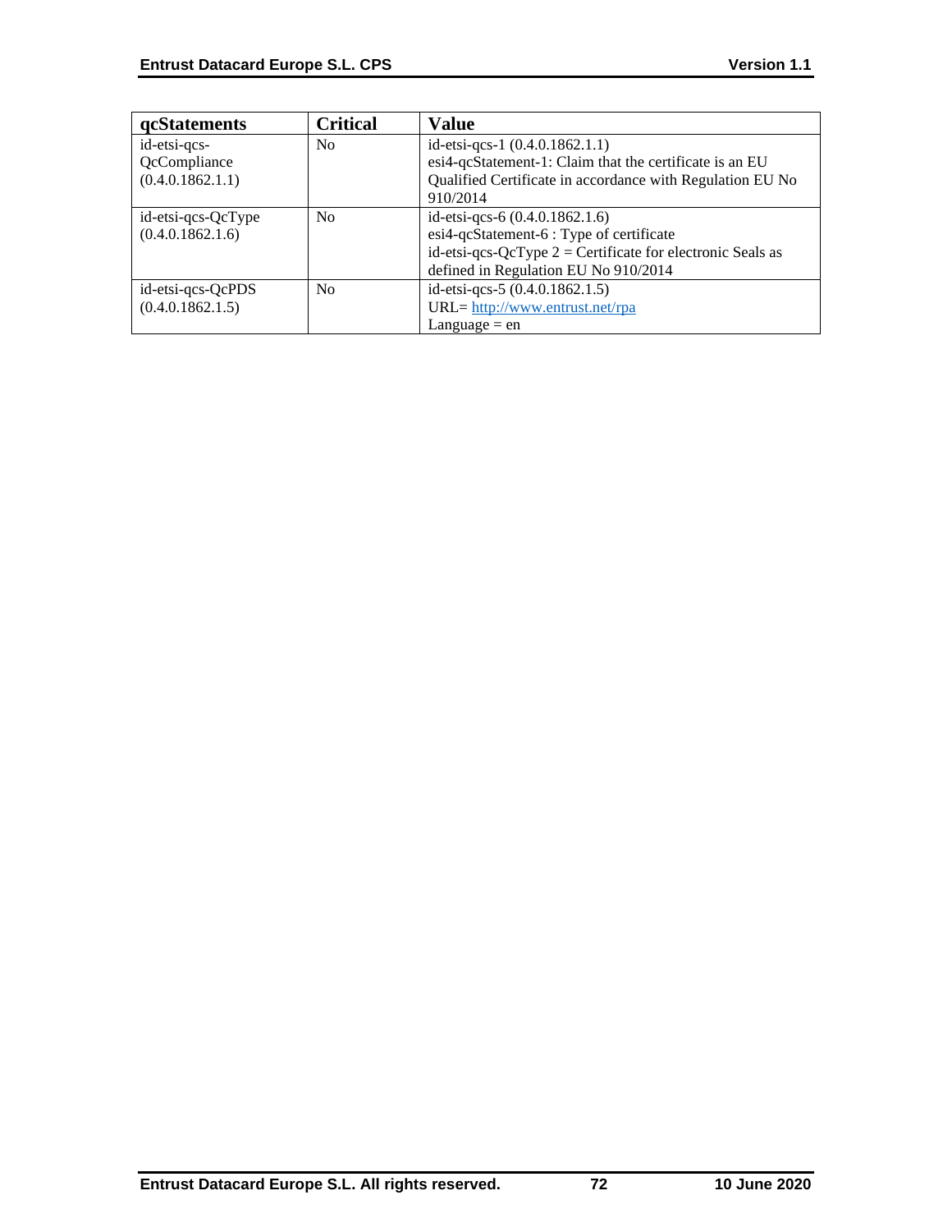| qcStatements | Critical | Value |
| --- | --- | --- |
| id-etsi-qcs-QcCompliance (0.4.0.1862.1.1) | No | id-etsi-qcs-1 (0.4.0.1862.1.1)<br>esi4-qcStatement-1: Claim that the certificate is an EU Qualified Certificate in accordance with Regulation EU No 910/2014 |
| id-etsi-qcs-QcType (0.4.0.1862.1.6) | No | id-etsi-qcs-6 (0.4.0.1862.1.6)<br>esi4-qcStatement-6 : Type of certificate<br>id-etsi-qcs-QcType 2 = Certificate for electronic Seals as defined in Regulation EU No 910/2014 |
| id-etsi-qcs-QcPDS (0.4.0.1862.1.5) | No | id-etsi-qcs-5 (0.4.0.1862.1.5)<br>URL= http://www.entrust.net/rpa<br>Language = en |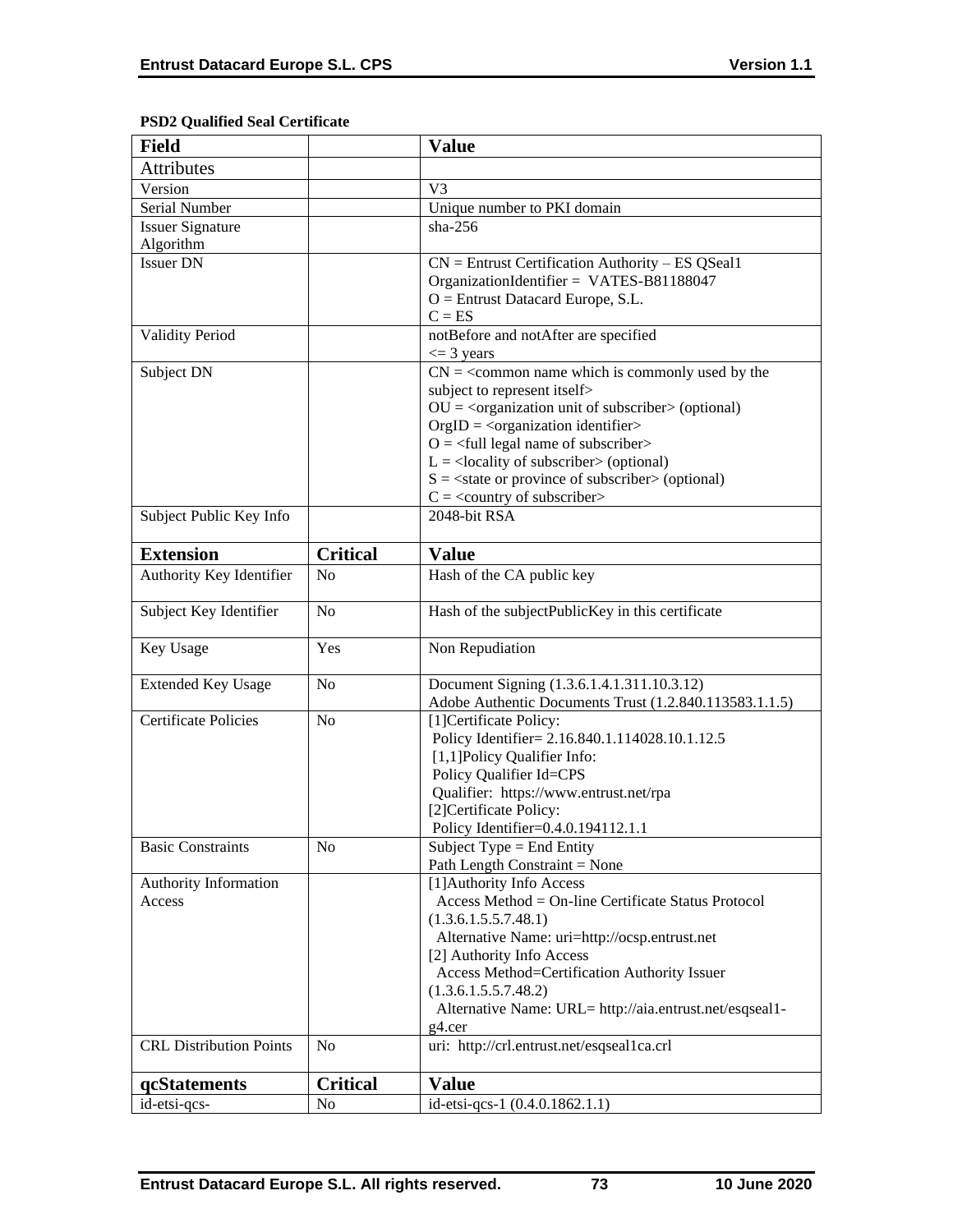**PSD2 Qualified Seal Certificate**

| Field | | Value |
|---|---|---|
| Attributes | | |
| Version | | V3 |
| Serial Number | | Unique number to PKI domain |
| Issuer Signature Algorithm | | sha-256 |
| Issuer DN | | CN = Entrust Certification Authority – ES QSeal1<br>OrganizationIdentifier = VATES-B81188047<br>O = Entrust Datacard Europe, S.L.<br>C = ES |
| Validity Period | | notBefore and notAfter are specified<br><= 3 years |
| Subject DN | | CN = <common name which is commonly used by the subject to represent itself><br>OU = <organization unit of subscriber> (optional)<br>OrgID = <organization identifier><br>O = <full legal name of subscriber><br>L = <locality of subscriber> (optional)<br>S = <state or province of subscriber> (optional)<br>C = <country of subscriber> |
| Subject Public Key Info | | 2048-bit RSA |
| **Extension** | **Critical** | **Value** |
| Authority Key Identifier | No | Hash of the CA public key |
| Subject Key Identifier | No | Hash of the subjectPublicKey in this certificate |
| Key Usage | Yes | Non Repudiation |
| Extended Key Usage | No | Document Signing (1.3.6.1.4.1.311.10.3.12)<br>Adobe Authentic Documents Trust (1.2.840.113583.1.1.5) |
| Certificate Policies | No | [1]Certificate Policy:<br>Policy Identifier= 2.16.840.1.114028.10.1.12.5<br>[1,1]Policy Qualifier Info:<br>Policy Qualifier Id=CPS<br>Qualifier: https://www.entrust.net/rpa<br>[2]Certificate Policy:<br>Policy Identifier=0.4.0.194112.1.1 |
| Basic Constraints | No | Subject Type = End Entity<br>Path Length Constraint = None |
| Authority Information Access | | [1]Authority Info Access<br>Access Method = On-line Certificate Status Protocol (1.3.6.1.5.5.7.48.1)<br>Alternative Name: uri=http://ocsp.entrust.net<br>[2] Authority Info Access<br>Access Method=Certification Authority Issuer (1.3.6.1.5.5.7.48.2)<br>Alternative Name: URL= http://aia.entrust.net/esqseal1-g4.cer |
| CRL Distribution Points | No | uri: http://crl.entrust.net/esqseal1ca.crl |
| **qcStatements** | **Critical** | **Value** |
| id-etsi-qcs- | No | id-etsi-qcs-1 (0.4.0.1862.1.1) |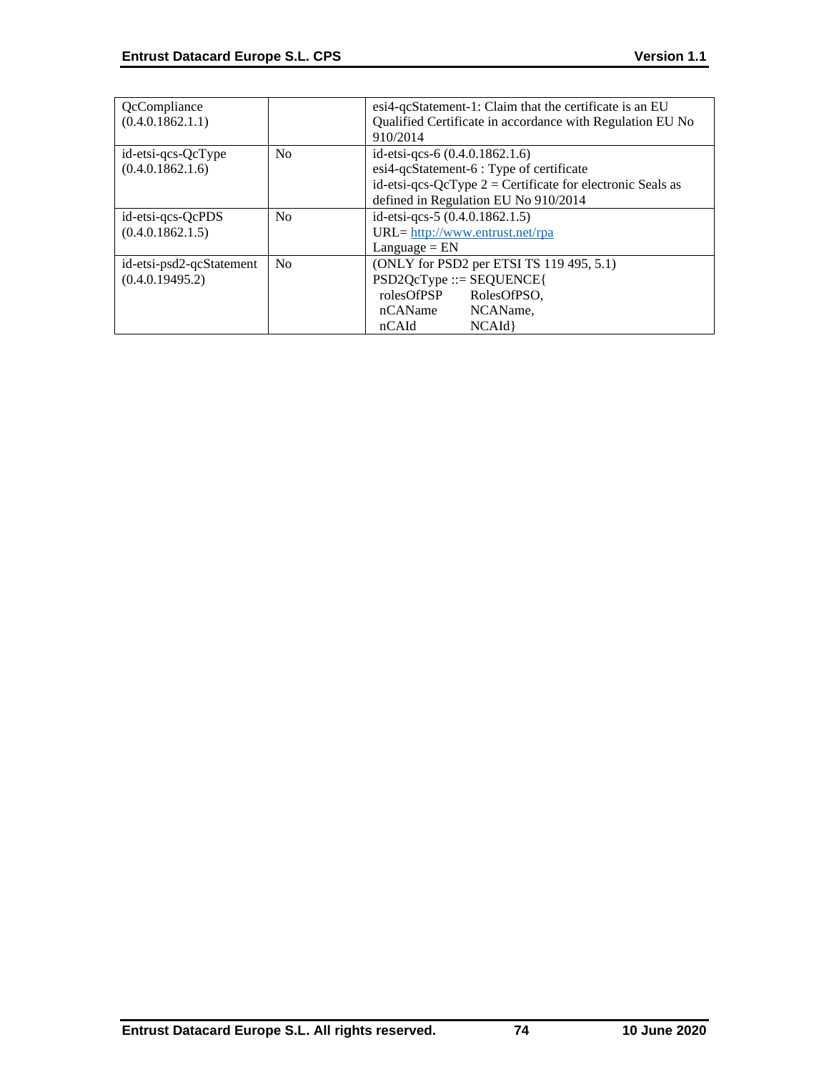| | | |
|---|---|---|
| QcCompliance (0.4.0.1862.1.1) | | esi4-qcStatement-1: Claim that the certificate is an EU Qualified Certificate in accordance with Regulation EU No 910/2014 |
| id-etsi-qcs-QcType (0.4.0.1862.1.6) | No | id-etsi-qcs-6 (0.4.0.1862.1.6)<br>esi4-qcStatement-6 : Type of certificate<br>id-etsi-qcs-QcType 2 = Certificate for electronic Seals as defined in Regulation EU No 910/2014 |
| id-etsi-qcs-QcPDS (0.4.0.1862.1.5) | No | id-etsi-qcs-5 (0.4.0.1862.1.5)<br>URL= http://www.entrust.net/rpa<br>Language = EN |
| id-etsi-psd2-qcStatement (0.4.0.19495.2) | No | (ONLY for PSD2 per ETSI TS 119 495, 5.1)<br>PSD2QcType ::= SEQUENCE{<br>rolesOfPSP RolesOfPSO,<br>nCAName NCAName,<br>nCAId NCAId} |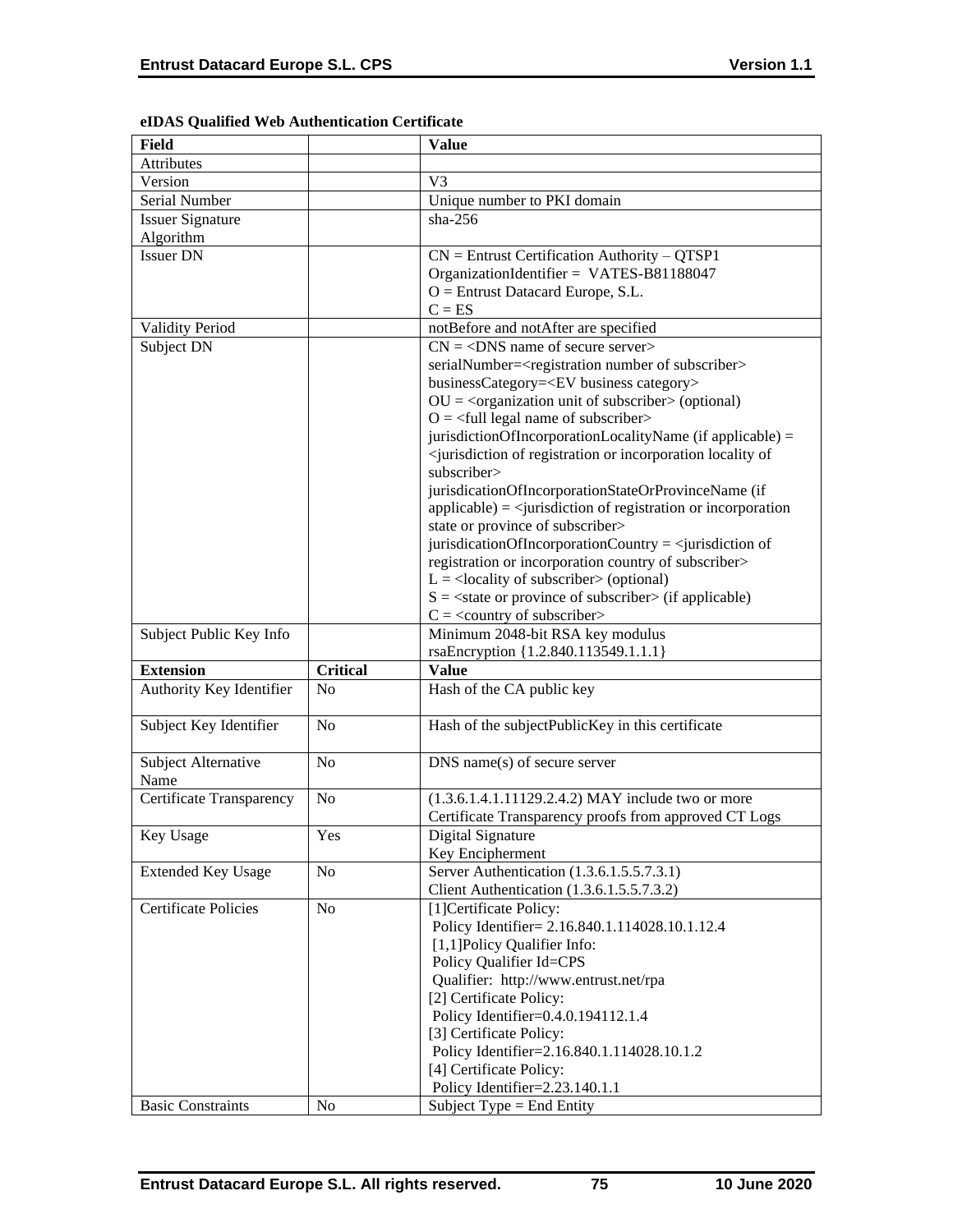**eIDAS Qualified Web Authentication Certificate**

| Field | | Value |
|---|---|---|
| Attributes | | |
| Version | | V3 |
| Serial Number | | Unique number to PKI domain |
| Issuer Signature Algorithm | | sha-256 |
| Issuer DN | | CN = Entrust Certification Authority – QTSP1<br>OrganizationIdentifier = VATES-B81188047<br>O = Entrust Datacard Europe, S.L.<br>C = ES |
| Validity Period | | notBefore and notAfter are specified |
| Subject DN | | CN = <DNS name of secure server><br>serialNumber=<registration number of subscriber><br>businessCategory=<EV business category><br>OU = <organization unit of subscriber> (optional)<br>O = <full legal name of subscriber><br>jurisdictionOfIncorporationLocalityName (if applicable) = <jurisdiction of registration or incorporation locality of subscriber><br>jurisdicationOfIncorporationStateOrProvinceName (if applicable) = <jurisdiction of registration or incorporation state or province of subscriber><br>jurisdicationOfIncorporationCountry = <jurisdiction of registration or incorporation country of subscriber><br>L = <locality of subscriber> (optional)<br>S = <state or province of subscriber> (if applicable)<br>C = <country of subscriber> |
| Subject Public Key Info | | Minimum 2048-bit RSA key modulus<br>rsaEncryption {1.2.840.113549.1.1.1} |
| **Extension** | **Critical** | **Value** |
| Authority Key Identifier | No | Hash of the CA public key |
| Subject Key Identifier | No | Hash of the subjectPublicKey in this certificate |
| Subject Alternative Name | No | DNS name(s) of secure server |
| Certificate Transparency | No | (1.3.6.1.4.1.11129.2.4.2) MAY include two or more Certificate Transparency proofs from approved CT Logs |
| Key Usage | Yes | Digital Signature<br>Key Encipherment |
| Extended Key Usage | No | Server Authentication (1.3.6.1.5.5.7.3.1)<br>Client Authentication (1.3.6.1.5.5.7.3.2) |
| Certificate Policies | No | [1]Certificate Policy:<br>Policy Identifier= 2.16.840.1.114028.10.1.12.4<br>[1,1]Policy Qualifier Info:<br>Policy Qualifier Id=CPS<br>Qualifier: http://www.entrust.net/rpa<br>[2] Certificate Policy:<br>Policy Identifier=0.4.0.194112.1.4<br>[3] Certificate Policy:<br>Policy Identifier=2.16.840.1.114028.10.1.2<br>[4] Certificate Policy:<br>Policy Identifier=2.23.140.1.1 |
| Basic Constraints | No | Subject Type = End Entity |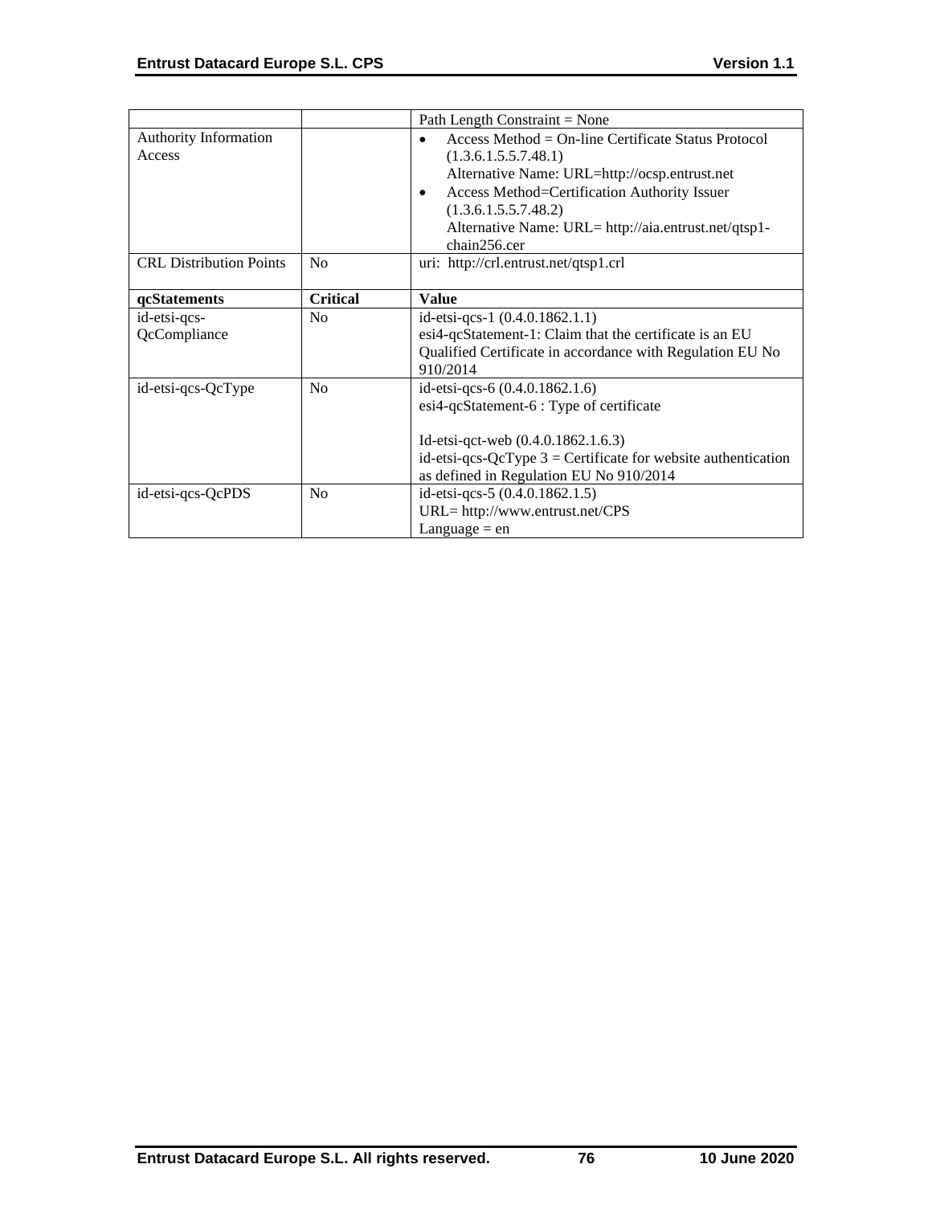| | | |
|---|---|---|
| | | Path Length Constraint = None |
| Authority Information Access | | • Access Method = On-line Certificate Status Protocol (1.3.6.1.5.5.7.48.1) Alternative Name: URL=http://ocsp.entrust.net<br>• Access Method=Certification Authority Issuer (1.3.6.1.5.5.7.48.2) Alternative Name: URL= http://aia.entrust.net/qtsp1-chain256.cer |
| CRL Distribution Points | No | uri: http://crl.entrust.net/qtsp1.crl |
| **qcStatements** | **Critical** | **Value** |
| id-etsi-qcs-QcCompliance | No | id-etsi-qcs-1 (0.4.0.1862.1.1)<br>esi4-qcStatement-1: Claim that the certificate is an EU Qualified Certificate in accordance with Regulation EU No 910/2014 |
| id-etsi-qcs-QcType | No | id-etsi-qcs-6 (0.4.0.1862.1.6)<br>esi4-qcStatement-6 : Type of certificate<br><br>Id-etsi-qct-web (0.4.0.1862.1.6.3)<br>id-etsi-qcs-QcType 3 = Certificate for website authentication as defined in Regulation EU No 910/2014 |
| id-etsi-qcs-QcPDS | No | id-etsi-qcs-5 (0.4.0.1862.1.5)<br>URL= http://www.entrust.net/CPS<br>Language = en |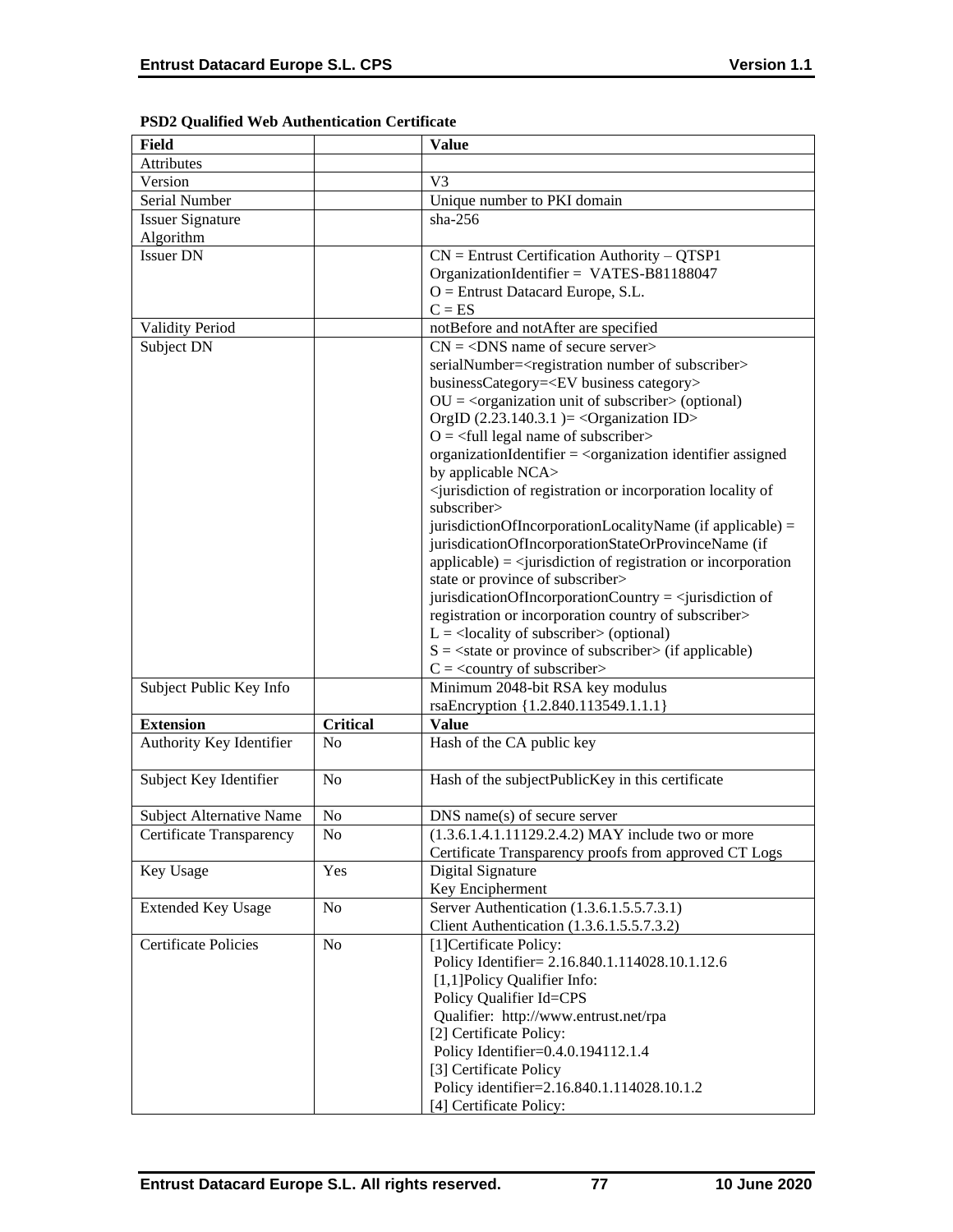**PSD2 Qualified Web Authentication Certificate**

| Field | | Value |
|---|---|---|
| Attributes | | |
| Version | | V3 |
| Serial Number | | Unique number to PKI domain |
| Issuer Signature Algorithm | | sha-256 |
| Issuer DN | | CN = Entrust Certification Authority – QTSP1<br>OrganizationIdentifier = VATES-B81188047<br>O = Entrust Datacard Europe, S.L.<br>C = ES |
| Validity Period | | notBefore and notAfter are specified |
| Subject DN | | CN = <DNS name of secure server><br>serialNumber=<registration number of subscriber><br>businessCategory=<EV business category><br>OU = <organization unit of subscriber> (optional)<br>OrgID (2.23.140.3.1 )= <Organization ID><br>O = <full legal name of subscriber><br>organizationIdentifier = <organization identifier assigned by applicable NCA><br><jurisdiction of registration or incorporation locality of subscriber><br>jurisdictionOfIncorporationLocalityName (if applicable) =<br>jurisdicationOfIncorporationStateOrProvinceName (if applicable) = <jurisdiction of registration or incorporation state or province of subscriber><br>jurisdicationOfIncorporationCountry = <jurisdiction of registration or incorporation country of subscriber><br>L = <locality of subscriber> (optional)<br>S = <state or province of subscriber> (if applicable)<br>C = <country of subscriber> |
| Subject Public Key Info | | Minimum 2048-bit RSA key modulus<br>rsaEncryption {1.2.840.113549.1.1.1} |
| **Extension** | **Critical** | **Value** |
| Authority Key Identifier | No | Hash of the CA public key |
| Subject Key Identifier | No | Hash of the subjectPublicKey in this certificate |
| Subject Alternative Name | No | DNS name(s) of secure server |
| Certificate Transparency | No | (1.3.6.1.4.1.11129.2.4.2) MAY include two or more Certificate Transparency proofs from approved CT Logs |
| Key Usage | Yes | Digital Signature<br>Key Encipherment |
| Extended Key Usage | No | Server Authentication (1.3.6.1.5.5.7.3.1)<br>Client Authentication (1.3.6.1.5.5.7.3.2) |
| Certificate Policies | No | [1]Certificate Policy:<br>Policy Identifier= 2.16.840.1.114028.10.1.12.6<br>[1,1]Policy Qualifier Info:<br>Policy Qualifier Id=CPS<br>Qualifier: http://www.entrust.net/rpa<br>[2] Certificate Policy:<br>Policy Identifier=0.4.0.194112.1.4<br>[3] Certificate Policy<br>Policy identifier=2.16.840.1.114028.10.1.2<br>[4] Certificate Policy: |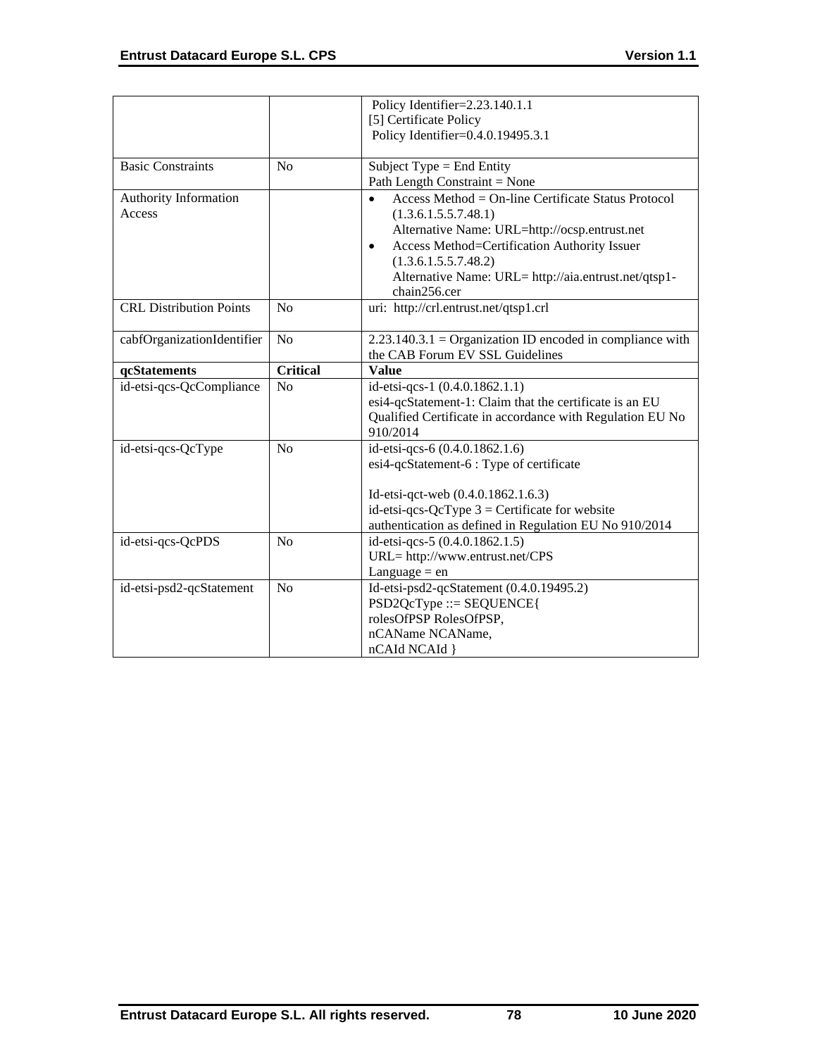| | | Policy Identifier=2.23.140.1.1<br>[5] Certificate Policy<br>Policy Identifier=0.4.0.19495.3.1 |
|---|---|---|
| Basic Constraints | No | Subject Type = End Entity<br>Path Length Constraint = None |
| Authority Information Access | | • Access Method = On-line Certificate Status Protocol (1.3.6.1.5.5.7.48.1)<br>Alternative Name: URL=http://ocsp.entrust.net<br>• Access Method=Certification Authority Issuer (1.3.6.1.5.5.7.48.2)<br>Alternative Name: URL= http://aia.entrust.net/qtsp1-chain256.cer |
| CRL Distribution Points | No | uri: http://crl.entrust.net/qtsp1.crl |
| cabfOrganizationIdentifier | No | 2.23.140.3.1 = Organization ID encoded in compliance with the CAB Forum EV SSL Guidelines |
| **qcStatements** | **Critical** | **Value** |
| id-etsi-qcs-QcCompliance | No | id-etsi-qcs-1 (0.4.0.1862.1.1)<br>esi4-qcStatement-1: Claim that the certificate is an EU Qualified Certificate in accordance with Regulation EU No 910/2014 |
| id-etsi-qcs-QcType | No | id-etsi-qcs-6 (0.4.0.1862.1.6)<br>esi4-qcStatement-6 : Type of certificate<br><br>Id-etsi-qct-web (0.4.0.1862.1.6.3)<br>id-etsi-qcs-QcType 3 = Certificate for website authentication as defined in Regulation EU No 910/2014 |
| id-etsi-qcs-QcPDS | No | id-etsi-qcs-5 (0.4.0.1862.1.5)<br>URL= http://www.entrust.net/CPS<br>Language = en |
| id-etsi-psd2-qcStatement | No | Id-etsi-psd2-qcStatement (0.4.0.19495.2)<br>PSD2QcType ::= SEQUENCE{<br>rolesOfPSP RolesOfPSP,<br>nCAName NCAName,<br>nCAId NCAId } |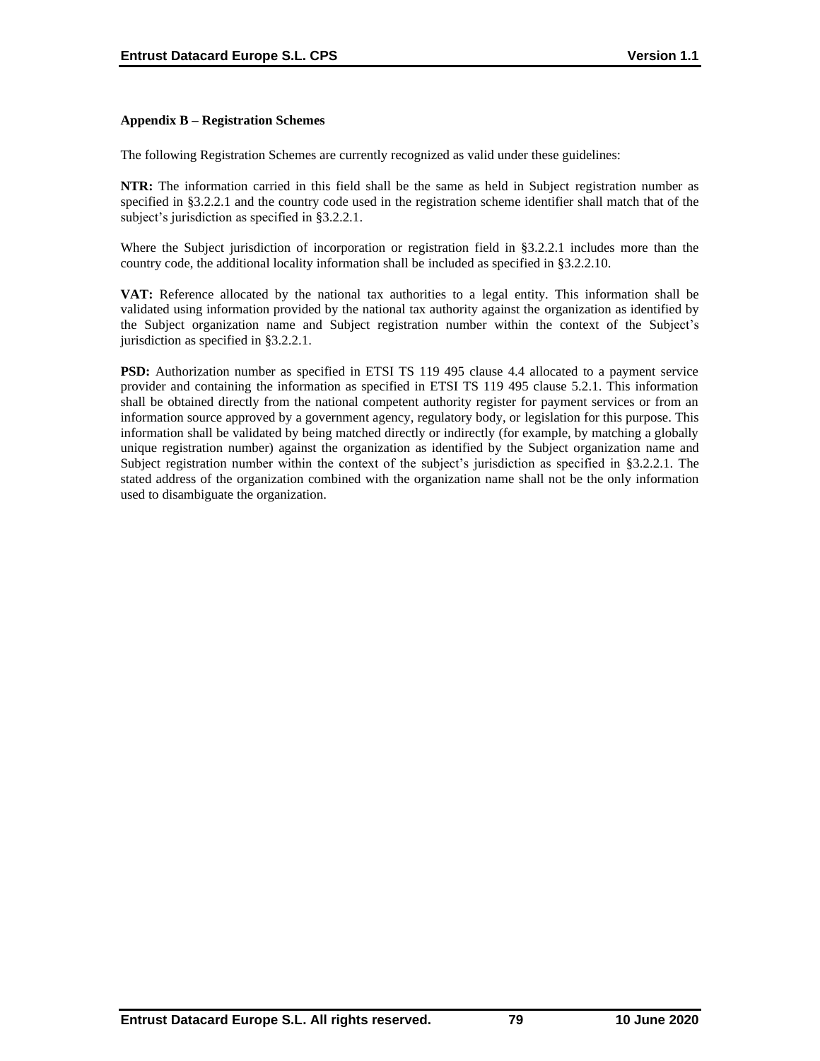### Appendix B – Registration Schemes

The following Registration Schemes are currently recognized as valid under these guidelines:

**NTR:** The information carried in this field shall be the same as held in Subject registration number as specified in §3.2.2.1 and the country code used in the registration scheme identifier shall match that of the subject's jurisdiction as specified in §3.2.2.1.

Where the Subject jurisdiction of incorporation or registration field in §3.2.2.1 includes more than the country code, the additional locality information shall be included as specified in §3.2.2.10.

**VAT:** Reference allocated by the national tax authorities to a legal entity. This information shall be validated using information provided by the national tax authority against the organization as identified by the Subject organization name and Subject registration number within the context of the Subject's jurisdiction as specified in §3.2.2.1.

**PSD:** Authorization number as specified in ETSI TS 119 495 clause 4.4 allocated to a payment service provider and containing the information as specified in ETSI TS 119 495 clause 5.2.1. This information shall be obtained directly from the national competent authority register for payment services or from an information source approved by a government agency, regulatory body, or legislation for this purpose. This information shall be validated by being matched directly or indirectly (for example, by matching a globally unique registration number) against the organization as identified by the Subject organization name and Subject registration number within the context of the subject's jurisdiction as specified in §3.2.2.1. The stated address of the organization combined with the organization name shall not be the only information used to disambiguate the organization.